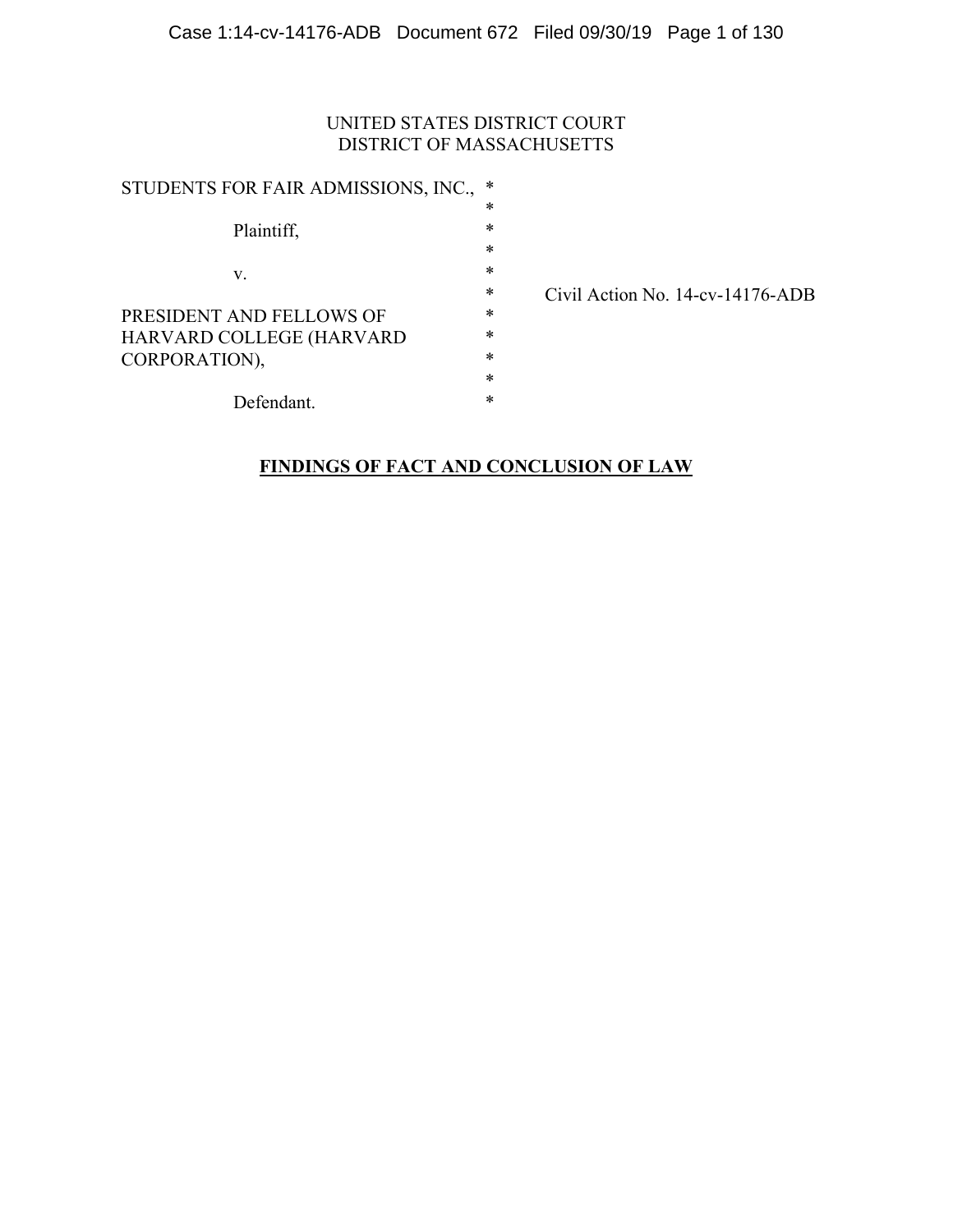UNITED STATES DISTRICT COURT
DISTRICT OF MASSACHUSETTS

STUDENTS FOR FAIR ADMISSIONS, INC., *
*
Plaintiff, *
*
v. *
* Civil Action No. 14-cv-14176-ADB
PRESIDENT AND FELLOWS OF *
HARVARD COLLEGE (HARVARD *
CORPORATION), *
*
Defendant. *

**FINDINGS OF FACT AND CONCLUSION OF LAW**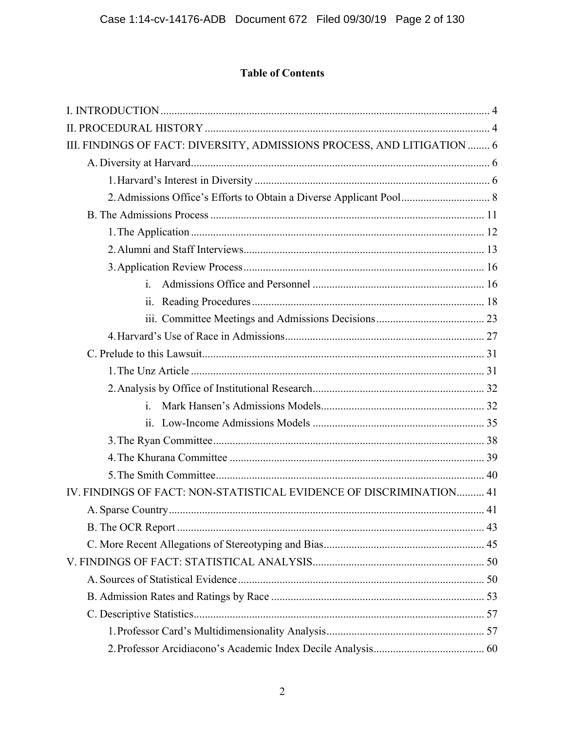# Table of Contents

I. INTRODUCTION ..... 4

II. PROCEDURAL HISTORY ..... 4

III. FINDINGS OF FACT: DIVERSITY, ADMISSIONS PROCESS, AND LITIGATION ..... 6

- A. Diversity at Harvard ..... 6
  - 1. Harvard's Interest in Diversity ..... 6
  - 2. Admissions Office's Efforts to Obtain a Diverse Applicant Pool ..... 8
- B. The Admissions Process ..... 11
  - 1. The Application ..... 12
  - 2. Alumni and Staff Interviews ..... 13
  - 3. Application Review Process ..... 16
    - i. Admissions Office and Personnel ..... 16
    - ii. Reading Procedures ..... 18
    - iii. Committee Meetings and Admissions Decisions ..... 23
  - 4. Harvard's Use of Race in Admissions ..... 27
- C. Prelude to this Lawsuit ..... 31
  - 1. The Unz Article ..... 31
  - 2. Analysis by Office of Institutional Research ..... 32
    - i. Mark Hansen's Admissions Models ..... 32
    - ii. Low-Income Admissions Models ..... 35
  - 3. The Ryan Committee ..... 38
  - 4. The Khurana Committee ..... 39
  - 5. The Smith Committee ..... 40

IV. FINDINGS OF FACT: NON-STATISTICAL EVIDENCE OF DISCRIMINATION ..... 41

- A. Sparse Country ..... 41
- B. The OCR Report ..... 43
- C. More Recent Allegations of Stereotyping and Bias ..... 45

V. FINDINGS OF FACT: STATISTICAL ANALYSIS ..... 50

- A. Sources of Statistical Evidence ..... 50
- B. Admission Rates and Ratings by Race ..... 53
- C. Descriptive Statistics ..... 57
  - 1. Professor Card's Multidimensionality Analysis ..... 57
  - 2. Professor Arcidiacono's Academic Index Decile Analysis ..... 60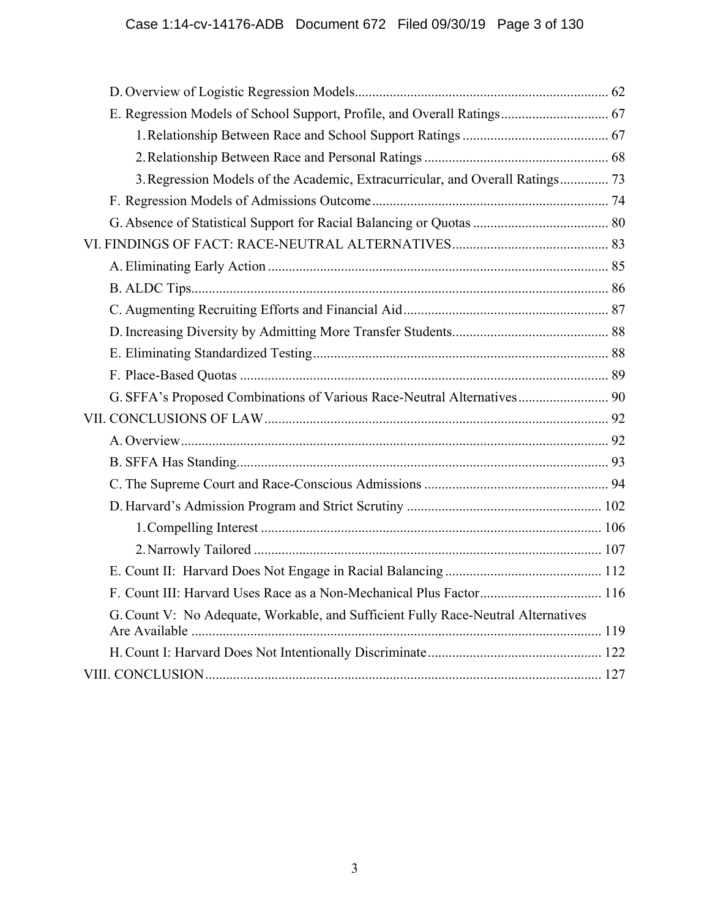D. Overview of Logistic Regression Models ........................................................................ 62

E. Regression Models of School Support, Profile, and Overall Ratings ............................... 67

1. Relationship Between Race and School Support Ratings .......................................... 67

2. Relationship Between Race and Personal Ratings ..................................................... 68

3. Regression Models of the Academic, Extracurricular, and Overall Ratings .............. 73

F. Regression Models of Admissions Outcome .................................................................... 74

G. Absence of Statistical Support for Racial Balancing or Quotas ....................................... 80

VI. FINDINGS OF FACT: RACE-NEUTRAL ALTERNATIVES ............................................. 83

A. Eliminating Early Action ................................................................................................. 85

B. ALDC Tips ....................................................................................................................... 86

C. Augmenting Recruiting Efforts and Financial Aid ........................................................... 87

D. Increasing Diversity by Admitting More Transfer Students ............................................. 88

E. Eliminating Standardized Testing ..................................................................................... 88

F. Place-Based Quotas .......................................................................................................... 89

G. SFFA's Proposed Combinations of Various Race-Neutral Alternatives .......................... 90

VII. CONCLUSIONS OF LAW .................................................................................................. 92

A. Overview ........................................................................................................................... 92

B. SFFA Has Standing ........................................................................................................... 93

C. The Supreme Court and Race-Conscious Admissions ..................................................... 94

D. Harvard's Admission Program and Strict Scrutiny ........................................................ 102

1. Compelling Interest .................................................................................................. 106

2. Narrowly Tailored .................................................................................................... 107

E. Count II: Harvard Does Not Engage in Racial Balancing ............................................. 112

F. Count III: Harvard Uses Race as a Non-Mechanical Plus Factor ................................... 116

G. Count V: No Adequate, Workable, and Sufficient Fully Race-Neutral Alternatives Are Available ..................................................................................................................... 119

H. Count I: Harvard Does Not Intentionally Discriminate .................................................. 122

VIII. CONCLUSION ................................................................................................................. 127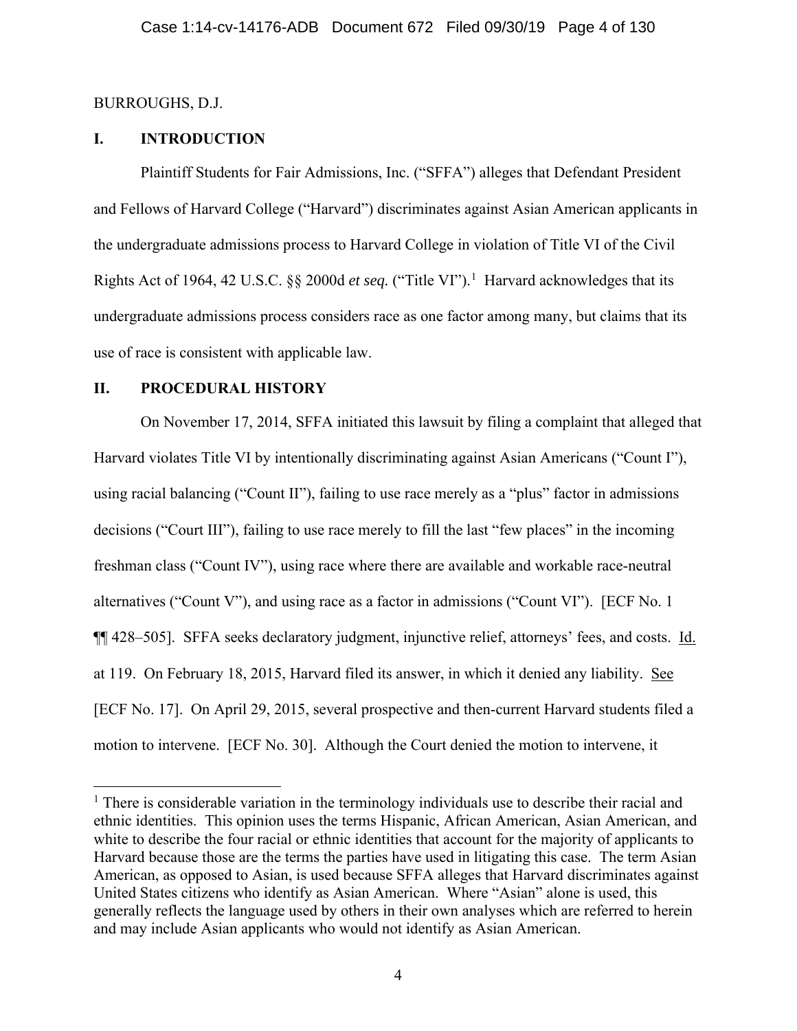BURROUGHS, D.J.

## I. INTRODUCTION

Plaintiff Students for Fair Admissions, Inc. ("SFFA") alleges that Defendant President and Fellows of Harvard College ("Harvard") discriminates against Asian American applicants in the undergraduate admissions process to Harvard College in violation of Title VI of the Civil Rights Act of 1964, 42 U.S.C. §§ 2000d *et seq.* ("Title VI").[1] Harvard acknowledges that its undergraduate admissions process considers race as one factor among many, but claims that its use of race is consistent with applicable law.

## II. PROCEDURAL HISTORY

On November 17, 2014, SFFA initiated this lawsuit by filing a complaint that alleged that Harvard violates Title VI by intentionally discriminating against Asian Americans ("Count I"), using racial balancing ("Count II"), failing to use race merely as a "plus" factor in admissions decisions ("Court III"), failing to use race merely to fill the last "few places" in the incoming freshman class ("Count IV"), using race where there are available and workable race-neutral alternatives ("Count V"), and using race as a factor in admissions ("Count VI"). [ECF No. 1 ¶¶ 428–505]. SFFA seeks declaratory judgment, injunctive relief, attorneys' fees, and costs. Id. at 119. On February 18, 2015, Harvard filed its answer, in which it denied any liability. See [ECF No. 17]. On April 29, 2015, several prospective and then-current Harvard students filed a motion to intervene. [ECF No. 30]. Although the Court denied the motion to intervene, it

[1] There is considerable variation in the terminology individuals use to describe their racial and ethnic identities. This opinion uses the terms Hispanic, African American, Asian American, and white to describe the four racial or ethnic identities that account for the majority of applicants to Harvard because those are the terms the parties have used in litigating this case. The term Asian American, as opposed to Asian, is used because SFFA alleges that Harvard discriminates against United States citizens who identify as Asian American. Where "Asian" alone is used, this generally reflects the language used by others in their own analyses which are referred to herein and may include Asian applicants who would not identify as Asian American.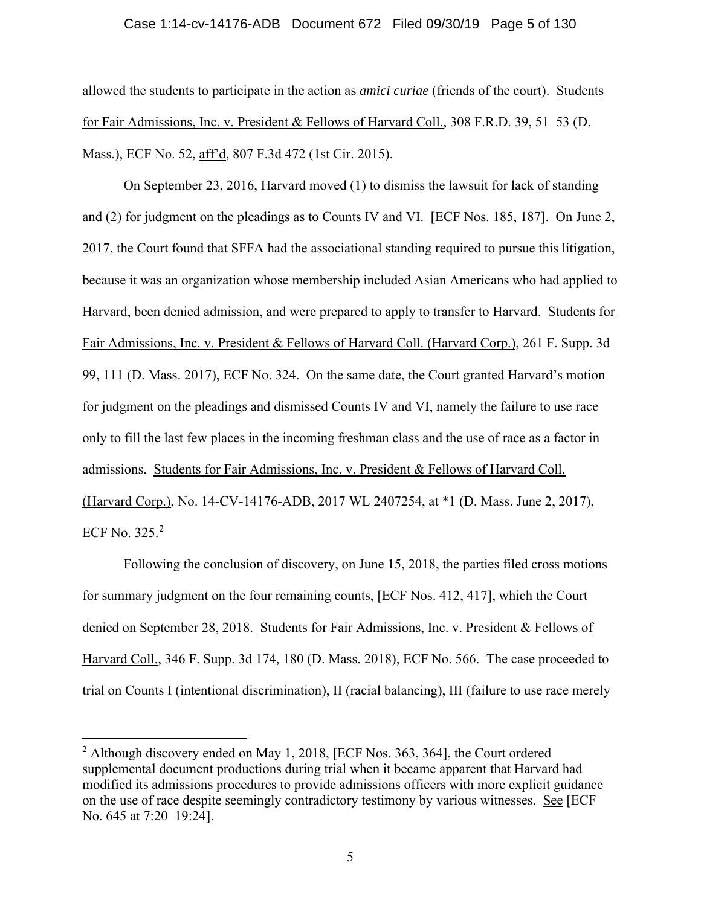allowed the students to participate in the action as *amici curiae* (friends of the court). Students for Fair Admissions, Inc. v. President & Fellows of Harvard Coll., 308 F.R.D. 39, 51–53 (D. Mass.), ECF No. 52, aff'd, 807 F.3d 472 (1st Cir. 2015).

On September 23, 2016, Harvard moved (1) to dismiss the lawsuit for lack of standing and (2) for judgment on the pleadings as to Counts IV and VI. [ECF Nos. 185, 187]. On June 2, 2017, the Court found that SFFA had the associational standing required to pursue this litigation, because it was an organization whose membership included Asian Americans who had applied to Harvard, been denied admission, and were prepared to apply to transfer to Harvard. Students for Fair Admissions, Inc. v. President & Fellows of Harvard Coll. (Harvard Corp.), 261 F. Supp. 3d 99, 111 (D. Mass. 2017), ECF No. 324. On the same date, the Court granted Harvard's motion for judgment on the pleadings and dismissed Counts IV and VI, namely the failure to use race only to fill the last few places in the incoming freshman class and the use of race as a factor in admissions. Students for Fair Admissions, Inc. v. President & Fellows of Harvard Coll. (Harvard Corp.), No. 14-CV-14176-ADB, 2017 WL 2407254, at *1 (D. Mass. June 2, 2017), ECF No. 325.[2]

Following the conclusion of discovery, on June 15, 2018, the parties filed cross motions for summary judgment on the four remaining counts, [ECF Nos. 412, 417], which the Court denied on September 28, 2018. Students for Fair Admissions, Inc. v. President & Fellows of Harvard Coll., 346 F. Supp. 3d 174, 180 (D. Mass. 2018), ECF No. 566. The case proceeded to trial on Counts I (intentional discrimination), II (racial balancing), III (failure to use race merely

---

[2] Although discovery ended on May 1, 2018, [ECF Nos. 363, 364], the Court ordered supplemental document productions during trial when it became apparent that Harvard had modified its admissions procedures to provide admissions officers with more explicit guidance on the use of race despite seemingly contradictory testimony by various witnesses. See [ECF No. 645 at 7:20–19:24].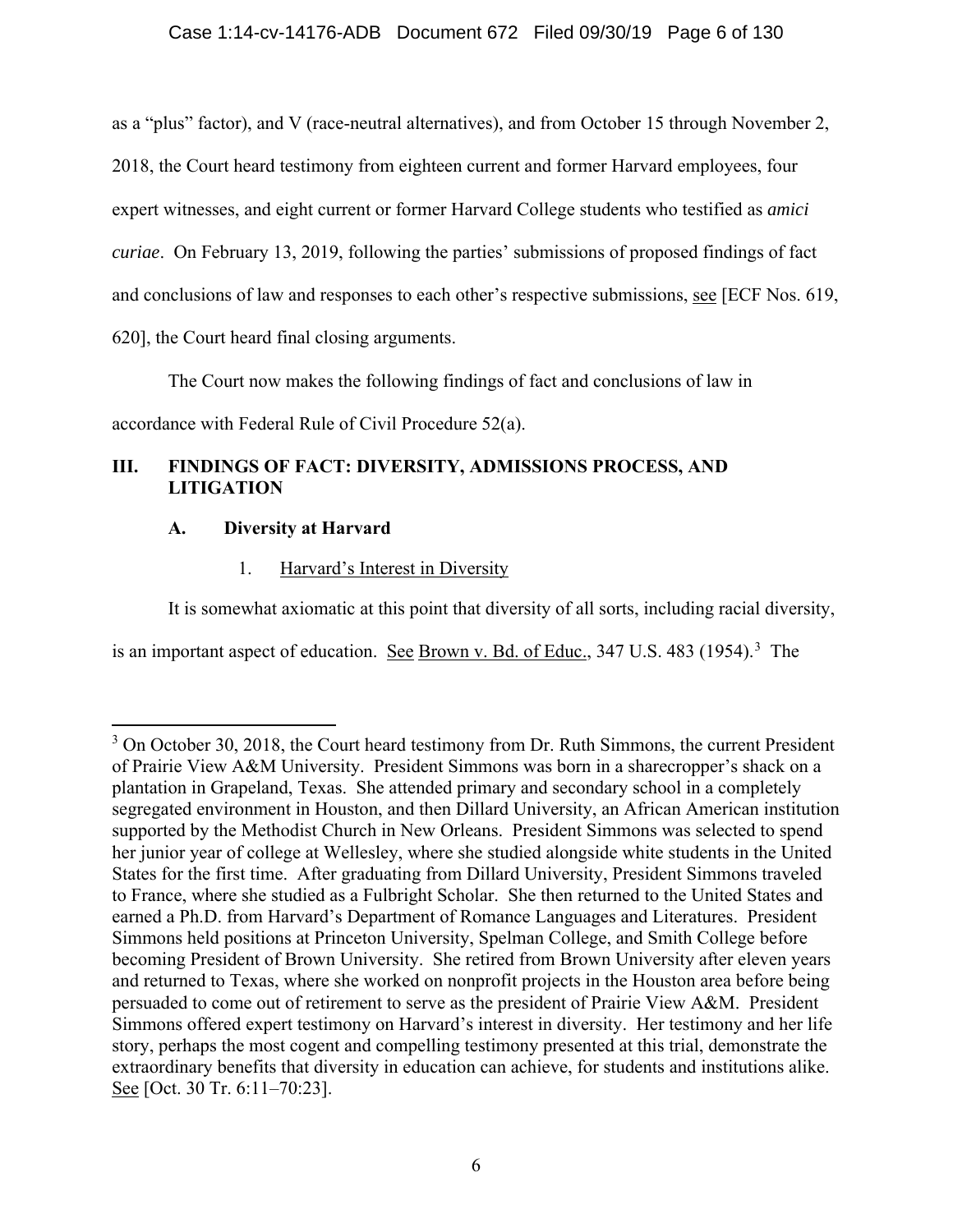as a "plus" factor), and V (race-neutral alternatives), and from October 15 through November 2, 2018, the Court heard testimony from eighteen current and former Harvard employees, four expert witnesses, and eight current or former Harvard College students who testified as *amici curiae*. On February 13, 2019, following the parties' submissions of proposed findings of fact and conclusions of law and responses to each other's respective submissions, see [ECF Nos. 619, 620], the Court heard final closing arguments.

The Court now makes the following findings of fact and conclusions of law in accordance with Federal Rule of Civil Procedure 52(a).

## III. FINDINGS OF FACT: DIVERSITY, ADMISSIONS PROCESS, AND LITIGATION

### A. Diversity at Harvard

#### 1. Harvard's Interest in Diversity

It is somewhat axiomatic at this point that diversity of all sorts, including racial diversity, is an important aspect of education. See Brown v. Bd. of Educ., 347 U.S. 483 (1954).[3] The

---

[3] On October 30, 2018, the Court heard testimony from Dr. Ruth Simmons, the current President of Prairie View A&M University. President Simmons was born in a sharecropper's shack on a plantation in Grapeland, Texas. She attended primary and secondary school in a completely segregated environment in Houston, and then Dillard University, an African American institution supported by the Methodist Church in New Orleans. President Simmons was selected to spend her junior year of college at Wellesley, where she studied alongside white students in the United States for the first time. After graduating from Dillard University, President Simmons traveled to France, where she studied as a Fulbright Scholar. She then returned to the United States and earned a Ph.D. from Harvard's Department of Romance Languages and Literatures. President Simmons held positions at Princeton University, Spelman College, and Smith College before becoming President of Brown University. She retired from Brown University after eleven years and returned to Texas, where she worked on nonprofit projects in the Houston area before being persuaded to come out of retirement to serve as the president of Prairie View A&M. President Simmons offered expert testimony on Harvard's interest in diversity. Her testimony and her life story, perhaps the most cogent and compelling testimony presented at this trial, demonstrate the extraordinary benefits that diversity in education can achieve, for students and institutions alike. See [Oct. 30 Tr. 6:11–70:23].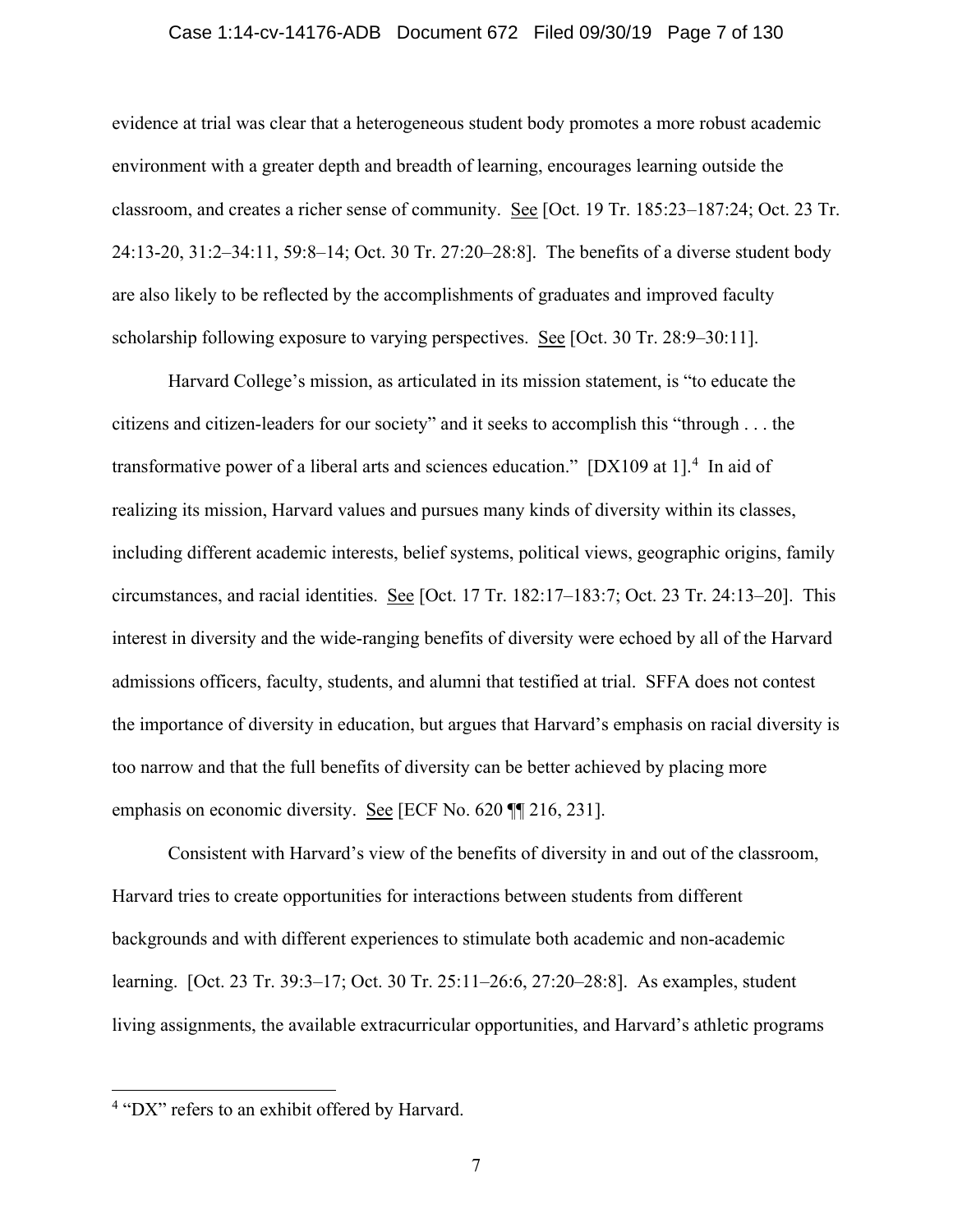evidence at trial was clear that a heterogeneous student body promotes a more robust academic environment with a greater depth and breadth of learning, encourages learning outside the classroom, and creates a richer sense of community. See [Oct. 19 Tr. 185:23–187:24; Oct. 23 Tr. 24:13-20, 31:2–34:11, 59:8–14; Oct. 30 Tr. 27:20–28:8]. The benefits of a diverse student body are also likely to be reflected by the accomplishments of graduates and improved faculty scholarship following exposure to varying perspectives. See [Oct. 30 Tr. 28:9–30:11].

Harvard College's mission, as articulated in its mission statement, is "to educate the citizens and citizen-leaders for our society" and it seeks to accomplish this "through . . . the transformative power of a liberal arts and sciences education." [DX109 at 1].[4] In aid of realizing its mission, Harvard values and pursues many kinds of diversity within its classes, including different academic interests, belief systems, political views, geographic origins, family circumstances, and racial identities. See [Oct. 17 Tr. 182:17–183:7; Oct. 23 Tr. 24:13–20]. This interest in diversity and the wide-ranging benefits of diversity were echoed by all of the Harvard admissions officers, faculty, students, and alumni that testified at trial. SFFA does not contest the importance of diversity in education, but argues that Harvard's emphasis on racial diversity is too narrow and that the full benefits of diversity can be better achieved by placing more emphasis on economic diversity. See [ECF No. 620 ¶¶ 216, 231].

Consistent with Harvard's view of the benefits of diversity in and out of the classroom, Harvard tries to create opportunities for interactions between students from different backgrounds and with different experiences to stimulate both academic and non-academic learning. [Oct. 23 Tr. 39:3–17; Oct. 30 Tr. 25:11–26:6, 27:20–28:8]. As examples, student living assignments, the available extracurricular opportunities, and Harvard's athletic programs

---

[4] "DX" refers to an exhibit offered by Harvard.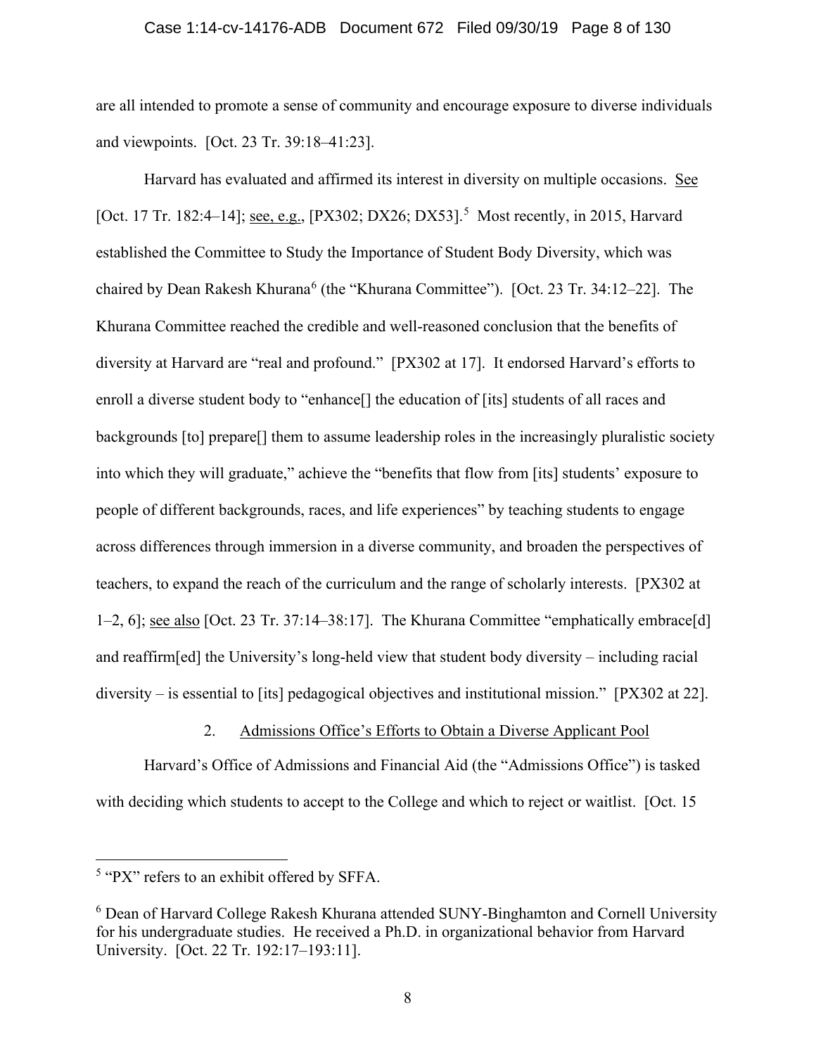are all intended to promote a sense of community and encourage exposure to diverse individuals and viewpoints. [Oct. 23 Tr. 39:18–41:23].

Harvard has evaluated and affirmed its interest in diversity on multiple occasions. See [Oct. 17 Tr. 182:4–14]; see, e.g., [PX302; DX26; DX53].[5] Most recently, in 2015, Harvard established the Committee to Study the Importance of Student Body Diversity, which was chaired by Dean Rakesh Khurana[6] (the "Khurana Committee"). [Oct. 23 Tr. 34:12–22]. The Khurana Committee reached the credible and well-reasoned conclusion that the benefits of diversity at Harvard are "real and profound." [PX302 at 17]. It endorsed Harvard's efforts to enroll a diverse student body to "enhance[] the education of [its] students of all races and backgrounds [to] prepare[] them to assume leadership roles in the increasingly pluralistic society into which they will graduate," achieve the "benefits that flow from [its] students' exposure to people of different backgrounds, races, and life experiences" by teaching students to engage across differences through immersion in a diverse community, and broaden the perspectives of teachers, to expand the reach of the curriculum and the range of scholarly interests. [PX302 at 1–2, 6]; see also [Oct. 23 Tr. 37:14–38:17]. The Khurana Committee "emphatically embrace[d] and reaffirm[ed] the University's long-held view that student body diversity – including racial diversity – is essential to [its] pedagogical objectives and institutional mission." [PX302 at 22].

2. Admissions Office's Efforts to Obtain a Diverse Applicant Pool

Harvard's Office of Admissions and Financial Aid (the "Admissions Office") is tasked with deciding which students to accept to the College and which to reject or waitlist. [Oct. 15

---

[5] "PX" refers to an exhibit offered by SFFA.

[6] Dean of Harvard College Rakesh Khurana attended SUNY-Binghamton and Cornell University for his undergraduate studies. He received a Ph.D. in organizational behavior from Harvard University. [Oct. 22 Tr. 192:17–193:11].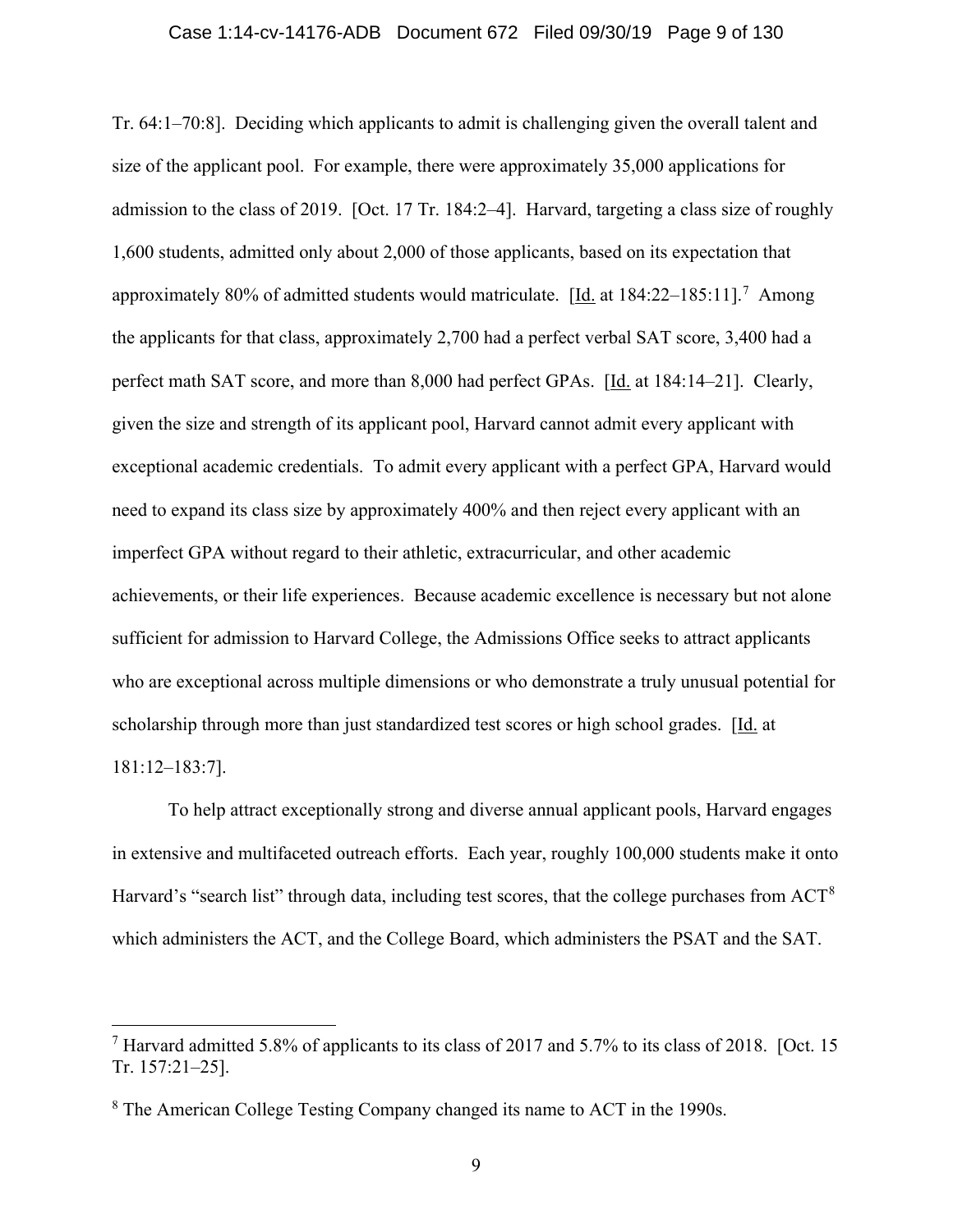Tr. 64:1–70:8]. Deciding which applicants to admit is challenging given the overall talent and size of the applicant pool. For example, there were approximately 35,000 applications for admission to the class of 2019. [Oct. 17 Tr. 184:2–4]. Harvard, targeting a class size of roughly 1,600 students, admitted only about 2,000 of those applicants, based on its expectation that approximately 80% of admitted students would matriculate. [Id. at 184:22–185:11].[7] Among the applicants for that class, approximately 2,700 had a perfect verbal SAT score, 3,400 had a perfect math SAT score, and more than 8,000 had perfect GPAs. [Id. at 184:14–21]. Clearly, given the size and strength of its applicant pool, Harvard cannot admit every applicant with exceptional academic credentials. To admit every applicant with a perfect GPA, Harvard would need to expand its class size by approximately 400% and then reject every applicant with an imperfect GPA without regard to their athletic, extracurricular, and other academic achievements, or their life experiences. Because academic excellence is necessary but not alone sufficient for admission to Harvard College, the Admissions Office seeks to attract applicants who are exceptional across multiple dimensions or who demonstrate a truly unusual potential for scholarship through more than just standardized test scores or high school grades. [Id. at 181:12–183:7].

To help attract exceptionally strong and diverse annual applicant pools, Harvard engages in extensive and multifaceted outreach efforts. Each year, roughly 100,000 students make it onto Harvard's "search list" through data, including test scores, that the college purchases from ACT[8] which administers the ACT, and the College Board, which administers the PSAT and the SAT.

---

[7] Harvard admitted 5.8% of applicants to its class of 2017 and 5.7% to its class of 2018. [Oct. 15 Tr. 157:21–25].

[8] The American College Testing Company changed its name to ACT in the 1990s.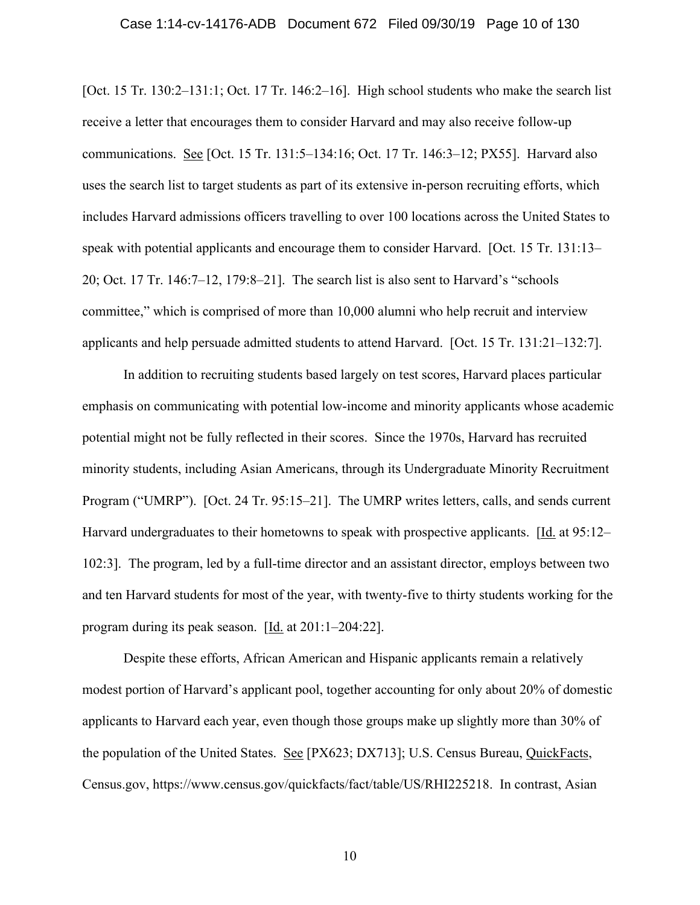[Oct. 15 Tr. 130:2–131:1; Oct. 17 Tr. 146:2–16]. High school students who make the search list receive a letter that encourages them to consider Harvard and may also receive follow-up communications. See [Oct. 15 Tr. 131:5–134:16; Oct. 17 Tr. 146:3–12; PX55]. Harvard also uses the search list to target students as part of its extensive in-person recruiting efforts, which includes Harvard admissions officers travelling to over 100 locations across the United States to speak with potential applicants and encourage them to consider Harvard. [Oct. 15 Tr. 131:13–20; Oct. 17 Tr. 146:7–12, 179:8–21]. The search list is also sent to Harvard's "schools committee," which is comprised of more than 10,000 alumni who help recruit and interview applicants and help persuade admitted students to attend Harvard. [Oct. 15 Tr. 131:21–132:7].

In addition to recruiting students based largely on test scores, Harvard places particular emphasis on communicating with potential low-income and minority applicants whose academic potential might not be fully reflected in their scores. Since the 1970s, Harvard has recruited minority students, including Asian Americans, through its Undergraduate Minority Recruitment Program ("UMRP"). [Oct. 24 Tr. 95:15–21]. The UMRP writes letters, calls, and sends current Harvard undergraduates to their hometowns to speak with prospective applicants. [Id. at 95:12–102:3]. The program, led by a full-time director and an assistant director, employs between two and ten Harvard students for most of the year, with twenty-five to thirty students working for the program during its peak season. [Id. at 201:1–204:22].

Despite these efforts, African American and Hispanic applicants remain a relatively modest portion of Harvard's applicant pool, together accounting for only about 20% of domestic applicants to Harvard each year, even though those groups make up slightly more than 30% of the population of the United States. See [PX623; DX713]; U.S. Census Bureau, QuickFacts, Census.gov, https://www.census.gov/quickfacts/fact/table/US/RHI225218. In contrast, Asian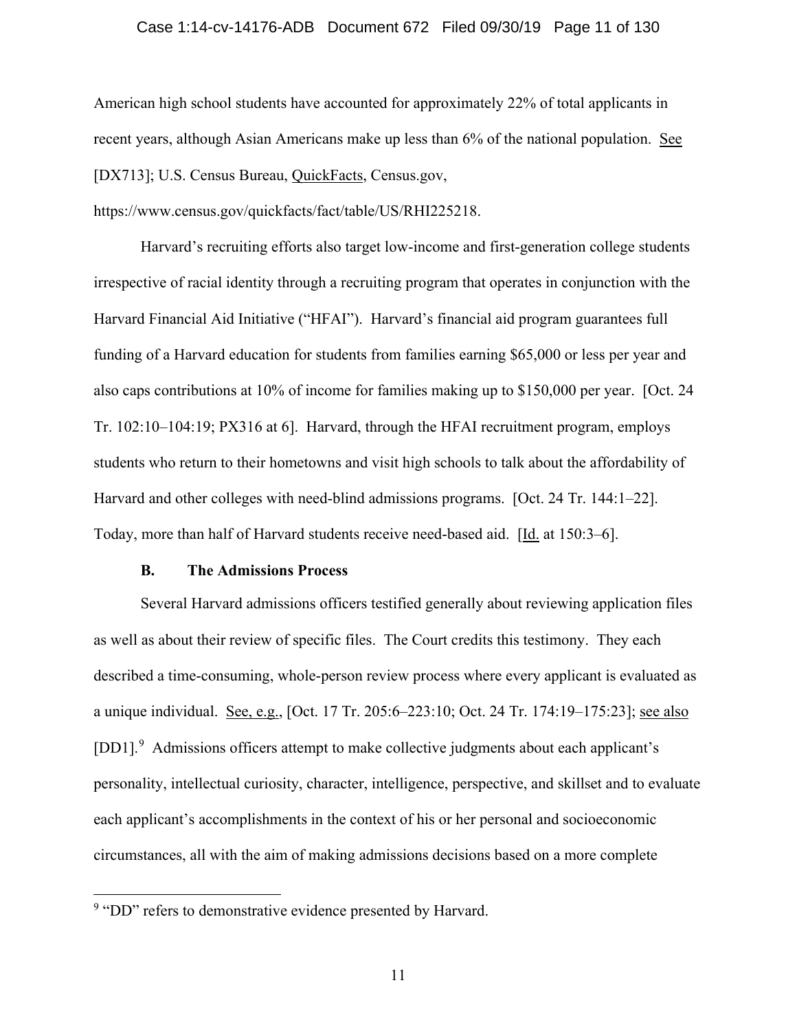American high school students have accounted for approximately 22% of total applicants in recent years, although Asian Americans make up less than 6% of the national population. See [DX713]; U.S. Census Bureau, QuickFacts, Census.gov, https://www.census.gov/quickfacts/fact/table/US/RHI225218.

Harvard's recruiting efforts also target low-income and first-generation college students irrespective of racial identity through a recruiting program that operates in conjunction with the Harvard Financial Aid Initiative ("HFAI"). Harvard's financial aid program guarantees full funding of a Harvard education for students from families earning $65,000 or less per year and also caps contributions at 10% of income for families making up to $150,000 per year. [Oct. 24 Tr. 102:10–104:19; PX316 at 6]. Harvard, through the HFAI recruitment program, employs students who return to their hometowns and visit high schools to talk about the affordability of Harvard and other colleges with need-blind admissions programs. [Oct. 24 Tr. 144:1–22]. Today, more than half of Harvard students receive need-based aid. [Id. at 150:3–6].

### B. The Admissions Process

Several Harvard admissions officers testified generally about reviewing application files as well as about their review of specific files. The Court credits this testimony. They each described a time-consuming, whole-person review process where every applicant is evaluated as a unique individual. See, e.g., [Oct. 17 Tr. 205:6–223:10; Oct. 24 Tr. 174:19–175:23]; see also [DD1].[9] Admissions officers attempt to make collective judgments about each applicant's personality, intellectual curiosity, character, intelligence, perspective, and skillset and to evaluate each applicant's accomplishments in the context of his or her personal and socioeconomic circumstances, all with the aim of making admissions decisions based on a more complete

[9] "DD" refers to demonstrative evidence presented by Harvard.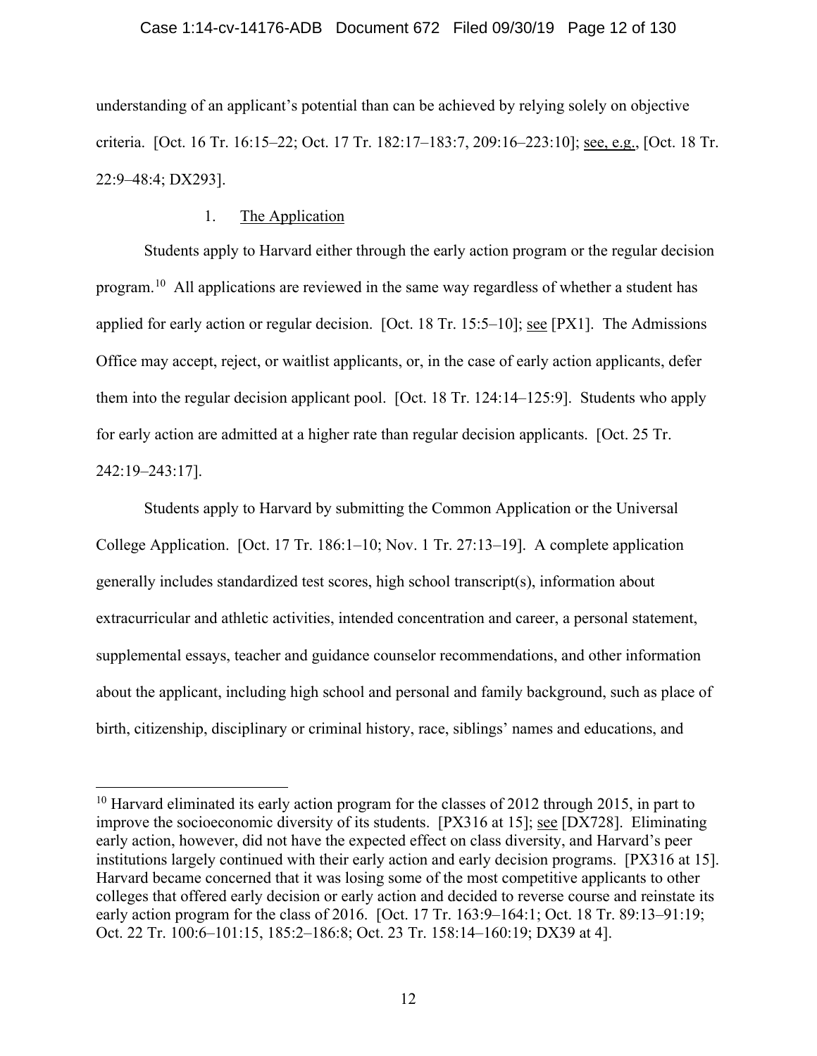understanding of an applicant's potential than can be achieved by relying solely on objective criteria. [Oct. 16 Tr. 16:15–22; Oct. 17 Tr. 182:17–183:7, 209:16–223:10]; see, e.g., [Oct. 18 Tr. 22:9–48:4; DX293].

### 1. The Application

Students apply to Harvard either through the early action program or the regular decision program.[10] All applications are reviewed in the same way regardless of whether a student has applied for early action or regular decision. [Oct. 18 Tr. 15:5–10]; see [PX1]. The Admissions Office may accept, reject, or waitlist applicants, or, in the case of early action applicants, defer them into the regular decision applicant pool. [Oct. 18 Tr. 124:14–125:9]. Students who apply for early action are admitted at a higher rate than regular decision applicants. [Oct. 25 Tr. 242:19–243:17].

Students apply to Harvard by submitting the Common Application or the Universal College Application. [Oct. 17 Tr. 186:1–10; Nov. 1 Tr. 27:13–19]. A complete application generally includes standardized test scores, high school transcript(s), information about extracurricular and athletic activities, intended concentration and career, a personal statement, supplemental essays, teacher and guidance counselor recommendations, and other information about the applicant, including high school and personal and family background, such as place of birth, citizenship, disciplinary or criminal history, race, siblings' names and educations, and

---

[10] Harvard eliminated its early action program for the classes of 2012 through 2015, in part to improve the socioeconomic diversity of its students. [PX316 at 15]; see [DX728]. Eliminating early action, however, did not have the expected effect on class diversity, and Harvard's peer institutions largely continued with their early action and early decision programs. [PX316 at 15]. Harvard became concerned that it was losing some of the most competitive applicants to other colleges that offered early decision or early action and decided to reverse course and reinstate its early action program for the class of 2016. [Oct. 17 Tr. 163:9–164:1; Oct. 18 Tr. 89:13–91:19; Oct. 22 Tr. 100:6–101:15, 185:2–186:8; Oct. 23 Tr. 158:14–160:19; DX39 at 4].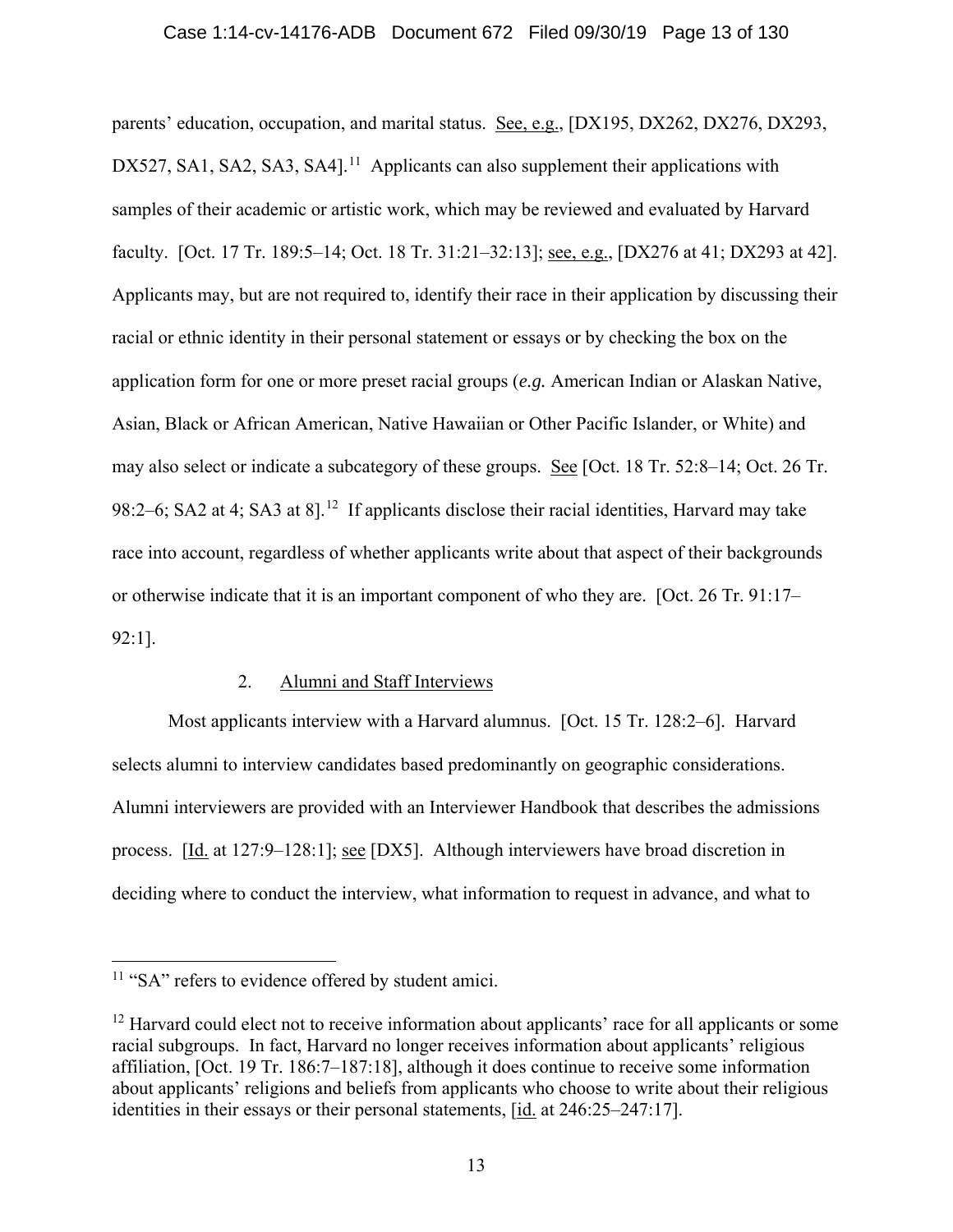parents' education, occupation, and marital status. See, e.g., [DX195, DX262, DX276, DX293, DX527, SA1, SA2, SA3, SA4].[11] Applicants can also supplement their applications with samples of their academic or artistic work, which may be reviewed and evaluated by Harvard faculty. [Oct. 17 Tr. 189:5–14; Oct. 18 Tr. 31:21–32:13]; see, e.g., [DX276 at 41; DX293 at 42]. Applicants may, but are not required to, identify their race in their application by discussing their racial or ethnic identity in their personal statement or essays or by checking the box on the application form for one or more preset racial groups (*e.g.* American Indian or Alaskan Native, Asian, Black or African American, Native Hawaiian or Other Pacific Islander, or White) and may also select or indicate a subcategory of these groups. See [Oct. 18 Tr. 52:8–14; Oct. 26 Tr. 98:2–6; SA2 at 4; SA3 at 8].[12] If applicants disclose their racial identities, Harvard may take race into account, regardless of whether applicants write about that aspect of their backgrounds or otherwise indicate that it is an important component of who they are. [Oct. 26 Tr. 91:17–92:1].

2. Alumni and Staff Interviews

Most applicants interview with a Harvard alumnus. [Oct. 15 Tr. 128:2–6]. Harvard selects alumni to interview candidates based predominantly on geographic considerations. Alumni interviewers are provided with an Interviewer Handbook that describes the admissions process. [Id. at 127:9–128:1]; see [DX5]. Although interviewers have broad discretion in deciding where to conduct the interview, what information to request in advance, and what to

---

[11] "SA" refers to evidence offered by student amici.

[12] Harvard could elect not to receive information about applicants' race for all applicants or some racial subgroups. In fact, Harvard no longer receives information about applicants' religious affiliation, [Oct. 19 Tr. 186:7–187:18], although it does continue to receive some information about applicants' religions and beliefs from applicants who choose to write about their religious identities in their essays or their personal statements, [id. at 246:25–247:17].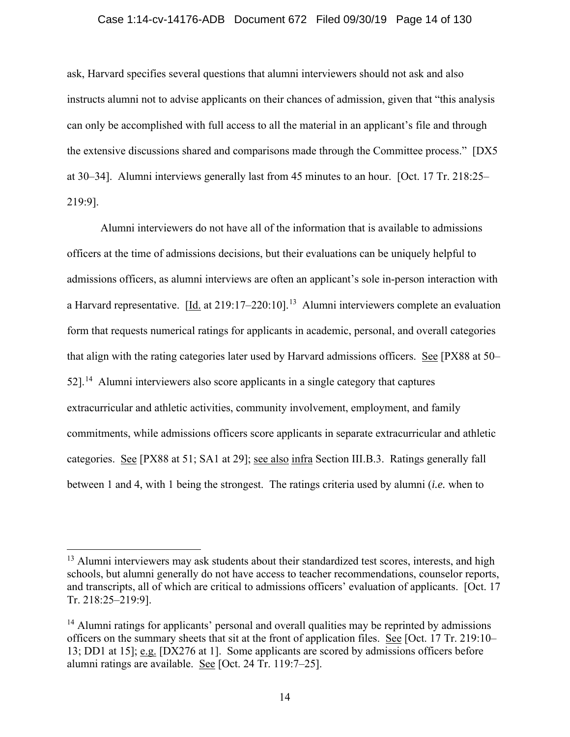ask, Harvard specifies several questions that alumni interviewers should not ask and also instructs alumni not to advise applicants on their chances of admission, given that "this analysis can only be accomplished with full access to all the material in an applicant's file and through the extensive discussions shared and comparisons made through the Committee process." [DX5 at 30–34]. Alumni interviews generally last from 45 minutes to an hour. [Oct. 17 Tr. 218:25–219:9].

Alumni interviewers do not have all of the information that is available to admissions officers at the time of admissions decisions, but their evaluations can be uniquely helpful to admissions officers, as alumni interviews are often an applicant's sole in-person interaction with a Harvard representative. [Id. at 219:17–220:10].[13] Alumni interviewers complete an evaluation form that requests numerical ratings for applicants in academic, personal, and overall categories that align with the rating categories later used by Harvard admissions officers. See [PX88 at 50–52].[14] Alumni interviewers also score applicants in a single category that captures extracurricular and athletic activities, community involvement, employment, and family commitments, while admissions officers score applicants in separate extracurricular and athletic categories. See [PX88 at 51; SA1 at 29]; see also infra Section III.B.3. Ratings generally fall between 1 and 4, with 1 being the strongest. The ratings criteria used by alumni (*i.e.* when to

---

[13] Alumni interviewers may ask students about their standardized test scores, interests, and high schools, but alumni generally do not have access to teacher recommendations, counselor reports, and transcripts, all of which are critical to admissions officers' evaluation of applicants. [Oct. 17 Tr. 218:25–219:9].

[14] Alumni ratings for applicants' personal and overall qualities may be reprinted by admissions officers on the summary sheets that sit at the front of application files. See [Oct. 17 Tr. 219:10–13; DD1 at 15]; e.g. [DX276 at 1]. Some applicants are scored by admissions officers before alumni ratings are available. See [Oct. 24 Tr. 119:7–25].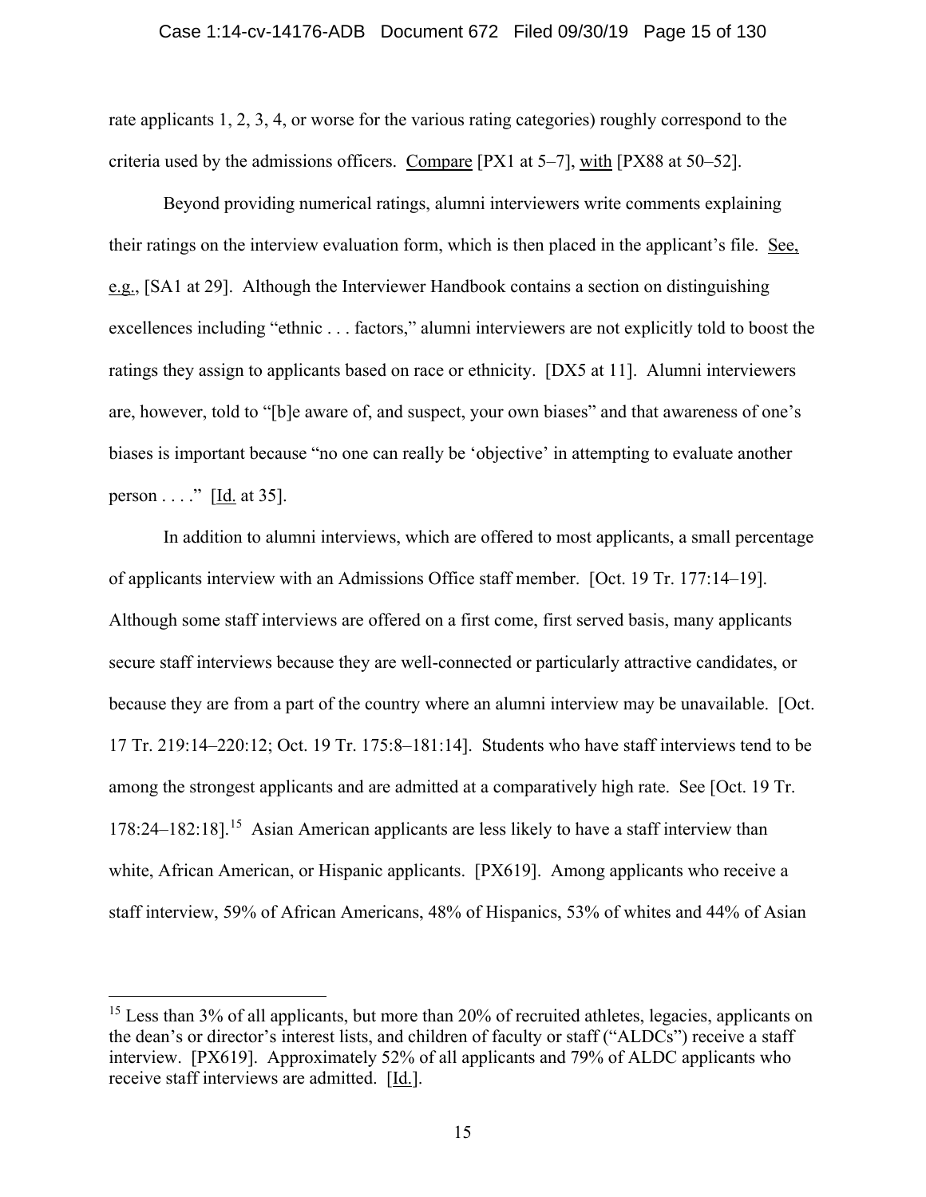rate applicants 1, 2, 3, 4, or worse for the various rating categories) roughly correspond to the criteria used by the admissions officers. Compare [PX1 at 5–7], with [PX88 at 50–52].

Beyond providing numerical ratings, alumni interviewers write comments explaining their ratings on the interview evaluation form, which is then placed in the applicant's file. See, e.g., [SA1 at 29]. Although the Interviewer Handbook contains a section on distinguishing excellences including "ethnic . . . factors," alumni interviewers are not explicitly told to boost the ratings they assign to applicants based on race or ethnicity. [DX5 at 11]. Alumni interviewers are, however, told to "[b]e aware of, and suspect, your own biases" and that awareness of one's biases is important because "no one can really be 'objective' in attempting to evaluate another person . . . ." [Id. at 35].

In addition to alumni interviews, which are offered to most applicants, a small percentage of applicants interview with an Admissions Office staff member. [Oct. 19 Tr. 177:14–19]. Although some staff interviews are offered on a first come, first served basis, many applicants secure staff interviews because they are well-connected or particularly attractive candidates, or because they are from a part of the country where an alumni interview may be unavailable. [Oct. 17 Tr. 219:14–220:12; Oct. 19 Tr. 175:8–181:14]. Students who have staff interviews tend to be among the strongest applicants and are admitted at a comparatively high rate. See [Oct. 19 Tr. 178:24–182:18].[15] Asian American applicants are less likely to have a staff interview than white, African American, or Hispanic applicants. [PX619]. Among applicants who receive a staff interview, 59% of African Americans, 48% of Hispanics, 53% of whites and 44% of Asian

---

[15] Less than 3% of all applicants, but more than 20% of recruited athletes, legacies, applicants on the dean's or director's interest lists, and children of faculty or staff ("ALDCs") receive a staff interview. [PX619]. Approximately 52% of all applicants and 79% of ALDC applicants who receive staff interviews are admitted. [Id.].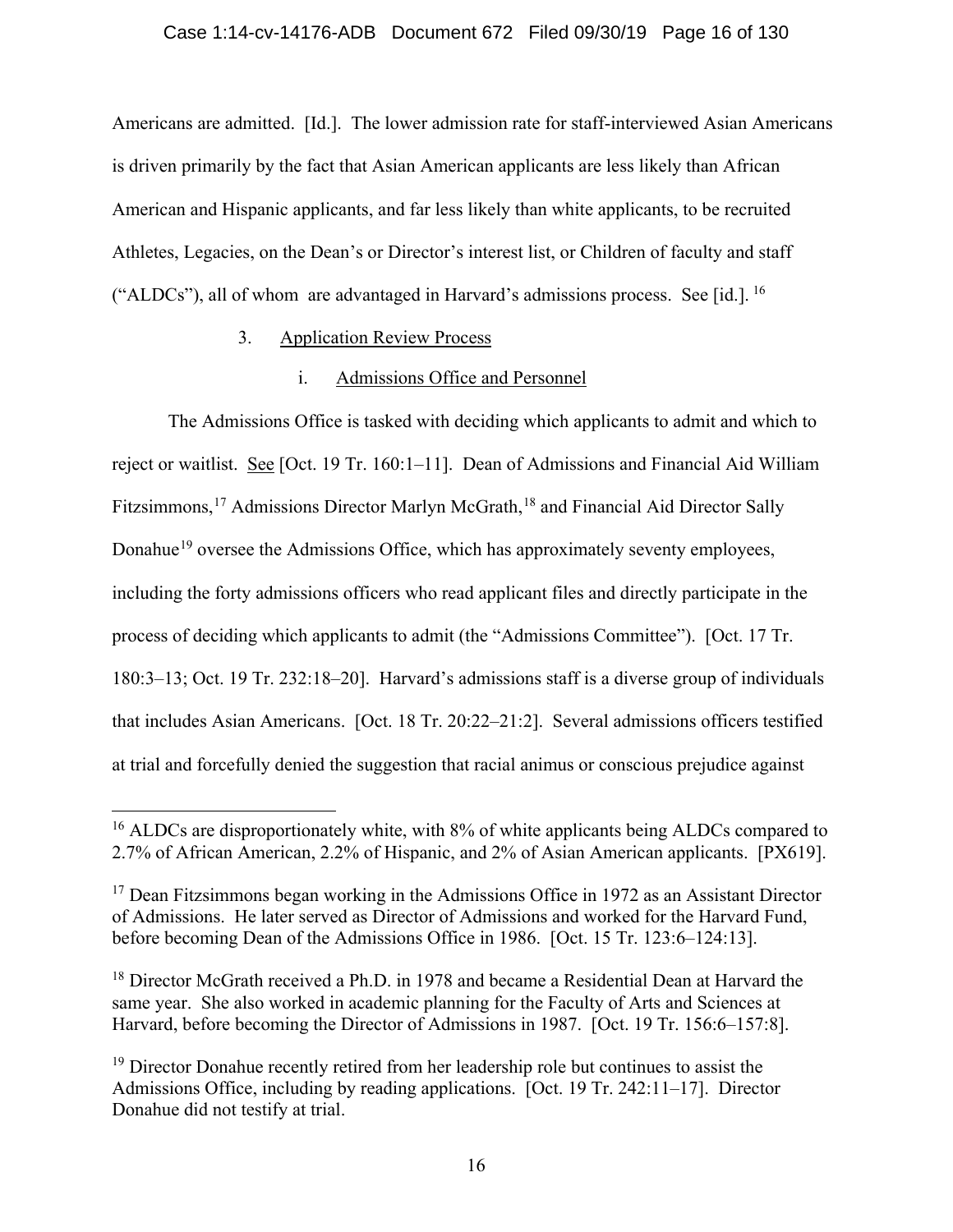Americans are admitted. [Id.]. The lower admission rate for staff-interviewed Asian Americans is driven primarily by the fact that Asian American applicants are less likely than African American and Hispanic applicants, and far less likely than white applicants, to be recruited Athletes, Legacies, on the Dean's or Director's interest list, or Children of faculty and staff ("ALDCs"), all of whom are advantaged in Harvard's admissions process. See [id.]. [16]

3. Application Review Process

i. Admissions Office and Personnel

The Admissions Office is tasked with deciding which applicants to admit and which to reject or waitlist. See [Oct. 19 Tr. 160:1–11]. Dean of Admissions and Financial Aid William Fitzsimmons,[17] Admissions Director Marlyn McGrath,[18] and Financial Aid Director Sally Donahue[19] oversee the Admissions Office, which has approximately seventy employees, including the forty admissions officers who read applicant files and directly participate in the process of deciding which applicants to admit (the "Admissions Committee"). [Oct. 17 Tr. 180:3–13; Oct. 19 Tr. 232:18–20]. Harvard's admissions staff is a diverse group of individuals that includes Asian Americans. [Oct. 18 Tr. 20:22–21:2]. Several admissions officers testified at trial and forcefully denied the suggestion that racial animus or conscious prejudice against

---

[16] ALDCs are disproportionately white, with 8% of white applicants being ALDCs compared to 2.7% of African American, 2.2% of Hispanic, and 2% of Asian American applicants. [PX619].

[17] Dean Fitzsimmons began working in the Admissions Office in 1972 as an Assistant Director of Admissions. He later served as Director of Admissions and worked for the Harvard Fund, before becoming Dean of the Admissions Office in 1986. [Oct. 15 Tr. 123:6–124:13].

[18] Director McGrath received a Ph.D. in 1978 and became a Residential Dean at Harvard the same year. She also worked in academic planning for the Faculty of Arts and Sciences at Harvard, before becoming the Director of Admissions in 1987. [Oct. 19 Tr. 156:6–157:8].

[19] Director Donahue recently retired from her leadership role but continues to assist the Admissions Office, including by reading applications. [Oct. 19 Tr. 242:11–17]. Director Donahue did not testify at trial.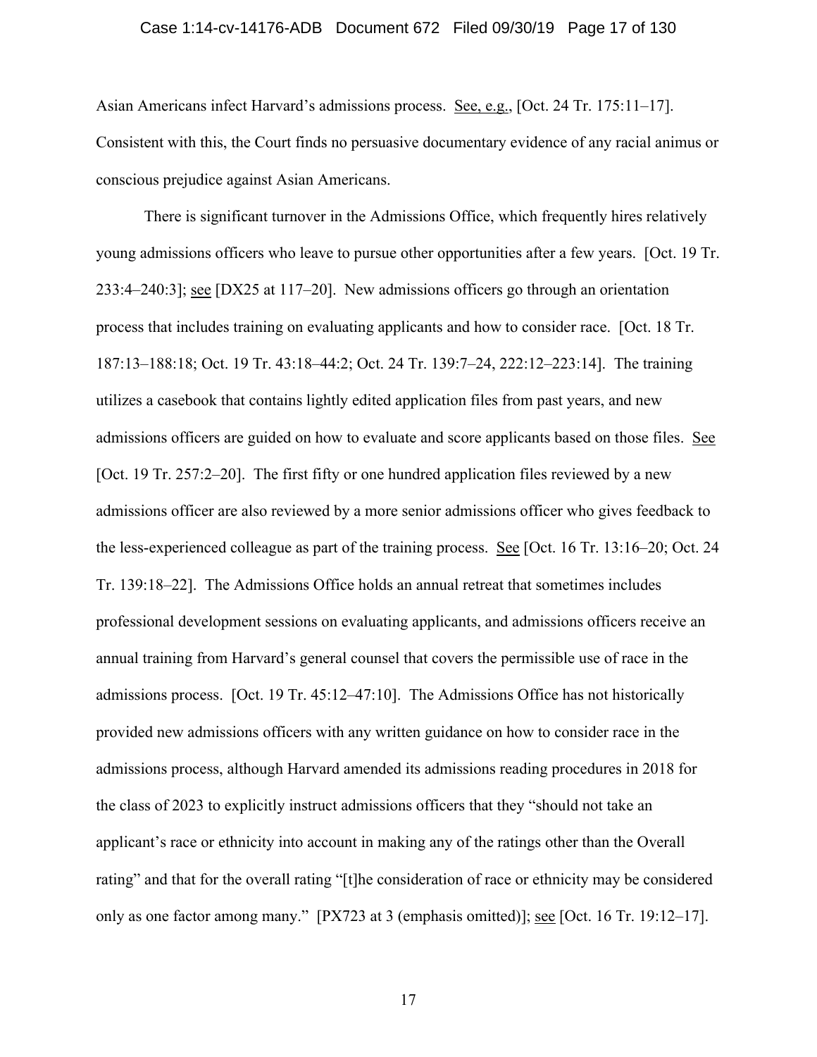Asian Americans infect Harvard's admissions process. See, e.g., [Oct. 24 Tr. 175:11–17]. Consistent with this, the Court finds no persuasive documentary evidence of any racial animus or conscious prejudice against Asian Americans.

There is significant turnover in the Admissions Office, which frequently hires relatively young admissions officers who leave to pursue other opportunities after a few years. [Oct. 19 Tr. 233:4–240:3]; see [DX25 at 117–20]. New admissions officers go through an orientation process that includes training on evaluating applicants and how to consider race. [Oct. 18 Tr. 187:13–188:18; Oct. 19 Tr. 43:18–44:2; Oct. 24 Tr. 139:7–24, 222:12–223:14]. The training utilizes a casebook that contains lightly edited application files from past years, and new admissions officers are guided on how to evaluate and score applicants based on those files. See [Oct. 19 Tr. 257:2–20]. The first fifty or one hundred application files reviewed by a new admissions officer are also reviewed by a more senior admissions officer who gives feedback to the less-experienced colleague as part of the training process. See [Oct. 16 Tr. 13:16–20; Oct. 24 Tr. 139:18–22]. The Admissions Office holds an annual retreat that sometimes includes professional development sessions on evaluating applicants, and admissions officers receive an annual training from Harvard's general counsel that covers the permissible use of race in the admissions process. [Oct. 19 Tr. 45:12–47:10]. The Admissions Office has not historically provided new admissions officers with any written guidance on how to consider race in the admissions process, although Harvard amended its admissions reading procedures in 2018 for the class of 2023 to explicitly instruct admissions officers that they "should not take an applicant's race or ethnicity into account in making any of the ratings other than the Overall rating" and that for the overall rating "[t]he consideration of race or ethnicity may be considered only as one factor among many." [PX723 at 3 (emphasis omitted)]; see [Oct. 16 Tr. 19:12–17].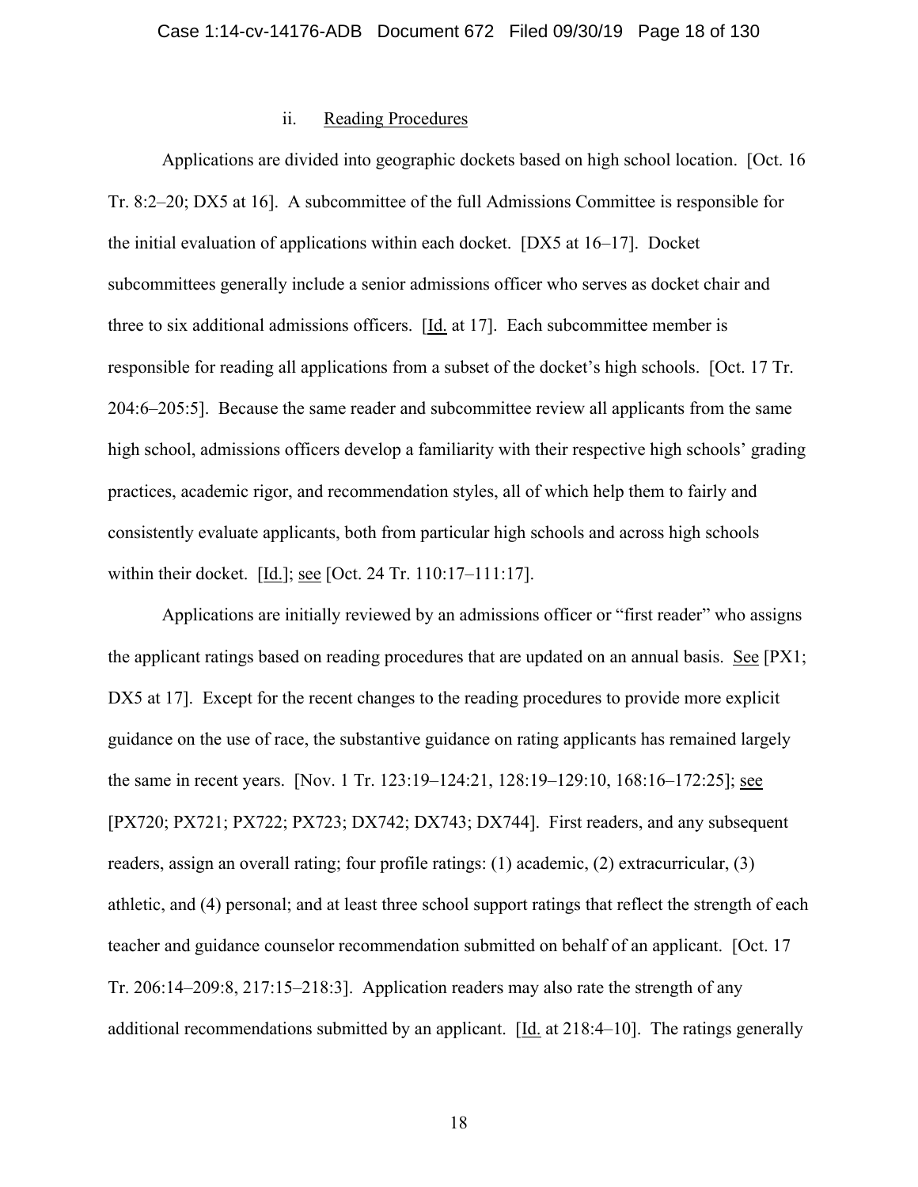#### ii. Reading Procedures

Applications are divided into geographic dockets based on high school location. [Oct. 16 Tr. 8:2–20; DX5 at 16]. A subcommittee of the full Admissions Committee is responsible for the initial evaluation of applications within each docket. [DX5 at 16–17]. Docket subcommittees generally include a senior admissions officer who serves as docket chair and three to six additional admissions officers. [Id. at 17]. Each subcommittee member is responsible for reading all applications from a subset of the docket's high schools. [Oct. 17 Tr. 204:6–205:5]. Because the same reader and subcommittee review all applicants from the same high school, admissions officers develop a familiarity with their respective high schools' grading practices, academic rigor, and recommendation styles, all of which help them to fairly and consistently evaluate applicants, both from particular high schools and across high schools within their docket. [Id.]; see [Oct. 24 Tr. 110:17–111:17].

Applications are initially reviewed by an admissions officer or "first reader" who assigns the applicant ratings based on reading procedures that are updated on an annual basis. See [PX1; DX5 at 17]. Except for the recent changes to the reading procedures to provide more explicit guidance on the use of race, the substantive guidance on rating applicants has remained largely the same in recent years. [Nov. 1 Tr. 123:19–124:21, 128:19–129:10, 168:16–172:25]; see [PX720; PX721; PX722; PX723; DX742; DX743; DX744]. First readers, and any subsequent readers, assign an overall rating; four profile ratings: (1) academic, (2) extracurricular, (3) athletic, and (4) personal; and at least three school support ratings that reflect the strength of each teacher and guidance counselor recommendation submitted on behalf of an applicant. [Oct. 17 Tr. 206:14–209:8, 217:15–218:3]. Application readers may also rate the strength of any additional recommendations submitted by an applicant. [Id. at 218:4–10]. The ratings generally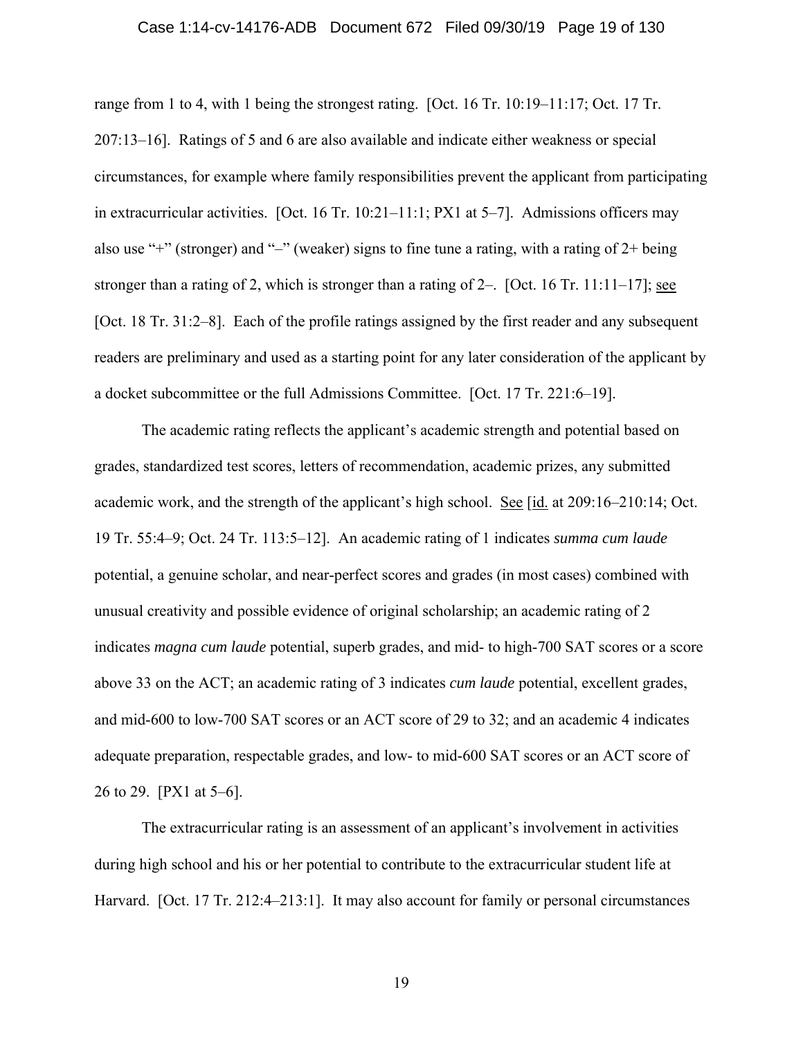range from 1 to 4, with 1 being the strongest rating. [Oct. 16 Tr. 10:19–11:17; Oct. 17 Tr. 207:13–16]. Ratings of 5 and 6 are also available and indicate either weakness or special circumstances, for example where family responsibilities prevent the applicant from participating in extracurricular activities. [Oct. 16 Tr. 10:21–11:1; PX1 at 5–7]. Admissions officers may also use "+" (stronger) and "–" (weaker) signs to fine tune a rating, with a rating of 2+ being stronger than a rating of 2, which is stronger than a rating of 2–. [Oct. 16 Tr. 11:11–17]; see [Oct. 18 Tr. 31:2–8]. Each of the profile ratings assigned by the first reader and any subsequent readers are preliminary and used as a starting point for any later consideration of the applicant by a docket subcommittee or the full Admissions Committee. [Oct. 17 Tr. 221:6–19].

The academic rating reflects the applicant's academic strength and potential based on grades, standardized test scores, letters of recommendation, academic prizes, any submitted academic work, and the strength of the applicant's high school. See [id. at 209:16–210:14; Oct. 19 Tr. 55:4–9; Oct. 24 Tr. 113:5–12]. An academic rating of 1 indicates *summa cum laude* potential, a genuine scholar, and near-perfect scores and grades (in most cases) combined with unusual creativity and possible evidence of original scholarship; an academic rating of 2 indicates *magna cum laude* potential, superb grades, and mid- to high-700 SAT scores or a score above 33 on the ACT; an academic rating of 3 indicates *cum laude* potential, excellent grades, and mid-600 to low-700 SAT scores or an ACT score of 29 to 32; and an academic 4 indicates adequate preparation, respectable grades, and low- to mid-600 SAT scores or an ACT score of 26 to 29. [PX1 at 5–6].

The extracurricular rating is an assessment of an applicant's involvement in activities during high school and his or her potential to contribute to the extracurricular student life at Harvard. [Oct. 17 Tr. 212:4–213:1]. It may also account for family or personal circumstances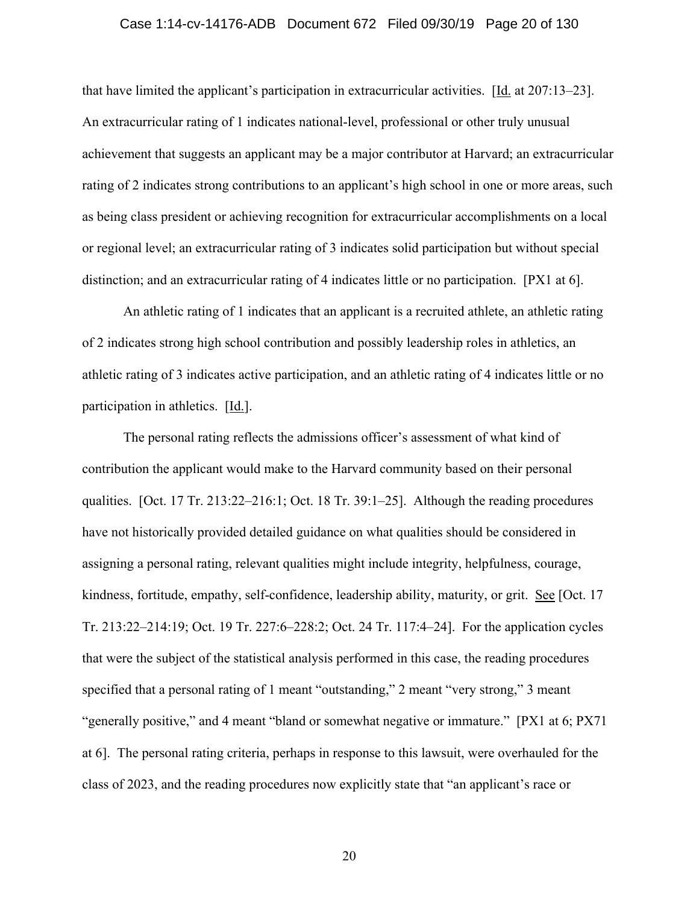that have limited the applicant's participation in extracurricular activities. [Id. at 207:13–23]. An extracurricular rating of 1 indicates national-level, professional or other truly unusual achievement that suggests an applicant may be a major contributor at Harvard; an extracurricular rating of 2 indicates strong contributions to an applicant's high school in one or more areas, such as being class president or achieving recognition for extracurricular accomplishments on a local or regional level; an extracurricular rating of 3 indicates solid participation but without special distinction; and an extracurricular rating of 4 indicates little or no participation. [PX1 at 6].

An athletic rating of 1 indicates that an applicant is a recruited athlete, an athletic rating of 2 indicates strong high school contribution and possibly leadership roles in athletics, an athletic rating of 3 indicates active participation, and an athletic rating of 4 indicates little or no participation in athletics. [Id.].

The personal rating reflects the admissions officer's assessment of what kind of contribution the applicant would make to the Harvard community based on their personal qualities. [Oct. 17 Tr. 213:22–216:1; Oct. 18 Tr. 39:1–25]. Although the reading procedures have not historically provided detailed guidance on what qualities should be considered in assigning a personal rating, relevant qualities might include integrity, helpfulness, courage, kindness, fortitude, empathy, self-confidence, leadership ability, maturity, or grit. See [Oct. 17 Tr. 213:22–214:19; Oct. 19 Tr. 227:6–228:2; Oct. 24 Tr. 117:4–24]. For the application cycles that were the subject of the statistical analysis performed in this case, the reading procedures specified that a personal rating of 1 meant "outstanding," 2 meant "very strong," 3 meant "generally positive," and 4 meant "bland or somewhat negative or immature." [PX1 at 6; PX71 at 6]. The personal rating criteria, perhaps in response to this lawsuit, were overhauled for the class of 2023, and the reading procedures now explicitly state that "an applicant's race or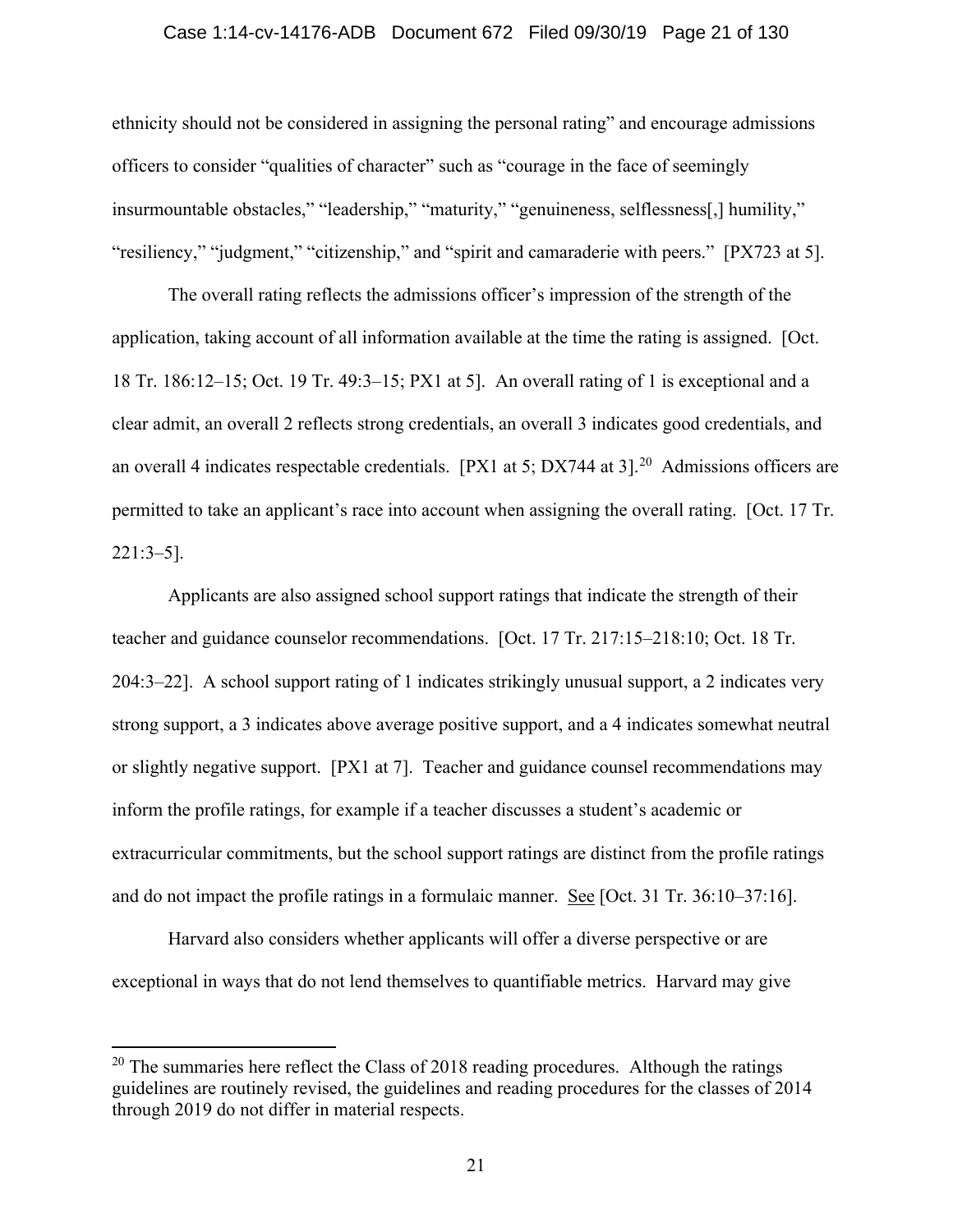ethnicity should not be considered in assigning the personal rating" and encourage admissions officers to consider "qualities of character" such as "courage in the face of seemingly insurmountable obstacles," "leadership," "maturity," "genuineness, selflessness[,] humility," "resiliency," "judgment," "citizenship," and "spirit and camaraderie with peers." [PX723 at 5].

The overall rating reflects the admissions officer's impression of the strength of the application, taking account of all information available at the time the rating is assigned. [Oct. 18 Tr. 186:12–15; Oct. 19 Tr. 49:3–15; PX1 at 5]. An overall rating of 1 is exceptional and a clear admit, an overall 2 reflects strong credentials, an overall 3 indicates good credentials, and an overall 4 indicates respectable credentials. [PX1 at 5; DX744 at 3].[20] Admissions officers are permitted to take an applicant's race into account when assigning the overall rating. [Oct. 17 Tr. 221:3–5].

Applicants are also assigned school support ratings that indicate the strength of their teacher and guidance counselor recommendations. [Oct. 17 Tr. 217:15–218:10; Oct. 18 Tr. 204:3–22]. A school support rating of 1 indicates strikingly unusual support, a 2 indicates very strong support, a 3 indicates above average positive support, and a 4 indicates somewhat neutral or slightly negative support. [PX1 at 7]. Teacher and guidance counsel recommendations may inform the profile ratings, for example if a teacher discusses a student's academic or extracurricular commitments, but the school support ratings are distinct from the profile ratings and do not impact the profile ratings in a formulaic manner. See [Oct. 31 Tr. 36:10–37:16].

Harvard also considers whether applicants will offer a diverse perspective or are exceptional in ways that do not lend themselves to quantifiable metrics. Harvard may give

---

[20] The summaries here reflect the Class of 2018 reading procedures. Although the ratings guidelines are routinely revised, the guidelines and reading procedures for the classes of 2014 through 2019 do not differ in material respects.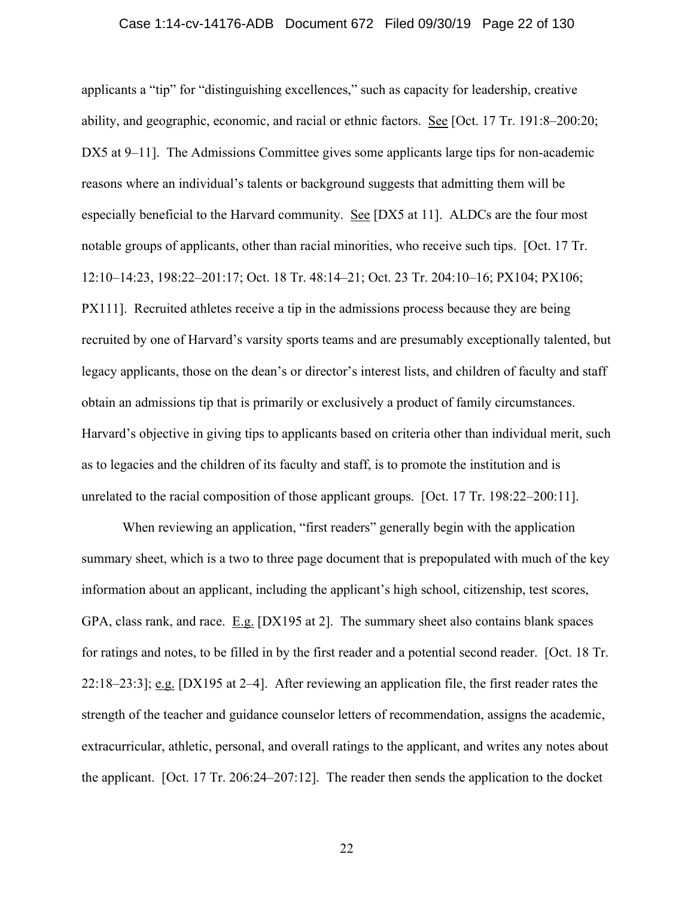applicants a "tip" for "distinguishing excellences," such as capacity for leadership, creative ability, and geographic, economic, and racial or ethnic factors. See [Oct. 17 Tr. 191:8–200:20; DX5 at 9–11]. The Admissions Committee gives some applicants large tips for non-academic reasons where an individual's talents or background suggests that admitting them will be especially beneficial to the Harvard community. See [DX5 at 11]. ALDCs are the four most notable groups of applicants, other than racial minorities, who receive such tips. [Oct. 17 Tr. 12:10–14:23, 198:22–201:17; Oct. 18 Tr. 48:14–21; Oct. 23 Tr. 204:10–16; PX104; PX106; PX111]. Recruited athletes receive a tip in the admissions process because they are being recruited by one of Harvard's varsity sports teams and are presumably exceptionally talented, but legacy applicants, those on the dean's or director's interest lists, and children of faculty and staff obtain an admissions tip that is primarily or exclusively a product of family circumstances. Harvard's objective in giving tips to applicants based on criteria other than individual merit, such as to legacies and the children of its faculty and staff, is to promote the institution and is unrelated to the racial composition of those applicant groups. [Oct. 17 Tr. 198:22–200:11].

When reviewing an application, "first readers" generally begin with the application summary sheet, which is a two to three page document that is prepopulated with much of the key information about an applicant, including the applicant's high school, citizenship, test scores, GPA, class rank, and race. E.g. [DX195 at 2]. The summary sheet also contains blank spaces for ratings and notes, to be filled in by the first reader and a potential second reader. [Oct. 18 Tr. 22:18–23:3]; e.g. [DX195 at 2–4]. After reviewing an application file, the first reader rates the strength of the teacher and guidance counselor letters of recommendation, assigns the academic, extracurricular, athletic, personal, and overall ratings to the applicant, and writes any notes about the applicant. [Oct. 17 Tr. 206:24–207:12]. The reader then sends the application to the docket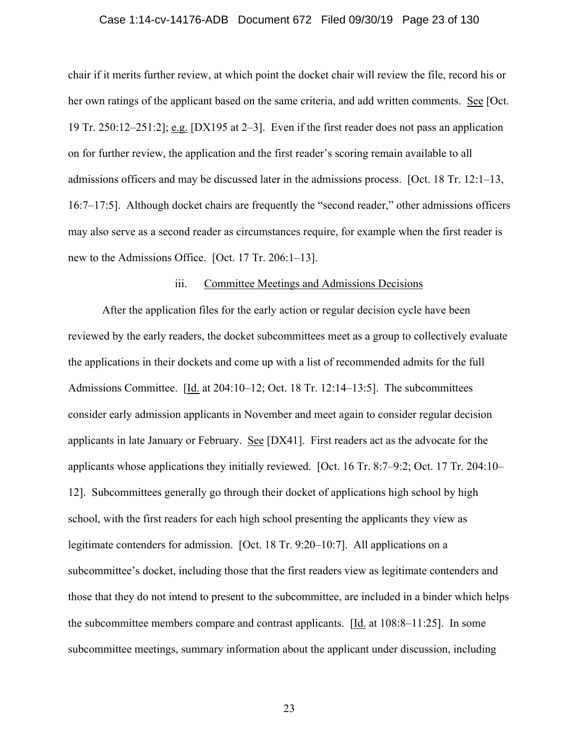chair if it merits further review, at which point the docket chair will review the file, record his or her own ratings of the applicant based on the same criteria, and add written comments. See [Oct. 19 Tr. 250:12–251:2]; e.g. [DX195 at 2–3]. Even if the first reader does not pass an application on for further review, the application and the first reader's scoring remain available to all admissions officers and may be discussed later in the admissions process. [Oct. 18 Tr. 12:1–13, 16:7–17:5]. Although docket chairs are frequently the "second reader," other admissions officers may also serve as a second reader as circumstances require, for example when the first reader is new to the Admissions Office. [Oct. 17 Tr. 206:1–13].

iii. Committee Meetings and Admissions Decisions

After the application files for the early action or regular decision cycle have been reviewed by the early readers, the docket subcommittees meet as a group to collectively evaluate the applications in their dockets and come up with a list of recommended admits for the full Admissions Committee. [Id. at 204:10–12; Oct. 18 Tr. 12:14–13:5]. The subcommittees consider early admission applicants in November and meet again to consider regular decision applicants in late January or February. See [DX41]. First readers act as the advocate for the applicants whose applications they initially reviewed. [Oct. 16 Tr. 8:7–9:2; Oct. 17 Tr. 204:10–12]. Subcommittees generally go through their docket of applications high school by high school, with the first readers for each high school presenting the applicants they view as legitimate contenders for admission. [Oct. 18 Tr. 9:20–10:7]. All applications on a subcommittee's docket, including those that the first readers view as legitimate contenders and those that they do not intend to present to the subcommittee, are included in a binder which helps the subcommittee members compare and contrast applicants. [Id. at 108:8–11:25]. In some subcommittee meetings, summary information about the applicant under discussion, including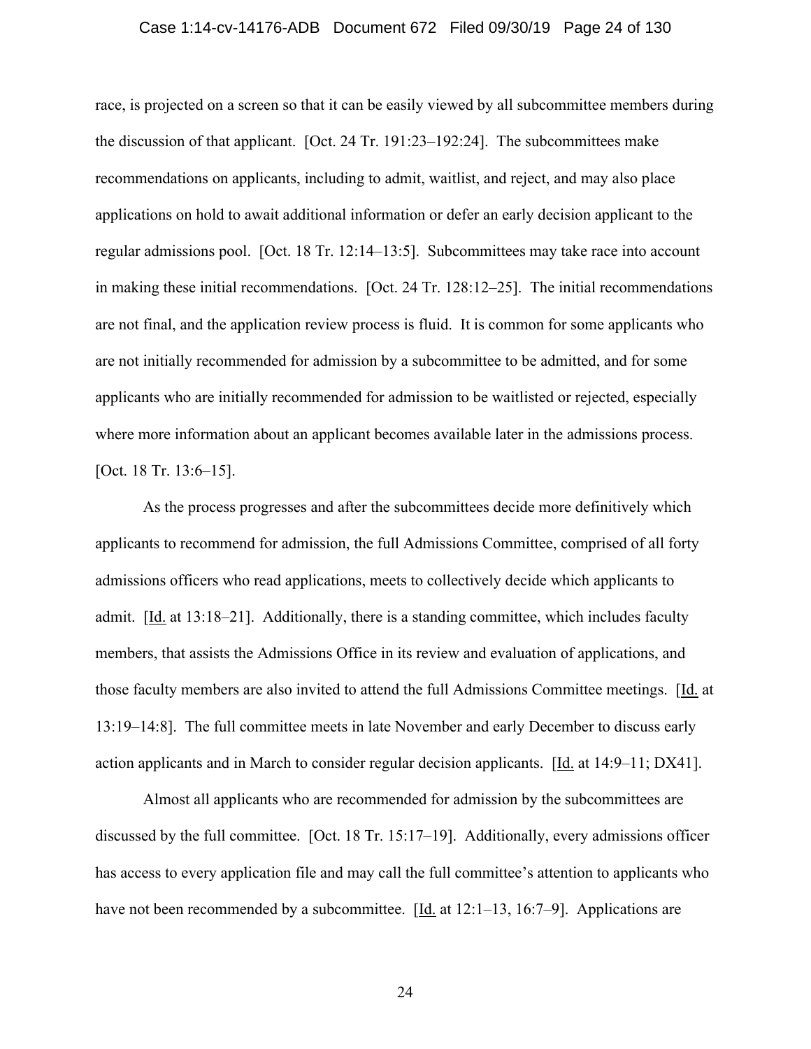race, is projected on a screen so that it can be easily viewed by all subcommittee members during the discussion of that applicant. [Oct. 24 Tr. 191:23–192:24]. The subcommittees make recommendations on applicants, including to admit, waitlist, and reject, and may also place applications on hold to await additional information or defer an early decision applicant to the regular admissions pool. [Oct. 18 Tr. 12:14–13:5]. Subcommittees may take race into account in making these initial recommendations. [Oct. 24 Tr. 128:12–25]. The initial recommendations are not final, and the application review process is fluid. It is common for some applicants who are not initially recommended for admission by a subcommittee to be admitted, and for some applicants who are initially recommended for admission to be waitlisted or rejected, especially where more information about an applicant becomes available later in the admissions process. [Oct. 18 Tr. 13:6–15].

As the process progresses and after the subcommittees decide more definitively which applicants to recommend for admission, the full Admissions Committee, comprised of all forty admissions officers who read applications, meets to collectively decide which applicants to admit. [Id. at 13:18–21]. Additionally, there is a standing committee, which includes faculty members, that assists the Admissions Office in its review and evaluation of applications, and those faculty members are also invited to attend the full Admissions Committee meetings. [Id. at 13:19–14:8]. The full committee meets in late November and early December to discuss early action applicants and in March to consider regular decision applicants. [Id. at 14:9–11; DX41].

Almost all applicants who are recommended for admission by the subcommittees are discussed by the full committee. [Oct. 18 Tr. 15:17–19]. Additionally, every admissions officer has access to every application file and may call the full committee's attention to applicants who have not been recommended by a subcommittee. [Id. at 12:1–13, 16:7–9]. Applications are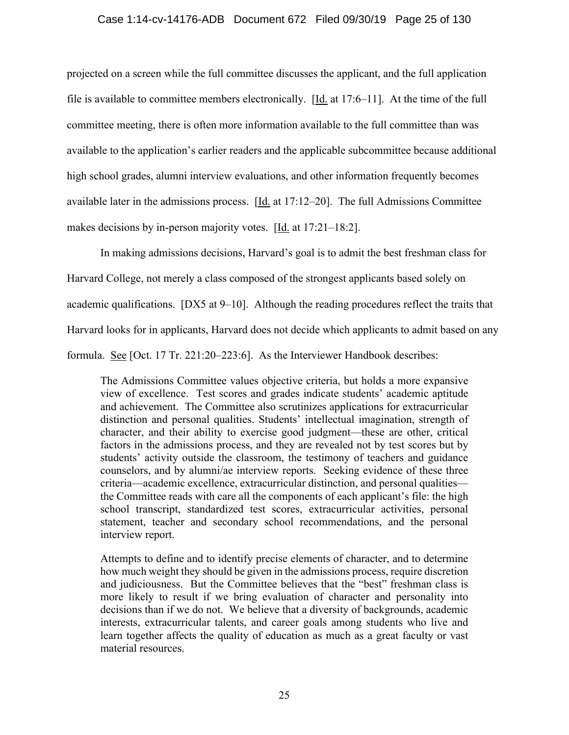projected on a screen while the full committee discusses the applicant, and the full application file is available to committee members electronically. [Id. at 17:6–11]. At the time of the full committee meeting, there is often more information available to the full committee than was available to the application's earlier readers and the applicable subcommittee because additional high school grades, alumni interview evaluations, and other information frequently becomes available later in the admissions process. [Id. at 17:12–20]. The full Admissions Committee makes decisions by in-person majority votes. [Id. at 17:21–18:2].

In making admissions decisions, Harvard's goal is to admit the best freshman class for Harvard College, not merely a class composed of the strongest applicants based solely on academic qualifications. [DX5 at 9–10]. Although the reading procedures reflect the traits that Harvard looks for in applicants, Harvard does not decide which applicants to admit based on any formula. See [Oct. 17 Tr. 221:20–223:6]. As the Interviewer Handbook describes:

> The Admissions Committee values objective criteria, but holds a more expansive view of excellence. Test scores and grades indicate students' academic aptitude and achievement. The Committee also scrutinizes applications for extracurricular distinction and personal qualities. Students' intellectual imagination, strength of character, and their ability to exercise good judgment—these are other, critical factors in the admissions process, and they are revealed not by test scores but by students' activity outside the classroom, the testimony of teachers and guidance counselors, and by alumni/ae interview reports. Seeking evidence of these three criteria—academic excellence, extracurricular distinction, and personal qualities—the Committee reads with care all the components of each applicant's file: the high school transcript, standardized test scores, extracurricular activities, personal statement, teacher and secondary school recommendations, and the personal interview report.
>
> Attempts to define and to identify precise elements of character, and to determine how much weight they should be given in the admissions process, require discretion and judiciousness. But the Committee believes that the "best" freshman class is more likely to result if we bring evaluation of character and personality into decisions than if we do not. We believe that a diversity of backgrounds, academic interests, extracurricular talents, and career goals among students who live and learn together affects the quality of education as much as a great faculty or vast material resources.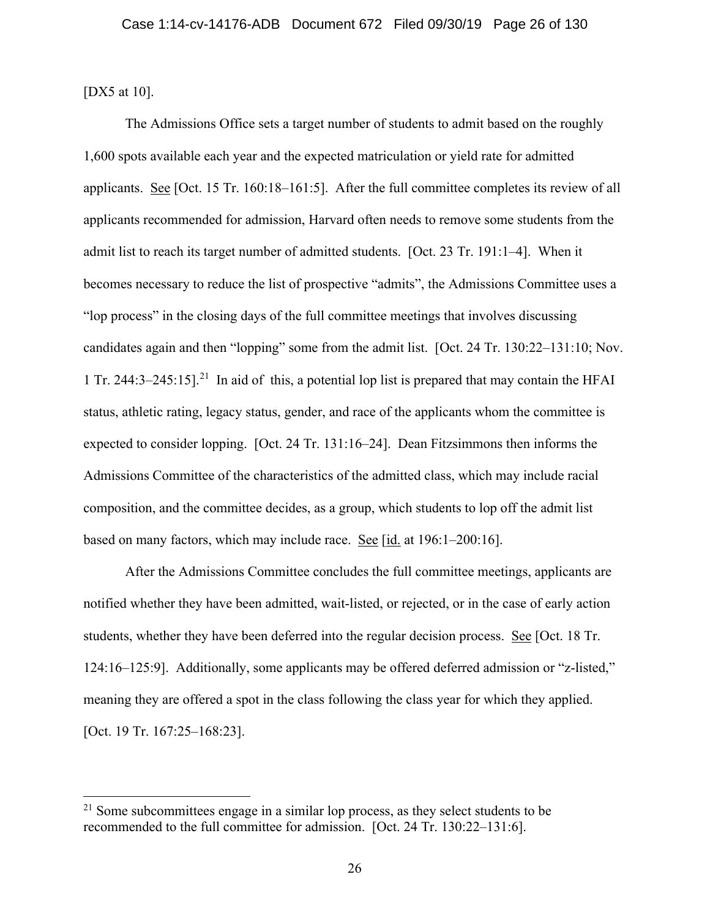[DX5 at 10].

The Admissions Office sets a target number of students to admit based on the roughly 1,600 spots available each year and the expected matriculation or yield rate for admitted applicants. See [Oct. 15 Tr. 160:18–161:5]. After the full committee completes its review of all applicants recommended for admission, Harvard often needs to remove some students from the admit list to reach its target number of admitted students. [Oct. 23 Tr. 191:1–4]. When it becomes necessary to reduce the list of prospective "admits", the Admissions Committee uses a "lop process" in the closing days of the full committee meetings that involves discussing candidates again and then "lopping" some from the admit list. [Oct. 24 Tr. 130:22–131:10; Nov. 1 Tr. 244:3–245:15].[21] In aid of this, a potential lop list is prepared that may contain the HFAI status, athletic rating, legacy status, gender, and race of the applicants whom the committee is expected to consider lopping. [Oct. 24 Tr. 131:16–24]. Dean Fitzsimmons then informs the Admissions Committee of the characteristics of the admitted class, which may include racial composition, and the committee decides, as a group, which students to lop off the admit list based on many factors, which may include race. See [id. at 196:1–200:16].

After the Admissions Committee concludes the full committee meetings, applicants are notified whether they have been admitted, wait-listed, or rejected, or in the case of early action students, whether they have been deferred into the regular decision process. See [Oct. 18 Tr. 124:16–125:9]. Additionally, some applicants may be offered deferred admission or "z-listed," meaning they are offered a spot in the class following the class year for which they applied. [Oct. 19 Tr. 167:25–168:23].

---

[21] Some subcommittees engage in a similar lop process, as they select students to be recommended to the full committee for admission. [Oct. 24 Tr. 130:22–131:6].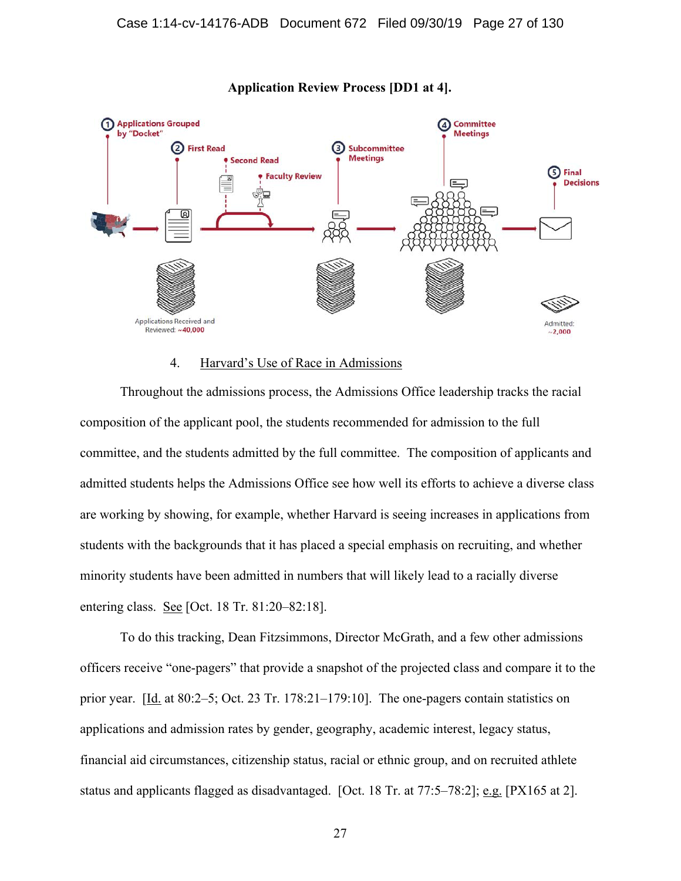**Application Review Process [DD1 at 4].**

① Applications Grouped by "Docket"

② First Read

Second Read

Faculty Review

③ Subcommittee Meetings

④ Committee Meetings

⑤ Final Decisions

Applications Received and Reviewed: ~40,000

Admitted: ~2,000

4. Harvard's Use of Race in Admissions

Throughout the admissions process, the Admissions Office leadership tracks the racial composition of the applicant pool, the students recommended for admission to the full committee, and the students admitted by the full committee. The composition of applicants and admitted students helps the Admissions Office see how well its efforts to achieve a diverse class are working by showing, for example, whether Harvard is seeing increases in applications from students with the backgrounds that it has placed a special emphasis on recruiting, and whether minority students have been admitted in numbers that will likely lead to a racially diverse entering class. See [Oct. 18 Tr. 81:20–82:18].

To do this tracking, Dean Fitzsimmons, Director McGrath, and a few other admissions officers receive "one-pagers" that provide a snapshot of the projected class and compare it to the prior year. [Id. at 80:2–5; Oct. 23 Tr. 178:21–179:10]. The one-pagers contain statistics on applications and admission rates by gender, geography, academic interest, legacy status, financial aid circumstances, citizenship status, racial or ethnic group, and on recruited athlete status and applicants flagged as disadvantaged. [Oct. 18 Tr. at 77:5–78:2]; e.g. [PX165 at 2].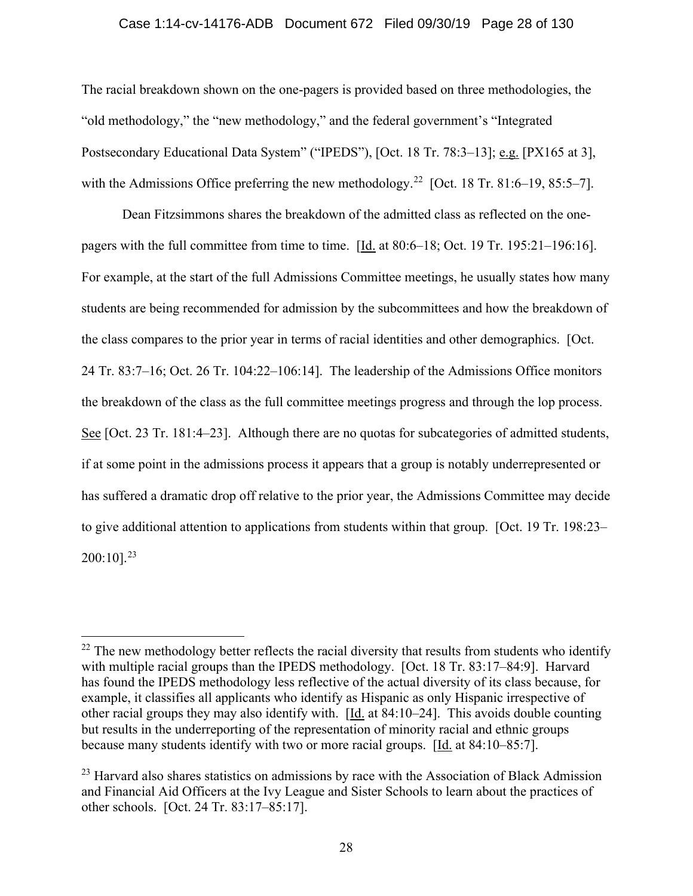The racial breakdown shown on the one-pagers is provided based on three methodologies, the "old methodology," the "new methodology," and the federal government's "Integrated Postsecondary Educational Data System" ("IPEDS"), [Oct. 18 Tr. 78:3–13]; e.g. [PX165 at 3], with the Admissions Office preferring the new methodology.[22] [Oct. 18 Tr. 81:6–19, 85:5–7].

Dean Fitzsimmons shares the breakdown of the admitted class as reflected on the one-pagers with the full committee from time to time. [Id. at 80:6–18; Oct. 19 Tr. 195:21–196:16]. For example, at the start of the full Admissions Committee meetings, he usually states how many students are being recommended for admission by the subcommittees and how the breakdown of the class compares to the prior year in terms of racial identities and other demographics. [Oct. 24 Tr. 83:7–16; Oct. 26 Tr. 104:22–106:14]. The leadership of the Admissions Office monitors the breakdown of the class as the full committee meetings progress and through the lop process. See [Oct. 23 Tr. 181:4–23]. Although there are no quotas for subcategories of admitted students, if at some point in the admissions process it appears that a group is notably underrepresented or has suffered a dramatic drop off relative to the prior year, the Admissions Committee may decide to give additional attention to applications from students within that group. [Oct. 19 Tr. 198:23–200:10].[23]

---

[22] The new methodology better reflects the racial diversity that results from students who identify with multiple racial groups than the IPEDS methodology. [Oct. 18 Tr. 83:17–84:9]. Harvard has found the IPEDS methodology less reflective of the actual diversity of its class because, for example, it classifies all applicants who identify as Hispanic as only Hispanic irrespective of other racial groups they may also identify with. [Id. at 84:10–24]. This avoids double counting but results in the underreporting of the representation of minority racial and ethnic groups because many students identify with two or more racial groups. [Id. at 84:10–85:7].

[23] Harvard also shares statistics on admissions by race with the Association of Black Admission and Financial Aid Officers at the Ivy League and Sister Schools to learn about the practices of other schools. [Oct. 24 Tr. 83:17–85:17].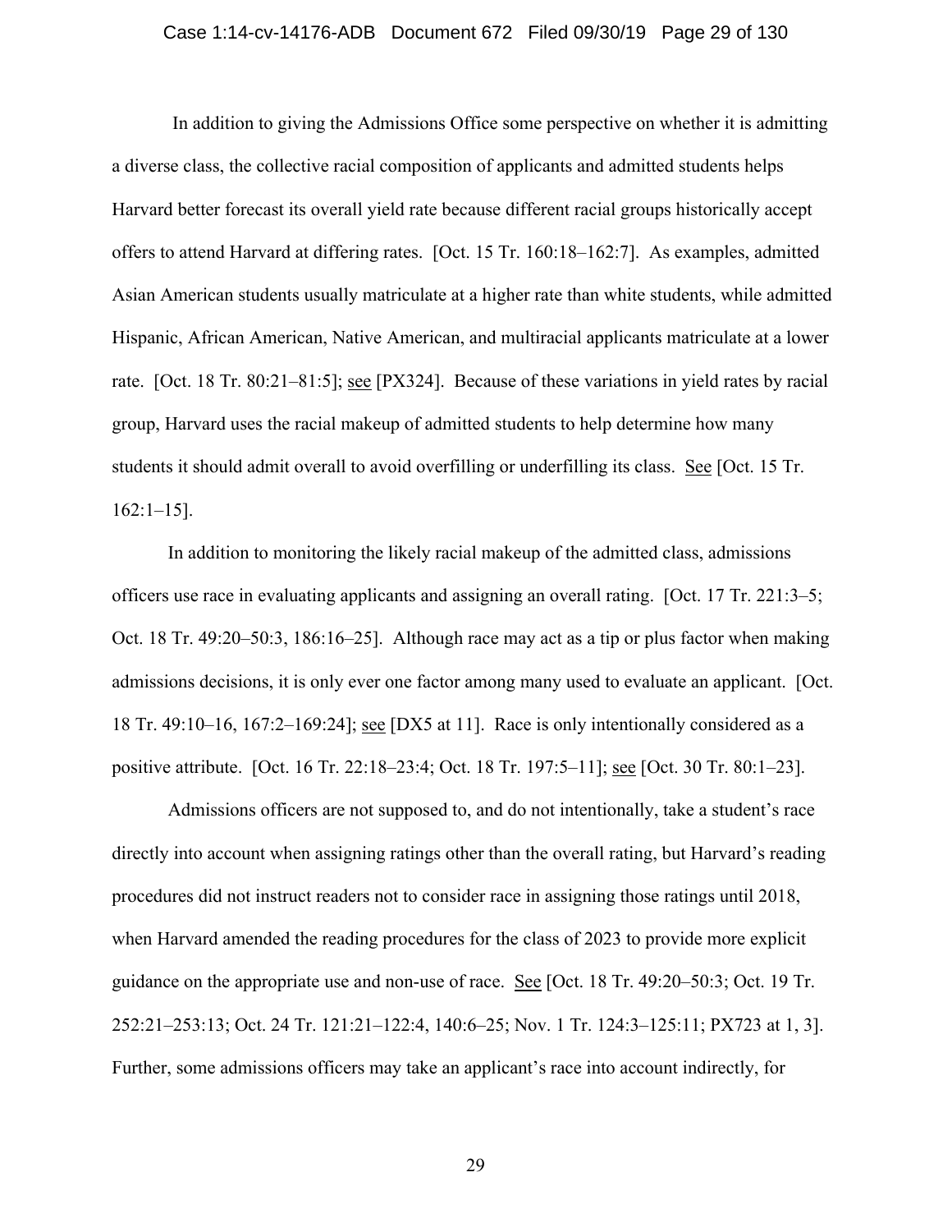In addition to giving the Admissions Office some perspective on whether it is admitting a diverse class, the collective racial composition of applicants and admitted students helps Harvard better forecast its overall yield rate because different racial groups historically accept offers to attend Harvard at differing rates. [Oct. 15 Tr. 160:18–162:7]. As examples, admitted Asian American students usually matriculate at a higher rate than white students, while admitted Hispanic, African American, Native American, and multiracial applicants matriculate at a lower rate. [Oct. 18 Tr. 80:21–81:5]; see [PX324]. Because of these variations in yield rates by racial group, Harvard uses the racial makeup of admitted students to help determine how many students it should admit overall to avoid overfilling or underfilling its class. See [Oct. 15 Tr. 162:1–15].

In addition to monitoring the likely racial makeup of the admitted class, admissions officers use race in evaluating applicants and assigning an overall rating. [Oct. 17 Tr. 221:3–5; Oct. 18 Tr. 49:20–50:3, 186:16–25]. Although race may act as a tip or plus factor when making admissions decisions, it is only ever one factor among many used to evaluate an applicant. [Oct. 18 Tr. 49:10–16, 167:2–169:24]; see [DX5 at 11]. Race is only intentionally considered as a positive attribute. [Oct. 16 Tr. 22:18–23:4; Oct. 18 Tr. 197:5–11]; see [Oct. 30 Tr. 80:1–23].

Admissions officers are not supposed to, and do not intentionally, take a student's race directly into account when assigning ratings other than the overall rating, but Harvard's reading procedures did not instruct readers not to consider race in assigning those ratings until 2018, when Harvard amended the reading procedures for the class of 2023 to provide more explicit guidance on the appropriate use and non-use of race. See [Oct. 18 Tr. 49:20–50:3; Oct. 19 Tr. 252:21–253:13; Oct. 24 Tr. 121:21–122:4, 140:6–25; Nov. 1 Tr. 124:3–125:11; PX723 at 1, 3]. Further, some admissions officers may take an applicant's race into account indirectly, for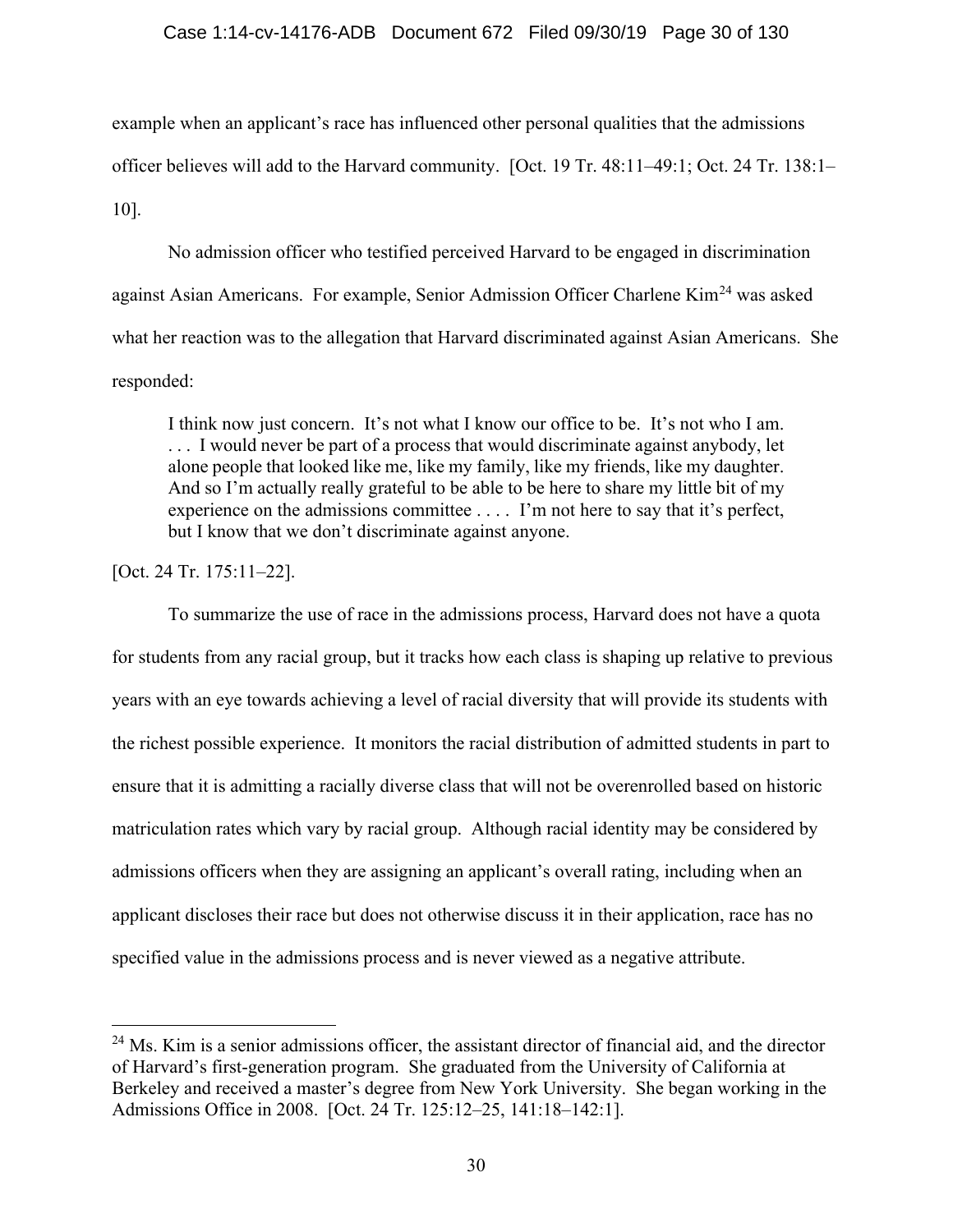example when an applicant's race has influenced other personal qualities that the admissions officer believes will add to the Harvard community. [Oct. 19 Tr. 48:11–49:1; Oct. 24 Tr. 138:1–10].

No admission officer who testified perceived Harvard to be engaged in discrimination against Asian Americans. For example, Senior Admission Officer Charlene Kim[24] was asked what her reaction was to the allegation that Harvard discriminated against Asian Americans. She responded:

> I think now just concern. It's not what I know our office to be. It's not who I am. . . . I would never be part of a process that would discriminate against anybody, let alone people that looked like me, like my family, like my friends, like my daughter. And so I'm actually really grateful to be able to be here to share my little bit of my experience on the admissions committee . . . . I'm not here to say that it's perfect, but I know that we don't discriminate against anyone.

[Oct. 24 Tr. 175:11–22].

To summarize the use of race in the admissions process, Harvard does not have a quota for students from any racial group, but it tracks how each class is shaping up relative to previous years with an eye towards achieving a level of racial diversity that will provide its students with the richest possible experience. It monitors the racial distribution of admitted students in part to ensure that it is admitting a racially diverse class that will not be overenrolled based on historic matriculation rates which vary by racial group. Although racial identity may be considered by admissions officers when they are assigning an applicant's overall rating, including when an applicant discloses their race but does not otherwise discuss it in their application, race has no specified value in the admissions process and is never viewed as a negative attribute.

---

[24] Ms. Kim is a senior admissions officer, the assistant director of financial aid, and the director of Harvard's first-generation program. She graduated from the University of California at Berkeley and received a master's degree from New York University. She began working in the Admissions Office in 2008. [Oct. 24 Tr. 125:12–25, 141:18–142:1].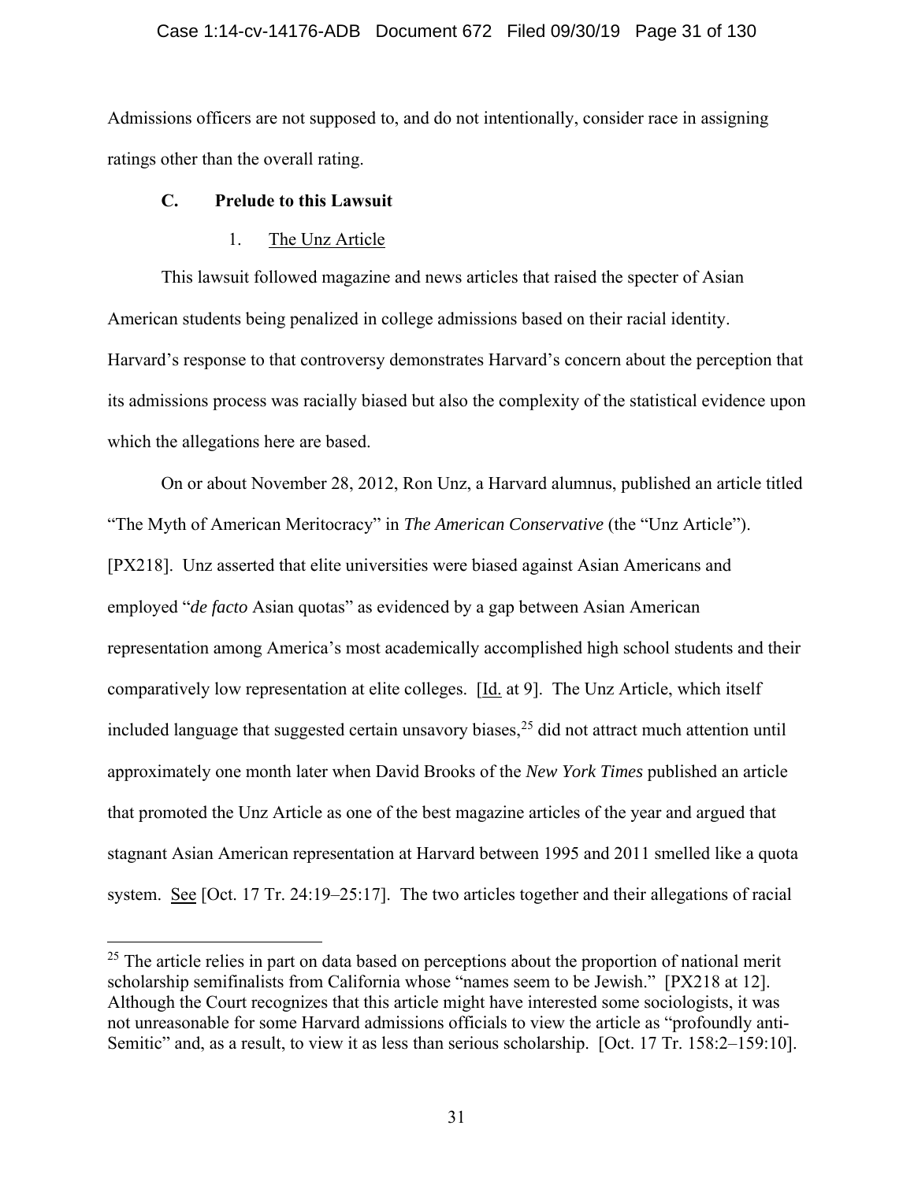Admissions officers are not supposed to, and do not intentionally, consider race in assigning ratings other than the overall rating.

### C. Prelude to this Lawsuit

#### 1. The Unz Article

This lawsuit followed magazine and news articles that raised the specter of Asian American students being penalized in college admissions based on their racial identity. Harvard's response to that controversy demonstrates Harvard's concern about the perception that its admissions process was racially biased but also the complexity of the statistical evidence upon which the allegations here are based.

On or about November 28, 2012, Ron Unz, a Harvard alumnus, published an article titled "The Myth of American Meritocracy" in *The American Conservative* (the "Unz Article"). [PX218]. Unz asserted that elite universities were biased against Asian Americans and employed "*de facto* Asian quotas" as evidenced by a gap between Asian American representation among America's most academically accomplished high school students and their comparatively low representation at elite colleges. [Id. at 9]. The Unz Article, which itself included language that suggested certain unsavory biases,[25] did not attract much attention until approximately one month later when David Brooks of the *New York Times* published an article that promoted the Unz Article as one of the best magazine articles of the year and argued that stagnant Asian American representation at Harvard between 1995 and 2011 smelled like a quota system. See [Oct. 17 Tr. 24:19–25:17]. The two articles together and their allegations of racial

---

[25] The article relies in part on data based on perceptions about the proportion of national merit scholarship semifinalists from California whose "names seem to be Jewish." [PX218 at 12]. Although the Court recognizes that this article might have interested some sociologists, it was not unreasonable for some Harvard admissions officials to view the article as "profoundly anti-Semitic" and, as a result, to view it as less than serious scholarship. [Oct. 17 Tr. 158:2–159:10].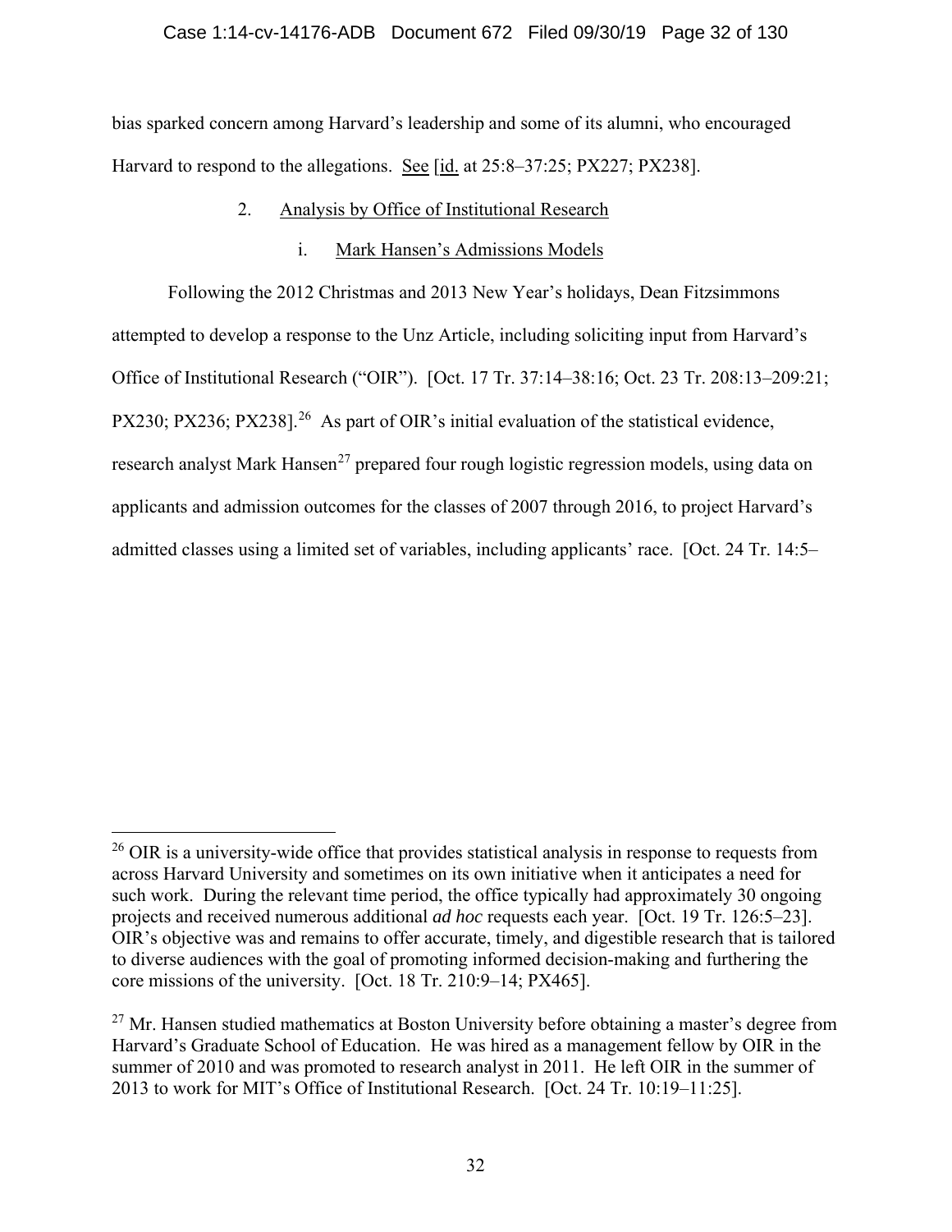bias sparked concern among Harvard's leadership and some of its alumni, who encouraged Harvard to respond to the allegations. See [id. at 25:8–37:25; PX227; PX238].

2. Analysis by Office of Institutional Research

i. Mark Hansen's Admissions Models

Following the 2012 Christmas and 2013 New Year's holidays, Dean Fitzsimmons attempted to develop a response to the Unz Article, including soliciting input from Harvard's Office of Institutional Research ("OIR"). [Oct. 17 Tr. 37:14–38:16; Oct. 23 Tr. 208:13–209:21; PX230; PX236; PX238].[26] As part of OIR's initial evaluation of the statistical evidence, research analyst Mark Hansen[27] prepared four rough logistic regression models, using data on applicants and admission outcomes for the classes of 2007 through 2016, to project Harvard's admitted classes using a limited set of variables, including applicants' race. [Oct. 24 Tr. 14:5–

---

[26] OIR is a university-wide office that provides statistical analysis in response to requests from across Harvard University and sometimes on its own initiative when it anticipates a need for such work. During the relevant time period, the office typically had approximately 30 ongoing projects and received numerous additional *ad hoc* requests each year. [Oct. 19 Tr. 126:5–23]. OIR's objective was and remains to offer accurate, timely, and digestible research that is tailored to diverse audiences with the goal of promoting informed decision-making and furthering the core missions of the university. [Oct. 18 Tr. 210:9–14; PX465].

[27] Mr. Hansen studied mathematics at Boston University before obtaining a master's degree from Harvard's Graduate School of Education. He was hired as a management fellow by OIR in the summer of 2010 and was promoted to research analyst in 2011. He left OIR in the summer of 2013 to work for MIT's Office of Institutional Research. [Oct. 24 Tr. 10:19–11:25].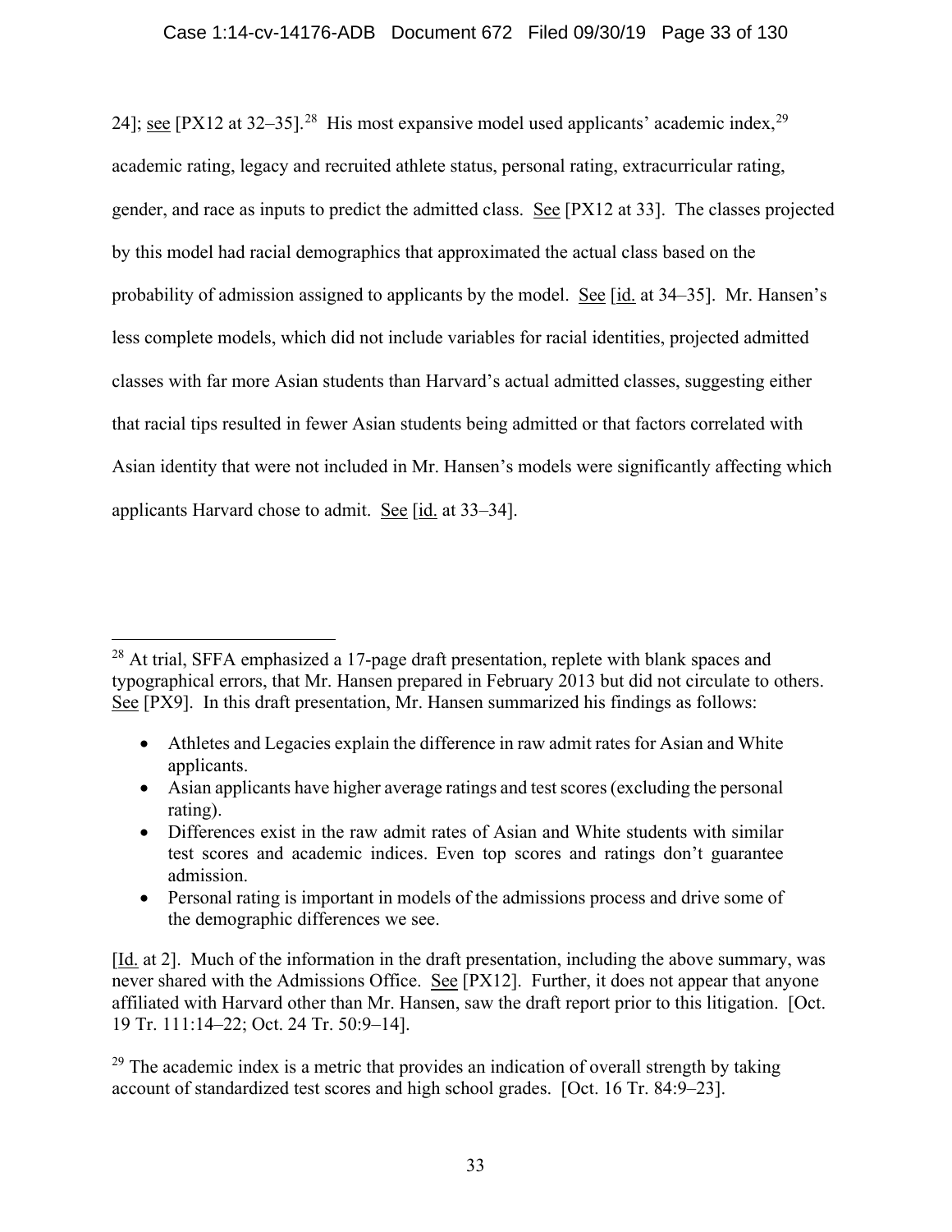24]; see [PX12 at 32–35].[28] His most expansive model used applicants' academic index,[29] academic rating, legacy and recruited athlete status, personal rating, extracurricular rating, gender, and race as inputs to predict the admitted class. See [PX12 at 33]. The classes projected by this model had racial demographics that approximated the actual class based on the probability of admission assigned to applicants by the model. See [id. at 34–35]. Mr. Hansen's less complete models, which did not include variables for racial identities, projected admitted classes with far more Asian students than Harvard's actual admitted classes, suggesting either that racial tips resulted in fewer Asian students being admitted or that factors correlated with Asian identity that were not included in Mr. Hansen's models were significantly affecting which applicants Harvard chose to admit. See [id. at 33–34].

---

[28] At trial, SFFA emphasized a 17-page draft presentation, replete with blank spaces and typographical errors, that Mr. Hansen prepared in February 2013 but did not circulate to others. See [PX9]. In this draft presentation, Mr. Hansen summarized his findings as follows:

- Athletes and Legacies explain the difference in raw admit rates for Asian and White applicants.
- Asian applicants have higher average ratings and test scores (excluding the personal rating).
- Differences exist in the raw admit rates of Asian and White students with similar test scores and academic indices. Even top scores and ratings don't guarantee admission.
- Personal rating is important in models of the admissions process and drive some of the demographic differences we see.

[Id. at 2]. Much of the information in the draft presentation, including the above summary, was never shared with the Admissions Office. See [PX12]. Further, it does not appear that anyone affiliated with Harvard other than Mr. Hansen, saw the draft report prior to this litigation. [Oct. 19 Tr. 111:14–22; Oct. 24 Tr. 50:9–14].

[29] The academic index is a metric that provides an indication of overall strength by taking account of standardized test scores and high school grades. [Oct. 16 Tr. 84:9–23].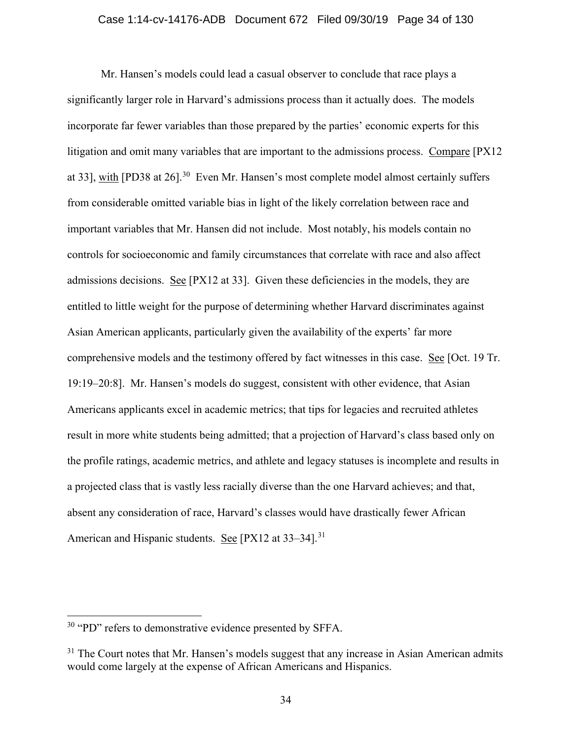Mr. Hansen's models could lead a casual observer to conclude that race plays a significantly larger role in Harvard's admissions process than it actually does. The models incorporate far fewer variables than those prepared by the parties' economic experts for this litigation and omit many variables that are important to the admissions process. Compare [PX12 at 33], with [PD38 at 26].[30] Even Mr. Hansen's most complete model almost certainly suffers from considerable omitted variable bias in light of the likely correlation between race and important variables that Mr. Hansen did not include. Most notably, his models contain no controls for socioeconomic and family circumstances that correlate with race and also affect admissions decisions. See [PX12 at 33]. Given these deficiencies in the models, they are entitled to little weight for the purpose of determining whether Harvard discriminates against Asian American applicants, particularly given the availability of the experts' far more comprehensive models and the testimony offered by fact witnesses in this case. See [Oct. 19 Tr. 19:19–20:8]. Mr. Hansen's models do suggest, consistent with other evidence, that Asian Americans applicants excel in academic metrics; that tips for legacies and recruited athletes result in more white students being admitted; that a projection of Harvard's class based only on the profile ratings, academic metrics, and athlete and legacy statuses is incomplete and results in a projected class that is vastly less racially diverse than the one Harvard achieves; and that, absent any consideration of race, Harvard's classes would have drastically fewer African American and Hispanic students. See [PX12 at 33–34].[31]

---

[30] "PD" refers to demonstrative evidence presented by SFFA.

[31] The Court notes that Mr. Hansen's models suggest that any increase in Asian American admits would come largely at the expense of African Americans and Hispanics.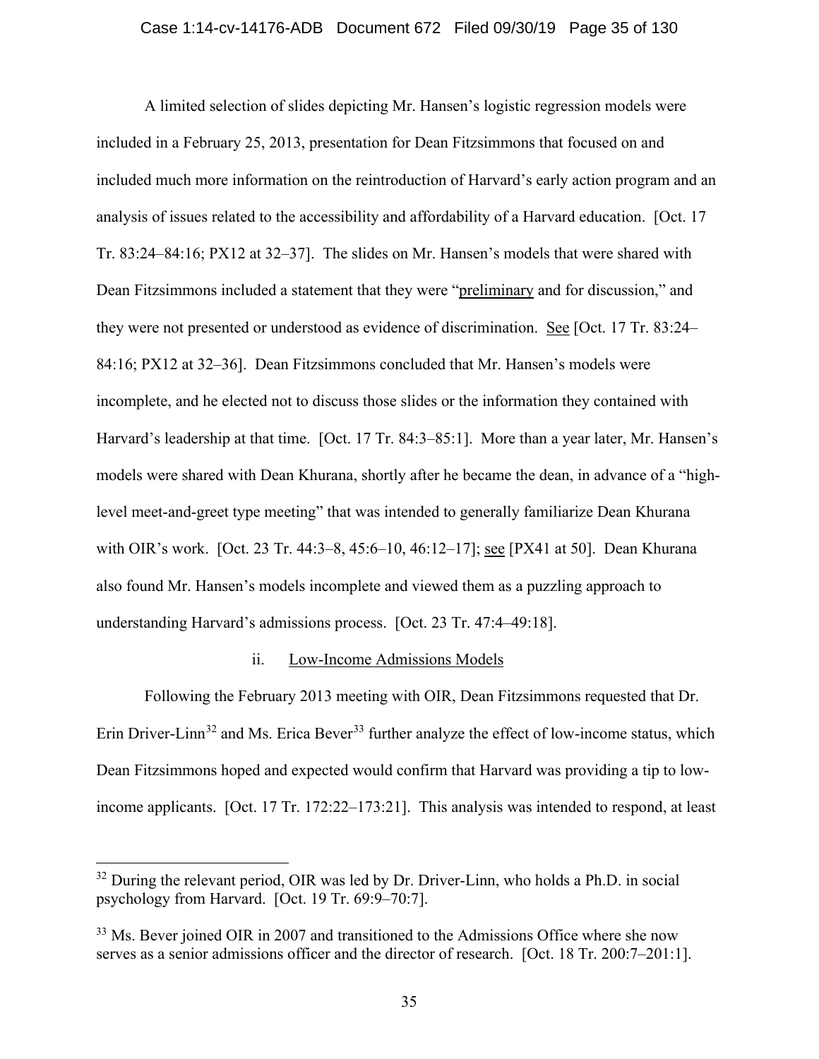A limited selection of slides depicting Mr. Hansen's logistic regression models were included in a February 25, 2013, presentation for Dean Fitzsimmons that focused on and included much more information on the reintroduction of Harvard's early action program and an analysis of issues related to the accessibility and affordability of a Harvard education. [Oct. 17 Tr. 83:24–84:16; PX12 at 32–37]. The slides on Mr. Hansen's models that were shared with Dean Fitzsimmons included a statement that they were "preliminary and for discussion," and they were not presented or understood as evidence of discrimination. See [Oct. 17 Tr. 83:24–84:16; PX12 at 32–36]. Dean Fitzsimmons concluded that Mr. Hansen's models were incomplete, and he elected not to discuss those slides or the information they contained with Harvard's leadership at that time. [Oct. 17 Tr. 84:3–85:1]. More than a year later, Mr. Hansen's models were shared with Dean Khurana, shortly after he became the dean, in advance of a "high-level meet-and-greet type meeting" that was intended to generally familiarize Dean Khurana with OIR's work. [Oct. 23 Tr. 44:3–8, 45:6–10, 46:12–17]; see [PX41 at 50]. Dean Khurana also found Mr. Hansen's models incomplete and viewed them as a puzzling approach to understanding Harvard's admissions process. [Oct. 23 Tr. 47:4–49:18].

ii. Low-Income Admissions Models

Following the February 2013 meeting with OIR, Dean Fitzsimmons requested that Dr. Erin Driver-Linn[32] and Ms. Erica Bever[33] further analyze the effect of low-income status, which Dean Fitzsimmons hoped and expected would confirm that Harvard was providing a tip to low-income applicants. [Oct. 17 Tr. 172:22–173:21]. This analysis was intended to respond, at least

[32] During the relevant period, OIR was led by Dr. Driver-Linn, who holds a Ph.D. in social psychology from Harvard. [Oct. 19 Tr. 69:9–70:7].

[33] Ms. Bever joined OIR in 2007 and transitioned to the Admissions Office where she now serves as a senior admissions officer and the director of research. [Oct. 18 Tr. 200:7–201:1].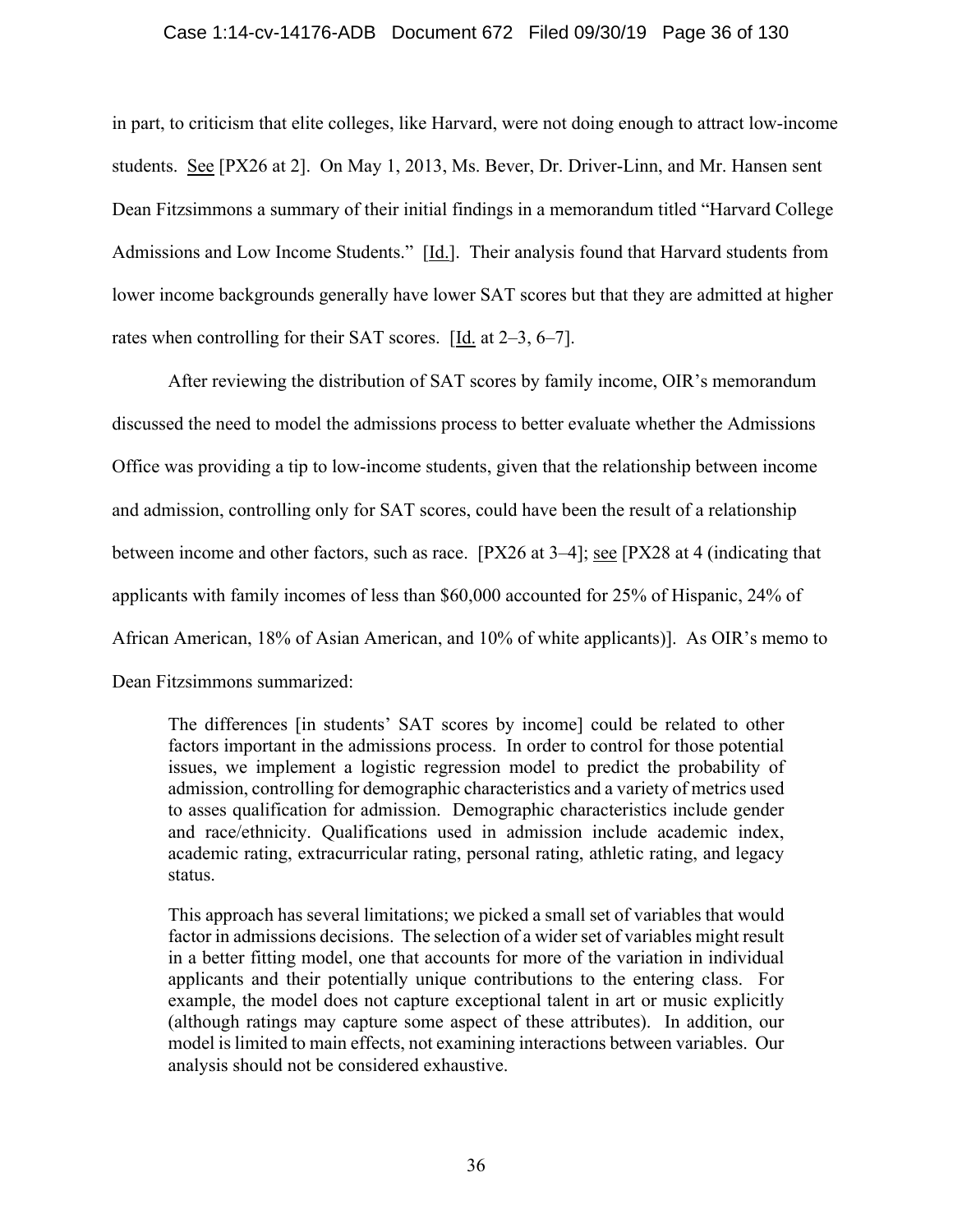in part, to criticism that elite colleges, like Harvard, were not doing enough to attract low-income students. See [PX26 at 2]. On May 1, 2013, Ms. Bever, Dr. Driver-Linn, and Mr. Hansen sent Dean Fitzsimmons a summary of their initial findings in a memorandum titled "Harvard College Admissions and Low Income Students." [Id.]. Their analysis found that Harvard students from lower income backgrounds generally have lower SAT scores but that they are admitted at higher rates when controlling for their SAT scores. [Id. at 2–3, 6–7].

After reviewing the distribution of SAT scores by family income, OIR's memorandum discussed the need to model the admissions process to better evaluate whether the Admissions Office was providing a tip to low-income students, given that the relationship between income and admission, controlling only for SAT scores, could have been the result of a relationship between income and other factors, such as race. [PX26 at 3–4]; see [PX28 at 4 (indicating that applicants with family incomes of less than $60,000 accounted for 25% of Hispanic, 24% of African American, 18% of Asian American, and 10% of white applicants)]. As OIR's memo to Dean Fitzsimmons summarized:

> The differences [in students' SAT scores by income] could be related to other factors important in the admissions process. In order to control for those potential issues, we implement a logistic regression model to predict the probability of admission, controlling for demographic characteristics and a variety of metrics used to asses qualification for admission. Demographic characteristics include gender and race/ethnicity. Qualifications used in admission include academic index, academic rating, extracurricular rating, personal rating, athletic rating, and legacy status.
>
> This approach has several limitations; we picked a small set of variables that would factor in admissions decisions. The selection of a wider set of variables might result in a better fitting model, one that accounts for more of the variation in individual applicants and their potentially unique contributions to the entering class. For example, the model does not capture exceptional talent in art or music explicitly (although ratings may capture some aspect of these attributes). In addition, our model is limited to main effects, not examining interactions between variables. Our analysis should not be considered exhaustive.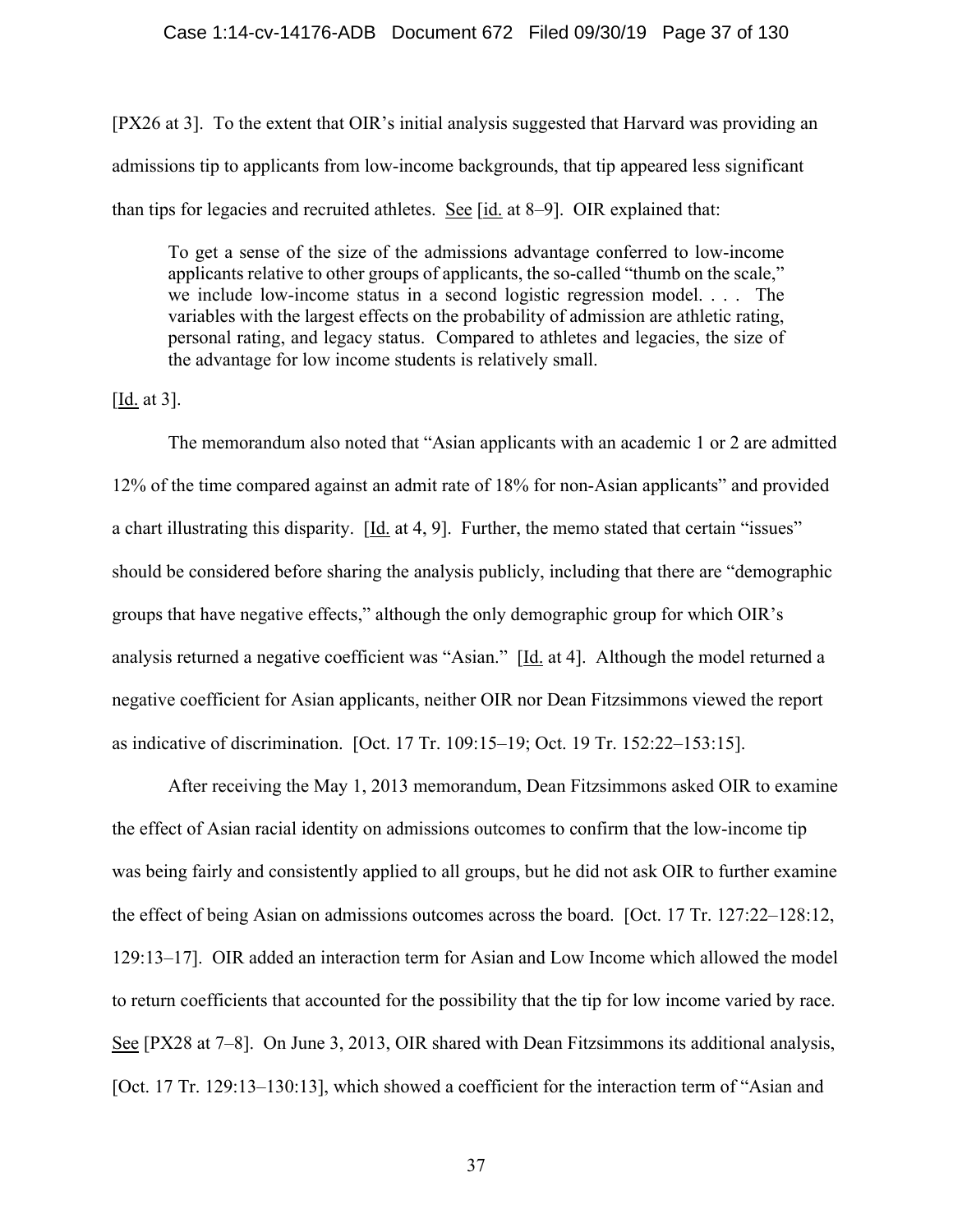[PX26 at 3]. To the extent that OIR's initial analysis suggested that Harvard was providing an admissions tip to applicants from low-income backgrounds, that tip appeared less significant than tips for legacies and recruited athletes. See [id. at 8–9]. OIR explained that:

> To get a sense of the size of the admissions advantage conferred to low-income applicants relative to other groups of applicants, the so-called "thumb on the scale," we include low-income status in a second logistic regression model. . . . The variables with the largest effects on the probability of admission are athletic rating, personal rating, and legacy status. Compared to athletes and legacies, the size of the advantage for low income students is relatively small.

[Id. at 3].

The memorandum also noted that "Asian applicants with an academic 1 or 2 are admitted 12% of the time compared against an admit rate of 18% for non-Asian applicants" and provided a chart illustrating this disparity. [Id. at 4, 9]. Further, the memo stated that certain "issues" should be considered before sharing the analysis publicly, including that there are "demographic groups that have negative effects," although the only demographic group for which OIR's analysis returned a negative coefficient was "Asian." [Id. at 4]. Although the model returned a negative coefficient for Asian applicants, neither OIR nor Dean Fitzsimmons viewed the report as indicative of discrimination. [Oct. 17 Tr. 109:15–19; Oct. 19 Tr. 152:22–153:15].

After receiving the May 1, 2013 memorandum, Dean Fitzsimmons asked OIR to examine the effect of Asian racial identity on admissions outcomes to confirm that the low-income tip was being fairly and consistently applied to all groups, but he did not ask OIR to further examine the effect of being Asian on admissions outcomes across the board. [Oct. 17 Tr. 127:22–128:12, 129:13–17]. OIR added an interaction term for Asian and Low Income which allowed the model to return coefficients that accounted for the possibility that the tip for low income varied by race. See [PX28 at 7–8]. On June 3, 2013, OIR shared with Dean Fitzsimmons its additional analysis, [Oct. 17 Tr. 129:13–130:13], which showed a coefficient for the interaction term of "Asian and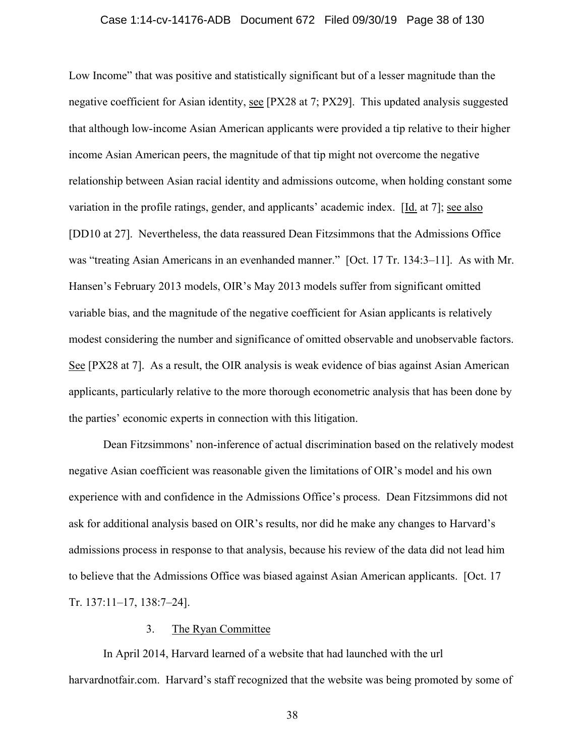Low Income" that was positive and statistically significant but of a lesser magnitude than the negative coefficient for Asian identity, see [PX28 at 7; PX29]. This updated analysis suggested that although low-income Asian American applicants were provided a tip relative to their higher income Asian American peers, the magnitude of that tip might not overcome the negative relationship between Asian racial identity and admissions outcome, when holding constant some variation in the profile ratings, gender, and applicants' academic index. [Id. at 7]; see also [DD10 at 27]. Nevertheless, the data reassured Dean Fitzsimmons that the Admissions Office was "treating Asian Americans in an evenhanded manner." [Oct. 17 Tr. 134:3–11]. As with Mr. Hansen's February 2013 models, OIR's May 2013 models suffer from significant omitted variable bias, and the magnitude of the negative coefficient for Asian applicants is relatively modest considering the number and significance of omitted observable and unobservable factors. See [PX28 at 7]. As a result, the OIR analysis is weak evidence of bias against Asian American applicants, particularly relative to the more thorough econometric analysis that has been done by the parties' economic experts in connection with this litigation.

Dean Fitzsimmons' non-inference of actual discrimination based on the relatively modest negative Asian coefficient was reasonable given the limitations of OIR's model and his own experience with and confidence in the Admissions Office's process. Dean Fitzsimmons did not ask for additional analysis based on OIR's results, nor did he make any changes to Harvard's admissions process in response to that analysis, because his review of the data did not lead him to believe that the Admissions Office was biased against Asian American applicants. [Oct. 17 Tr. 137:11–17, 138:7–24].

### 3. The Ryan Committee

In April 2014, Harvard learned of a website that had launched with the url harvardnotfair.com. Harvard's staff recognized that the website was being promoted by some of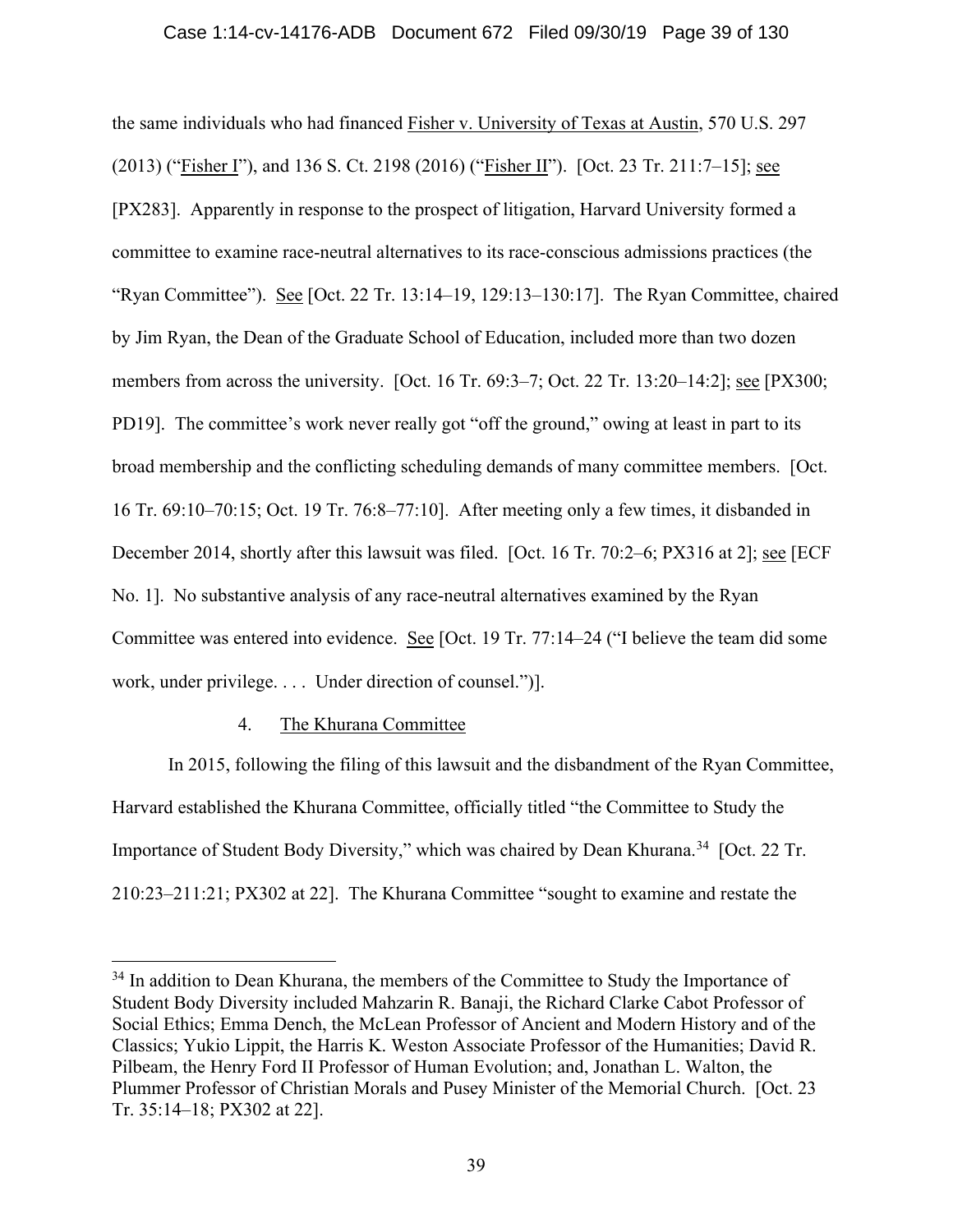the same individuals who had financed Fisher v. University of Texas at Austin, 570 U.S. 297 (2013) ("Fisher I"), and 136 S. Ct. 2198 (2016) ("Fisher II"). [Oct. 23 Tr. 211:7–15]; see [PX283]. Apparently in response to the prospect of litigation, Harvard University formed a committee to examine race-neutral alternatives to its race-conscious admissions practices (the "Ryan Committee"). See [Oct. 22 Tr. 13:14–19, 129:13–130:17]. The Ryan Committee, chaired by Jim Ryan, the Dean of the Graduate School of Education, included more than two dozen members from across the university. [Oct. 16 Tr. 69:3–7; Oct. 22 Tr. 13:20–14:2]; see [PX300; PD19]. The committee's work never really got "off the ground," owing at least in part to its broad membership and the conflicting scheduling demands of many committee members. [Oct. 16 Tr. 69:10–70:15; Oct. 19 Tr. 76:8–77:10]. After meeting only a few times, it disbanded in December 2014, shortly after this lawsuit was filed. [Oct. 16 Tr. 70:2–6; PX316 at 2]; see [ECF No. 1]. No substantive analysis of any race-neutral alternatives examined by the Ryan Committee was entered into evidence. See [Oct. 19 Tr. 77:14–24 ("I believe the team did some work, under privilege. . . . Under direction of counsel.")].

4. The Khurana Committee

In 2015, following the filing of this lawsuit and the disbandment of the Ryan Committee, Harvard established the Khurana Committee, officially titled "the Committee to Study the Importance of Student Body Diversity," which was chaired by Dean Khurana.[34] [Oct. 22 Tr. 210:23–211:21; PX302 at 22]. The Khurana Committee "sought to examine and restate the

[34] In addition to Dean Khurana, the members of the Committee to Study the Importance of Student Body Diversity included Mahzarin R. Banaji, the Richard Clarke Cabot Professor of Social Ethics; Emma Dench, the McLean Professor of Ancient and Modern History and of the Classics; Yukio Lippit, the Harris K. Weston Associate Professor of the Humanities; David R. Pilbeam, the Henry Ford II Professor of Human Evolution; and, Jonathan L. Walton, the Plummer Professor of Christian Morals and Pusey Minister of the Memorial Church. [Oct. 23 Tr. 35:14–18; PX302 at 22].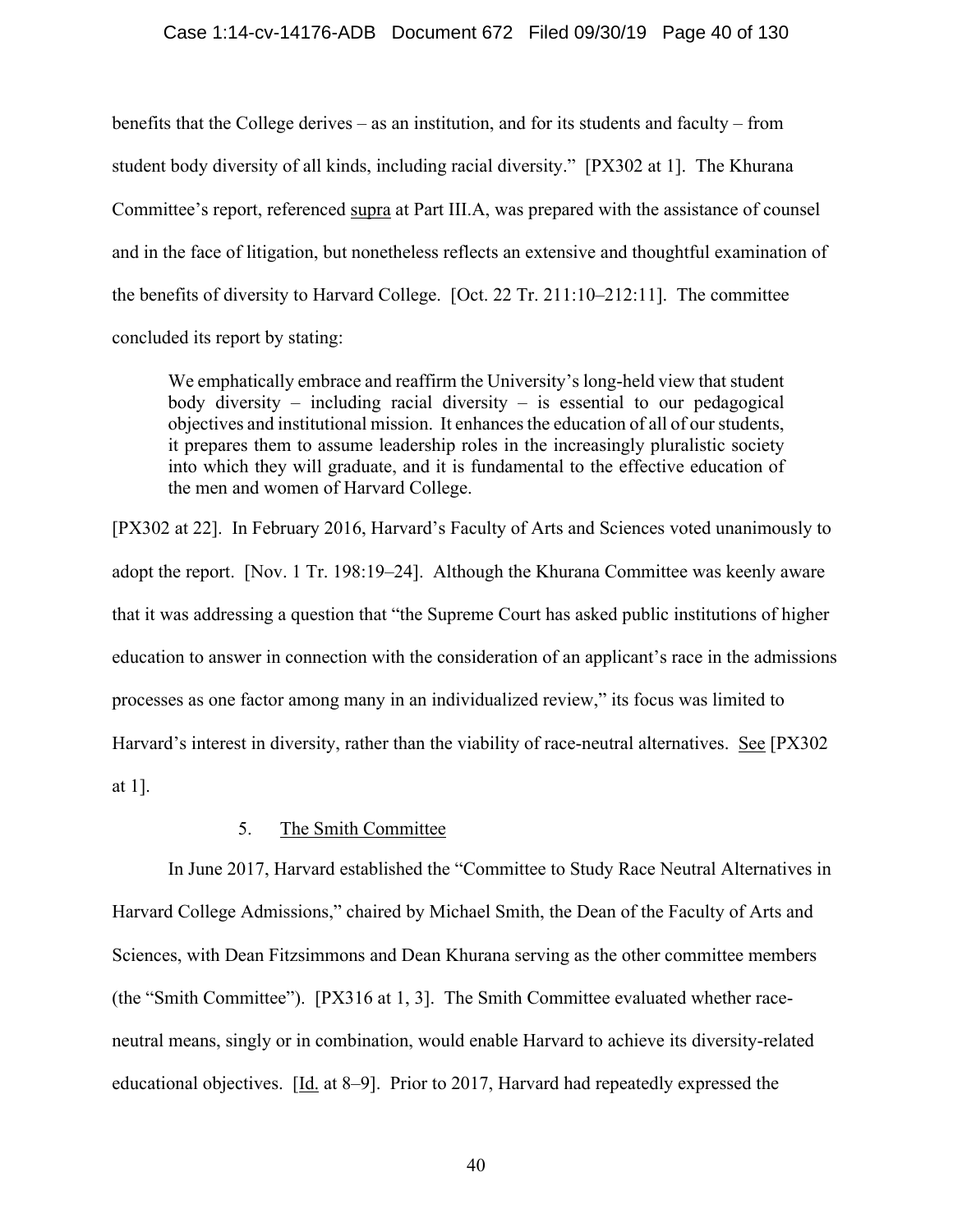benefits that the College derives – as an institution, and for its students and faculty – from student body diversity of all kinds, including racial diversity." [PX302 at 1]. The Khurana Committee's report, referenced supra at Part III.A, was prepared with the assistance of counsel and in the face of litigation, but nonetheless reflects an extensive and thoughtful examination of the benefits of diversity to Harvard College. [Oct. 22 Tr. 211:10–212:11]. The committee concluded its report by stating:

> We emphatically embrace and reaffirm the University's long-held view that student body diversity – including racial diversity – is essential to our pedagogical objectives and institutional mission. It enhances the education of all of our students, it prepares them to assume leadership roles in the increasingly pluralistic society into which they will graduate, and it is fundamental to the effective education of the men and women of Harvard College.

[PX302 at 22]. In February 2016, Harvard's Faculty of Arts and Sciences voted unanimously to adopt the report. [Nov. 1 Tr. 198:19–24]. Although the Khurana Committee was keenly aware that it was addressing a question that "the Supreme Court has asked public institutions of higher education to answer in connection with the consideration of an applicant's race in the admissions processes as one factor among many in an individualized review," its focus was limited to Harvard's interest in diversity, rather than the viability of race-neutral alternatives. See [PX302 at 1].

5. The Smith Committee

In June 2017, Harvard established the "Committee to Study Race Neutral Alternatives in Harvard College Admissions," chaired by Michael Smith, the Dean of the Faculty of Arts and Sciences, with Dean Fitzsimmons and Dean Khurana serving as the other committee members (the "Smith Committee"). [PX316 at 1, 3]. The Smith Committee evaluated whether race-neutral means, singly or in combination, would enable Harvard to achieve its diversity-related educational objectives. [Id. at 8–9]. Prior to 2017, Harvard had repeatedly expressed the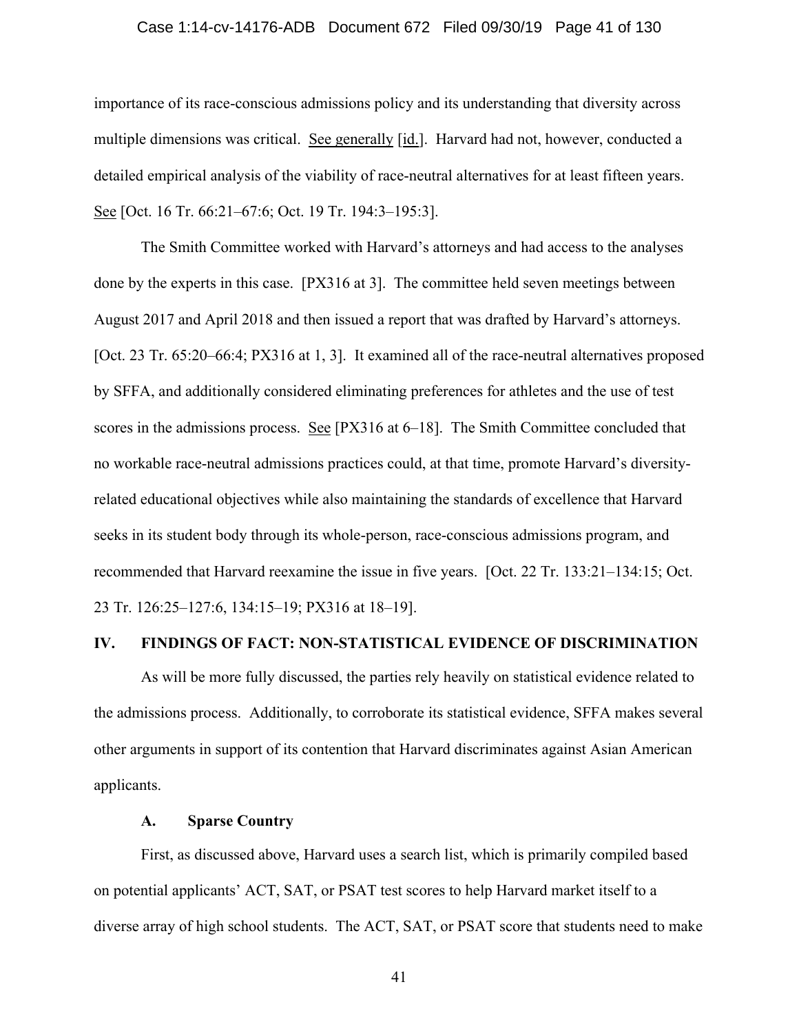importance of its race-conscious admissions policy and its understanding that diversity across multiple dimensions was critical. See generally [id.]. Harvard had not, however, conducted a detailed empirical analysis of the viability of race-neutral alternatives for at least fifteen years. See [Oct. 16 Tr. 66:21–67:6; Oct. 19 Tr. 194:3–195:3].

The Smith Committee worked with Harvard's attorneys and had access to the analyses done by the experts in this case. [PX316 at 3]. The committee held seven meetings between August 2017 and April 2018 and then issued a report that was drafted by Harvard's attorneys. [Oct. 23 Tr. 65:20–66:4; PX316 at 1, 3]. It examined all of the race-neutral alternatives proposed by SFFA, and additionally considered eliminating preferences for athletes and the use of test scores in the admissions process. See [PX316 at 6–18]. The Smith Committee concluded that no workable race-neutral admissions practices could, at that time, promote Harvard's diversity-related educational objectives while also maintaining the standards of excellence that Harvard seeks in its student body through its whole-person, race-conscious admissions program, and recommended that Harvard reexamine the issue in five years. [Oct. 22 Tr. 133:21–134:15; Oct. 23 Tr. 126:25–127:6, 134:15–19; PX316 at 18–19].

## IV. FINDINGS OF FACT: NON-STATISTICAL EVIDENCE OF DISCRIMINATION

As will be more fully discussed, the parties rely heavily on statistical evidence related to the admissions process. Additionally, to corroborate its statistical evidence, SFFA makes several other arguments in support of its contention that Harvard discriminates against Asian American applicants.

### A. Sparse Country

First, as discussed above, Harvard uses a search list, which is primarily compiled based on potential applicants' ACT, SAT, or PSAT test scores to help Harvard market itself to a diverse array of high school students. The ACT, SAT, or PSAT score that students need to make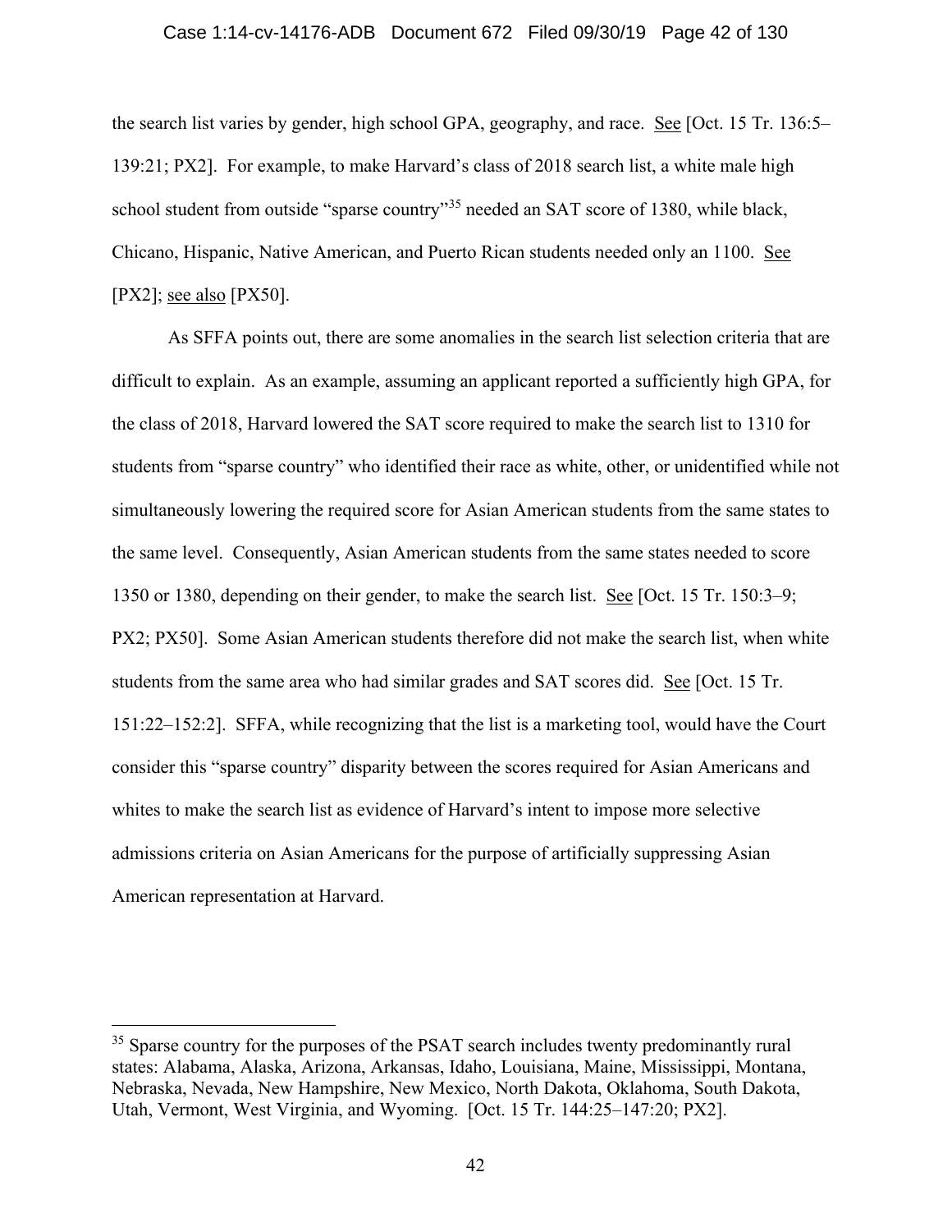the search list varies by gender, high school GPA, geography, and race. See [Oct. 15 Tr. 136:5–139:21; PX2]. For example, to make Harvard's class of 2018 search list, a white male high school student from outside "sparse country"[35] needed an SAT score of 1380, while black, Chicano, Hispanic, Native American, and Puerto Rican students needed only an 1100. See [PX2]; see also [PX50].

As SFFA points out, there are some anomalies in the search list selection criteria that are difficult to explain. As an example, assuming an applicant reported a sufficiently high GPA, for the class of 2018, Harvard lowered the SAT score required to make the search list to 1310 for students from "sparse country" who identified their race as white, other, or unidentified while not simultaneously lowering the required score for Asian American students from the same states to the same level. Consequently, Asian American students from the same states needed to score 1350 or 1380, depending on their gender, to make the search list. See [Oct. 15 Tr. 150:3–9; PX2; PX50]. Some Asian American students therefore did not make the search list, when white students from the same area who had similar grades and SAT scores did. See [Oct. 15 Tr. 151:22–152:2]. SFFA, while recognizing that the list is a marketing tool, would have the Court consider this "sparse country" disparity between the scores required for Asian Americans and whites to make the search list as evidence of Harvard's intent to impose more selective admissions criteria on Asian Americans for the purpose of artificially suppressing Asian American representation at Harvard.

---

[35] Sparse country for the purposes of the PSAT search includes twenty predominantly rural states: Alabama, Alaska, Arizona, Arkansas, Idaho, Louisiana, Maine, Mississippi, Montana, Nebraska, Nevada, New Hampshire, New Mexico, North Dakota, Oklahoma, South Dakota, Utah, Vermont, West Virginia, and Wyoming. [Oct. 15 Tr. 144:25–147:20; PX2].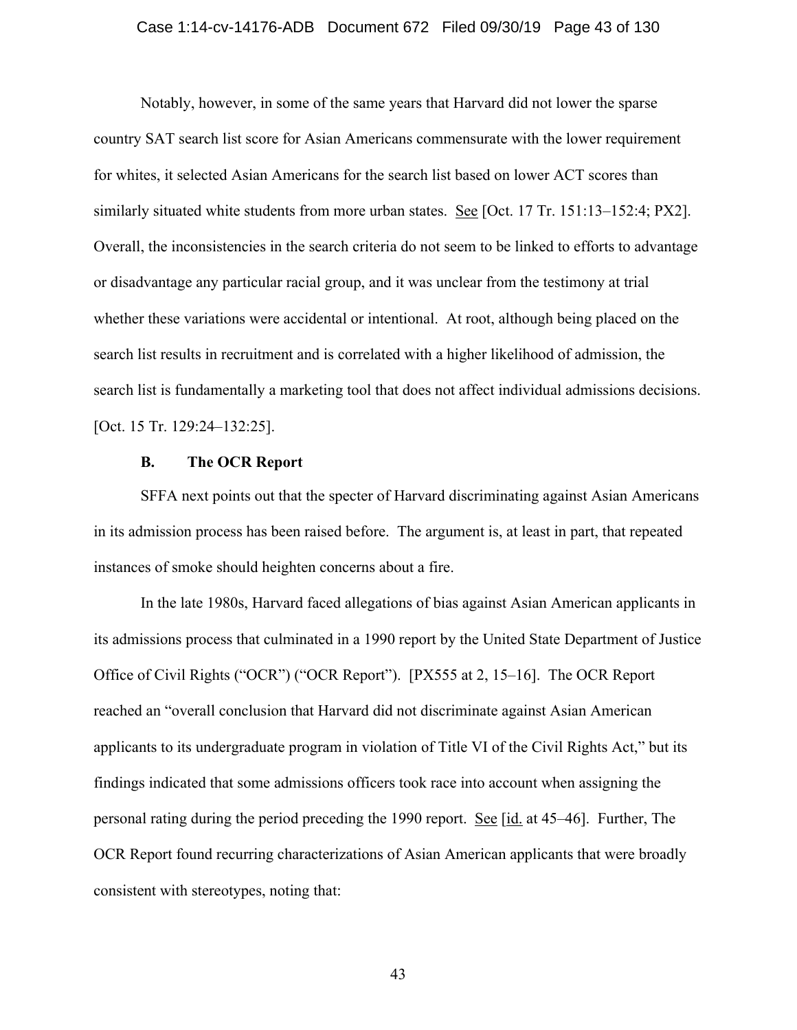Notably, however, in some of the same years that Harvard did not lower the sparse country SAT search list score for Asian Americans commensurate with the lower requirement for whites, it selected Asian Americans for the search list based on lower ACT scores than similarly situated white students from more urban states. See [Oct. 17 Tr. 151:13–152:4; PX2]. Overall, the inconsistencies in the search criteria do not seem to be linked to efforts to advantage or disadvantage any particular racial group, and it was unclear from the testimony at trial whether these variations were accidental or intentional. At root, although being placed on the search list results in recruitment and is correlated with a higher likelihood of admission, the search list is fundamentally a marketing tool that does not affect individual admissions decisions. [Oct. 15 Tr. 129:24–132:25].

### B. The OCR Report

SFFA next points out that the specter of Harvard discriminating against Asian Americans in its admission process has been raised before. The argument is, at least in part, that repeated instances of smoke should heighten concerns about a fire.

In the late 1980s, Harvard faced allegations of bias against Asian American applicants in its admissions process that culminated in a 1990 report by the United State Department of Justice Office of Civil Rights ("OCR") ("OCR Report"). [PX555 at 2, 15–16]. The OCR Report reached an "overall conclusion that Harvard did not discriminate against Asian American applicants to its undergraduate program in violation of Title VI of the Civil Rights Act," but its findings indicated that some admissions officers took race into account when assigning the personal rating during the period preceding the 1990 report. See [id. at 45–46]. Further, The OCR Report found recurring characterizations of Asian American applicants that were broadly consistent with stereotypes, noting that: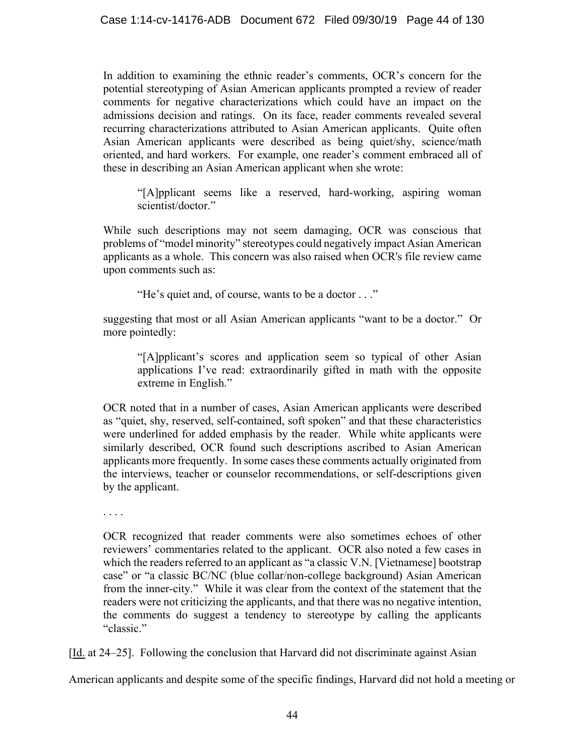> In addition to examining the ethnic reader's comments, OCR's concern for the potential stereotyping of Asian American applicants prompted a review of reader comments for negative characterizations which could have an impact on the admissions decision and ratings. On its face, reader comments revealed several recurring characterizations attributed to Asian American applicants. Quite often Asian American applicants were described as being quiet/shy, science/math oriented, and hard workers. For example, one reader's comment embraced all of these in describing an Asian American applicant when she wrote:
>
> > "[A]pplicant seems like a reserved, hard-working, aspiring woman scientist/doctor."
>
> While such descriptions may not seem damaging, OCR was conscious that problems of "model minority" stereotypes could negatively impact Asian American applicants as a whole. This concern was also raised when OCR's file review came upon comments such as:
>
> > "He's quiet and, of course, wants to be a doctor . . ."
>
> suggesting that most or all Asian American applicants "want to be a doctor." Or more pointedly:
>
> > "[A]pplicant's scores and application seem so typical of other Asian applications I've read: extraordinarily gifted in math with the opposite extreme in English."
>
> OCR noted that in a number of cases, Asian American applicants were described as "quiet, shy, reserved, self-contained, soft spoken" and that these characteristics were underlined for added emphasis by the reader. While white applicants were similarly described, OCR found such descriptions ascribed to Asian American applicants more frequently. In some cases these comments actually originated from the interviews, teacher or counselor recommendations, or self-descriptions given by the applicant.
>
> . . . .
>
> OCR recognized that reader comments were also sometimes echoes of other reviewers' commentaries related to the applicant. OCR also noted a few cases in which the readers referred to an applicant as "a classic V.N. [Vietnamese] bootstrap case" or "a classic BC/NC (blue collar/non-college background) Asian American from the inner-city." While it was clear from the context of the statement that the readers were not criticizing the applicants, and that there was no negative intention, the comments do suggest a tendency to stereotype by calling the applicants "classic."

[Id. at 24–25]. Following the conclusion that Harvard did not discriminate against Asian American applicants and despite some of the specific findings, Harvard did not hold a meeting or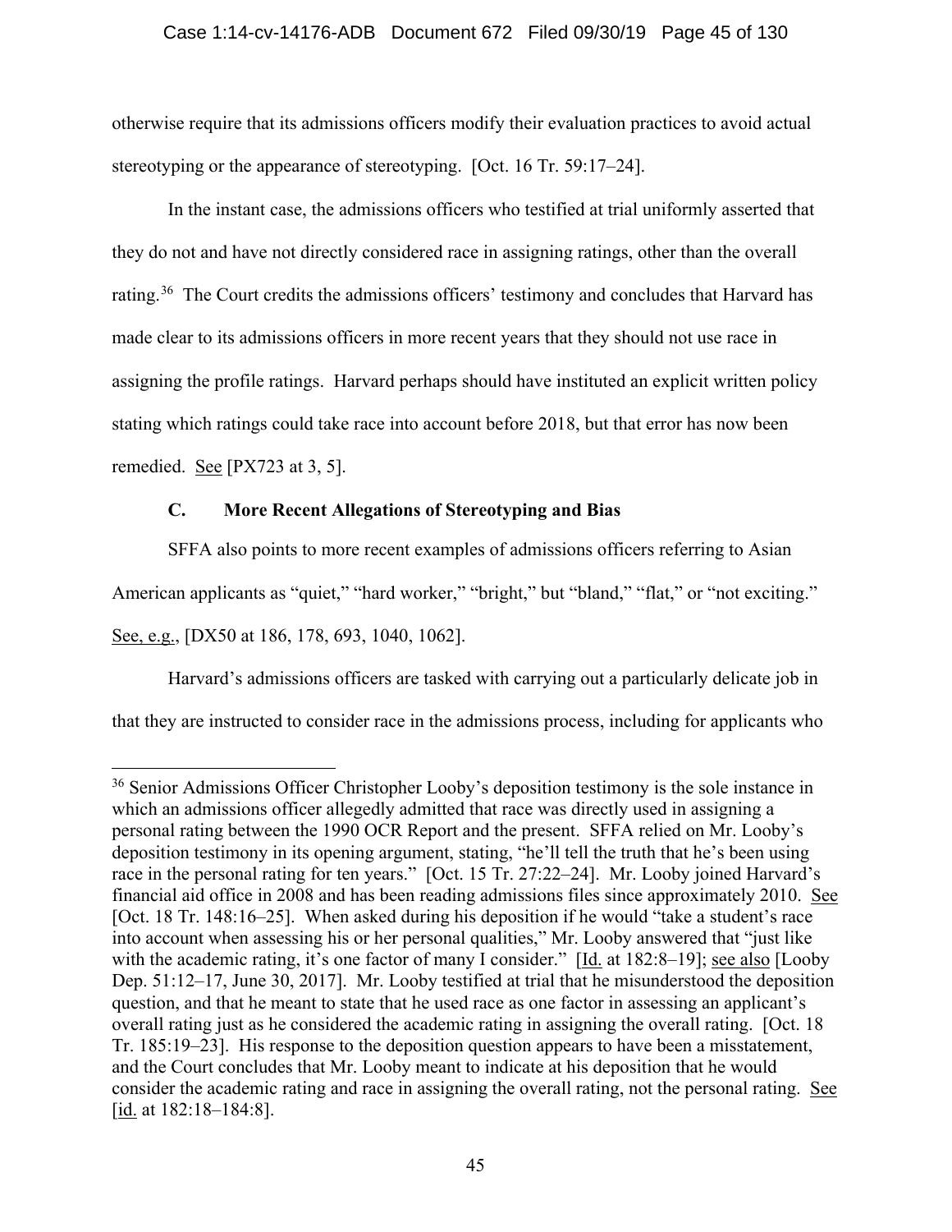otherwise require that its admissions officers modify their evaluation practices to avoid actual stereotyping or the appearance of stereotyping. [Oct. 16 Tr. 59:17–24].

In the instant case, the admissions officers who testified at trial uniformly asserted that they do not and have not directly considered race in assigning ratings, other than the overall rating.[36] The Court credits the admissions officers' testimony and concludes that Harvard has made clear to its admissions officers in more recent years that they should not use race in assigning the profile ratings. Harvard perhaps should have instituted an explicit written policy stating which ratings could take race into account before 2018, but that error has now been remedied. See [PX723 at 3, 5].

### C. More Recent Allegations of Stereotyping and Bias

SFFA also points to more recent examples of admissions officers referring to Asian American applicants as "quiet," "hard worker," "bright," but "bland," "flat," or "not exciting." See, e.g., [DX50 at 186, 178, 693, 1040, 1062].

Harvard's admissions officers are tasked with carrying out a particularly delicate job in that they are instructed to consider race in the admissions process, including for applicants who

---

[36] Senior Admissions Officer Christopher Looby's deposition testimony is the sole instance in which an admissions officer allegedly admitted that race was directly used in assigning a personal rating between the 1990 OCR Report and the present. SFFA relied on Mr. Looby's deposition testimony in its opening argument, stating, "he'll tell the truth that he's been using race in the personal rating for ten years." [Oct. 15 Tr. 27:22–24]. Mr. Looby joined Harvard's financial aid office in 2008 and has been reading admissions files since approximately 2010. See [Oct. 18 Tr. 148:16–25]. When asked during his deposition if he would "take a student's race into account when assessing his or her personal qualities," Mr. Looby answered that "just like with the academic rating, it's one factor of many I consider." [Id. at 182:8–19]; see also [Looby Dep. 51:12–17, June 30, 2017]. Mr. Looby testified at trial that he misunderstood the deposition question, and that he meant to state that he used race as one factor in assessing an applicant's overall rating just as he considered the academic rating in assigning the overall rating. [Oct. 18 Tr. 185:19–23]. His response to the deposition question appears to have been a misstatement, and the Court concludes that Mr. Looby meant to indicate at his deposition that he would consider the academic rating and race in assigning the overall rating, not the personal rating. See [id. at 182:18–184:8].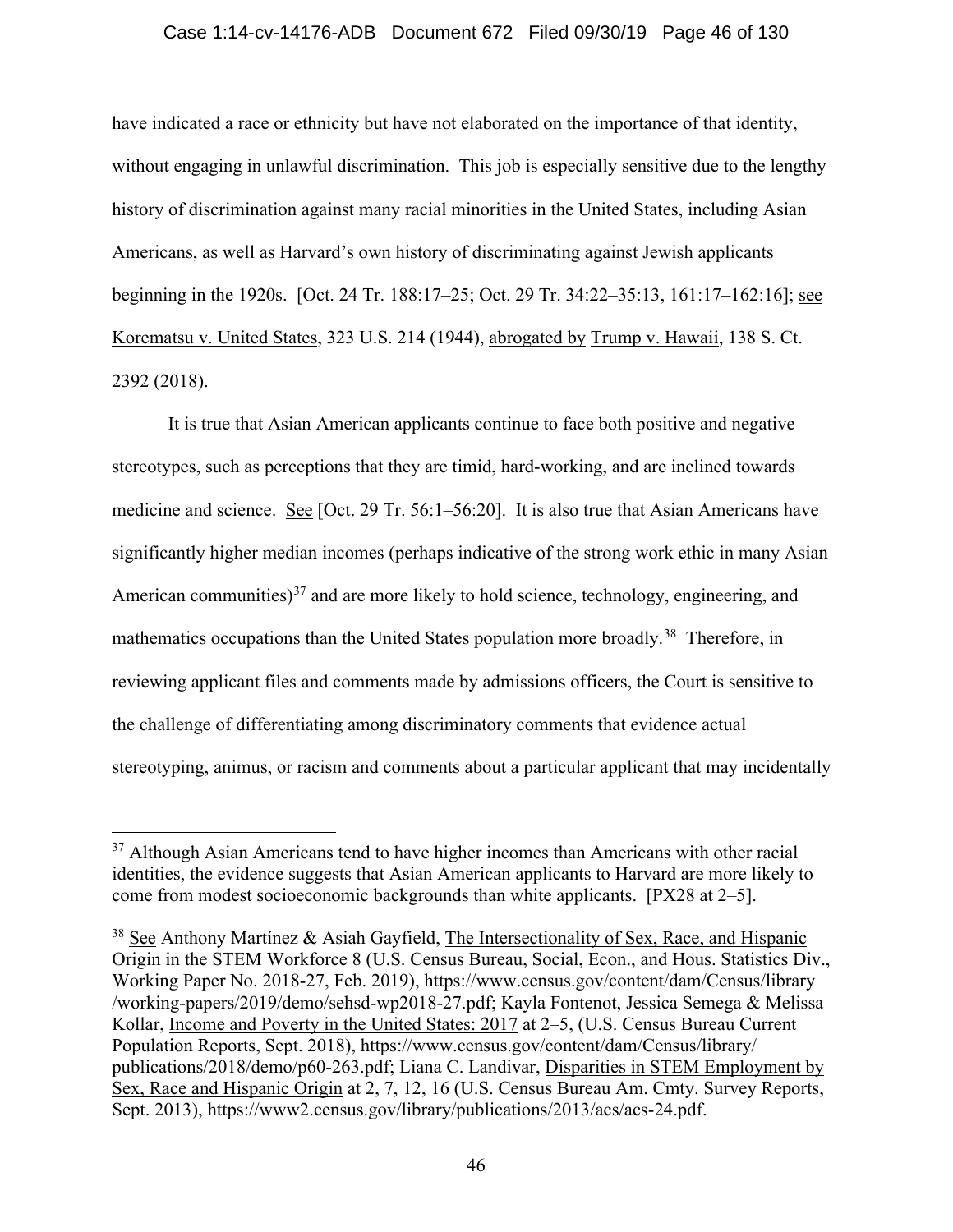have indicated a race or ethnicity but have not elaborated on the importance of that identity, without engaging in unlawful discrimination. This job is especially sensitive due to the lengthy history of discrimination against many racial minorities in the United States, including Asian Americans, as well as Harvard's own history of discriminating against Jewish applicants beginning in the 1920s. [Oct. 24 Tr. 188:17–25; Oct. 29 Tr. 34:22–35:13, 161:17–162:16]; see Korematsu v. United States, 323 U.S. 214 (1944), abrogated by Trump v. Hawaii, 138 S. Ct. 2392 (2018).

It is true that Asian American applicants continue to face both positive and negative stereotypes, such as perceptions that they are timid, hard-working, and are inclined towards medicine and science. See [Oct. 29 Tr. 56:1–56:20]. It is also true that Asian Americans have significantly higher median incomes (perhaps indicative of the strong work ethic in many Asian American communities)[37] and are more likely to hold science, technology, engineering, and mathematics occupations than the United States population more broadly.[38] Therefore, in reviewing applicant files and comments made by admissions officers, the Court is sensitive to the challenge of differentiating among discriminatory comments that evidence actual stereotyping, animus, or racism and comments about a particular applicant that may incidentally

[37] Although Asian Americans tend to have higher incomes than Americans with other racial identities, the evidence suggests that Asian American applicants to Harvard are more likely to come from modest socioeconomic backgrounds than white applicants. [PX28 at 2–5].

[38] See Anthony Martínez & Asiah Gayfield, The Intersectionality of Sex, Race, and Hispanic Origin in the STEM Workforce 8 (U.S. Census Bureau, Social, Econ., and Hous. Statistics Div., Working Paper No. 2018-27, Feb. 2019), https://www.census.gov/content/dam/Census/library/working-papers/2019/demo/sehsd-wp2018-27.pdf; Kayla Fontenot, Jessica Semega & Melissa Kollar, Income and Poverty in the United States: 2017 at 2–5, (U.S. Census Bureau Current Population Reports, Sept. 2018), https://www.census.gov/content/dam/Census/library/publications/2018/demo/p60-263.pdf; Liana C. Landivar, Disparities in STEM Employment by Sex, Race and Hispanic Origin at 2, 7, 12, 16 (U.S. Census Bureau Am. Cmty. Survey Reports, Sept. 2013), https://www2.census.gov/library/publications/2013/acs/acs-24.pdf.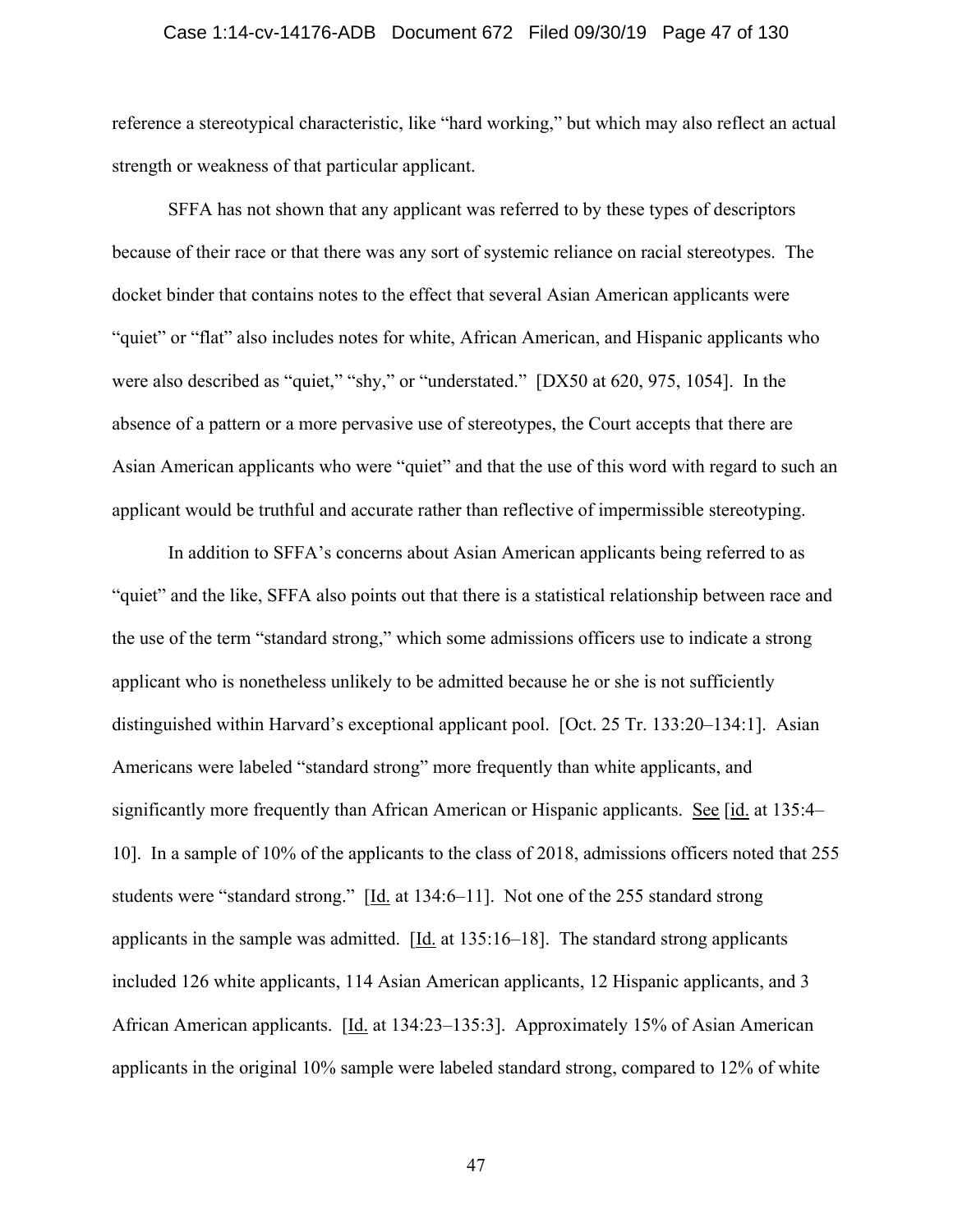reference a stereotypical characteristic, like "hard working," but which may also reflect an actual strength or weakness of that particular applicant.

SFFA has not shown that any applicant was referred to by these types of descriptors because of their race or that there was any sort of systemic reliance on racial stereotypes. The docket binder that contains notes to the effect that several Asian American applicants were "quiet" or "flat" also includes notes for white, African American, and Hispanic applicants who were also described as "quiet," "shy," or "understated." [DX50 at 620, 975, 1054]. In the absence of a pattern or a more pervasive use of stereotypes, the Court accepts that there are Asian American applicants who were "quiet" and that the use of this word with regard to such an applicant would be truthful and accurate rather than reflective of impermissible stereotyping.

In addition to SFFA's concerns about Asian American applicants being referred to as "quiet" and the like, SFFA also points out that there is a statistical relationship between race and the use of the term "standard strong," which some admissions officers use to indicate a strong applicant who is nonetheless unlikely to be admitted because he or she is not sufficiently distinguished within Harvard's exceptional applicant pool. [Oct. 25 Tr. 133:20–134:1]. Asian Americans were labeled "standard strong" more frequently than white applicants, and significantly more frequently than African American or Hispanic applicants. See [id. at 135:4–10]. In a sample of 10% of the applicants to the class of 2018, admissions officers noted that 255 students were "standard strong." [Id. at 134:6–11]. Not one of the 255 standard strong applicants in the sample was admitted. [Id. at 135:16–18]. The standard strong applicants included 126 white applicants, 114 Asian American applicants, 12 Hispanic applicants, and 3 African American applicants. [Id. at 134:23–135:3]. Approximately 15% of Asian American applicants in the original 10% sample were labeled standard strong, compared to 12% of white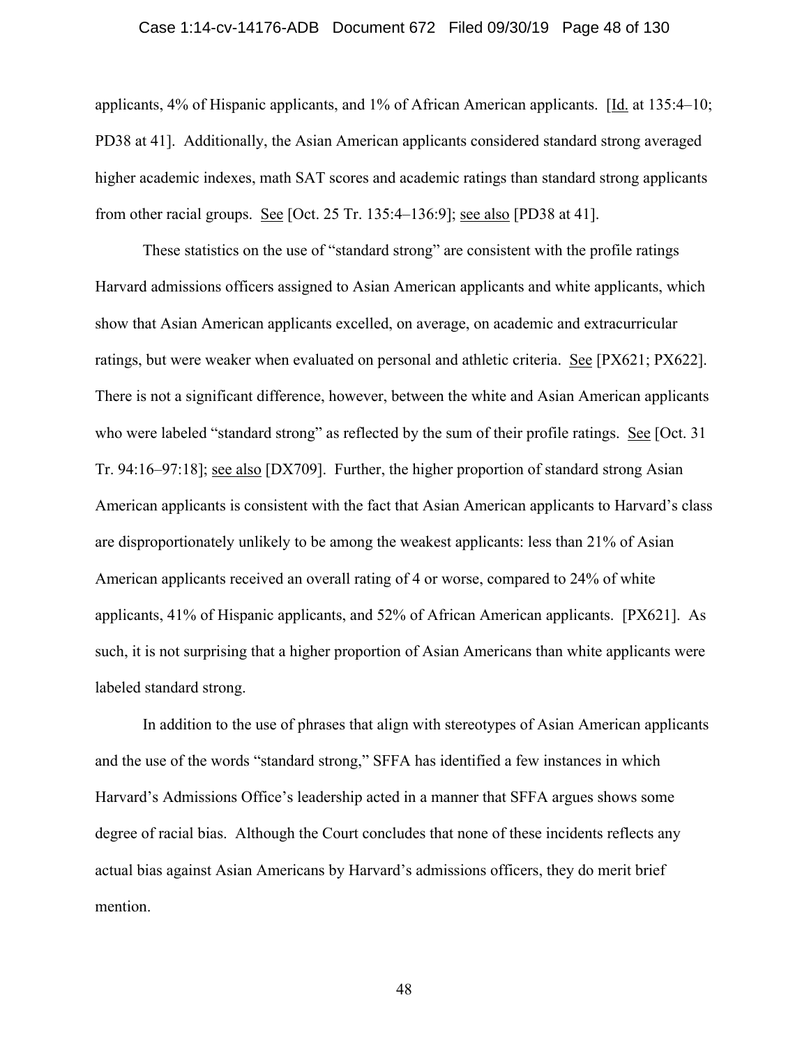applicants, 4% of Hispanic applicants, and 1% of African American applicants. [Id. at 135:4–10; PD38 at 41]. Additionally, the Asian American applicants considered standard strong averaged higher academic indexes, math SAT scores and academic ratings than standard strong applicants from other racial groups. See [Oct. 25 Tr. 135:4–136:9]; see also [PD38 at 41].

These statistics on the use of "standard strong" are consistent with the profile ratings Harvard admissions officers assigned to Asian American applicants and white applicants, which show that Asian American applicants excelled, on average, on academic and extracurricular ratings, but were weaker when evaluated on personal and athletic criteria. See [PX621; PX622]. There is not a significant difference, however, between the white and Asian American applicants who were labeled "standard strong" as reflected by the sum of their profile ratings. See [Oct. 31 Tr. 94:16–97:18]; see also [DX709]. Further, the higher proportion of standard strong Asian American applicants is consistent with the fact that Asian American applicants to Harvard's class are disproportionately unlikely to be among the weakest applicants: less than 21% of Asian American applicants received an overall rating of 4 or worse, compared to 24% of white applicants, 41% of Hispanic applicants, and 52% of African American applicants. [PX621]. As such, it is not surprising that a higher proportion of Asian Americans than white applicants were labeled standard strong.

In addition to the use of phrases that align with stereotypes of Asian American applicants and the use of the words "standard strong," SFFA has identified a few instances in which Harvard's Admissions Office's leadership acted in a manner that SFFA argues shows some degree of racial bias. Although the Court concludes that none of these incidents reflects any actual bias against Asian Americans by Harvard's admissions officers, they do merit brief mention.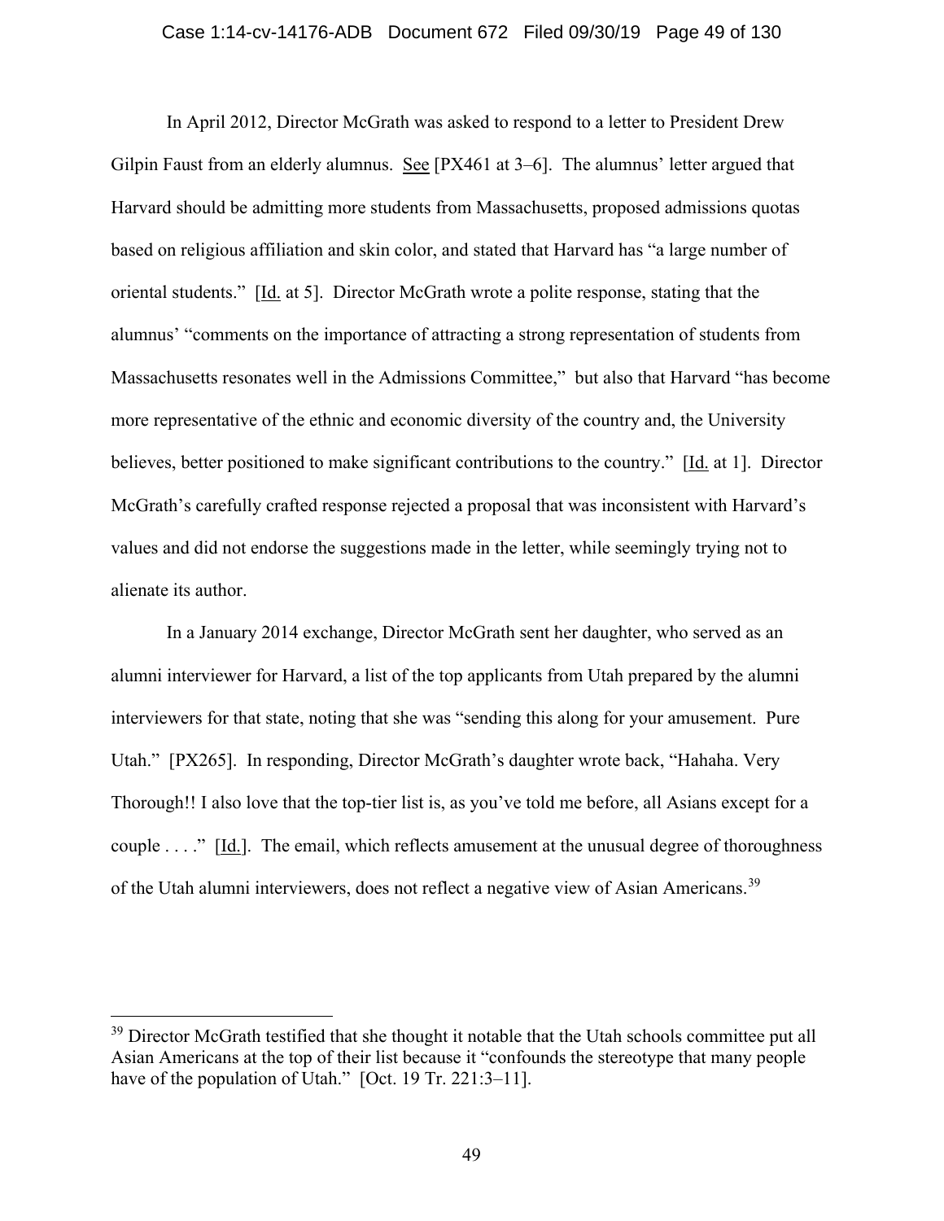In April 2012, Director McGrath was asked to respond to a letter to President Drew Gilpin Faust from an elderly alumnus. See [PX461 at 3–6]. The alumnus' letter argued that Harvard should be admitting more students from Massachusetts, proposed admissions quotas based on religious affiliation and skin color, and stated that Harvard has "a large number of oriental students." [Id. at 5]. Director McGrath wrote a polite response, stating that the alumnus' "comments on the importance of attracting a strong representation of students from Massachusetts resonates well in the Admissions Committee," but also that Harvard "has become more representative of the ethnic and economic diversity of the country and, the University believes, better positioned to make significant contributions to the country." [Id. at 1]. Director McGrath's carefully crafted response rejected a proposal that was inconsistent with Harvard's values and did not endorse the suggestions made in the letter, while seemingly trying not to alienate its author.

In a January 2014 exchange, Director McGrath sent her daughter, who served as an alumni interviewer for Harvard, a list of the top applicants from Utah prepared by the alumni interviewers for that state, noting that she was "sending this along for your amusement. Pure Utah." [PX265]. In responding, Director McGrath's daughter wrote back, "Hahaha. Very Thorough!! I also love that the top-tier list is, as you've told me before, all Asians except for a couple . . . ." [Id.]. The email, which reflects amusement at the unusual degree of thoroughness of the Utah alumni interviewers, does not reflect a negative view of Asian Americans.[39]

---

[39] Director McGrath testified that she thought it notable that the Utah schools committee put all Asian Americans at the top of their list because it "confounds the stereotype that many people have of the population of Utah." [Oct. 19 Tr. 221:3–11].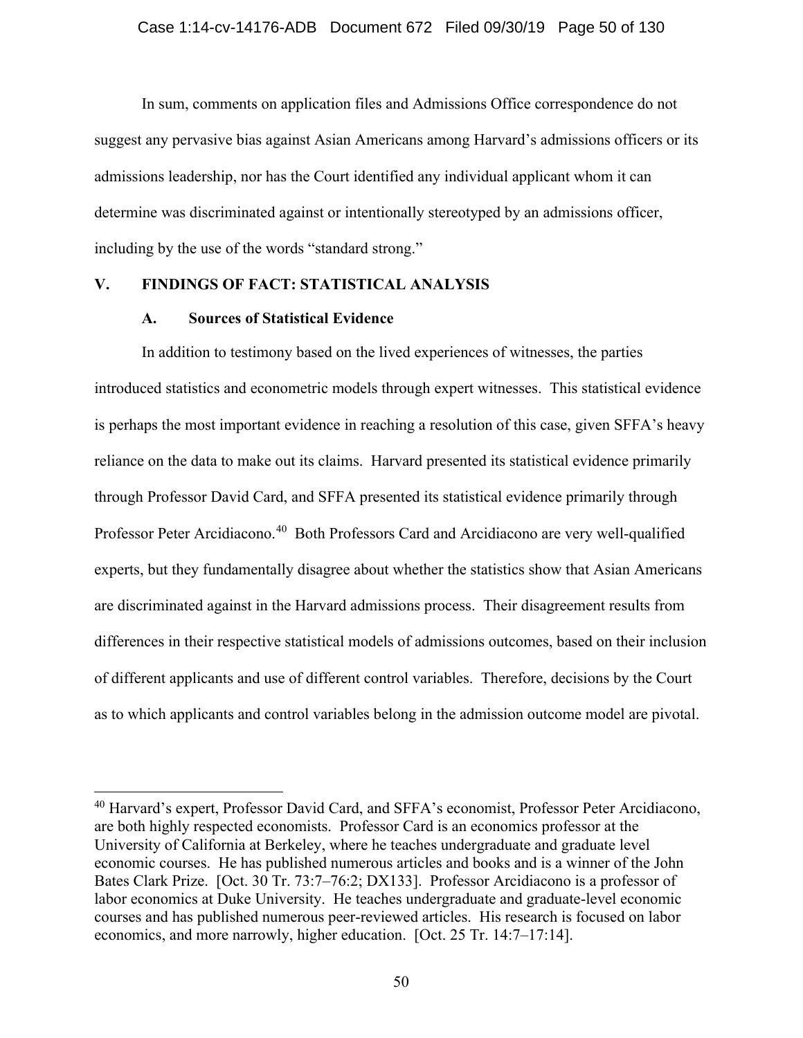In sum, comments on application files and Admissions Office correspondence do not suggest any pervasive bias against Asian Americans among Harvard's admissions officers or its admissions leadership, nor has the Court identified any individual applicant whom it can determine was discriminated against or intentionally stereotyped by an admissions officer, including by the use of the words "standard strong."

## V. FINDINGS OF FACT: STATISTICAL ANALYSIS

### A. Sources of Statistical Evidence

In addition to testimony based on the lived experiences of witnesses, the parties introduced statistics and econometric models through expert witnesses. This statistical evidence is perhaps the most important evidence in reaching a resolution of this case, given SFFA's heavy reliance on the data to make out its claims. Harvard presented its statistical evidence primarily through Professor David Card, and SFFA presented its statistical evidence primarily through Professor Peter Arcidiacono.[40] Both Professors Card and Arcidiacono are very well-qualified experts, but they fundamentally disagree about whether the statistics show that Asian Americans are discriminated against in the Harvard admissions process. Their disagreement results from differences in their respective statistical models of admissions outcomes, based on their inclusion of different applicants and use of different control variables. Therefore, decisions by the Court as to which applicants and control variables belong in the admission outcome model are pivotal.

[40] Harvard's expert, Professor David Card, and SFFA's economist, Professor Peter Arcidiacono, are both highly respected economists. Professor Card is an economics professor at the University of California at Berkeley, where he teaches undergraduate and graduate level economic courses. He has published numerous articles and books and is a winner of the John Bates Clark Prize. [Oct. 30 Tr. 73:7–76:2; DX133]. Professor Arcidiacono is a professor of labor economics at Duke University. He teaches undergraduate and graduate-level economic courses and has published numerous peer-reviewed articles. His research is focused on labor economics, and more narrowly, higher education. [Oct. 25 Tr. 14:7–17:14].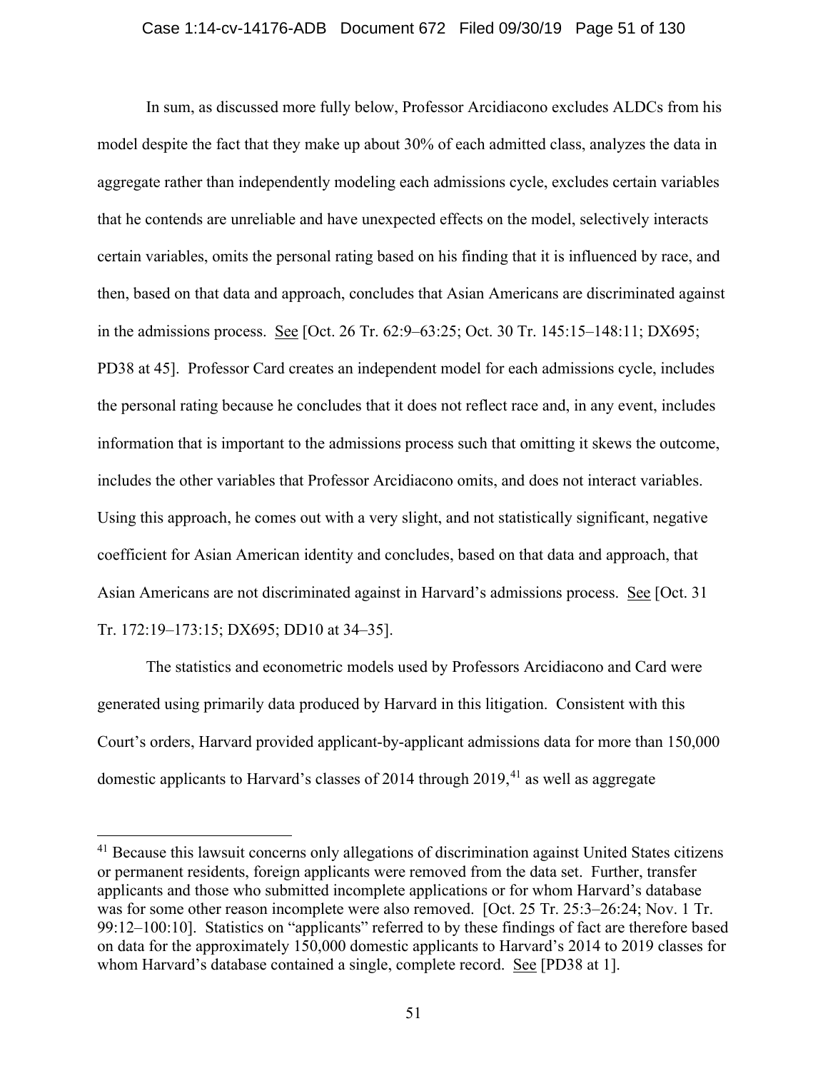In sum, as discussed more fully below, Professor Arcidiacono excludes ALDCs from his model despite the fact that they make up about 30% of each admitted class, analyzes the data in aggregate rather than independently modeling each admissions cycle, excludes certain variables that he contends are unreliable and have unexpected effects on the model, selectively interacts certain variables, omits the personal rating based on his finding that it is influenced by race, and then, based on that data and approach, concludes that Asian Americans are discriminated against in the admissions process. See [Oct. 26 Tr. 62:9–63:25; Oct. 30 Tr. 145:15–148:11; DX695; PD38 at 45]. Professor Card creates an independent model for each admissions cycle, includes the personal rating because he concludes that it does not reflect race and, in any event, includes information that is important to the admissions process such that omitting it skews the outcome, includes the other variables that Professor Arcidiacono omits, and does not interact variables. Using this approach, he comes out with a very slight, and not statistically significant, negative coefficient for Asian American identity and concludes, based on that data and approach, that Asian Americans are not discriminated against in Harvard's admissions process. See [Oct. 31 Tr. 172:19–173:15; DX695; DD10 at 34–35].

The statistics and econometric models used by Professors Arcidiacono and Card were generated using primarily data produced by Harvard in this litigation. Consistent with this Court's orders, Harvard provided applicant-by-applicant admissions data for more than 150,000 domestic applicants to Harvard's classes of 2014 through 2019,[41] as well as aggregate

---

[41] Because this lawsuit concerns only allegations of discrimination against United States citizens or permanent residents, foreign applicants were removed from the data set. Further, transfer applicants and those who submitted incomplete applications or for whom Harvard's database was for some other reason incomplete were also removed. [Oct. 25 Tr. 25:3–26:24; Nov. 1 Tr. 99:12–100:10]. Statistics on "applicants" referred to by these findings of fact are therefore based on data for the approximately 150,000 domestic applicants to Harvard's 2014 to 2019 classes for whom Harvard's database contained a single, complete record. See [PD38 at 1].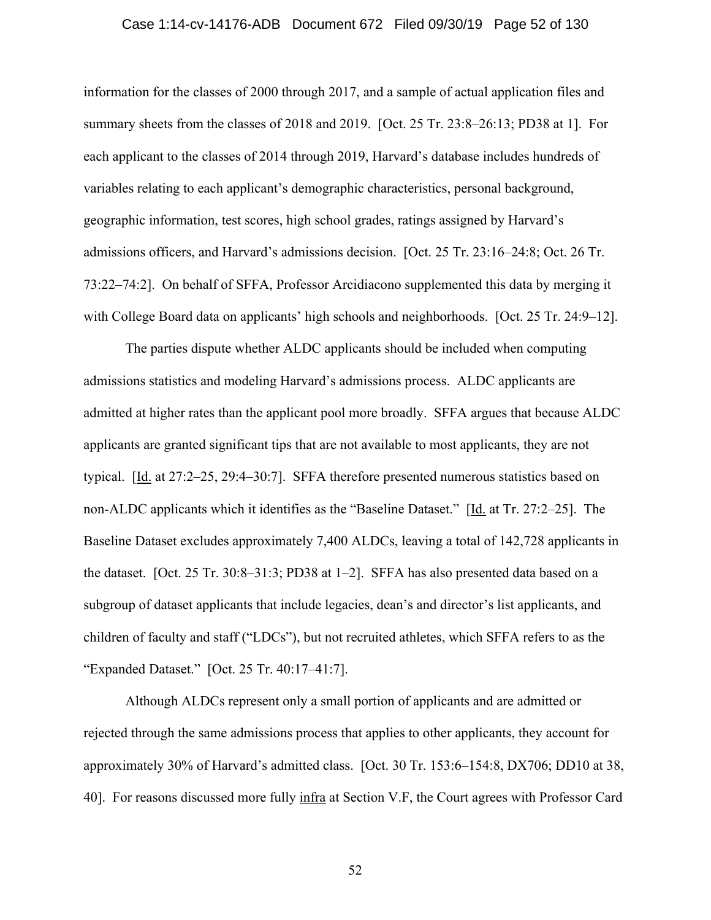information for the classes of 2000 through 2017, and a sample of actual application files and summary sheets from the classes of 2018 and 2019. [Oct. 25 Tr. 23:8–26:13; PD38 at 1]. For each applicant to the classes of 2014 through 2019, Harvard's database includes hundreds of variables relating to each applicant's demographic characteristics, personal background, geographic information, test scores, high school grades, ratings assigned by Harvard's admissions officers, and Harvard's admissions decision. [Oct. 25 Tr. 23:16–24:8; Oct. 26 Tr. 73:22–74:2]. On behalf of SFFA, Professor Arcidiacono supplemented this data by merging it with College Board data on applicants' high schools and neighborhoods. [Oct. 25 Tr. 24:9–12].

The parties dispute whether ALDC applicants should be included when computing admissions statistics and modeling Harvard's admissions process. ALDC applicants are admitted at higher rates than the applicant pool more broadly. SFFA argues that because ALDC applicants are granted significant tips that are not available to most applicants, they are not typical. [Id. at 27:2–25, 29:4–30:7]. SFFA therefore presented numerous statistics based on non-ALDC applicants which it identifies as the "Baseline Dataset." [Id. at Tr. 27:2–25]. The Baseline Dataset excludes approximately 7,400 ALDCs, leaving a total of 142,728 applicants in the dataset. [Oct. 25 Tr. 30:8–31:3; PD38 at 1–2]. SFFA has also presented data based on a subgroup of dataset applicants that include legacies, dean's and director's list applicants, and children of faculty and staff ("LDCs"), but not recruited athletes, which SFFA refers to as the "Expanded Dataset." [Oct. 25 Tr. 40:17–41:7].

Although ALDCs represent only a small portion of applicants and are admitted or rejected through the same admissions process that applies to other applicants, they account for approximately 30% of Harvard's admitted class. [Oct. 30 Tr. 153:6–154:8, DX706; DD10 at 38, 40]. For reasons discussed more fully infra at Section V.F, the Court agrees with Professor Card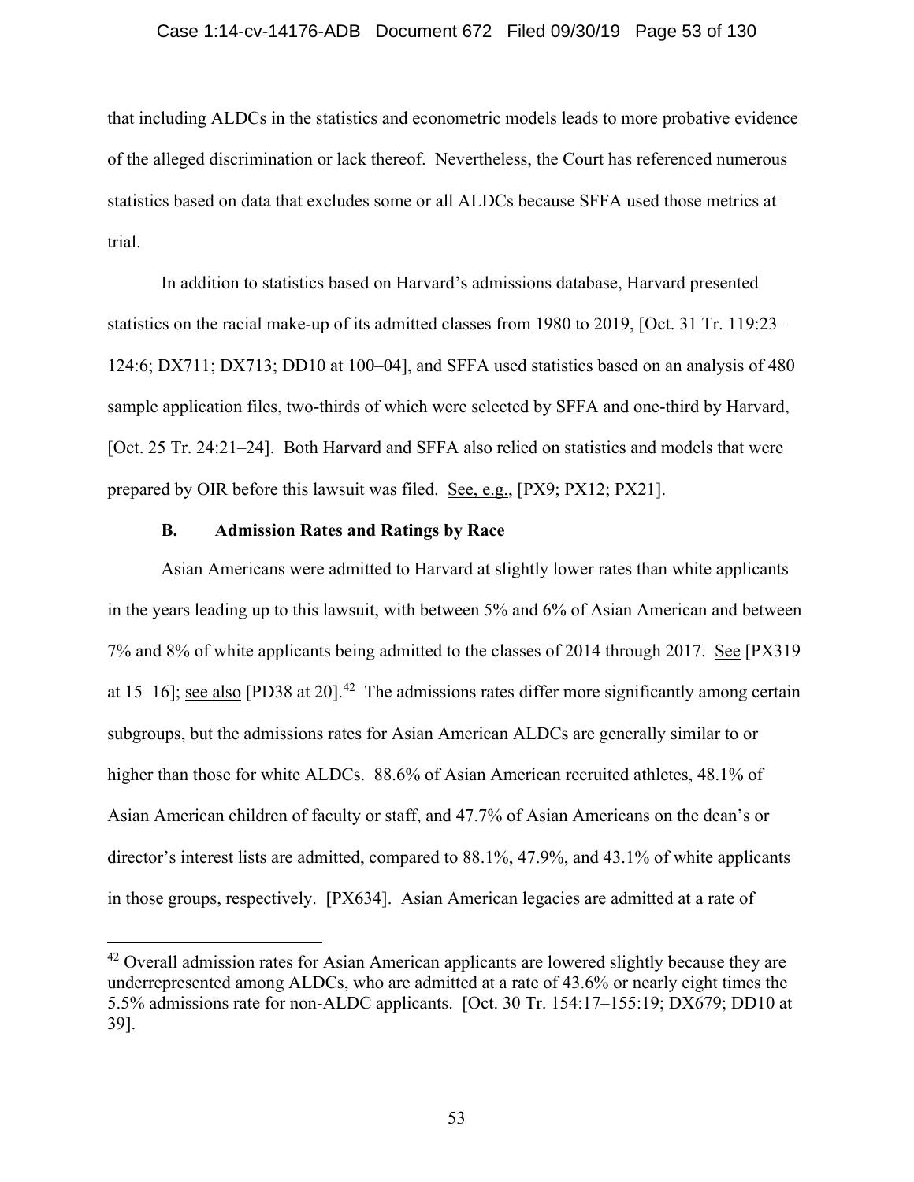that including ALDCs in the statistics and econometric models leads to more probative evidence of the alleged discrimination or lack thereof. Nevertheless, the Court has referenced numerous statistics based on data that excludes some or all ALDCs because SFFA used those metrics at trial.

In addition to statistics based on Harvard's admissions database, Harvard presented statistics on the racial make-up of its admitted classes from 1980 to 2019, [Oct. 31 Tr. 119:23–124:6; DX711; DX713; DD10 at 100–04], and SFFA used statistics based on an analysis of 480 sample application files, two-thirds of which were selected by SFFA and one-third by Harvard, [Oct. 25 Tr. 24:21–24]. Both Harvard and SFFA also relied on statistics and models that were prepared by OIR before this lawsuit was filed. See, e.g., [PX9; PX12; PX21].

### B. Admission Rates and Ratings by Race

Asian Americans were admitted to Harvard at slightly lower rates than white applicants in the years leading up to this lawsuit, with between 5% and 6% of Asian American and between 7% and 8% of white applicants being admitted to the classes of 2014 through 2017. See [PX319 at 15–16]; see also [PD38 at 20].[42] The admissions rates differ more significantly among certain subgroups, but the admissions rates for Asian American ALDCs are generally similar to or higher than those for white ALDCs. 88.6% of Asian American recruited athletes, 48.1% of Asian American children of faculty or staff, and 47.7% of Asian Americans on the dean's or director's interest lists are admitted, compared to 88.1%, 47.9%, and 43.1% of white applicants in those groups, respectively. [PX634]. Asian American legacies are admitted at a rate of

[42] Overall admission rates for Asian American applicants are lowered slightly because they are underrepresented among ALDCs, who are admitted at a rate of 43.6% or nearly eight times the 5.5% admissions rate for non-ALDC applicants. [Oct. 30 Tr. 154:17–155:19; DX679; DD10 at 39].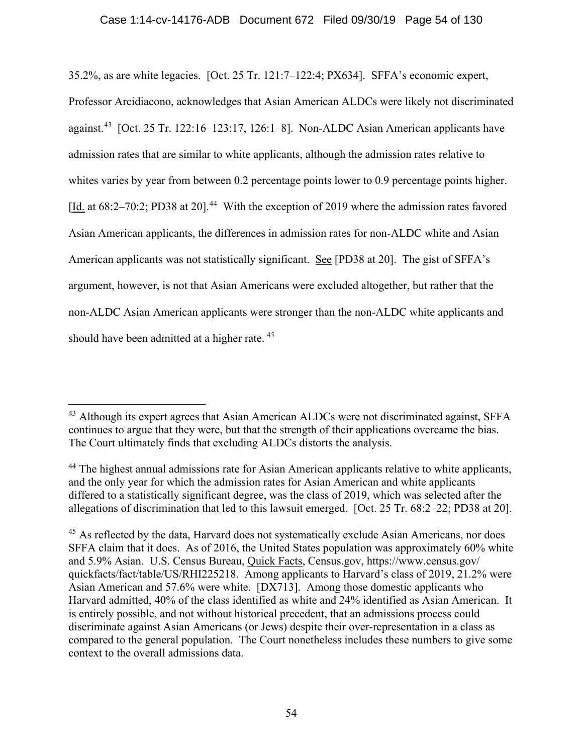35.2%, as are white legacies. [Oct. 25 Tr. 121:7–122:4; PX634]. SFFA's economic expert, Professor Arcidiacono, acknowledges that Asian American ALDCs were likely not discriminated against.[43] [Oct. 25 Tr. 122:16–123:17, 126:1–8]. Non-ALDC Asian American applicants have admission rates that are similar to white applicants, although the admission rates relative to whites varies by year from between 0.2 percentage points lower to 0.9 percentage points higher. [Id. at 68:2–70:2; PD38 at 20].[44] With the exception of 2019 where the admission rates favored Asian American applicants, the differences in admission rates for non-ALDC white and Asian American applicants was not statistically significant. See [PD38 at 20]. The gist of SFFA's argument, however, is not that Asian Americans were excluded altogether, but rather that the non-ALDC Asian American applicants were stronger than the non-ALDC white applicants and should have been admitted at a higher rate. [45]

---

[43] Although its expert agrees that Asian American ALDCs were not discriminated against, SFFA continues to argue that they were, but that the strength of their applications overcame the bias. The Court ultimately finds that excluding ALDCs distorts the analysis.

[44] The highest annual admissions rate for Asian American applicants relative to white applicants, and the only year for which the admission rates for Asian American and white applicants differed to a statistically significant degree, was the class of 2019, which was selected after the allegations of discrimination that led to this lawsuit emerged. [Oct. 25 Tr. 68:2–22; PD38 at 20].

[45] As reflected by the data, Harvard does not systematically exclude Asian Americans, nor does SFFA claim that it does. As of 2016, the United States population was approximately 60% white and 5.9% Asian. U.S. Census Bureau, Quick Facts, Census.gov, https://www.census.gov/quickfacts/fact/table/US/RHI225218. Among applicants to Harvard's class of 2019, 21.2% were Asian American and 57.6% were white. [DX713]. Among those domestic applicants who Harvard admitted, 40% of the class identified as white and 24% identified as Asian American. It is entirely possible, and not without historical precedent, that an admissions process could discriminate against Asian Americans (or Jews) despite their over-representation in a class as compared to the general population. The Court nonetheless includes these numbers to give some context to the overall admissions data.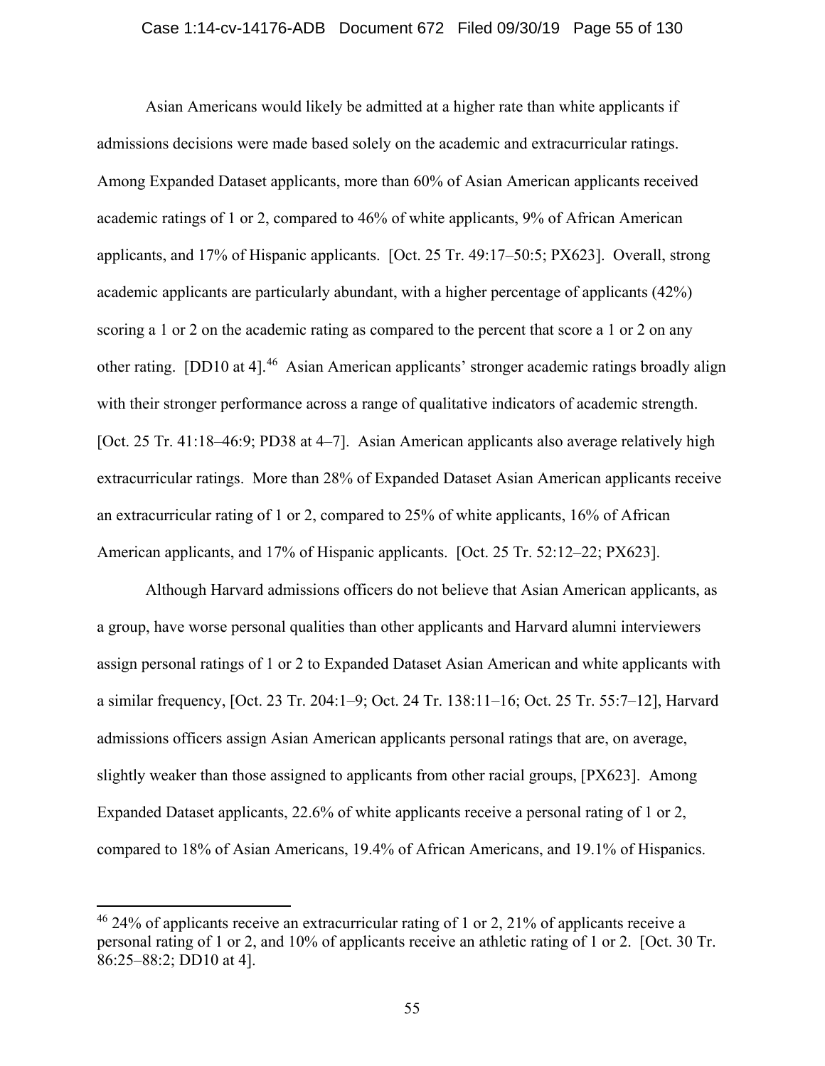Asian Americans would likely be admitted at a higher rate than white applicants if admissions decisions were made based solely on the academic and extracurricular ratings. Among Expanded Dataset applicants, more than 60% of Asian American applicants received academic ratings of 1 or 2, compared to 46% of white applicants, 9% of African American applicants, and 17% of Hispanic applicants. [Oct. 25 Tr. 49:17–50:5; PX623]. Overall, strong academic applicants are particularly abundant, with a higher percentage of applicants (42%) scoring a 1 or 2 on the academic rating as compared to the percent that score a 1 or 2 on any other rating. [DD10 at 4].[46] Asian American applicants' stronger academic ratings broadly align with their stronger performance across a range of qualitative indicators of academic strength. [Oct. 25 Tr. 41:18–46:9; PD38 at 4–7]. Asian American applicants also average relatively high extracurricular ratings. More than 28% of Expanded Dataset Asian American applicants receive an extracurricular rating of 1 or 2, compared to 25% of white applicants, 16% of African American applicants, and 17% of Hispanic applicants. [Oct. 25 Tr. 52:12–22; PX623].

Although Harvard admissions officers do not believe that Asian American applicants, as a group, have worse personal qualities than other applicants and Harvard alumni interviewers assign personal ratings of 1 or 2 to Expanded Dataset Asian American and white applicants with a similar frequency, [Oct. 23 Tr. 204:1–9; Oct. 24 Tr. 138:11–16; Oct. 25 Tr. 55:7–12], Harvard admissions officers assign Asian American applicants personal ratings that are, on average, slightly weaker than those assigned to applicants from other racial groups, [PX623]. Among Expanded Dataset applicants, 22.6% of white applicants receive a personal rating of 1 or 2, compared to 18% of Asian Americans, 19.4% of African Americans, and 19.1% of Hispanics.

---

[46] 24% of applicants receive an extracurricular rating of 1 or 2, 21% of applicants receive a personal rating of 1 or 2, and 10% of applicants receive an athletic rating of 1 or 2. [Oct. 30 Tr. 86:25–88:2; DD10 at 4].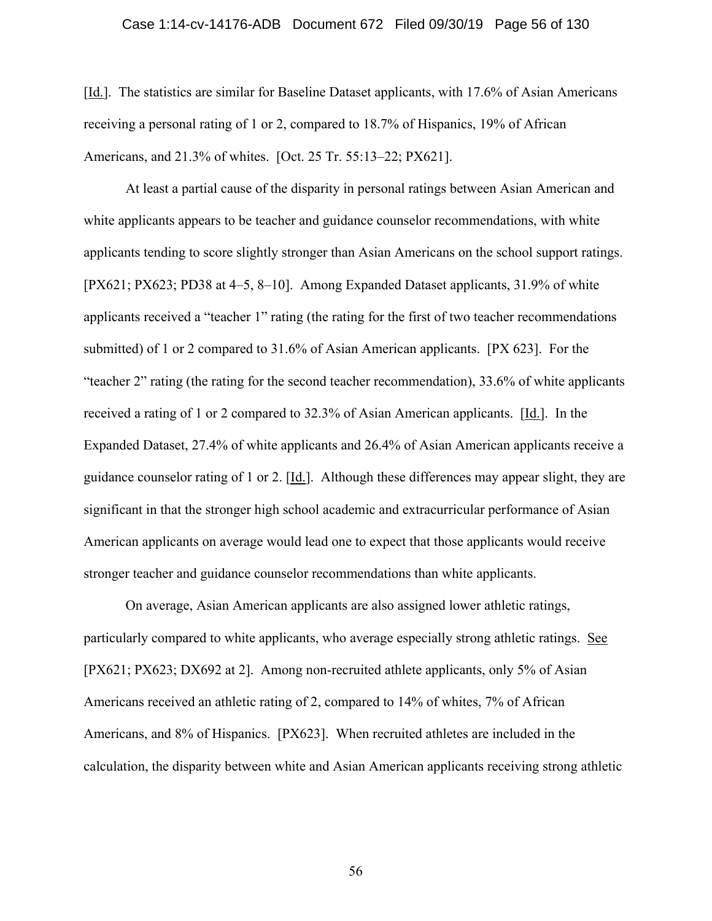[Id.]. The statistics are similar for Baseline Dataset applicants, with 17.6% of Asian Americans receiving a personal rating of 1 or 2, compared to 18.7% of Hispanics, 19% of African Americans, and 21.3% of whites. [Oct. 25 Tr. 55:13–22; PX621].

At least a partial cause of the disparity in personal ratings between Asian American and white applicants appears to be teacher and guidance counselor recommendations, with white applicants tending to score slightly stronger than Asian Americans on the school support ratings. [PX621; PX623; PD38 at 4–5, 8–10]. Among Expanded Dataset applicants, 31.9% of white applicants received a "teacher 1" rating (the rating for the first of two teacher recommendations submitted) of 1 or 2 compared to 31.6% of Asian American applicants. [PX 623]. For the "teacher 2" rating (the rating for the second teacher recommendation), 33.6% of white applicants received a rating of 1 or 2 compared to 32.3% of Asian American applicants. [Id.]. In the Expanded Dataset, 27.4% of white applicants and 26.4% of Asian American applicants receive a guidance counselor rating of 1 or 2. [Id.]. Although these differences may appear slight, they are significant in that the stronger high school academic and extracurricular performance of Asian American applicants on average would lead one to expect that those applicants would receive stronger teacher and guidance counselor recommendations than white applicants.

On average, Asian American applicants are also assigned lower athletic ratings, particularly compared to white applicants, who average especially strong athletic ratings. See [PX621; PX623; DX692 at 2]. Among non-recruited athlete applicants, only 5% of Asian Americans received an athletic rating of 2, compared to 14% of whites, 7% of African Americans, and 8% of Hispanics. [PX623]. When recruited athletes are included in the calculation, the disparity between white and Asian American applicants receiving strong athletic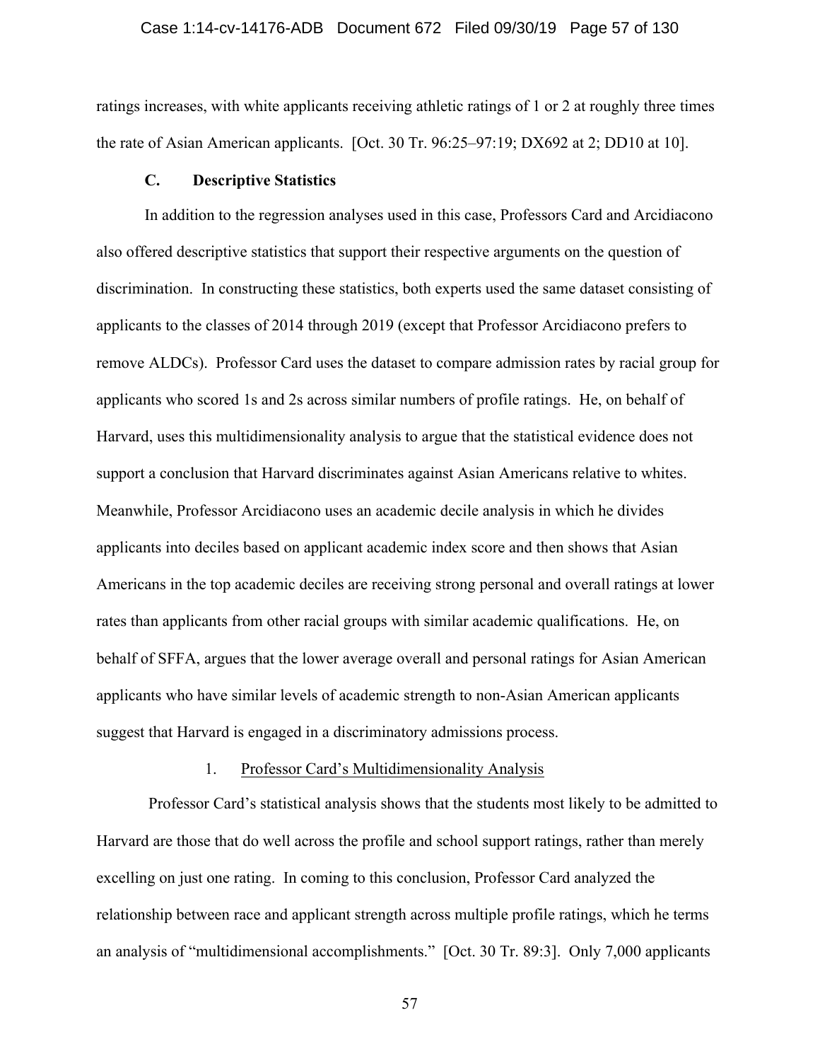ratings increases, with white applicants receiving athletic ratings of 1 or 2 at roughly three times the rate of Asian American applicants. [Oct. 30 Tr. 96:25–97:19; DX692 at 2; DD10 at 10].

### C. Descriptive Statistics

In addition to the regression analyses used in this case, Professors Card and Arcidiacono also offered descriptive statistics that support their respective arguments on the question of discrimination. In constructing these statistics, both experts used the same dataset consisting of applicants to the classes of 2014 through 2019 (except that Professor Arcidiacono prefers to remove ALDCs). Professor Card uses the dataset to compare admission rates by racial group for applicants who scored 1s and 2s across similar numbers of profile ratings. He, on behalf of Harvard, uses this multidimensionality analysis to argue that the statistical evidence does not support a conclusion that Harvard discriminates against Asian Americans relative to whites. Meanwhile, Professor Arcidiacono uses an academic decile analysis in which he divides applicants into deciles based on applicant academic index score and then shows that Asian Americans in the top academic deciles are receiving strong personal and overall ratings at lower rates than applicants from other racial groups with similar academic qualifications. He, on behalf of SFFA, argues that the lower average overall and personal ratings for Asian American applicants who have similar levels of academic strength to non-Asian American applicants suggest that Harvard is engaged in a discriminatory admissions process.

#### 1. Professor Card's Multidimensionality Analysis

Professor Card's statistical analysis shows that the students most likely to be admitted to Harvard are those that do well across the profile and school support ratings, rather than merely excelling on just one rating. In coming to this conclusion, Professor Card analyzed the relationship between race and applicant strength across multiple profile ratings, which he terms an analysis of "multidimensional accomplishments." [Oct. 30 Tr. 89:3]. Only 7,000 applicants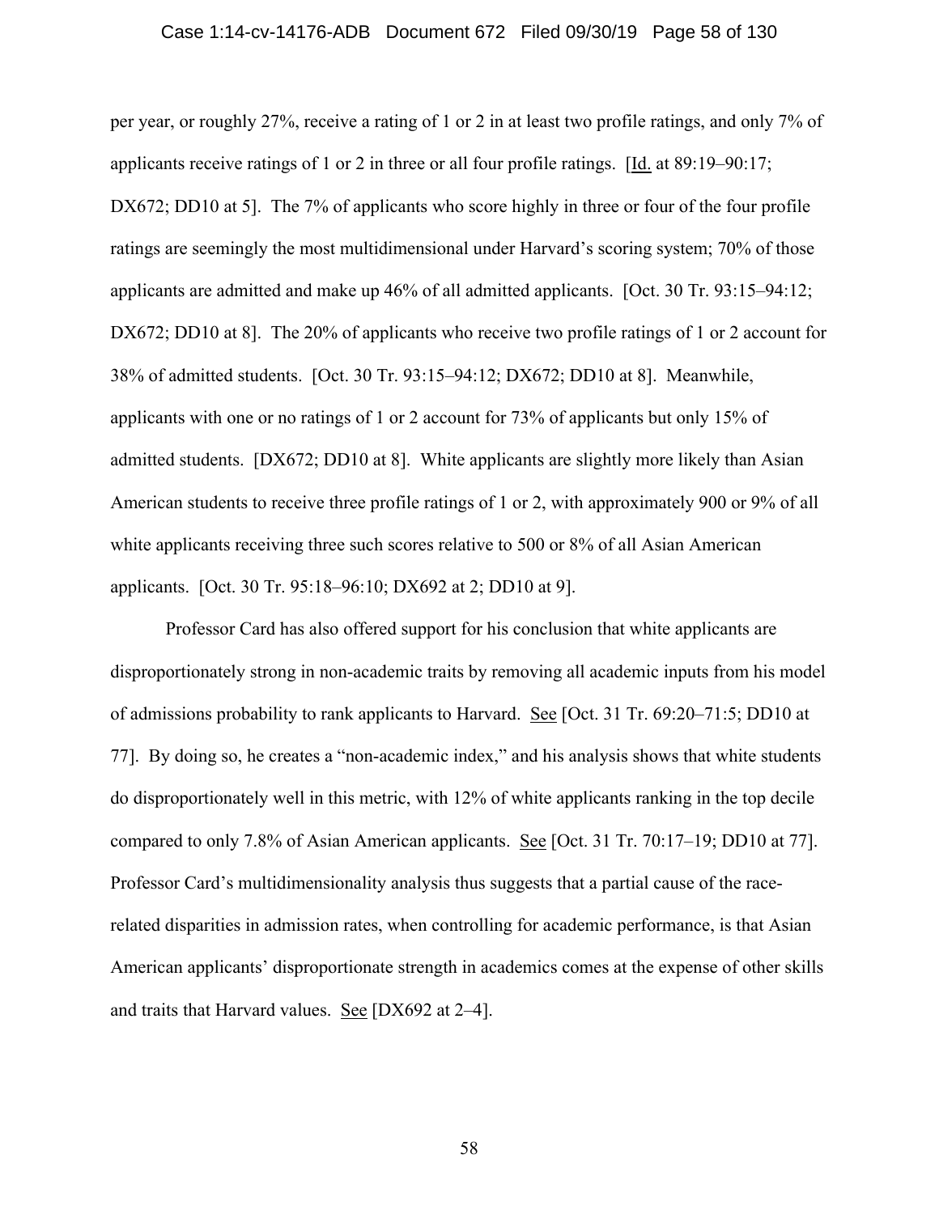per year, or roughly 27%, receive a rating of 1 or 2 in at least two profile ratings, and only 7% of applicants receive ratings of 1 or 2 in three or all four profile ratings. [Id. at 89:19–90:17; DX672; DD10 at 5]. The 7% of applicants who score highly in three or four of the four profile ratings are seemingly the most multidimensional under Harvard's scoring system; 70% of those applicants are admitted and make up 46% of all admitted applicants. [Oct. 30 Tr. 93:15–94:12; DX672; DD10 at 8]. The 20% of applicants who receive two profile ratings of 1 or 2 account for 38% of admitted students. [Oct. 30 Tr. 93:15–94:12; DX672; DD10 at 8]. Meanwhile, applicants with one or no ratings of 1 or 2 account for 73% of applicants but only 15% of admitted students. [DX672; DD10 at 8]. White applicants are slightly more likely than Asian American students to receive three profile ratings of 1 or 2, with approximately 900 or 9% of all white applicants receiving three such scores relative to 500 or 8% of all Asian American applicants. [Oct. 30 Tr. 95:18–96:10; DX692 at 2; DD10 at 9].

Professor Card has also offered support for his conclusion that white applicants are disproportionately strong in non-academic traits by removing all academic inputs from his model of admissions probability to rank applicants to Harvard. See [Oct. 31 Tr. 69:20–71:5; DD10 at 77]. By doing so, he creates a "non-academic index," and his analysis shows that white students do disproportionately well in this metric, with 12% of white applicants ranking in the top decile compared to only 7.8% of Asian American applicants. See [Oct. 31 Tr. 70:17–19; DD10 at 77]. Professor Card's multidimensionality analysis thus suggests that a partial cause of the race-related disparities in admission rates, when controlling for academic performance, is that Asian American applicants' disproportionate strength in academics comes at the expense of other skills and traits that Harvard values. See [DX692 at 2–4].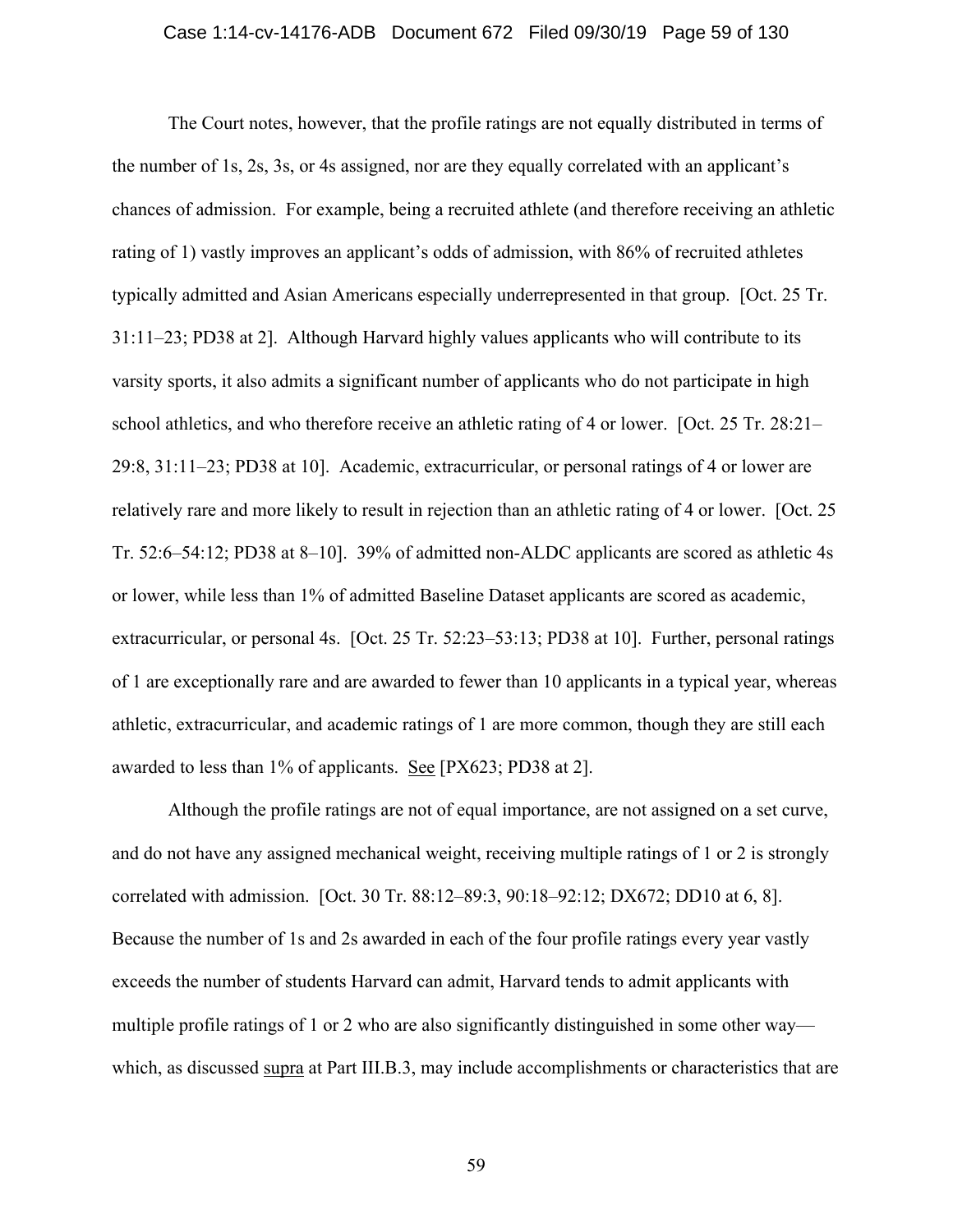The Court notes, however, that the profile ratings are not equally distributed in terms of the number of 1s, 2s, 3s, or 4s assigned, nor are they equally correlated with an applicant's chances of admission. For example, being a recruited athlete (and therefore receiving an athletic rating of 1) vastly improves an applicant's odds of admission, with 86% of recruited athletes typically admitted and Asian Americans especially underrepresented in that group. [Oct. 25 Tr. 31:11–23; PD38 at 2]. Although Harvard highly values applicants who will contribute to its varsity sports, it also admits a significant number of applicants who do not participate in high school athletics, and who therefore receive an athletic rating of 4 or lower. [Oct. 25 Tr. 28:21–29:8, 31:11–23; PD38 at 10]. Academic, extracurricular, or personal ratings of 4 or lower are relatively rare and more likely to result in rejection than an athletic rating of 4 or lower. [Oct. 25 Tr. 52:6–54:12; PD38 at 8–10]. 39% of admitted non-ALDC applicants are scored as athletic 4s or lower, while less than 1% of admitted Baseline Dataset applicants are scored as academic, extracurricular, or personal 4s. [Oct. 25 Tr. 52:23–53:13; PD38 at 10]. Further, personal ratings of 1 are exceptionally rare and are awarded to fewer than 10 applicants in a typical year, whereas athletic, extracurricular, and academic ratings of 1 are more common, though they are still each awarded to less than 1% of applicants. See [PX623; PD38 at 2].

Although the profile ratings are not of equal importance, are not assigned on a set curve, and do not have any assigned mechanical weight, receiving multiple ratings of 1 or 2 is strongly correlated with admission. [Oct. 30 Tr. 88:12–89:3, 90:18–92:12; DX672; DD10 at 6, 8]. Because the number of 1s and 2s awarded in each of the four profile ratings every year vastly exceeds the number of students Harvard can admit, Harvard tends to admit applicants with multiple profile ratings of 1 or 2 who are also significantly distinguished in some other way—which, as discussed supra at Part III.B.3, may include accomplishments or characteristics that are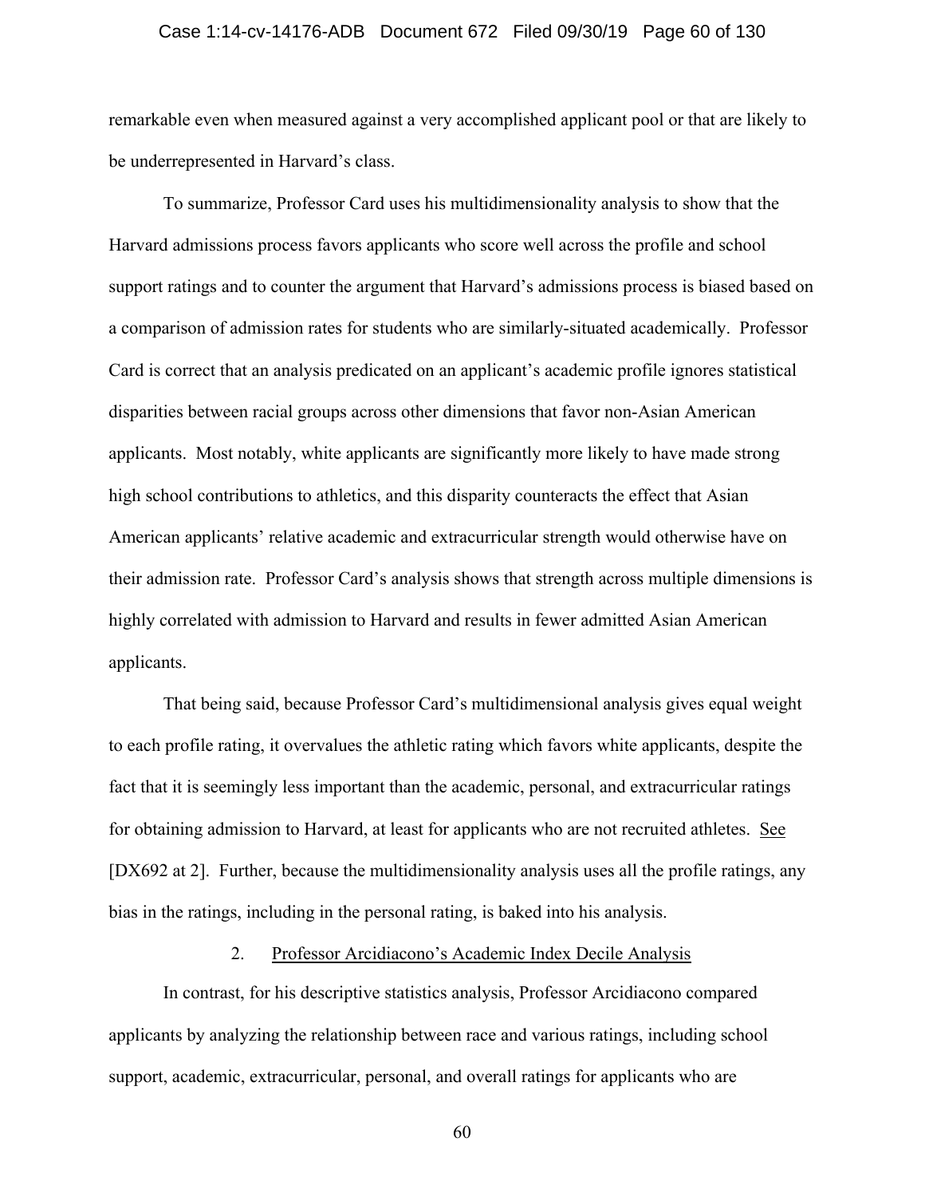remarkable even when measured against a very accomplished applicant pool or that are likely to be underrepresented in Harvard's class.

To summarize, Professor Card uses his multidimensionality analysis to show that the Harvard admissions process favors applicants who score well across the profile and school support ratings and to counter the argument that Harvard's admissions process is biased based on a comparison of admission rates for students who are similarly-situated academically. Professor Card is correct that an analysis predicated on an applicant's academic profile ignores statistical disparities between racial groups across other dimensions that favor non-Asian American applicants. Most notably, white applicants are significantly more likely to have made strong high school contributions to athletics, and this disparity counteracts the effect that Asian American applicants' relative academic and extracurricular strength would otherwise have on their admission rate. Professor Card's analysis shows that strength across multiple dimensions is highly correlated with admission to Harvard and results in fewer admitted Asian American applicants.

That being said, because Professor Card's multidimensional analysis gives equal weight to each profile rating, it overvalues the athletic rating which favors white applicants, despite the fact that it is seemingly less important than the academic, personal, and extracurricular ratings for obtaining admission to Harvard, at least for applicants who are not recruited athletes. See [DX692 at 2]. Further, because the multidimensionality analysis uses all the profile ratings, any bias in the ratings, including in the personal rating, is baked into his analysis.

### 2. Professor Arcidiacono's Academic Index Decile Analysis

In contrast, for his descriptive statistics analysis, Professor Arcidiacono compared applicants by analyzing the relationship between race and various ratings, including school support, academic, extracurricular, personal, and overall ratings for applicants who are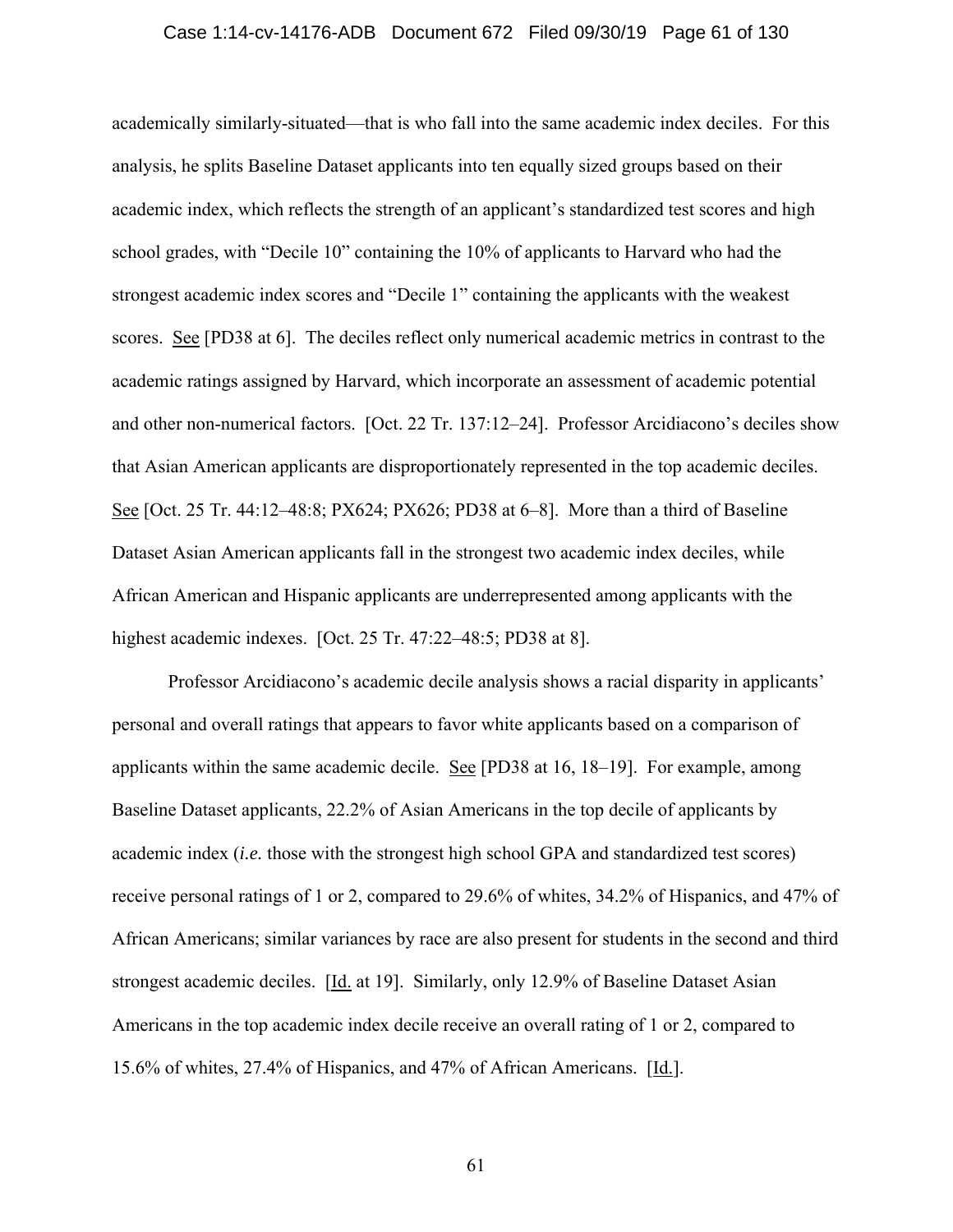academically similarly-situated—that is who fall into the same academic index deciles. For this analysis, he splits Baseline Dataset applicants into ten equally sized groups based on their academic index, which reflects the strength of an applicant's standardized test scores and high school grades, with "Decile 10" containing the 10% of applicants to Harvard who had the strongest academic index scores and "Decile 1" containing the applicants with the weakest scores. See [PD38 at 6]. The deciles reflect only numerical academic metrics in contrast to the academic ratings assigned by Harvard, which incorporate an assessment of academic potential and other non-numerical factors. [Oct. 22 Tr. 137:12–24]. Professor Arcidiacono's deciles show that Asian American applicants are disproportionately represented in the top academic deciles. See [Oct. 25 Tr. 44:12–48:8; PX624; PX626; PD38 at 6–8]. More than a third of Baseline Dataset Asian American applicants fall in the strongest two academic index deciles, while African American and Hispanic applicants are underrepresented among applicants with the highest academic indexes. [Oct. 25 Tr. 47:22–48:5; PD38 at 8].

Professor Arcidiacono's academic decile analysis shows a racial disparity in applicants' personal and overall ratings that appears to favor white applicants based on a comparison of applicants within the same academic decile. See [PD38 at 16, 18–19]. For example, among Baseline Dataset applicants, 22.2% of Asian Americans in the top decile of applicants by academic index (*i.e.* those with the strongest high school GPA and standardized test scores) receive personal ratings of 1 or 2, compared to 29.6% of whites, 34.2% of Hispanics, and 47% of African Americans; similar variances by race are also present for students in the second and third strongest academic deciles. [Id. at 19]. Similarly, only 12.9% of Baseline Dataset Asian Americans in the top academic index decile receive an overall rating of 1 or 2, compared to 15.6% of whites, 27.4% of Hispanics, and 47% of African Americans. [Id.].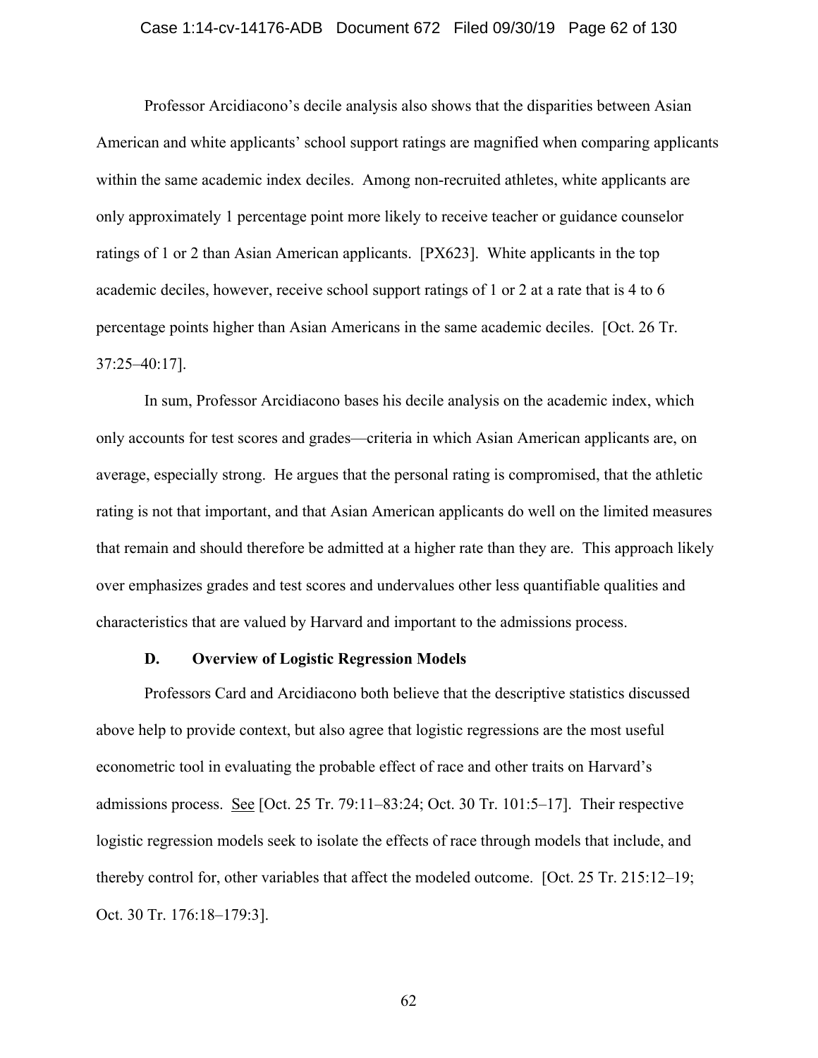Professor Arcidiacono's decile analysis also shows that the disparities between Asian American and white applicants' school support ratings are magnified when comparing applicants within the same academic index deciles. Among non-recruited athletes, white applicants are only approximately 1 percentage point more likely to receive teacher or guidance counselor ratings of 1 or 2 than Asian American applicants. [PX623]. White applicants in the top academic deciles, however, receive school support ratings of 1 or 2 at a rate that is 4 to 6 percentage points higher than Asian Americans in the same academic deciles. [Oct. 26 Tr. 37:25–40:17].

In sum, Professor Arcidiacono bases his decile analysis on the academic index, which only accounts for test scores and grades—criteria in which Asian American applicants are, on average, especially strong. He argues that the personal rating is compromised, that the athletic rating is not that important, and that Asian American applicants do well on the limited measures that remain and should therefore be admitted at a higher rate than they are. This approach likely over emphasizes grades and test scores and undervalues other less quantifiable qualities and characteristics that are valued by Harvard and important to the admissions process.

### D. Overview of Logistic Regression Models

Professors Card and Arcidiacono both believe that the descriptive statistics discussed above help to provide context, but also agree that logistic regressions are the most useful econometric tool in evaluating the probable effect of race and other traits on Harvard's admissions process. See [Oct. 25 Tr. 79:11–83:24; Oct. 30 Tr. 101:5–17]. Their respective logistic regression models seek to isolate the effects of race through models that include, and thereby control for, other variables that affect the modeled outcome. [Oct. 25 Tr. 215:12–19; Oct. 30 Tr. 176:18–179:3].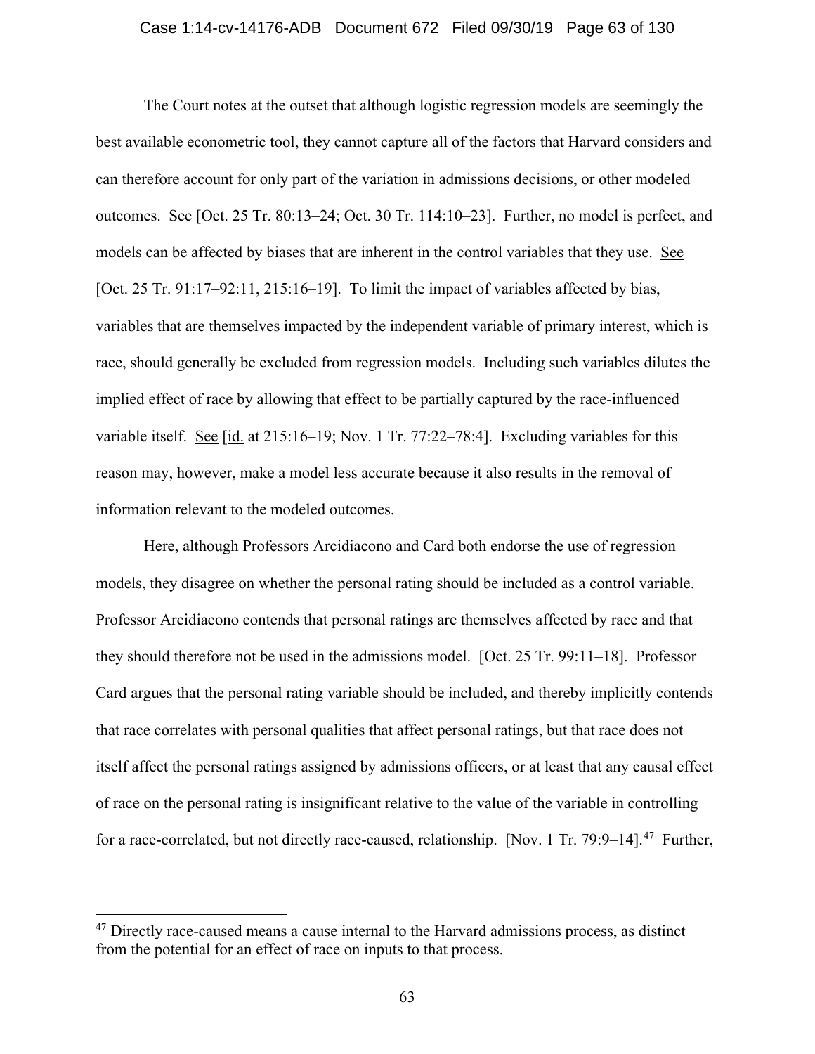The Court notes at the outset that although logistic regression models are seemingly the best available econometric tool, they cannot capture all of the factors that Harvard considers and can therefore account for only part of the variation in admissions decisions, or other modeled outcomes. See [Oct. 25 Tr. 80:13–24; Oct. 30 Tr. 114:10–23]. Further, no model is perfect, and models can be affected by biases that are inherent in the control variables that they use. See [Oct. 25 Tr. 91:17–92:11, 215:16–19]. To limit the impact of variables affected by bias, variables that are themselves impacted by the independent variable of primary interest, which is race, should generally be excluded from regression models. Including such variables dilutes the implied effect of race by allowing that effect to be partially captured by the race-influenced variable itself. See [id. at 215:16–19; Nov. 1 Tr. 77:22–78:4]. Excluding variables for this reason may, however, make a model less accurate because it also results in the removal of information relevant to the modeled outcomes.

Here, although Professors Arcidiacono and Card both endorse the use of regression models, they disagree on whether the personal rating should be included as a control variable. Professor Arcidiacono contends that personal ratings are themselves affected by race and that they should therefore not be used in the admissions model. [Oct. 25 Tr. 99:11–18]. Professor Card argues that the personal rating variable should be included, and thereby implicitly contends that race correlates with personal qualities that affect personal ratings, but that race does not itself affect the personal ratings assigned by admissions officers, or at least that any causal effect of race on the personal rating is insignificant relative to the value of the variable in controlling for a race-correlated, but not directly race-caused, relationship. [Nov. 1 Tr. 79:9–14].[47] Further,

---

[47] Directly race-caused means a cause internal to the Harvard admissions process, as distinct from the potential for an effect of race on inputs to that process.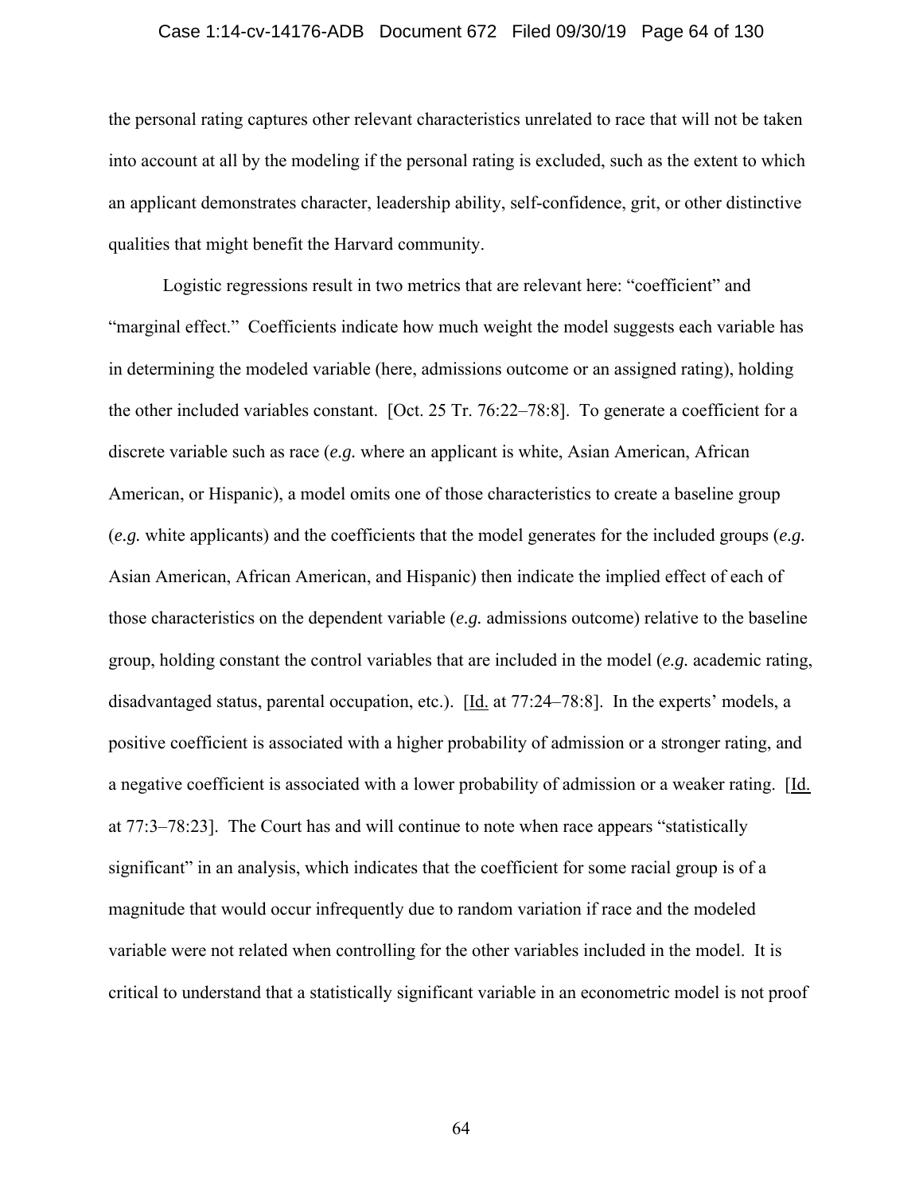the personal rating captures other relevant characteristics unrelated to race that will not be taken into account at all by the modeling if the personal rating is excluded, such as the extent to which an applicant demonstrates character, leadership ability, self-confidence, grit, or other distinctive qualities that might benefit the Harvard community.

Logistic regressions result in two metrics that are relevant here: "coefficient" and "marginal effect." Coefficients indicate how much weight the model suggests each variable has in determining the modeled variable (here, admissions outcome or an assigned rating), holding the other included variables constant. [Oct. 25 Tr. 76:22–78:8]. To generate a coefficient for a discrete variable such as race (*e.g.* where an applicant is white, Asian American, African American, or Hispanic), a model omits one of those characteristics to create a baseline group (*e.g.* white applicants) and the coefficients that the model generates for the included groups (*e.g.* Asian American, African American, and Hispanic) then indicate the implied effect of each of those characteristics on the dependent variable (*e.g.* admissions outcome) relative to the baseline group, holding constant the control variables that are included in the model (*e.g.* academic rating, disadvantaged status, parental occupation, etc.). [Id. at 77:24–78:8]. In the experts' models, a positive coefficient is associated with a higher probability of admission or a stronger rating, and a negative coefficient is associated with a lower probability of admission or a weaker rating. [Id. at 77:3–78:23]. The Court has and will continue to note when race appears "statistically significant" in an analysis, which indicates that the coefficient for some racial group is of a magnitude that would occur infrequently due to random variation if race and the modeled variable were not related when controlling for the other variables included in the model. It is critical to understand that a statistically significant variable in an econometric model is not proof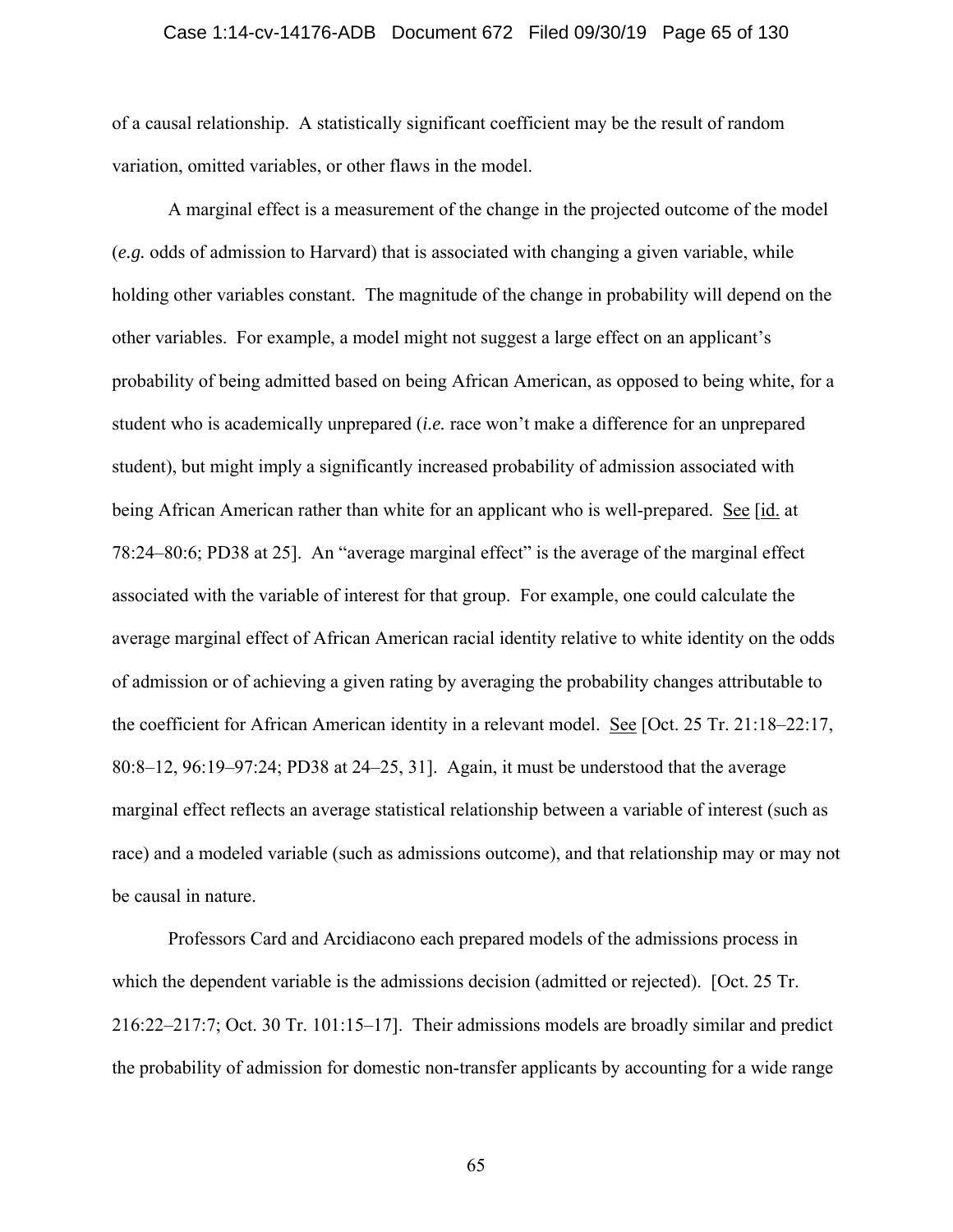of a causal relationship. A statistically significant coefficient may be the result of random variation, omitted variables, or other flaws in the model.

A marginal effect is a measurement of the change in the projected outcome of the model (*e.g.* odds of admission to Harvard) that is associated with changing a given variable, while holding other variables constant. The magnitude of the change in probability will depend on the other variables. For example, a model might not suggest a large effect on an applicant's probability of being admitted based on being African American, as opposed to being white, for a student who is academically unprepared (*i.e.* race won't make a difference for an unprepared student), but might imply a significantly increased probability of admission associated with being African American rather than white for an applicant who is well-prepared. See [id. at 78:24–80:6; PD38 at 25]. An "average marginal effect" is the average of the marginal effect associated with the variable of interest for that group. For example, one could calculate the average marginal effect of African American racial identity relative to white identity on the odds of admission or of achieving a given rating by averaging the probability changes attributable to the coefficient for African American identity in a relevant model. See [Oct. 25 Tr. 21:18–22:17, 80:8–12, 96:19–97:24; PD38 at 24–25, 31]. Again, it must be understood that the average marginal effect reflects an average statistical relationship between a variable of interest (such as race) and a modeled variable (such as admissions outcome), and that relationship may or may not be causal in nature.

Professors Card and Arcidiacono each prepared models of the admissions process in which the dependent variable is the admissions decision (admitted or rejected). [Oct. 25 Tr. 216:22–217:7; Oct. 30 Tr. 101:15–17]. Their admissions models are broadly similar and predict the probability of admission for domestic non-transfer applicants by accounting for a wide range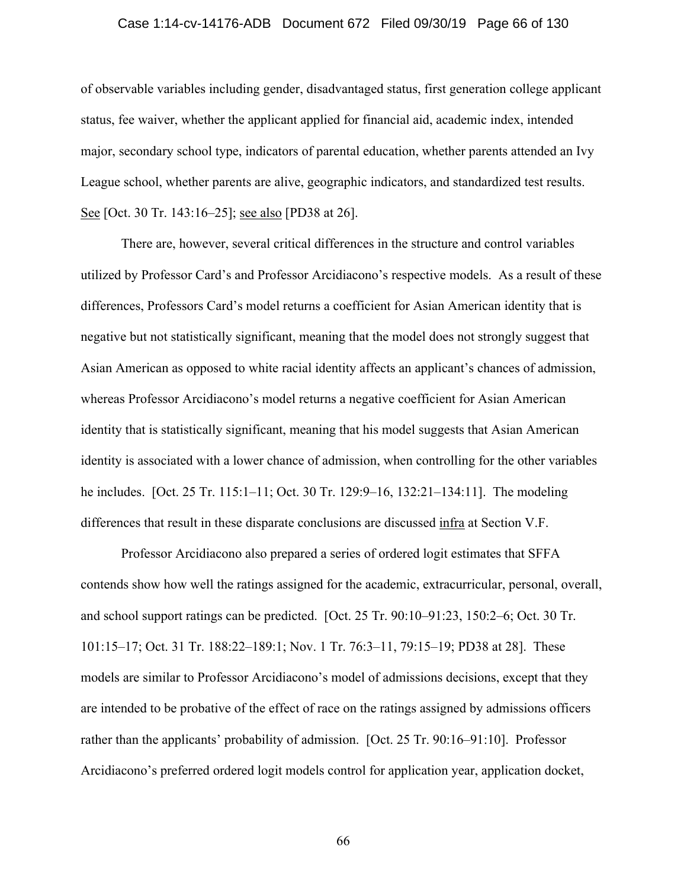of observable variables including gender, disadvantaged status, first generation college applicant status, fee waiver, whether the applicant applied for financial aid, academic index, intended major, secondary school type, indicators of parental education, whether parents attended an Ivy League school, whether parents are alive, geographic indicators, and standardized test results. See [Oct. 30 Tr. 143:16–25]; see also [PD38 at 26].

There are, however, several critical differences in the structure and control variables utilized by Professor Card's and Professor Arcidiacono's respective models. As a result of these differences, Professors Card's model returns a coefficient for Asian American identity that is negative but not statistically significant, meaning that the model does not strongly suggest that Asian American as opposed to white racial identity affects an applicant's chances of admission, whereas Professor Arcidiacono's model returns a negative coefficient for Asian American identity that is statistically significant, meaning that his model suggests that Asian American identity is associated with a lower chance of admission, when controlling for the other variables he includes. [Oct. 25 Tr. 115:1–11; Oct. 30 Tr. 129:9–16, 132:21–134:11]. The modeling differences that result in these disparate conclusions are discussed infra at Section V.F.

Professor Arcidiacono also prepared a series of ordered logit estimates that SFFA contends show how well the ratings assigned for the academic, extracurricular, personal, overall, and school support ratings can be predicted. [Oct. 25 Tr. 90:10–91:23, 150:2–6; Oct. 30 Tr. 101:15–17; Oct. 31 Tr. 188:22–189:1; Nov. 1 Tr. 76:3–11, 79:15–19; PD38 at 28]. These models are similar to Professor Arcidiacono's model of admissions decisions, except that they are intended to be probative of the effect of race on the ratings assigned by admissions officers rather than the applicants' probability of admission. [Oct. 25 Tr. 90:16–91:10]. Professor Arcidiacono's preferred ordered logit models control for application year, application docket,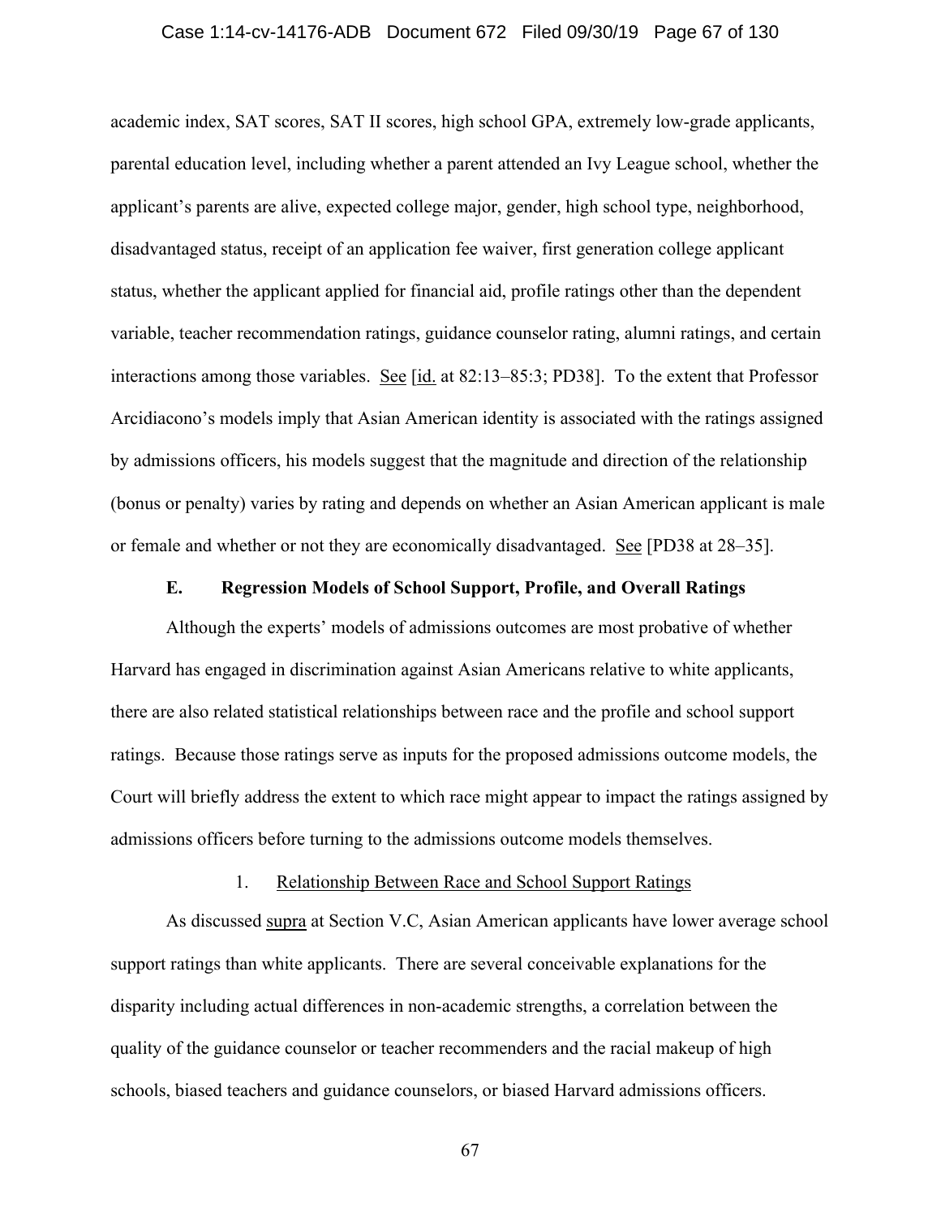academic index, SAT scores, SAT II scores, high school GPA, extremely low-grade applicants, parental education level, including whether a parent attended an Ivy League school, whether the applicant's parents are alive, expected college major, gender, high school type, neighborhood, disadvantaged status, receipt of an application fee waiver, first generation college applicant status, whether the applicant applied for financial aid, profile ratings other than the dependent variable, teacher recommendation ratings, guidance counselor rating, alumni ratings, and certain interactions among those variables. See [id. at 82:13–85:3; PD38]. To the extent that Professor Arcidiacono's models imply that Asian American identity is associated with the ratings assigned by admissions officers, his models suggest that the magnitude and direction of the relationship (bonus or penalty) varies by rating and depends on whether an Asian American applicant is male or female and whether or not they are economically disadvantaged. See [PD38 at 28–35].

### E. Regression Models of School Support, Profile, and Overall Ratings

Although the experts' models of admissions outcomes are most probative of whether Harvard has engaged in discrimination against Asian Americans relative to white applicants, there are also related statistical relationships between race and the profile and school support ratings. Because those ratings serve as inputs for the proposed admissions outcome models, the Court will briefly address the extent to which race might appear to impact the ratings assigned by admissions officers before turning to the admissions outcome models themselves.

#### 1. Relationship Between Race and School Support Ratings

As discussed supra at Section V.C, Asian American applicants have lower average school support ratings than white applicants. There are several conceivable explanations for the disparity including actual differences in non-academic strengths, a correlation between the quality of the guidance counselor or teacher recommenders and the racial makeup of high schools, biased teachers and guidance counselors, or biased Harvard admissions officers.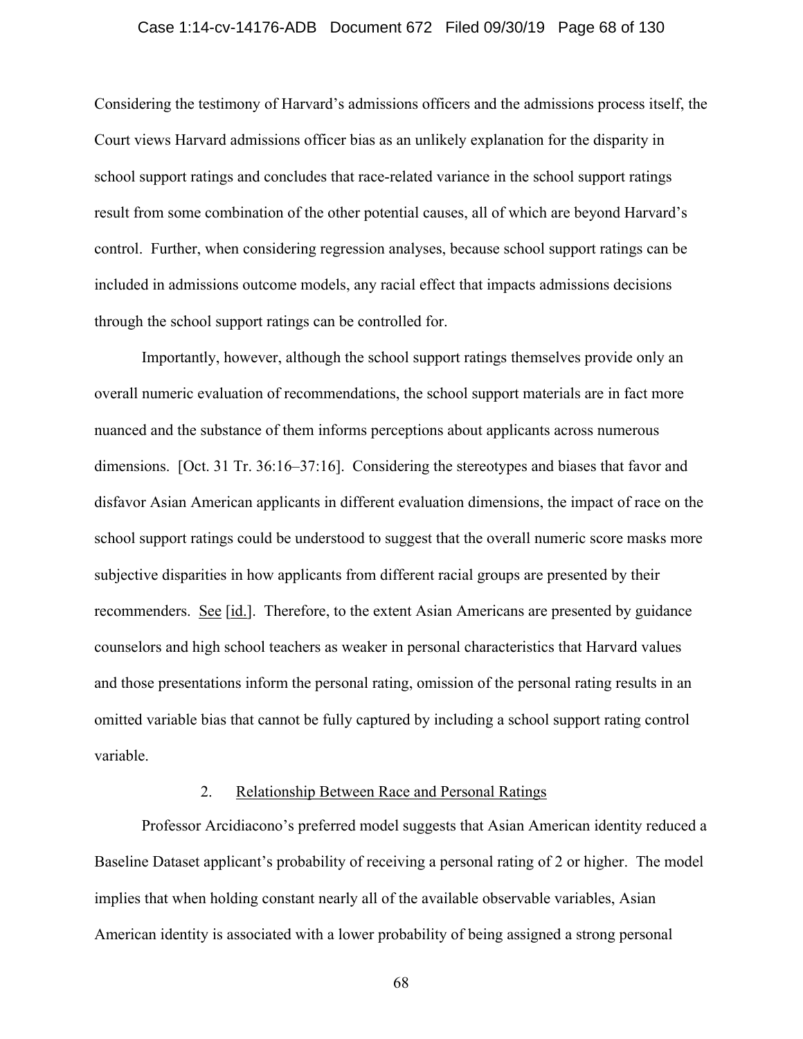Considering the testimony of Harvard's admissions officers and the admissions process itself, the Court views Harvard admissions officer bias as an unlikely explanation for the disparity in school support ratings and concludes that race-related variance in the school support ratings result from some combination of the other potential causes, all of which are beyond Harvard's control. Further, when considering regression analyses, because school support ratings can be included in admissions outcome models, any racial effect that impacts admissions decisions through the school support ratings can be controlled for.

Importantly, however, although the school support ratings themselves provide only an overall numeric evaluation of recommendations, the school support materials are in fact more nuanced and the substance of them informs perceptions about applicants across numerous dimensions. [Oct. 31 Tr. 36:16–37:16]. Considering the stereotypes and biases that favor and disfavor Asian American applicants in different evaluation dimensions, the impact of race on the school support ratings could be understood to suggest that the overall numeric score masks more subjective disparities in how applicants from different racial groups are presented by their recommenders. See [id.]. Therefore, to the extent Asian Americans are presented by guidance counselors and high school teachers as weaker in personal characteristics that Harvard values and those presentations inform the personal rating, omission of the personal rating results in an omitted variable bias that cannot be fully captured by including a school support rating control variable.

2. Relationship Between Race and Personal Ratings

Professor Arcidiacono's preferred model suggests that Asian American identity reduced a Baseline Dataset applicant's probability of receiving a personal rating of 2 or higher. The model implies that when holding constant nearly all of the available observable variables, Asian American identity is associated with a lower probability of being assigned a strong personal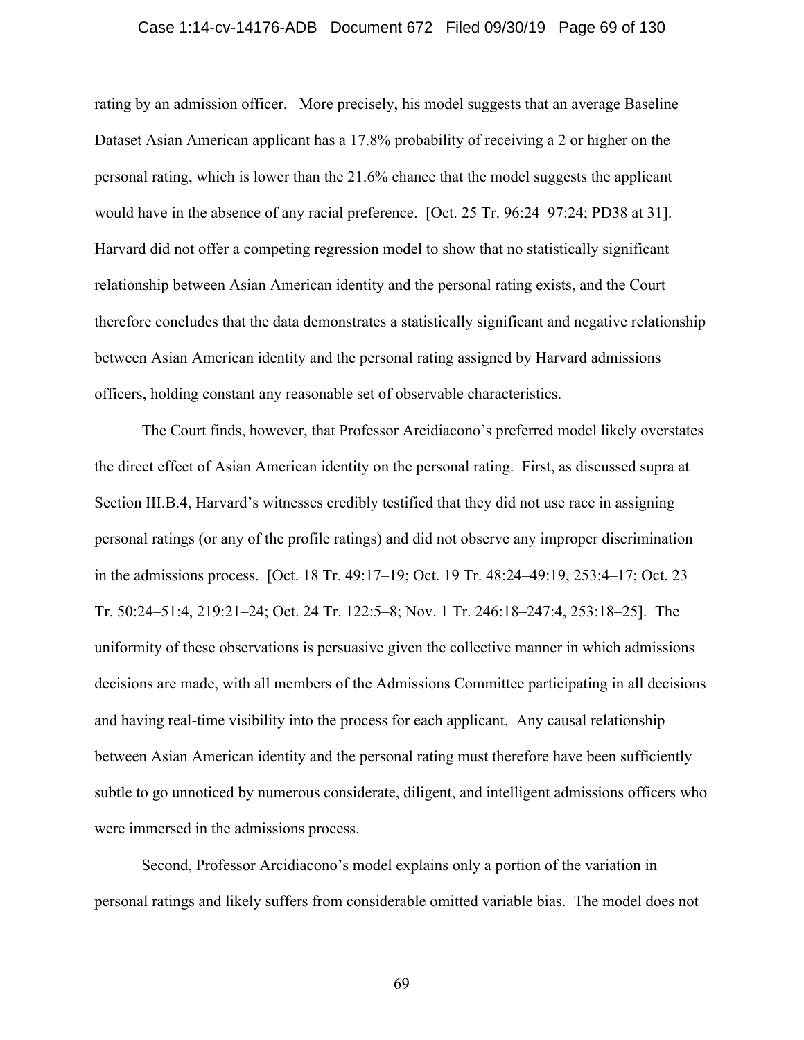rating by an admission officer. More precisely, his model suggests that an average Baseline Dataset Asian American applicant has a 17.8% probability of receiving a 2 or higher on the personal rating, which is lower than the 21.6% chance that the model suggests the applicant would have in the absence of any racial preference. [Oct. 25 Tr. 96:24–97:24; PD38 at 31]. Harvard did not offer a competing regression model to show that no statistically significant relationship between Asian American identity and the personal rating exists, and the Court therefore concludes that the data demonstrates a statistically significant and negative relationship between Asian American identity and the personal rating assigned by Harvard admissions officers, holding constant any reasonable set of observable characteristics.

The Court finds, however, that Professor Arcidiacono's preferred model likely overstates the direct effect of Asian American identity on the personal rating. First, as discussed supra at Section III.B.4, Harvard's witnesses credibly testified that they did not use race in assigning personal ratings (or any of the profile ratings) and did not observe any improper discrimination in the admissions process. [Oct. 18 Tr. 49:17–19; Oct. 19 Tr. 48:24–49:19, 253:4–17; Oct. 23 Tr. 50:24–51:4, 219:21–24; Oct. 24 Tr. 122:5–8; Nov. 1 Tr. 246:18–247:4, 253:18–25]. The uniformity of these observations is persuasive given the collective manner in which admissions decisions are made, with all members of the Admissions Committee participating in all decisions and having real-time visibility into the process for each applicant. Any causal relationship between Asian American identity and the personal rating must therefore have been sufficiently subtle to go unnoticed by numerous considerate, diligent, and intelligent admissions officers who were immersed in the admissions process.

Second, Professor Arcidiacono's model explains only a portion of the variation in personal ratings and likely suffers from considerable omitted variable bias. The model does not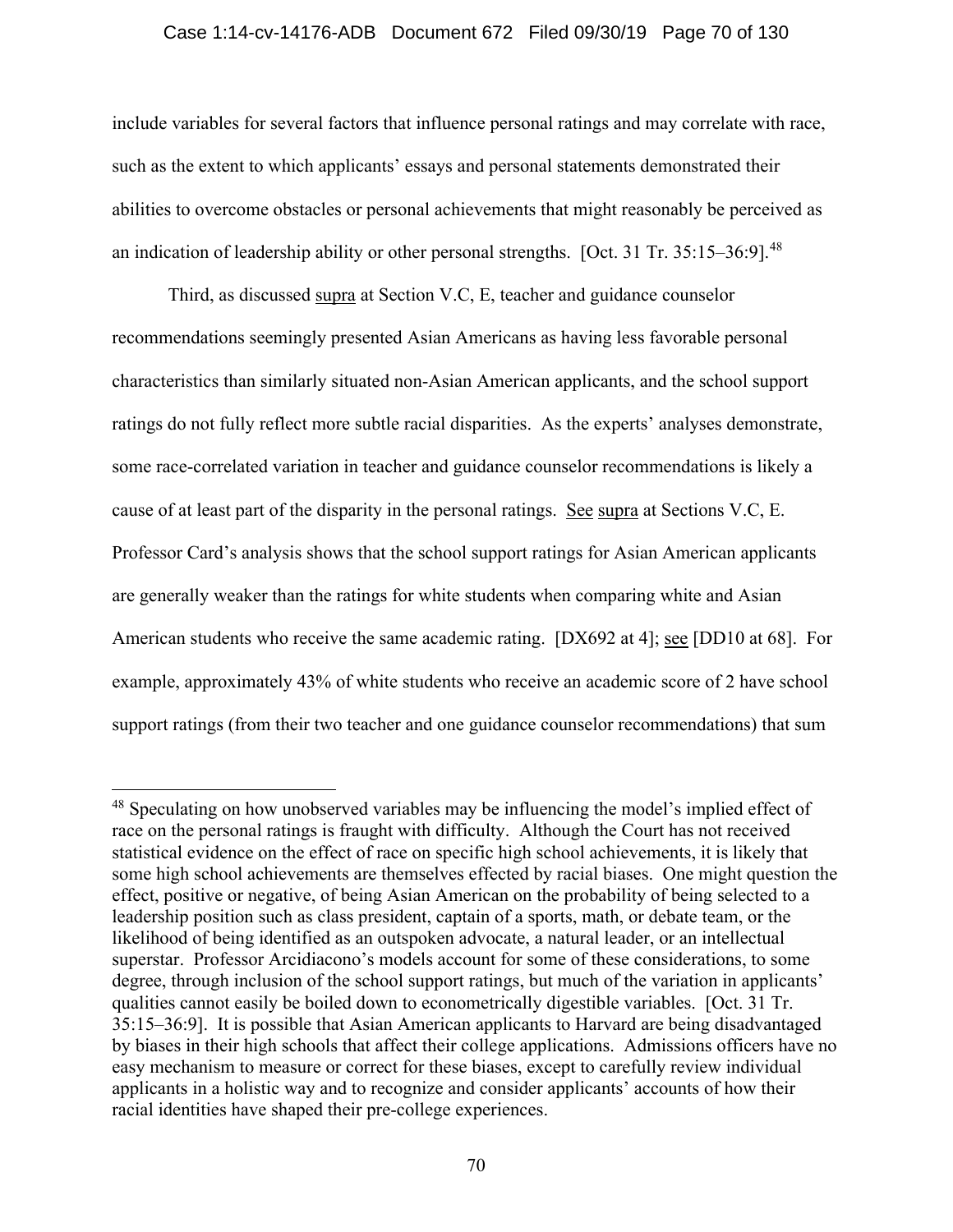include variables for several factors that influence personal ratings and may correlate with race, such as the extent to which applicants' essays and personal statements demonstrated their abilities to overcome obstacles or personal achievements that might reasonably be perceived as an indication of leadership ability or other personal strengths. [Oct. 31 Tr. 35:15–36:9].[48]

Third, as discussed supra at Section V.C, E, teacher and guidance counselor recommendations seemingly presented Asian Americans as having less favorable personal characteristics than similarly situated non-Asian American applicants, and the school support ratings do not fully reflect more subtle racial disparities. As the experts' analyses demonstrate, some race-correlated variation in teacher and guidance counselor recommendations is likely a cause of at least part of the disparity in the personal ratings. See supra at Sections V.C, E. Professor Card's analysis shows that the school support ratings for Asian American applicants are generally weaker than the ratings for white students when comparing white and Asian American students who receive the same academic rating. [DX692 at 4]; see [DD10 at 68]. For example, approximately 43% of white students who receive an academic score of 2 have school support ratings (from their two teacher and one guidance counselor recommendations) that sum

---

[48] Speculating on how unobserved variables may be influencing the model's implied effect of race on the personal ratings is fraught with difficulty. Although the Court has not received statistical evidence on the effect of race on specific high school achievements, it is likely that some high school achievements are themselves effected by racial biases. One might question the effect, positive or negative, of being Asian American on the probability of being selected to a leadership position such as class president, captain of a sports, math, or debate team, or the likelihood of being identified as an outspoken advocate, a natural leader, or an intellectual superstar. Professor Arcidiacono's models account for some of these considerations, to some degree, through inclusion of the school support ratings, but much of the variation in applicants' qualities cannot easily be boiled down to econometrically digestible variables. [Oct. 31 Tr. 35:15–36:9]. It is possible that Asian American applicants to Harvard are being disadvantaged by biases in their high schools that affect their college applications. Admissions officers have no easy mechanism to measure or correct for these biases, except to carefully review individual applicants in a holistic way and to recognize and consider applicants' accounts of how their racial identities have shaped their pre-college experiences.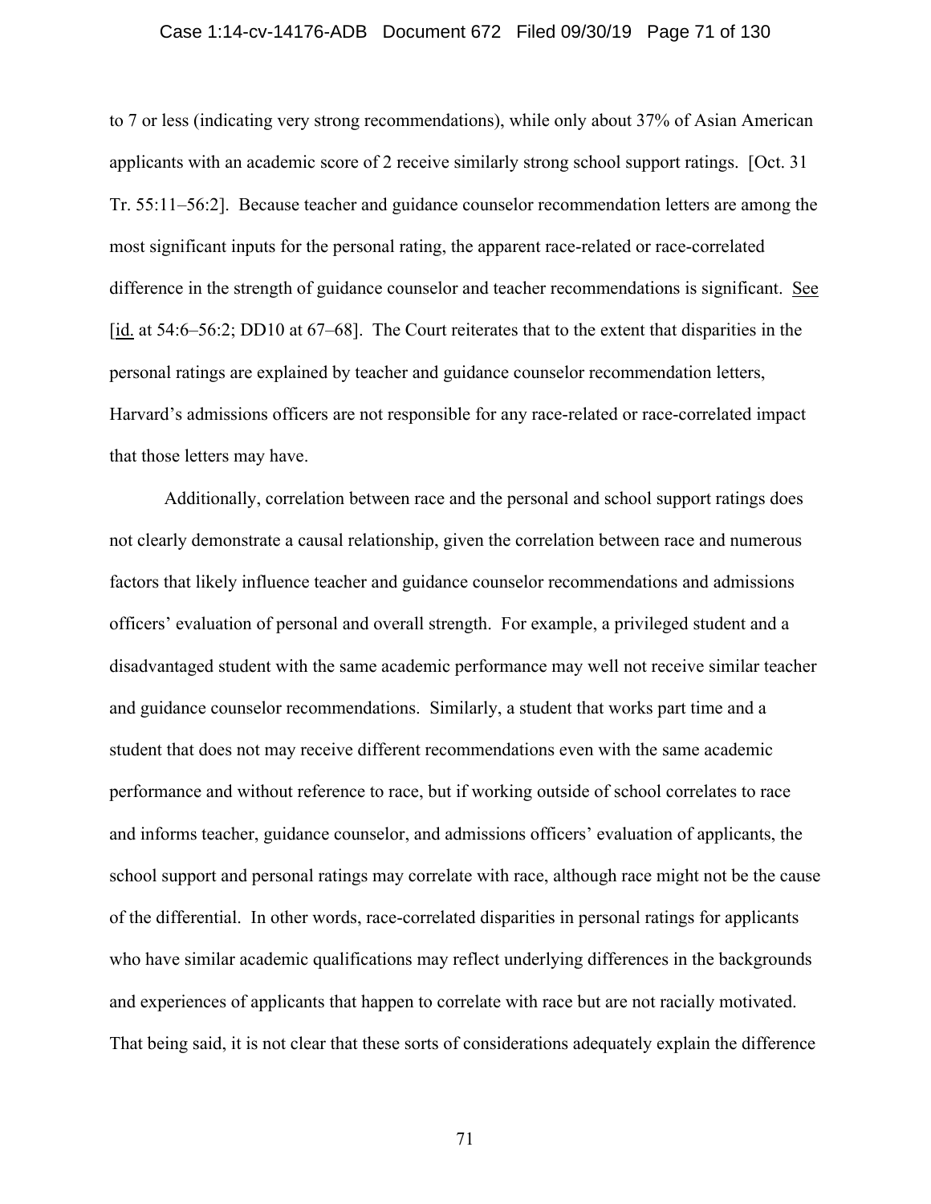to 7 or less (indicating very strong recommendations), while only about 37% of Asian American applicants with an academic score of 2 receive similarly strong school support ratings. [Oct. 31 Tr. 55:11–56:2]. Because teacher and guidance counselor recommendation letters are among the most significant inputs for the personal rating, the apparent race-related or race-correlated difference in the strength of guidance counselor and teacher recommendations is significant. See [id. at 54:6–56:2; DD10 at 67–68]. The Court reiterates that to the extent that disparities in the personal ratings are explained by teacher and guidance counselor recommendation letters, Harvard's admissions officers are not responsible for any race-related or race-correlated impact that those letters may have.

Additionally, correlation between race and the personal and school support ratings does not clearly demonstrate a causal relationship, given the correlation between race and numerous factors that likely influence teacher and guidance counselor recommendations and admissions officers' evaluation of personal and overall strength. For example, a privileged student and a disadvantaged student with the same academic performance may well not receive similar teacher and guidance counselor recommendations. Similarly, a student that works part time and a student that does not may receive different recommendations even with the same academic performance and without reference to race, but if working outside of school correlates to race and informs teacher, guidance counselor, and admissions officers' evaluation of applicants, the school support and personal ratings may correlate with race, although race might not be the cause of the differential. In other words, race-correlated disparities in personal ratings for applicants who have similar academic qualifications may reflect underlying differences in the backgrounds and experiences of applicants that happen to correlate with race but are not racially motivated. That being said, it is not clear that these sorts of considerations adequately explain the difference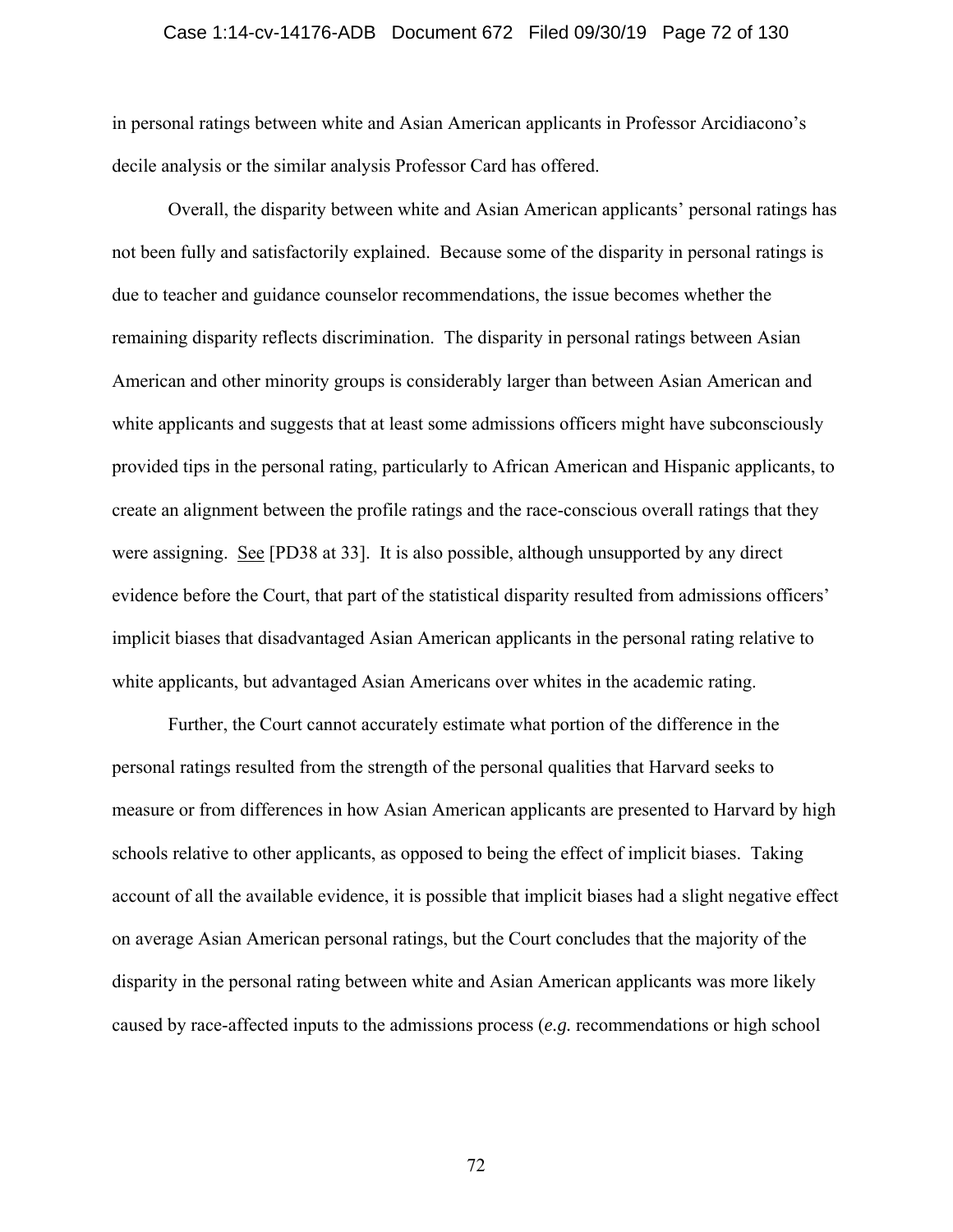in personal ratings between white and Asian American applicants in Professor Arcidiacono's decile analysis or the similar analysis Professor Card has offered.

Overall, the disparity between white and Asian American applicants' personal ratings has not been fully and satisfactorily explained. Because some of the disparity in personal ratings is due to teacher and guidance counselor recommendations, the issue becomes whether the remaining disparity reflects discrimination. The disparity in personal ratings between Asian American and other minority groups is considerably larger than between Asian American and white applicants and suggests that at least some admissions officers might have subconsciously provided tips in the personal rating, particularly to African American and Hispanic applicants, to create an alignment between the profile ratings and the race-conscious overall ratings that they were assigning. See [PD38 at 33]. It is also possible, although unsupported by any direct evidence before the Court, that part of the statistical disparity resulted from admissions officers' implicit biases that disadvantaged Asian American applicants in the personal rating relative to white applicants, but advantaged Asian Americans over whites in the academic rating.

Further, the Court cannot accurately estimate what portion of the difference in the personal ratings resulted from the strength of the personal qualities that Harvard seeks to measure or from differences in how Asian American applicants are presented to Harvard by high schools relative to other applicants, as opposed to being the effect of implicit biases. Taking account of all the available evidence, it is possible that implicit biases had a slight negative effect on average Asian American personal ratings, but the Court concludes that the majority of the disparity in the personal rating between white and Asian American applicants was more likely caused by race-affected inputs to the admissions process (*e.g.* recommendations or high school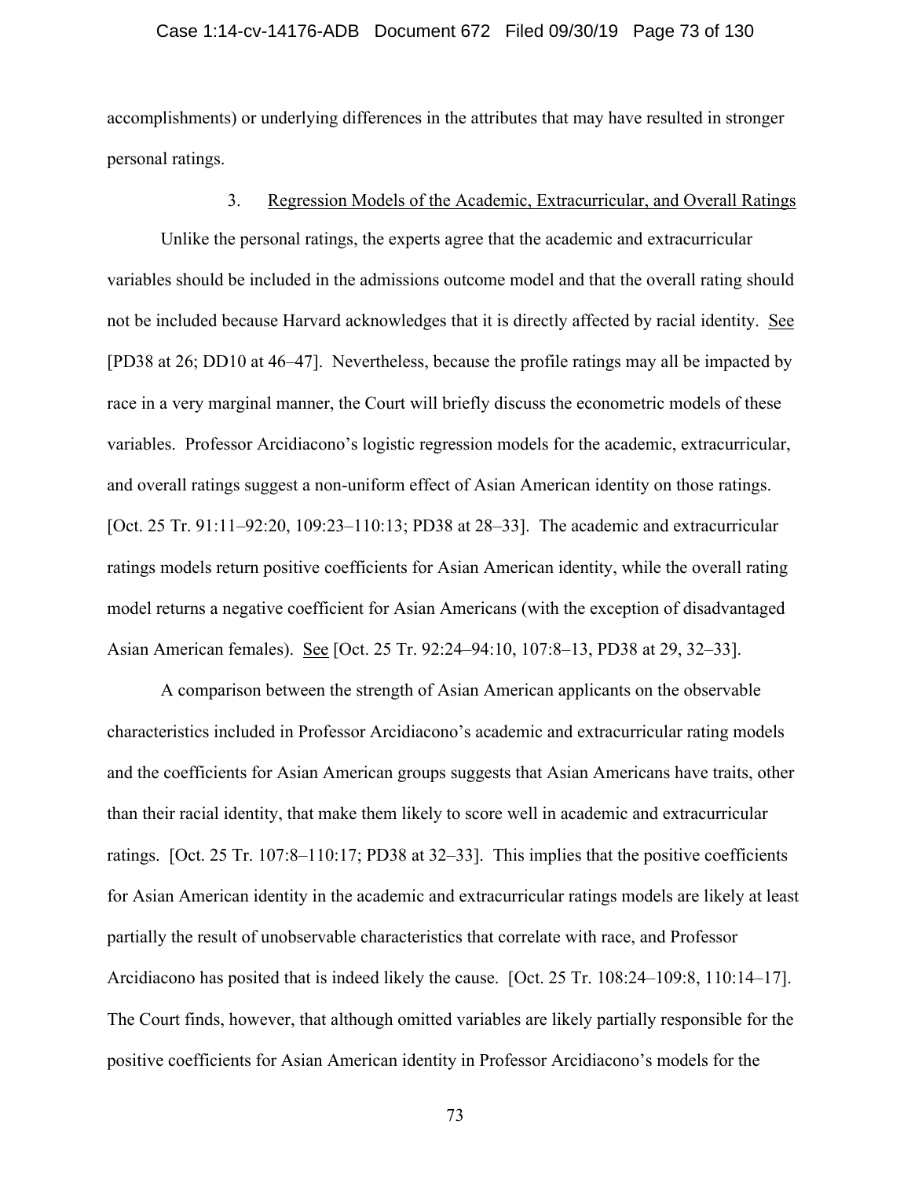accomplishments) or underlying differences in the attributes that may have resulted in stronger personal ratings.

3. Regression Models of the Academic, Extracurricular, and Overall Ratings

Unlike the personal ratings, the experts agree that the academic and extracurricular variables should be included in the admissions outcome model and that the overall rating should not be included because Harvard acknowledges that it is directly affected by racial identity. See [PD38 at 26; DD10 at 46–47]. Nevertheless, because the profile ratings may all be impacted by race in a very marginal manner, the Court will briefly discuss the econometric models of these variables. Professor Arcidiacono's logistic regression models for the academic, extracurricular, and overall ratings suggest a non-uniform effect of Asian American identity on those ratings. [Oct. 25 Tr. 91:11–92:20, 109:23–110:13; PD38 at 28–33]. The academic and extracurricular ratings models return positive coefficients for Asian American identity, while the overall rating model returns a negative coefficient for Asian Americans (with the exception of disadvantaged Asian American females). See [Oct. 25 Tr. 92:24–94:10, 107:8–13, PD38 at 29, 32–33].

A comparison between the strength of Asian American applicants on the observable characteristics included in Professor Arcidiacono's academic and extracurricular rating models and the coefficients for Asian American groups suggests that Asian Americans have traits, other than their racial identity, that make them likely to score well in academic and extracurricular ratings. [Oct. 25 Tr. 107:8–110:17; PD38 at 32–33]. This implies that the positive coefficients for Asian American identity in the academic and extracurricular ratings models are likely at least partially the result of unobservable characteristics that correlate with race, and Professor Arcidiacono has posited that is indeed likely the cause. [Oct. 25 Tr. 108:24–109:8, 110:14–17]. The Court finds, however, that although omitted variables are likely partially responsible for the positive coefficients for Asian American identity in Professor Arcidiacono's models for the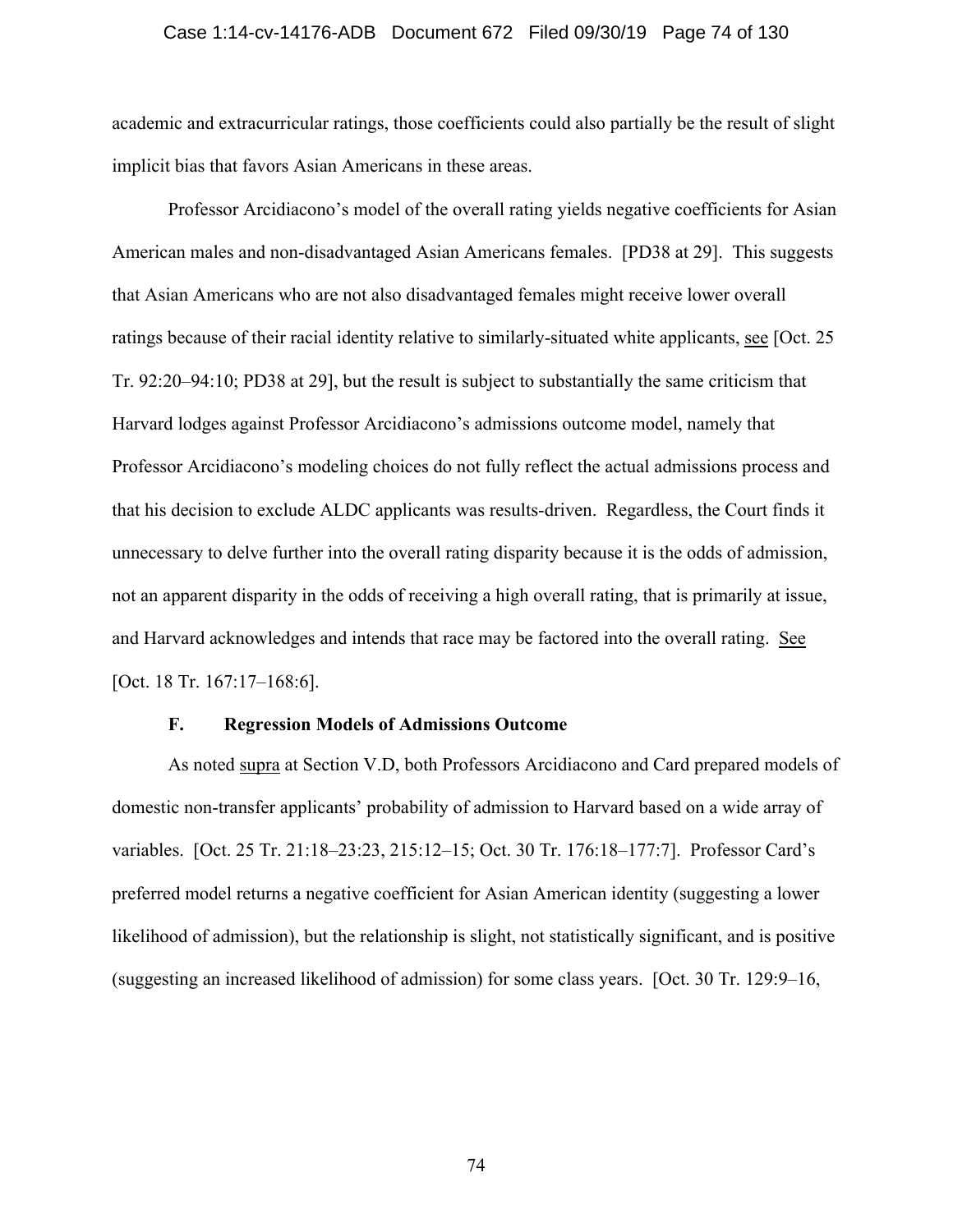academic and extracurricular ratings, those coefficients could also partially be the result of slight implicit bias that favors Asian Americans in these areas.

Professor Arcidiacono's model of the overall rating yields negative coefficients for Asian American males and non-disadvantaged Asian Americans females. [PD38 at 29]. This suggests that Asian Americans who are not also disadvantaged females might receive lower overall ratings because of their racial identity relative to similarly-situated white applicants, see [Oct. 25 Tr. 92:20–94:10; PD38 at 29], but the result is subject to substantially the same criticism that Harvard lodges against Professor Arcidiacono's admissions outcome model, namely that Professor Arcidiacono's modeling choices do not fully reflect the actual admissions process and that his decision to exclude ALDC applicants was results-driven. Regardless, the Court finds it unnecessary to delve further into the overall rating disparity because it is the odds of admission, not an apparent disparity in the odds of receiving a high overall rating, that is primarily at issue, and Harvard acknowledges and intends that race may be factored into the overall rating. See [Oct. 18 Tr. 167:17–168:6].

### F. Regression Models of Admissions Outcome

As noted supra at Section V.D, both Professors Arcidiacono and Card prepared models of domestic non-transfer applicants' probability of admission to Harvard based on a wide array of variables. [Oct. 25 Tr. 21:18–23:23, 215:12–15; Oct. 30 Tr. 176:18–177:7]. Professor Card's preferred model returns a negative coefficient for Asian American identity (suggesting a lower likelihood of admission), but the relationship is slight, not statistically significant, and is positive (suggesting an increased likelihood of admission) for some class years. [Oct. 30 Tr. 129:9–16,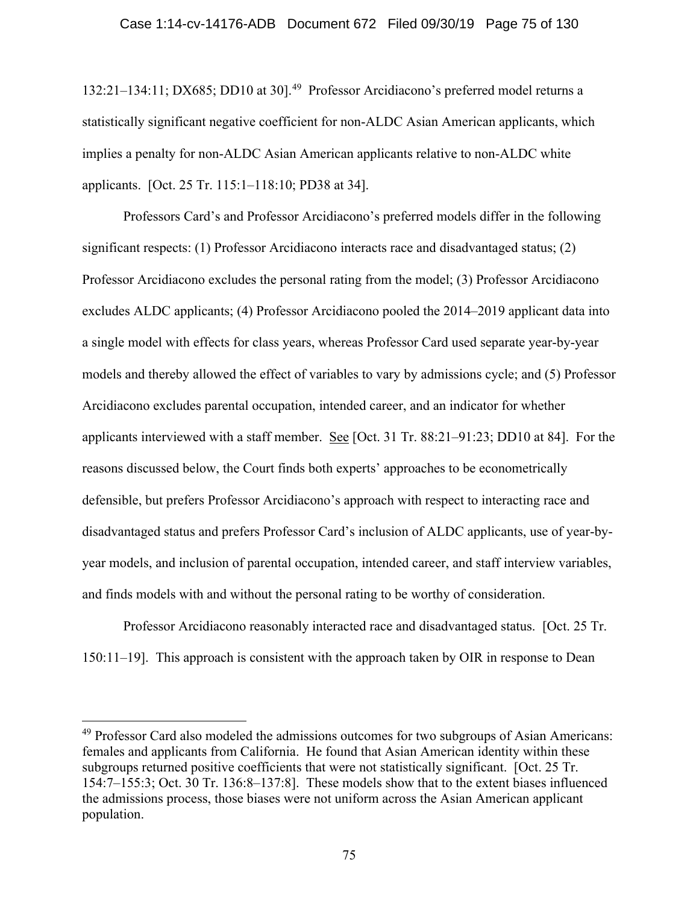132:21–134:11; DX685; DD10 at 30].[49] Professor Arcidiacono's preferred model returns a statistically significant negative coefficient for non-ALDC Asian American applicants, which implies a penalty for non-ALDC Asian American applicants relative to non-ALDC white applicants. [Oct. 25 Tr. 115:1–118:10; PD38 at 34].

Professors Card's and Professor Arcidiacono's preferred models differ in the following significant respects: (1) Professor Arcidiacono interacts race and disadvantaged status; (2) Professor Arcidiacono excludes the personal rating from the model; (3) Professor Arcidiacono excludes ALDC applicants; (4) Professor Arcidiacono pooled the 2014–2019 applicant data into a single model with effects for class years, whereas Professor Card used separate year-by-year models and thereby allowed the effect of variables to vary by admissions cycle; and (5) Professor Arcidiacono excludes parental occupation, intended career, and an indicator for whether applicants interviewed with a staff member. See [Oct. 31 Tr. 88:21–91:23; DD10 at 84]. For the reasons discussed below, the Court finds both experts' approaches to be econometrically defensible, but prefers Professor Arcidiacono's approach with respect to interacting race and disadvantaged status and prefers Professor Card's inclusion of ALDC applicants, use of year-by-year models, and inclusion of parental occupation, intended career, and staff interview variables, and finds models with and without the personal rating to be worthy of consideration.

Professor Arcidiacono reasonably interacted race and disadvantaged status. [Oct. 25 Tr. 150:11–19]. This approach is consistent with the approach taken by OIR in response to Dean

---

[49] Professor Card also modeled the admissions outcomes for two subgroups of Asian Americans: females and applicants from California. He found that Asian American identity within these subgroups returned positive coefficients that were not statistically significant. [Oct. 25 Tr. 154:7–155:3; Oct. 30 Tr. 136:8–137:8]. These models show that to the extent biases influenced the admissions process, those biases were not uniform across the Asian American applicant population.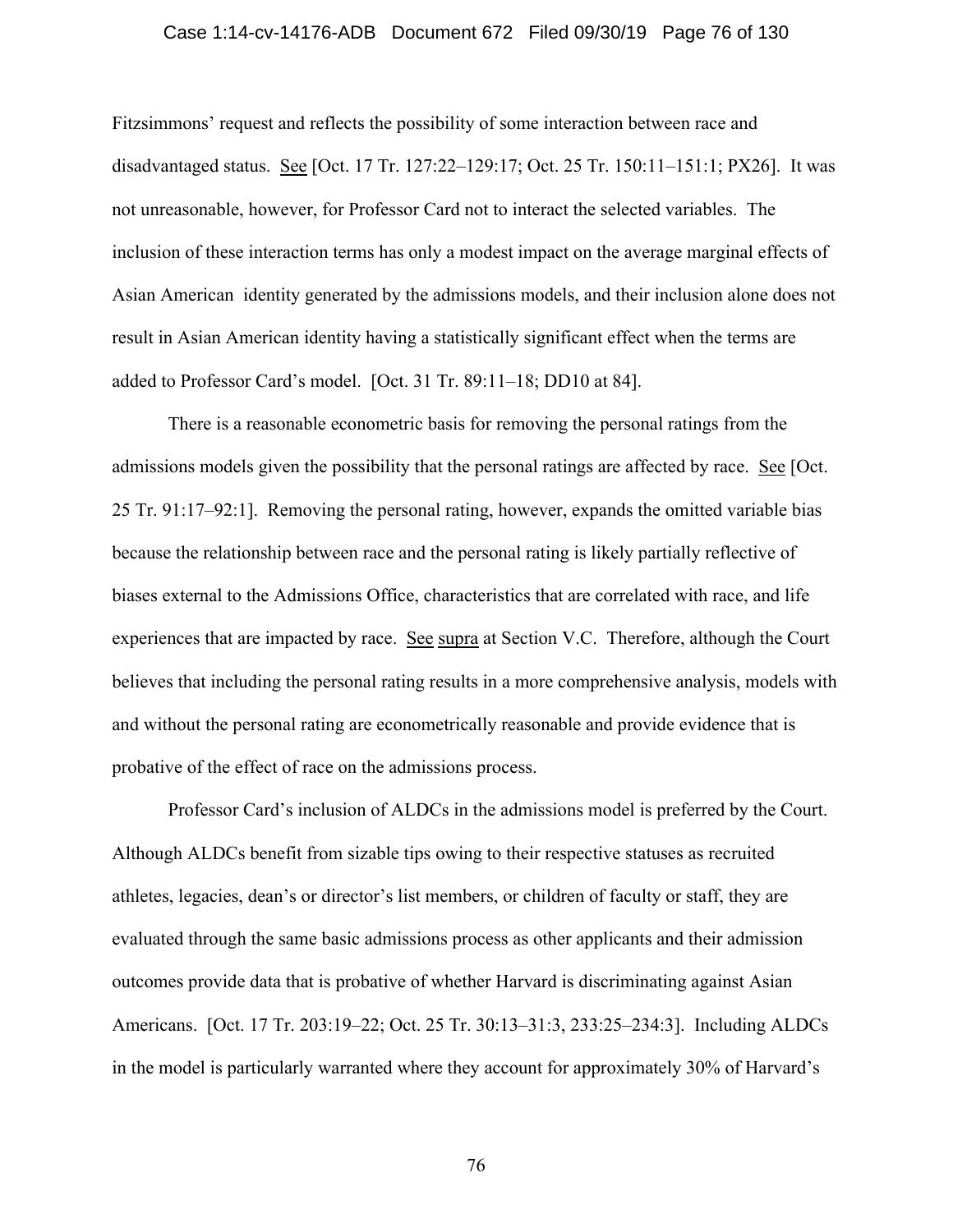Fitzsimmons' request and reflects the possibility of some interaction between race and disadvantaged status. See [Oct. 17 Tr. 127:22–129:17; Oct. 25 Tr. 150:11–151:1; PX26]. It was not unreasonable, however, for Professor Card not to interact the selected variables. The inclusion of these interaction terms has only a modest impact on the average marginal effects of Asian American identity generated by the admissions models, and their inclusion alone does not result in Asian American identity having a statistically significant effect when the terms are added to Professor Card's model. [Oct. 31 Tr. 89:11–18; DD10 at 84].

There is a reasonable econometric basis for removing the personal ratings from the admissions models given the possibility that the personal ratings are affected by race. See [Oct. 25 Tr. 91:17–92:1]. Removing the personal rating, however, expands the omitted variable bias because the relationship between race and the personal rating is likely partially reflective of biases external to the Admissions Office, characteristics that are correlated with race, and life experiences that are impacted by race. See supra at Section V.C. Therefore, although the Court believes that including the personal rating results in a more comprehensive analysis, models with and without the personal rating are econometrically reasonable and provide evidence that is probative of the effect of race on the admissions process.

Professor Card's inclusion of ALDCs in the admissions model is preferred by the Court. Although ALDCs benefit from sizable tips owing to their respective statuses as recruited athletes, legacies, dean's or director's list members, or children of faculty or staff, they are evaluated through the same basic admissions process as other applicants and their admission outcomes provide data that is probative of whether Harvard is discriminating against Asian Americans. [Oct. 17 Tr. 203:19–22; Oct. 25 Tr. 30:13–31:3, 233:25–234:3]. Including ALDCs in the model is particularly warranted where they account for approximately 30% of Harvard's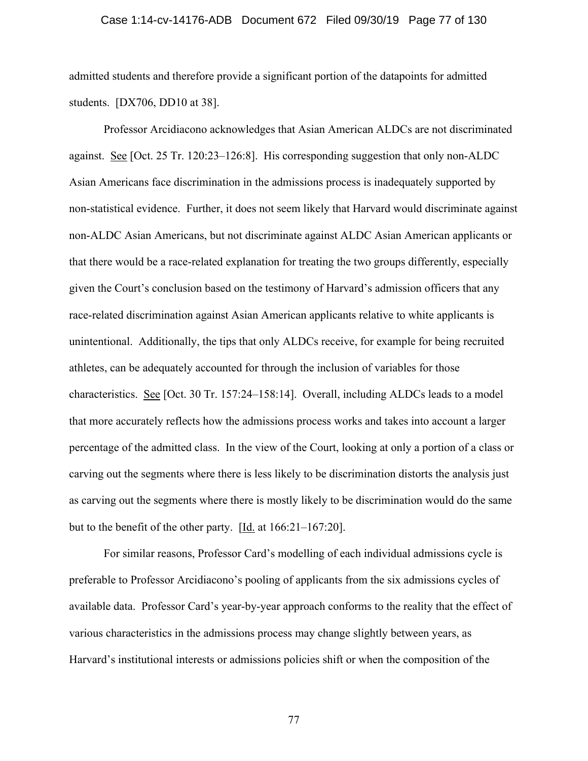admitted students and therefore provide a significant portion of the datapoints for admitted students. [DX706, DD10 at 38].

Professor Arcidiacono acknowledges that Asian American ALDCs are not discriminated against. See [Oct. 25 Tr. 120:23–126:8]. His corresponding suggestion that only non-ALDC Asian Americans face discrimination in the admissions process is inadequately supported by non-statistical evidence. Further, it does not seem likely that Harvard would discriminate against non-ALDC Asian Americans, but not discriminate against ALDC Asian American applicants or that there would be a race-related explanation for treating the two groups differently, especially given the Court's conclusion based on the testimony of Harvard's admission officers that any race-related discrimination against Asian American applicants relative to white applicants is unintentional. Additionally, the tips that only ALDCs receive, for example for being recruited athletes, can be adequately accounted for through the inclusion of variables for those characteristics. See [Oct. 30 Tr. 157:24–158:14]. Overall, including ALDCs leads to a model that more accurately reflects how the admissions process works and takes into account a larger percentage of the admitted class. In the view of the Court, looking at only a portion of a class or carving out the segments where there is less likely to be discrimination distorts the analysis just as carving out the segments where there is mostly likely to be discrimination would do the same but to the benefit of the other party. [Id. at 166:21–167:20].

For similar reasons, Professor Card's modelling of each individual admissions cycle is preferable to Professor Arcidiacono's pooling of applicants from the six admissions cycles of available data. Professor Card's year-by-year approach conforms to the reality that the effect of various characteristics in the admissions process may change slightly between years, as Harvard's institutional interests or admissions policies shift or when the composition of the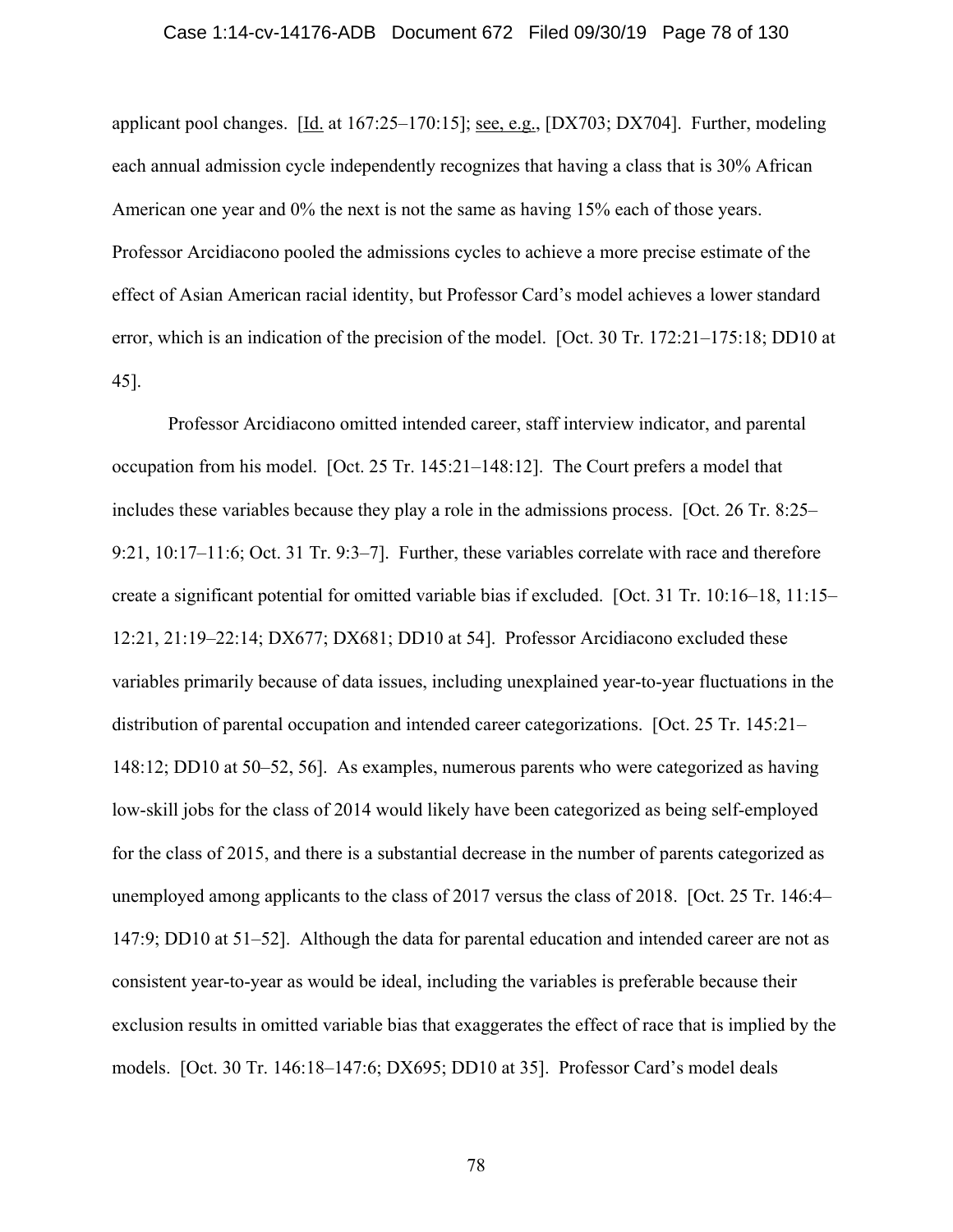applicant pool changes. [Id. at 167:25–170:15]; see, e.g., [DX703; DX704]. Further, modeling each annual admission cycle independently recognizes that having a class that is 30% African American one year and 0% the next is not the same as having 15% each of those years. Professor Arcidiacono pooled the admissions cycles to achieve a more precise estimate of the effect of Asian American racial identity, but Professor Card's model achieves a lower standard error, which is an indication of the precision of the model. [Oct. 30 Tr. 172:21–175:18; DD10 at 45].

Professor Arcidiacono omitted intended career, staff interview indicator, and parental occupation from his model. [Oct. 25 Tr. 145:21–148:12]. The Court prefers a model that includes these variables because they play a role in the admissions process. [Oct. 26 Tr. 8:25–9:21, 10:17–11:6; Oct. 31 Tr. 9:3–7]. Further, these variables correlate with race and therefore create a significant potential for omitted variable bias if excluded. [Oct. 31 Tr. 10:16–18, 11:15–12:21, 21:19–22:14; DX677; DX681; DD10 at 54]. Professor Arcidiacono excluded these variables primarily because of data issues, including unexplained year-to-year fluctuations in the distribution of parental occupation and intended career categorizations. [Oct. 25 Tr. 145:21–148:12; DD10 at 50–52, 56]. As examples, numerous parents who were categorized as having low-skill jobs for the class of 2014 would likely have been categorized as being self-employed for the class of 2015, and there is a substantial decrease in the number of parents categorized as unemployed among applicants to the class of 2017 versus the class of 2018. [Oct. 25 Tr. 146:4–147:9; DD10 at 51–52]. Although the data for parental education and intended career are not as consistent year-to-year as would be ideal, including the variables is preferable because their exclusion results in omitted variable bias that exaggerates the effect of race that is implied by the models. [Oct. 30 Tr. 146:18–147:6; DX695; DD10 at 35]. Professor Card's model deals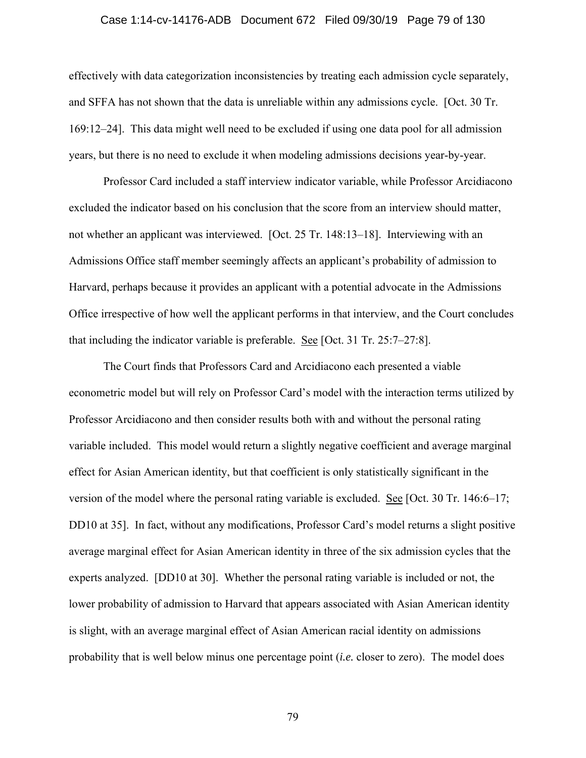effectively with data categorization inconsistencies by treating each admission cycle separately, and SFFA has not shown that the data is unreliable within any admissions cycle. [Oct. 30 Tr. 169:12–24]. This data might well need to be excluded if using one data pool for all admission years, but there is no need to exclude it when modeling admissions decisions year-by-year.

Professor Card included a staff interview indicator variable, while Professor Arcidiacono excluded the indicator based on his conclusion that the score from an interview should matter, not whether an applicant was interviewed. [Oct. 25 Tr. 148:13–18]. Interviewing with an Admissions Office staff member seemingly affects an applicant's probability of admission to Harvard, perhaps because it provides an applicant with a potential advocate in the Admissions Office irrespective of how well the applicant performs in that interview, and the Court concludes that including the indicator variable is preferable. See [Oct. 31 Tr. 25:7–27:8].

The Court finds that Professors Card and Arcidiacono each presented a viable econometric model but will rely on Professor Card's model with the interaction terms utilized by Professor Arcidiacono and then consider results both with and without the personal rating variable included. This model would return a slightly negative coefficient and average marginal effect for Asian American identity, but that coefficient is only statistically significant in the version of the model where the personal rating variable is excluded. See [Oct. 30 Tr. 146:6–17; DD10 at 35]. In fact, without any modifications, Professor Card's model returns a slight positive average marginal effect for Asian American identity in three of the six admission cycles that the experts analyzed. [DD10 at 30]. Whether the personal rating variable is included or not, the lower probability of admission to Harvard that appears associated with Asian American identity is slight, with an average marginal effect of Asian American racial identity on admissions probability that is well below minus one percentage point (*i.e.* closer to zero). The model does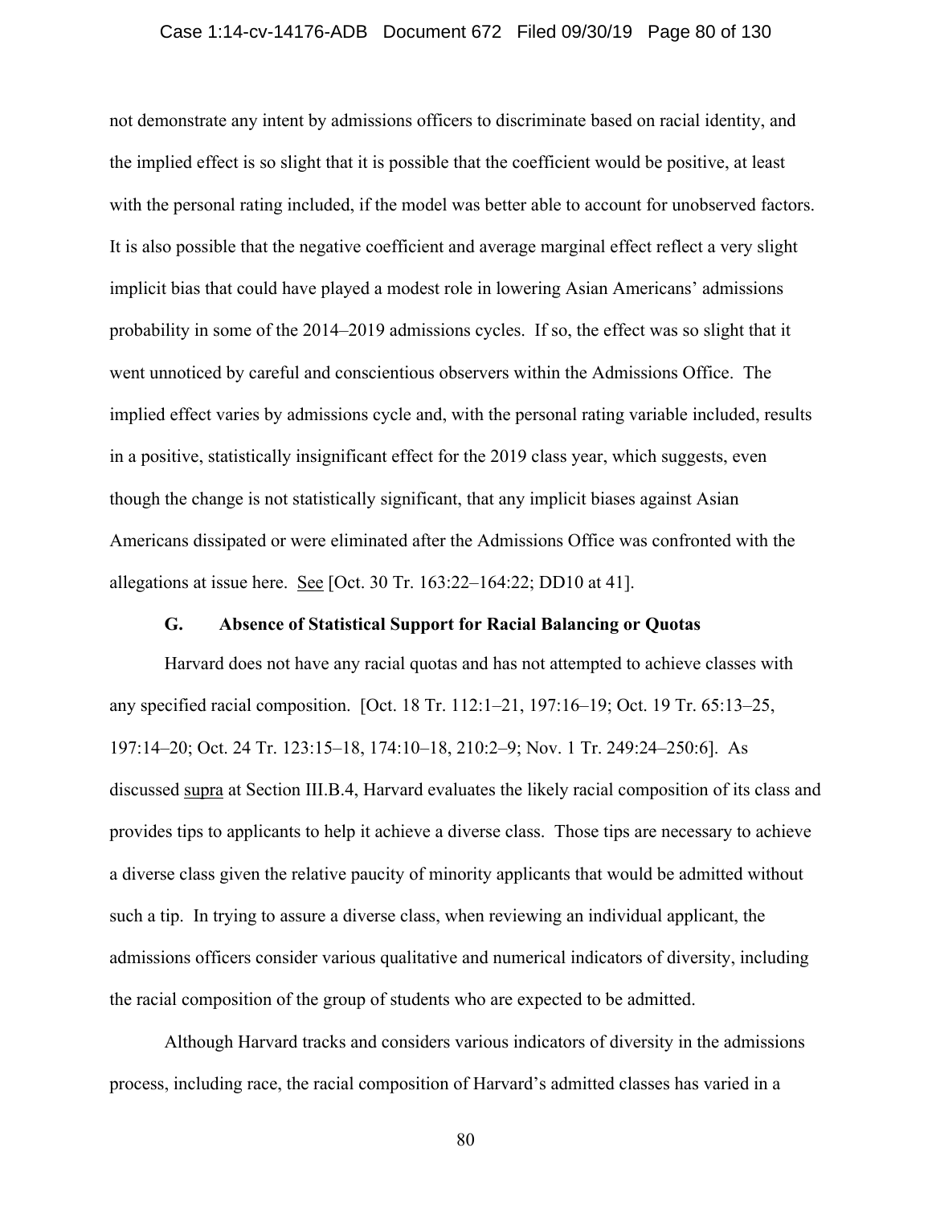not demonstrate any intent by admissions officers to discriminate based on racial identity, and the implied effect is so slight that it is possible that the coefficient would be positive, at least with the personal rating included, if the model was better able to account for unobserved factors. It is also possible that the negative coefficient and average marginal effect reflect a very slight implicit bias that could have played a modest role in lowering Asian Americans' admissions probability in some of the 2014–2019 admissions cycles. If so, the effect was so slight that it went unnoticed by careful and conscientious observers within the Admissions Office. The implied effect varies by admissions cycle and, with the personal rating variable included, results in a positive, statistically insignificant effect for the 2019 class year, which suggests, even though the change is not statistically significant, that any implicit biases against Asian Americans dissipated or were eliminated after the Admissions Office was confronted with the allegations at issue here. See [Oct. 30 Tr. 163:22–164:22; DD10 at 41].

### G. Absence of Statistical Support for Racial Balancing or Quotas

Harvard does not have any racial quotas and has not attempted to achieve classes with any specified racial composition. [Oct. 18 Tr. 112:1–21, 197:16–19; Oct. 19 Tr. 65:13–25, 197:14–20; Oct. 24 Tr. 123:15–18, 174:10–18, 210:2–9; Nov. 1 Tr. 249:24–250:6]. As discussed supra at Section III.B.4, Harvard evaluates the likely racial composition of its class and provides tips to applicants to help it achieve a diverse class. Those tips are necessary to achieve a diverse class given the relative paucity of minority applicants that would be admitted without such a tip. In trying to assure a diverse class, when reviewing an individual applicant, the admissions officers consider various qualitative and numerical indicators of diversity, including the racial composition of the group of students who are expected to be admitted.

Although Harvard tracks and considers various indicators of diversity in the admissions process, including race, the racial composition of Harvard's admitted classes has varied in a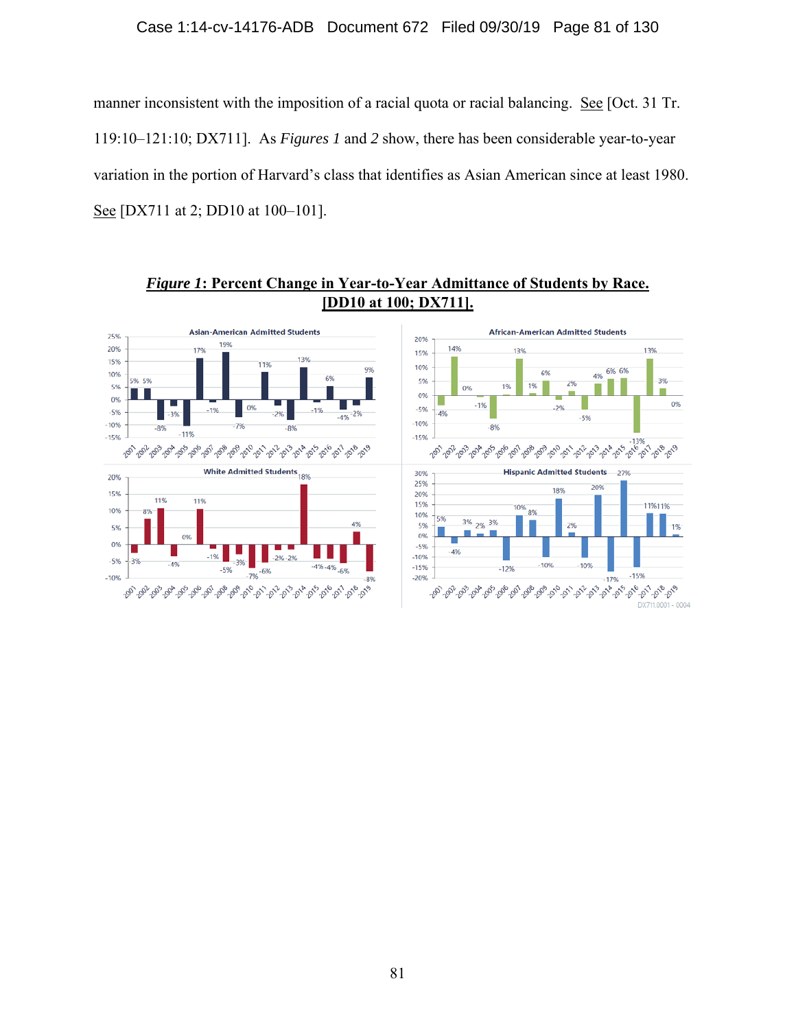manner inconsistent with the imposition of a racial quota or racial balancing. See [Oct. 31 Tr. 119:10–121:10; DX711]. As *Figures 1* and *2* show, there has been considerable year-to-year variation in the portion of Harvard's class that identifies as Asian American since at least 1980. See [DX711 at 2; DD10 at 100–101].

***Figure 1*: Percent Change in Year-to-Year Admittance of Students by Race. [DD10 at 100; DX711].**

Asian-American Admitted Students

| Year | 2001 | 2002 | 2003 | 2004 | 2005 | 2006 | 2007 | 2008 | 2009 | 2010 | 2011 | 2012 | 2013 | 2014 | 2015 | 2016 | 2017 | 2018 | 2019 |
|---|---|---|---|---|---|---|---|---|---|---|---|---|---|---|---|---|---|---|---|
| % change | 5% | 5% | -8% | -3% | -11% | 17% | -1% | 19% | -7% | 0% | 11% | -2% | -8% | 13% | -1% | 6% | -4% | -2% | 9% |

African-American Admitted Students

| Year | 2001 | 2002 | 2003 | 2004 | 2005 | 2006 | 2007 | 2008 | 2009 | 2010 | 2011 | 2012 | 2013 | 2014 | 2015 | 2016 | 2017 | 2018 | 2019 |
|---|---|---|---|---|---|---|---|---|---|---|---|---|---|---|---|---|---|---|---|
| % change | -4% | 14% | 0% | -1% | -8% | 1% | 13% | 1% | 6% | -2% | 2% | -5% | 4% | 6% | 6% | -13% | 13% | 3% | 0% |

White Admitted Students

| Year | 2001 | 2002 | 2003 | 2004 | 2005 | 2006 | 2007 | 2008 | 2009 | 2010 | 2011 | 2012 | 2013 | 2014 | 2015 | 2016 | 2017 | 2018 | 2019 |
|---|---|---|---|---|---|---|---|---|---|---|---|---|---|---|---|---|---|---|---|
| % change | -3% | 8% | 11% | -4% | 0% | 11% | -1% | -5% | -3% | -7% | -6% | -2% | -2% | 18% | -4% | -4% | -6% | 4% | -8% |

Hispanic Admitted Students

| Year | 2001 | 2002 | 2003 | 2004 | 2005 | 2006 | 2007 | 2008 | 2009 | 2010 | 2011 | 2012 | 2013 | 2014 | 2015 | 2016 | 2017 | 2018 | 2019 |
|---|---|---|---|---|---|---|---|---|---|---|---|---|---|---|---|---|---|---|---|
| % change | 5% | -4% | 3% | 2% | 3% | -12% | 10% | 8% | -10% | 18% | 2% | -10% | 20% | -17% | 27% | -15% | 11% | 11% | 1% |

DX711.0001 - 0004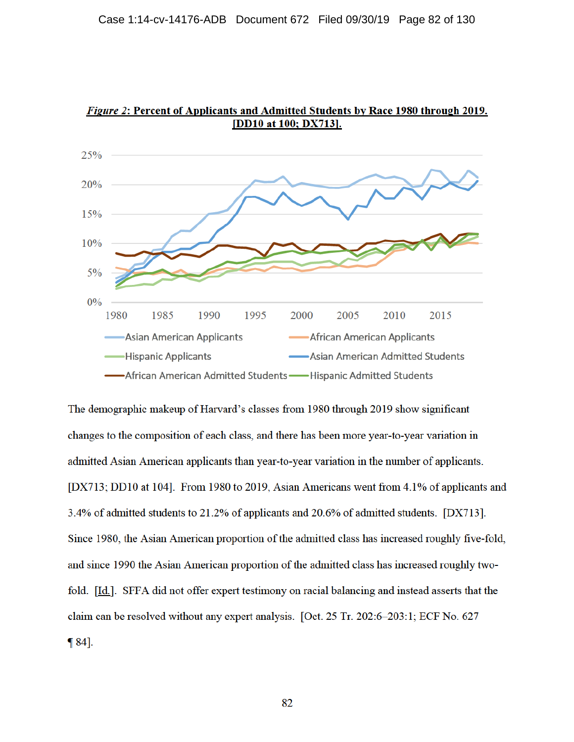***Figure 2*: Percent of Applicants and Admitted Students by Race 1980 through 2019. [DD10 at 100; DX713].**

The demographic makeup of Harvard's classes from 1980 through 2019 show significant changes to the composition of each class, and there has been more year-to-year variation in admitted Asian American applicants than year-to-year variation in the number of applicants. [DX713; DD10 at 104]. From 1980 to 2019, Asian Americans went from 4.1% of applicants and 3.4% of admitted students to 21.2% of applicants and 20.6% of admitted students. [DX713]. Since 1980, the Asian American proportion of the admitted class has increased roughly five-fold, and since 1990 the Asian American proportion of the admitted class has increased roughly two-fold. [Id.]. SFFA did not offer expert testimony on racial balancing and instead asserts that the claim can be resolved without any expert analysis. [Oct. 25 Tr. 202:6–203:1; ECF No. 627 ¶ 84].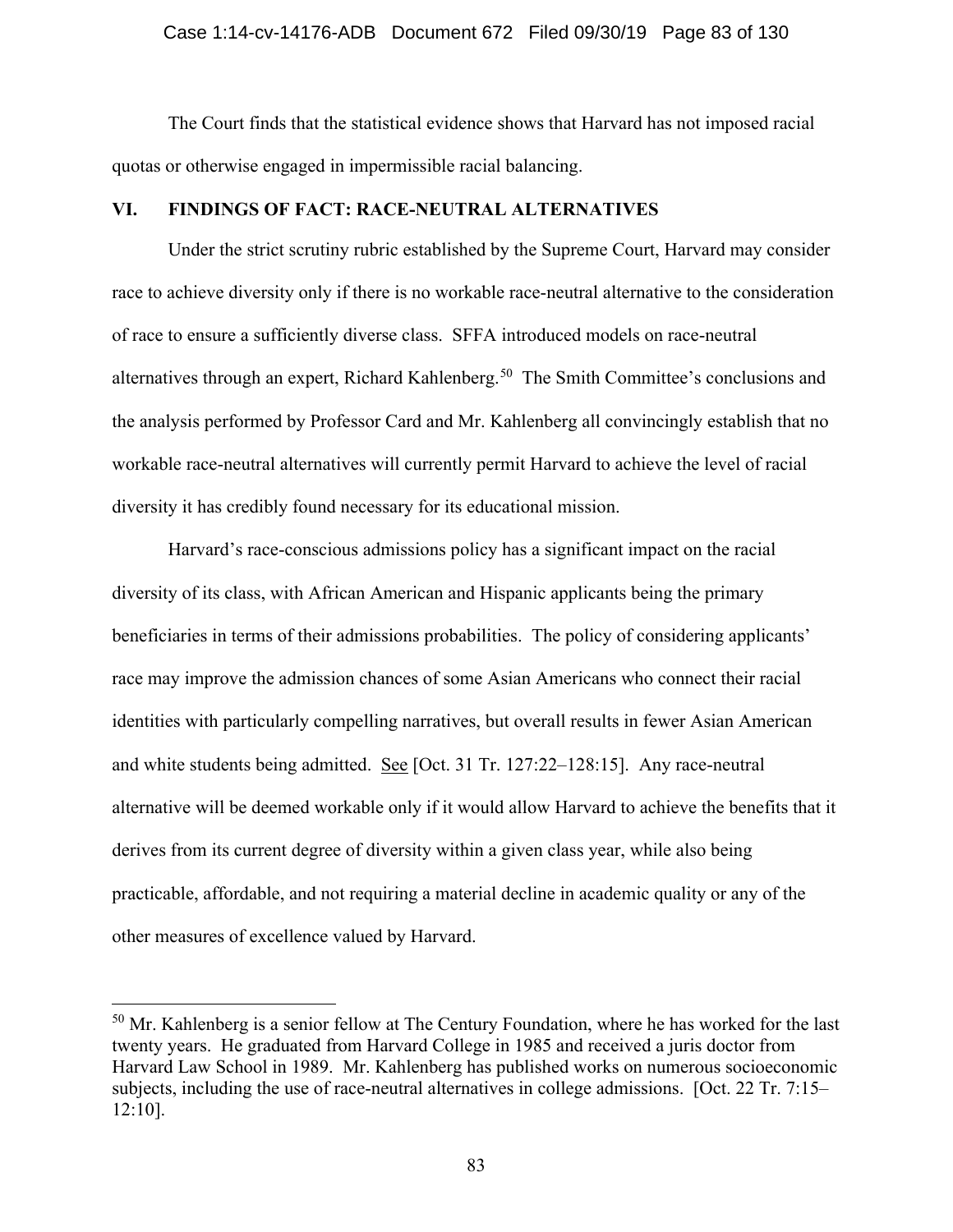The Court finds that the statistical evidence shows that Harvard has not imposed racial quotas or otherwise engaged in impermissible racial balancing.

## VI. FINDINGS OF FACT: RACE-NEUTRAL ALTERNATIVES

Under the strict scrutiny rubric established by the Supreme Court, Harvard may consider race to achieve diversity only if there is no workable race-neutral alternative to the consideration of race to ensure a sufficiently diverse class. SFFA introduced models on race-neutral alternatives through an expert, Richard Kahlenberg.[50] The Smith Committee's conclusions and the analysis performed by Professor Card and Mr. Kahlenberg all convincingly establish that no workable race-neutral alternatives will currently permit Harvard to achieve the level of racial diversity it has credibly found necessary for its educational mission.

Harvard's race-conscious admissions policy has a significant impact on the racial diversity of its class, with African American and Hispanic applicants being the primary beneficiaries in terms of their admissions probabilities. The policy of considering applicants' race may improve the admission chances of some Asian Americans who connect their racial identities with particularly compelling narratives, but overall results in fewer Asian American and white students being admitted. See [Oct. 31 Tr. 127:22–128:15]. Any race-neutral alternative will be deemed workable only if it would allow Harvard to achieve the benefits that it derives from its current degree of diversity within a given class year, while also being practicable, affordable, and not requiring a material decline in academic quality or any of the other measures of excellence valued by Harvard.

---

[50] Mr. Kahlenberg is a senior fellow at The Century Foundation, where he has worked for the last twenty years. He graduated from Harvard College in 1985 and received a juris doctor from Harvard Law School in 1989. Mr. Kahlenberg has published works on numerous socioeconomic subjects, including the use of race-neutral alternatives in college admissions. [Oct. 22 Tr. 7:15–12:10].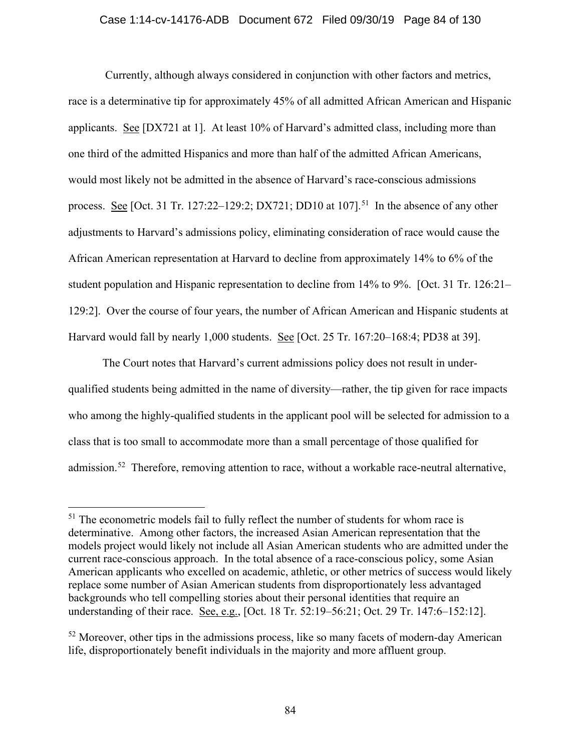Currently, although always considered in conjunction with other factors and metrics, race is a determinative tip for approximately 45% of all admitted African American and Hispanic applicants. See [DX721 at 1]. At least 10% of Harvard's admitted class, including more than one third of the admitted Hispanics and more than half of the admitted African Americans, would most likely not be admitted in the absence of Harvard's race-conscious admissions process. See [Oct. 31 Tr. 127:22–129:2; DX721; DD10 at 107].[51] In the absence of any other adjustments to Harvard's admissions policy, eliminating consideration of race would cause the African American representation at Harvard to decline from approximately 14% to 6% of the student population and Hispanic representation to decline from 14% to 9%. [Oct. 31 Tr. 126:21–129:2]. Over the course of four years, the number of African American and Hispanic students at Harvard would fall by nearly 1,000 students. See [Oct. 25 Tr. 167:20–168:4; PD38 at 39].

The Court notes that Harvard's current admissions policy does not result in under-qualified students being admitted in the name of diversity—rather, the tip given for race impacts who among the highly-qualified students in the applicant pool will be selected for admission to a class that is too small to accommodate more than a small percentage of those qualified for admission.[52] Therefore, removing attention to race, without a workable race-neutral alternative,

[51] The econometric models fail to fully reflect the number of students for whom race is determinative. Among other factors, the increased Asian American representation that the models project would likely not include all Asian American students who are admitted under the current race-conscious approach. In the total absence of a race-conscious policy, some Asian American applicants who excelled on academic, athletic, or other metrics of success would likely replace some number of Asian American students from disproportionately less advantaged backgrounds who tell compelling stories about their personal identities that require an understanding of their race. See, e.g., [Oct. 18 Tr. 52:19–56:21; Oct. 29 Tr. 147:6–152:12].

[52] Moreover, other tips in the admissions process, like so many facets of modern-day American life, disproportionately benefit individuals in the majority and more affluent group.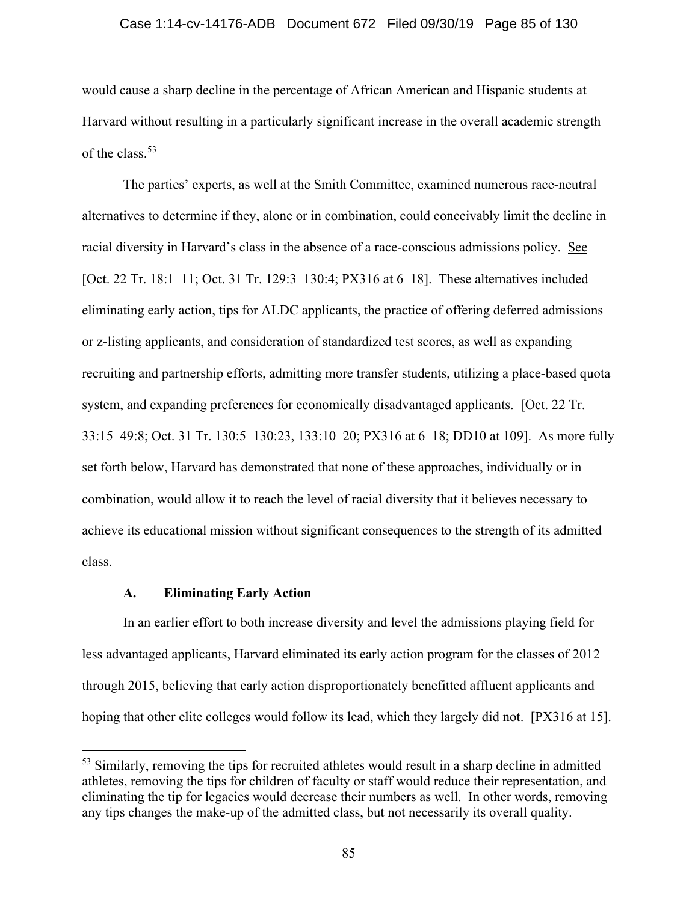would cause a sharp decline in the percentage of African American and Hispanic students at Harvard without resulting in a particularly significant increase in the overall academic strength of the class.[53]

The parties' experts, as well at the Smith Committee, examined numerous race-neutral alternatives to determine if they, alone or in combination, could conceivably limit the decline in racial diversity in Harvard's class in the absence of a race-conscious admissions policy. See [Oct. 22 Tr. 18:1–11; Oct. 31 Tr. 129:3–130:4; PX316 at 6–18]. These alternatives included eliminating early action, tips for ALDC applicants, the practice of offering deferred admissions or z-listing applicants, and consideration of standardized test scores, as well as expanding recruiting and partnership efforts, admitting more transfer students, utilizing a place-based quota system, and expanding preferences for economically disadvantaged applicants. [Oct. 22 Tr. 33:15–49:8; Oct. 31 Tr. 130:5–130:23, 133:10–20; PX316 at 6–18; DD10 at 109]. As more fully set forth below, Harvard has demonstrated that none of these approaches, individually or in combination, would allow it to reach the level of racial diversity that it believes necessary to achieve its educational mission without significant consequences to the strength of its admitted class.

### A. Eliminating Early Action

In an earlier effort to both increase diversity and level the admissions playing field for less advantaged applicants, Harvard eliminated its early action program for the classes of 2012 through 2015, believing that early action disproportionately benefitted affluent applicants and hoping that other elite colleges would follow its lead, which they largely did not. [PX316 at 15].

---

[53] Similarly, removing the tips for recruited athletes would result in a sharp decline in admitted athletes, removing the tips for children of faculty or staff would reduce their representation, and eliminating the tip for legacies would decrease their numbers as well. In other words, removing any tips changes the make-up of the admitted class, but not necessarily its overall quality.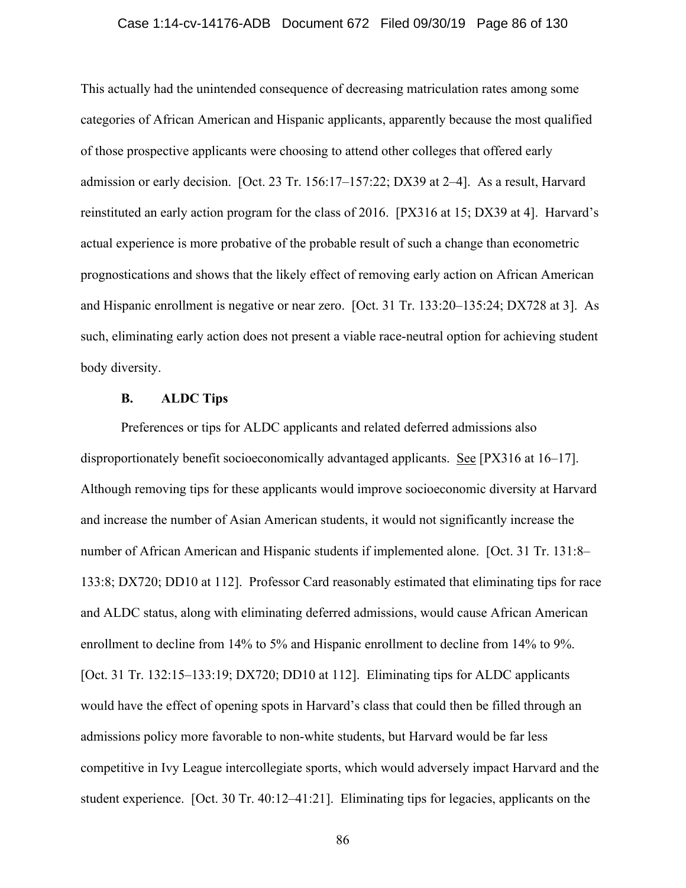This actually had the unintended consequence of decreasing matriculation rates among some categories of African American and Hispanic applicants, apparently because the most qualified of those prospective applicants were choosing to attend other colleges that offered early admission or early decision. [Oct. 23 Tr. 156:17–157:22; DX39 at 2–4]. As a result, Harvard reinstituted an early action program for the class of 2016. [PX316 at 15; DX39 at 4]. Harvard's actual experience is more probative of the probable result of such a change than econometric prognostications and shows that the likely effect of removing early action on African American and Hispanic enrollment is negative or near zero. [Oct. 31 Tr. 133:20–135:24; DX728 at 3]. As such, eliminating early action does not present a viable race-neutral option for achieving student body diversity.

### B. ALDC Tips

Preferences or tips for ALDC applicants and related deferred admissions also disproportionately benefit socioeconomically advantaged applicants. See [PX316 at 16–17]. Although removing tips for these applicants would improve socioeconomic diversity at Harvard and increase the number of Asian American students, it would not significantly increase the number of African American and Hispanic students if implemented alone. [Oct. 31 Tr. 131:8–133:8; DX720; DD10 at 112]. Professor Card reasonably estimated that eliminating tips for race and ALDC status, along with eliminating deferred admissions, would cause African American enrollment to decline from 14% to 5% and Hispanic enrollment to decline from 14% to 9%. [Oct. 31 Tr. 132:15–133:19; DX720; DD10 at 112]. Eliminating tips for ALDC applicants would have the effect of opening spots in Harvard's class that could then be filled through an admissions policy more favorable to non-white students, but Harvard would be far less competitive in Ivy League intercollegiate sports, which would adversely impact Harvard and the student experience. [Oct. 30 Tr. 40:12–41:21]. Eliminating tips for legacies, applicants on the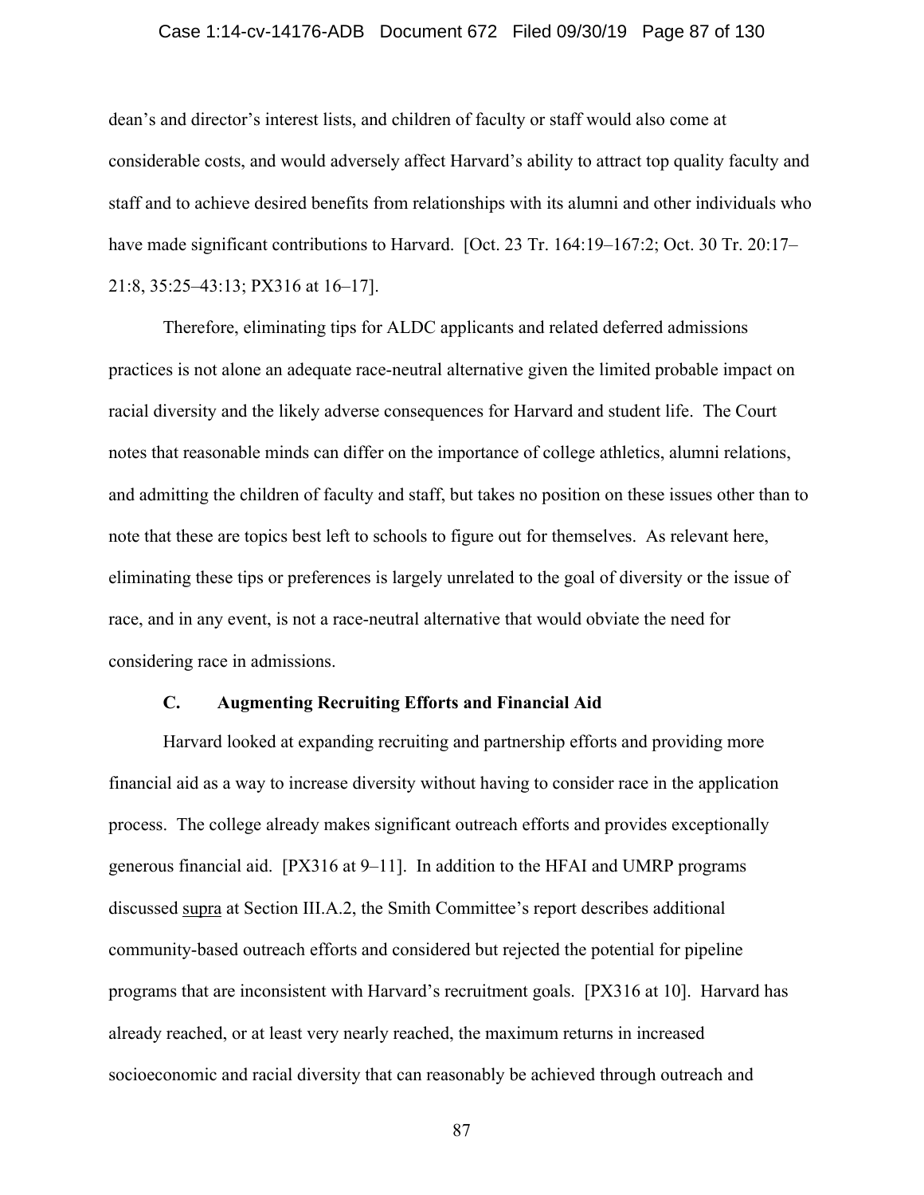dean's and director's interest lists, and children of faculty or staff would also come at considerable costs, and would adversely affect Harvard's ability to attract top quality faculty and staff and to achieve desired benefits from relationships with its alumni and other individuals who have made significant contributions to Harvard. [Oct. 23 Tr. 164:19–167:2; Oct. 30 Tr. 20:17–21:8, 35:25–43:13; PX316 at 16–17].

Therefore, eliminating tips for ALDC applicants and related deferred admissions practices is not alone an adequate race-neutral alternative given the limited probable impact on racial diversity and the likely adverse consequences for Harvard and student life. The Court notes that reasonable minds can differ on the importance of college athletics, alumni relations, and admitting the children of faculty and staff, but takes no position on these issues other than to note that these are topics best left to schools to figure out for themselves. As relevant here, eliminating these tips or preferences is largely unrelated to the goal of diversity or the issue of race, and in any event, is not a race-neutral alternative that would obviate the need for considering race in admissions.

### C. Augmenting Recruiting Efforts and Financial Aid

Harvard looked at expanding recruiting and partnership efforts and providing more financial aid as a way to increase diversity without having to consider race in the application process. The college already makes significant outreach efforts and provides exceptionally generous financial aid. [PX316 at 9–11]. In addition to the HFAI and UMRP programs discussed <u>supra</u> at Section III.A.2, the Smith Committee's report describes additional community-based outreach efforts and considered but rejected the potential for pipeline programs that are inconsistent with Harvard's recruitment goals. [PX316 at 10]. Harvard has already reached, or at least very nearly reached, the maximum returns in increased socioeconomic and racial diversity that can reasonably be achieved through outreach and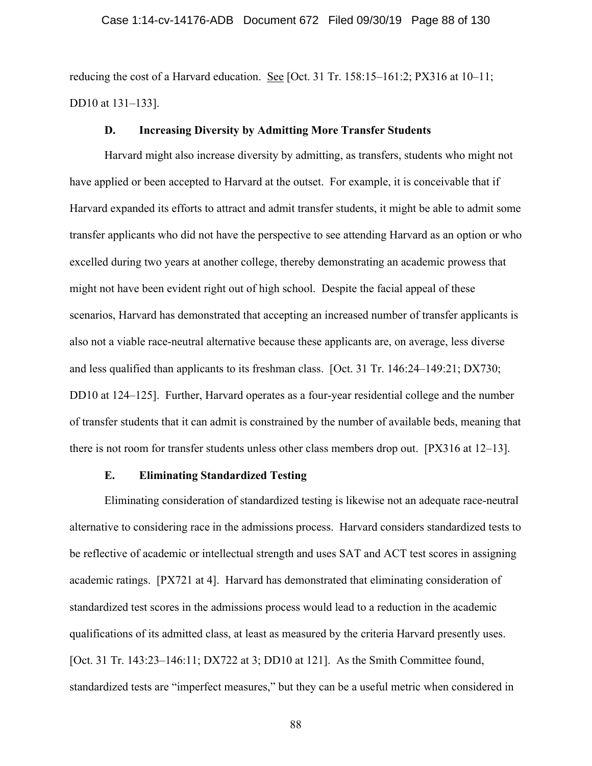reducing the cost of a Harvard education. See [Oct. 31 Tr. 158:15–161:2; PX316 at 10–11; DD10 at 131–133].

### D. Increasing Diversity by Admitting More Transfer Students

Harvard might also increase diversity by admitting, as transfers, students who might not have applied or been accepted to Harvard at the outset. For example, it is conceivable that if Harvard expanded its efforts to attract and admit transfer students, it might be able to admit some transfer applicants who did not have the perspective to see attending Harvard as an option or who excelled during two years at another college, thereby demonstrating an academic prowess that might not have been evident right out of high school. Despite the facial appeal of these scenarios, Harvard has demonstrated that accepting an increased number of transfer applicants is also not a viable race-neutral alternative because these applicants are, on average, less diverse and less qualified than applicants to its freshman class. [Oct. 31 Tr. 146:24–149:21; DX730; DD10 at 124–125]. Further, Harvard operates as a four-year residential college and the number of transfer students that it can admit is constrained by the number of available beds, meaning that there is not room for transfer students unless other class members drop out. [PX316 at 12–13].

### E. Eliminating Standardized Testing

Eliminating consideration of standardized testing is likewise not an adequate race-neutral alternative to considering race in the admissions process. Harvard considers standardized tests to be reflective of academic or intellectual strength and uses SAT and ACT test scores in assigning academic ratings. [PX721 at 4]. Harvard has demonstrated that eliminating consideration of standardized test scores in the admissions process would lead to a reduction in the academic qualifications of its admitted class, at least as measured by the criteria Harvard presently uses. [Oct. 31 Tr. 143:23–146:11; DX722 at 3; DD10 at 121]. As the Smith Committee found, standardized tests are "imperfect measures," but they can be a useful metric when considered in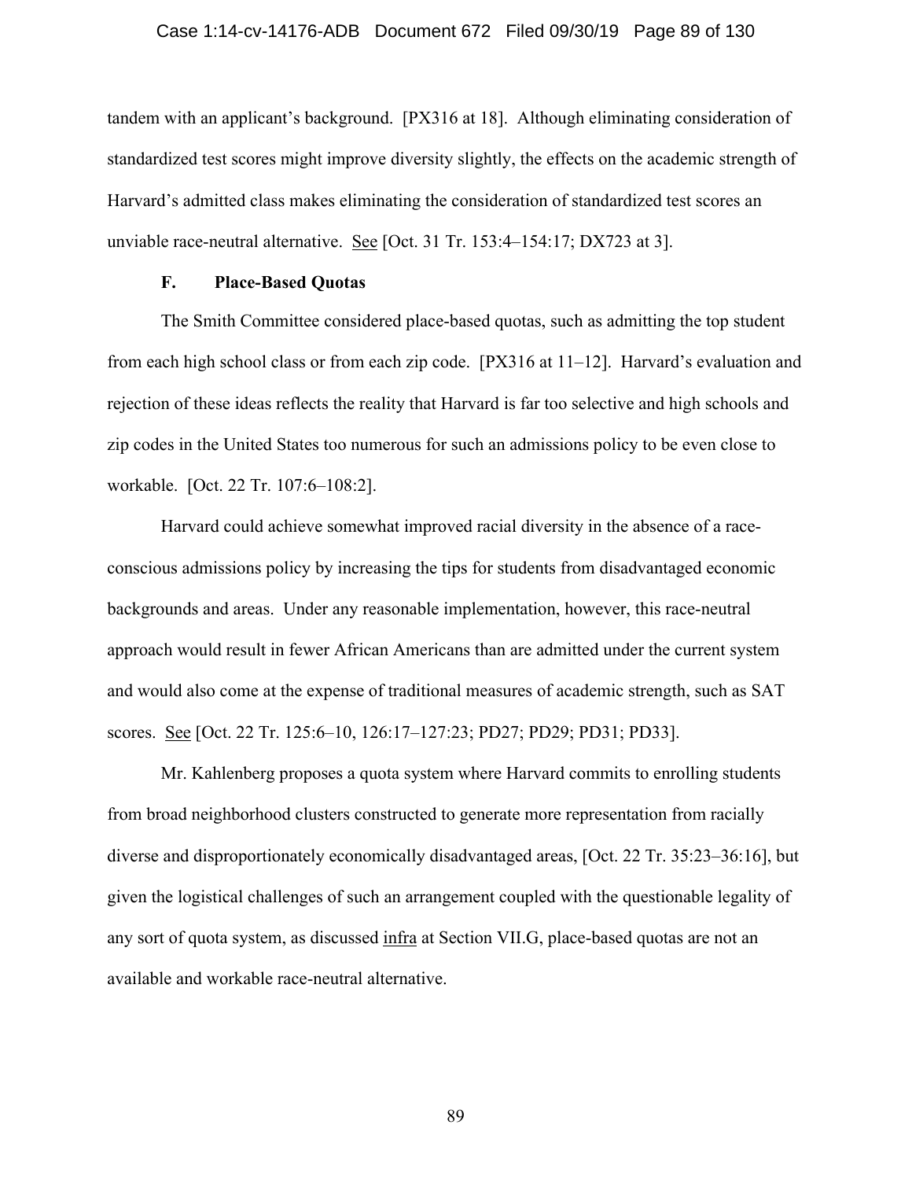tandem with an applicant's background. [PX316 at 18]. Although eliminating consideration of standardized test scores might improve diversity slightly, the effects on the academic strength of Harvard's admitted class makes eliminating the consideration of standardized test scores an unviable race-neutral alternative. See [Oct. 31 Tr. 153:4–154:17; DX723 at 3].

### F. Place-Based Quotas

The Smith Committee considered place-based quotas, such as admitting the top student from each high school class or from each zip code. [PX316 at 11–12]. Harvard's evaluation and rejection of these ideas reflects the reality that Harvard is far too selective and high schools and zip codes in the United States too numerous for such an admissions policy to be even close to workable. [Oct. 22 Tr. 107:6–108:2].

Harvard could achieve somewhat improved racial diversity in the absence of a race-conscious admissions policy by increasing the tips for students from disadvantaged economic backgrounds and areas. Under any reasonable implementation, however, this race-neutral approach would result in fewer African Americans than are admitted under the current system and would also come at the expense of traditional measures of academic strength, such as SAT scores. See [Oct. 22 Tr. 125:6–10, 126:17–127:23; PD27; PD29; PD31; PD33].

Mr. Kahlenberg proposes a quota system where Harvard commits to enrolling students from broad neighborhood clusters constructed to generate more representation from racially diverse and disproportionately economically disadvantaged areas, [Oct. 22 Tr. 35:23–36:16], but given the logistical challenges of such an arrangement coupled with the questionable legality of any sort of quota system, as discussed infra at Section VII.G, place-based quotas are not an available and workable race-neutral alternative.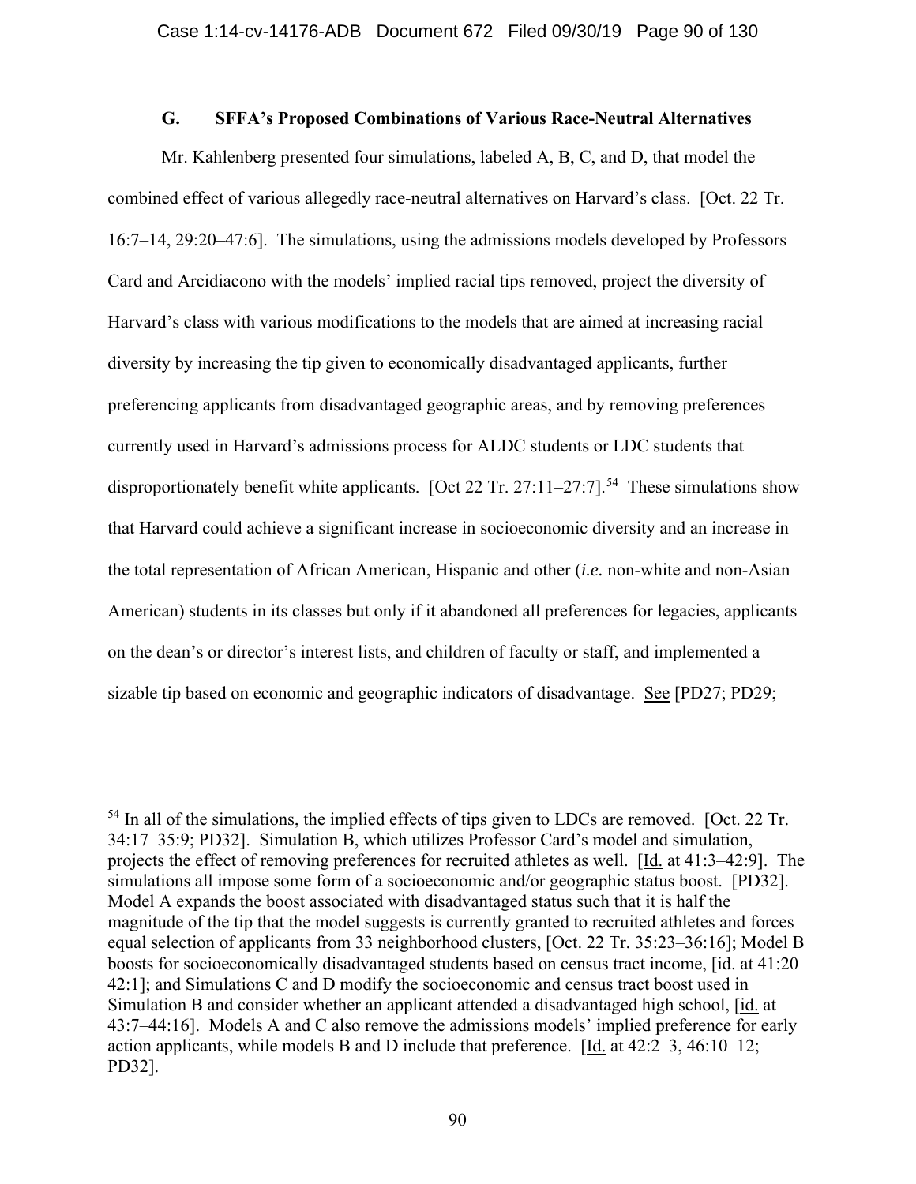### G. SFFA's Proposed Combinations of Various Race-Neutral Alternatives

Mr. Kahlenberg presented four simulations, labeled A, B, C, and D, that model the combined effect of various allegedly race-neutral alternatives on Harvard's class. [Oct. 22 Tr. 16:7–14, 29:20–47:6]. The simulations, using the admissions models developed by Professors Card and Arcidiacono with the models' implied racial tips removed, project the diversity of Harvard's class with various modifications to the models that are aimed at increasing racial diversity by increasing the tip given to economically disadvantaged applicants, further preferencing applicants from disadvantaged geographic areas, and by removing preferences currently used in Harvard's admissions process for ALDC students or LDC students that disproportionately benefit white applicants. [Oct 22 Tr. 27:11–27:7].[54] These simulations show that Harvard could achieve a significant increase in socioeconomic diversity and an increase in the total representation of African American, Hispanic and other (*i.e.* non-white and non-Asian American) students in its classes but only if it abandoned all preferences for legacies, applicants on the dean's or director's interest lists, and children of faculty or staff, and implemented a sizable tip based on economic and geographic indicators of disadvantage. See [PD27; PD29;

---

[54] In all of the simulations, the implied effects of tips given to LDCs are removed. [Oct. 22 Tr. 34:17–35:9; PD32]. Simulation B, which utilizes Professor Card's model and simulation, projects the effect of removing preferences for recruited athletes as well. [Id. at 41:3–42:9]. The simulations all impose some form of a socioeconomic and/or geographic status boost. [PD32]. Model A expands the boost associated with disadvantaged status such that it is half the magnitude of the tip that the model suggests is currently granted to recruited athletes and forces equal selection of applicants from 33 neighborhood clusters, [Oct. 22 Tr. 35:23–36:16]; Model B boosts for socioeconomically disadvantaged students based on census tract income, [id. at 41:20–42:1]; and Simulations C and D modify the socioeconomic and census tract boost used in Simulation B and consider whether an applicant attended a disadvantaged high school, [id. at 43:7–44:16]. Models A and C also remove the admissions models' implied preference for early action applicants, while models B and D include that preference. [Id. at 42:2–3, 46:10–12; PD32].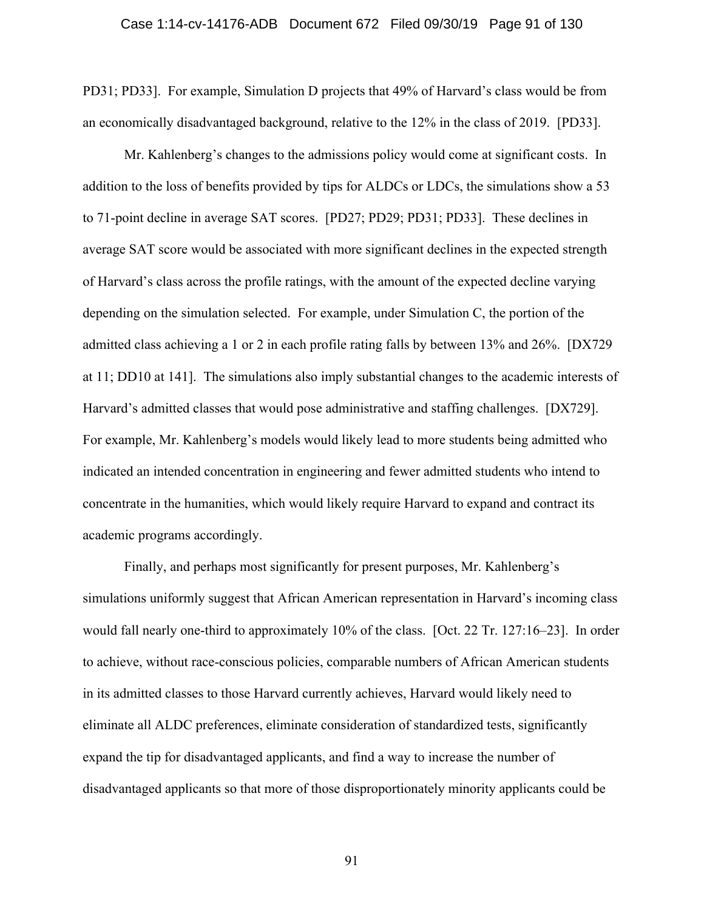PD31; PD33]. For example, Simulation D projects that 49% of Harvard's class would be from an economically disadvantaged background, relative to the 12% in the class of 2019. [PD33].

Mr. Kahlenberg's changes to the admissions policy would come at significant costs. In addition to the loss of benefits provided by tips for ALDCs or LDCs, the simulations show a 53 to 71-point decline in average SAT scores. [PD27; PD29; PD31; PD33]. These declines in average SAT score would be associated with more significant declines in the expected strength of Harvard's class across the profile ratings, with the amount of the expected decline varying depending on the simulation selected. For example, under Simulation C, the portion of the admitted class achieving a 1 or 2 in each profile rating falls by between 13% and 26%. [DX729 at 11; DD10 at 141]. The simulations also imply substantial changes to the academic interests of Harvard's admitted classes that would pose administrative and staffing challenges. [DX729]. For example, Mr. Kahlenberg's models would likely lead to more students being admitted who indicated an intended concentration in engineering and fewer admitted students who intend to concentrate in the humanities, which would likely require Harvard to expand and contract its academic programs accordingly.

Finally, and perhaps most significantly for present purposes, Mr. Kahlenberg's simulations uniformly suggest that African American representation in Harvard's incoming class would fall nearly one-third to approximately 10% of the class. [Oct. 22 Tr. 127:16–23]. In order to achieve, without race-conscious policies, comparable numbers of African American students in its admitted classes to those Harvard currently achieves, Harvard would likely need to eliminate all ALDC preferences, eliminate consideration of standardized tests, significantly expand the tip for disadvantaged applicants, and find a way to increase the number of disadvantaged applicants so that more of those disproportionately minority applicants could be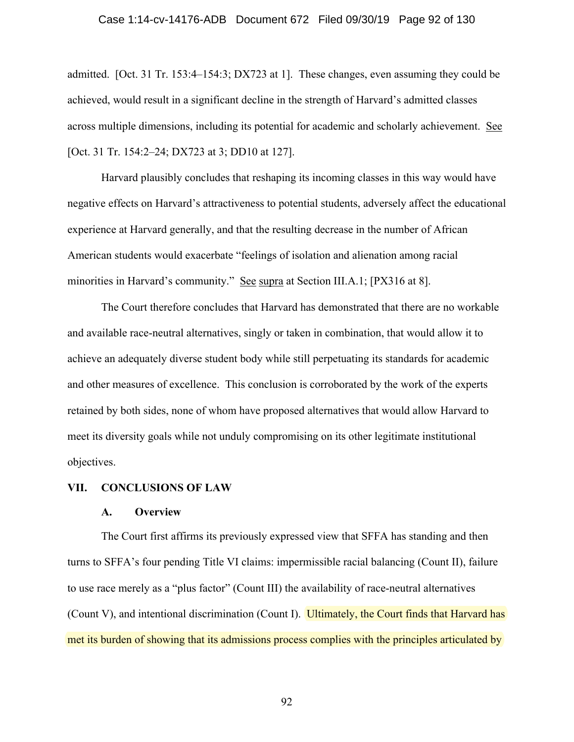admitted. [Oct. 31 Tr. 153:4–154:3; DX723 at 1]. These changes, even assuming they could be achieved, would result in a significant decline in the strength of Harvard's admitted classes across multiple dimensions, including its potential for academic and scholarly achievement. See [Oct. 31 Tr. 154:2–24; DX723 at 3; DD10 at 127].

Harvard plausibly concludes that reshaping its incoming classes in this way would have negative effects on Harvard's attractiveness to potential students, adversely affect the educational experience at Harvard generally, and that the resulting decrease in the number of African American students would exacerbate "feelings of isolation and alienation among racial minorities in Harvard's community." See supra at Section III.A.1; [PX316 at 8].

The Court therefore concludes that Harvard has demonstrated that there are no workable and available race-neutral alternatives, singly or taken in combination, that would allow it to achieve an adequately diverse student body while still perpetuating its standards for academic and other measures of excellence. This conclusion is corroborated by the work of the experts retained by both sides, none of whom have proposed alternatives that would allow Harvard to meet its diversity goals while not unduly compromising on its other legitimate institutional objectives.

## VII. CONCLUSIONS OF LAW

### A. Overview

The Court first affirms its previously expressed view that SFFA has standing and then turns to SFFA's four pending Title VI claims: impermissible racial balancing (Count II), failure to use race merely as a "plus factor" (Count III) the availability of race-neutral alternatives (Count V), and intentional discrimination (Count I). Ultimately, the Court finds that Harvard has met its burden of showing that its admissions process complies with the principles articulated by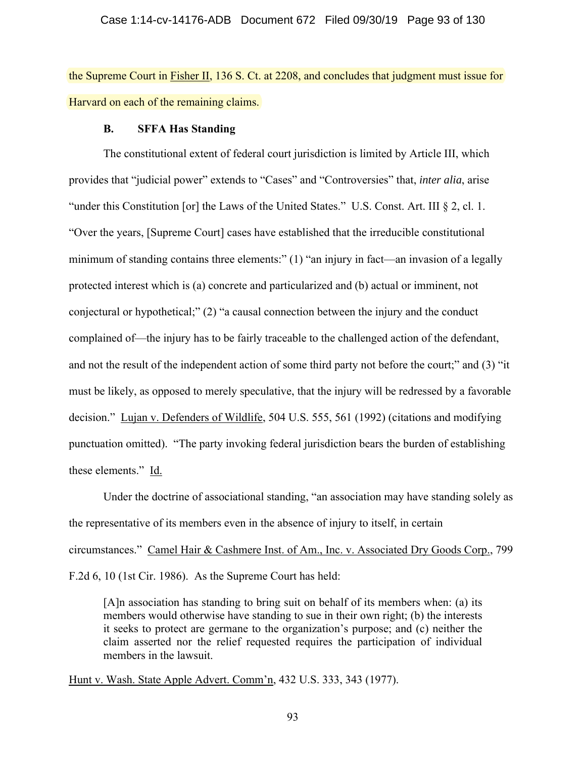the Supreme Court in Fisher II, 136 S. Ct. at 2208, and concludes that judgment must issue for Harvard on each of the remaining claims.

### B. SFFA Has Standing

The constitutional extent of federal court jurisdiction is limited by Article III, which provides that "judicial power" extends to "Cases" and "Controversies" that, *inter alia*, arise "under this Constitution [or] the Laws of the United States." U.S. Const. Art. III § 2, cl. 1. "Over the years, [Supreme Court] cases have established that the irreducible constitutional minimum of standing contains three elements:" (1) "an injury in fact—an invasion of a legally protected interest which is (a) concrete and particularized and (b) actual or imminent, not conjectural or hypothetical;" (2) "a causal connection between the injury and the conduct complained of—the injury has to be fairly traceable to the challenged action of the defendant, and not the result of the independent action of some third party not before the court;" and (3) "it must be likely, as opposed to merely speculative, that the injury will be redressed by a favorable decision." Lujan v. Defenders of Wildlife, 504 U.S. 555, 561 (1992) (citations and modifying punctuation omitted). "The party invoking federal jurisdiction bears the burden of establishing these elements." Id.

Under the doctrine of associational standing, "an association may have standing solely as the representative of its members even in the absence of injury to itself, in certain circumstances." Camel Hair & Cashmere Inst. of Am., Inc. v. Associated Dry Goods Corp., 799 F.2d 6, 10 (1st Cir. 1986). As the Supreme Court has held:

> [A]n association has standing to bring suit on behalf of its members when: (a) its members would otherwise have standing to sue in their own right; (b) the interests it seeks to protect are germane to the organization's purpose; and (c) neither the claim asserted nor the relief requested requires the participation of individual members in the lawsuit.

Hunt v. Wash. State Apple Advert. Comm'n, 432 U.S. 333, 343 (1977).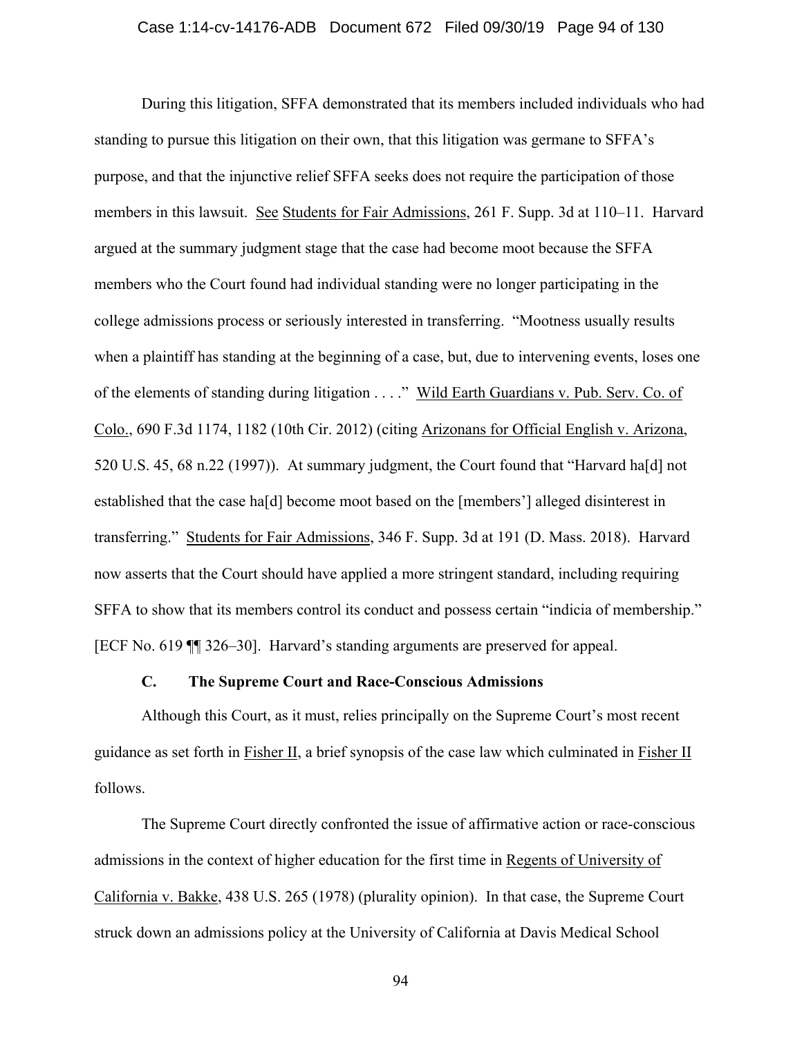During this litigation, SFFA demonstrated that its members included individuals who had standing to pursue this litigation on their own, that this litigation was germane to SFFA's purpose, and that the injunctive relief SFFA seeks does not require the participation of those members in this lawsuit. See Students for Fair Admissions, 261 F. Supp. 3d at 110–11. Harvard argued at the summary judgment stage that the case had become moot because the SFFA members who the Court found had individual standing were no longer participating in the college admissions process or seriously interested in transferring. "Mootness usually results when a plaintiff has standing at the beginning of a case, but, due to intervening events, loses one of the elements of standing during litigation . . . ." Wild Earth Guardians v. Pub. Serv. Co. of Colo., 690 F.3d 1174, 1182 (10th Cir. 2012) (citing Arizonans for Official English v. Arizona, 520 U.S. 45, 68 n.22 (1997)). At summary judgment, the Court found that "Harvard ha[d] not established that the case ha[d] become moot based on the [members'] alleged disinterest in transferring." Students for Fair Admissions, 346 F. Supp. 3d at 191 (D. Mass. 2018). Harvard now asserts that the Court should have applied a more stringent standard, including requiring SFFA to show that its members control its conduct and possess certain "indicia of membership." [ECF No. 619 ¶¶ 326–30]. Harvard's standing arguments are preserved for appeal.

### C. The Supreme Court and Race-Conscious Admissions

Although this Court, as it must, relies principally on the Supreme Court's most recent guidance as set forth in Fisher II, a brief synopsis of the case law which culminated in Fisher II follows.

The Supreme Court directly confronted the issue of affirmative action or race-conscious admissions in the context of higher education for the first time in Regents of University of California v. Bakke, 438 U.S. 265 (1978) (plurality opinion). In that case, the Supreme Court struck down an admissions policy at the University of California at Davis Medical School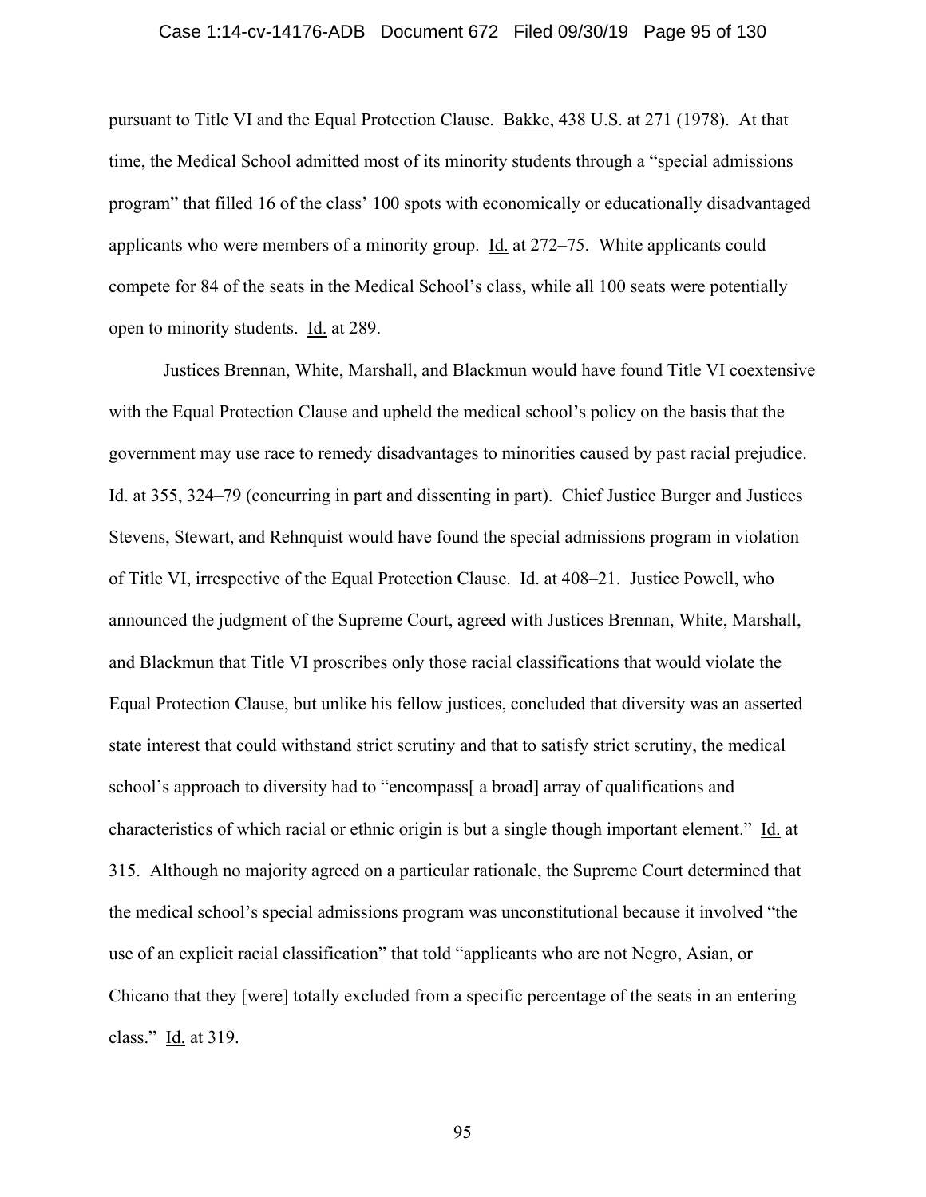pursuant to Title VI and the Equal Protection Clause. Bakke, 438 U.S. at 271 (1978). At that time, the Medical School admitted most of its minority students through a "special admissions program" that filled 16 of the class' 100 spots with economically or educationally disadvantaged applicants who were members of a minority group. Id. at 272–75. White applicants could compete for 84 of the seats in the Medical School's class, while all 100 seats were potentially open to minority students. Id. at 289.

Justices Brennan, White, Marshall, and Blackmun would have found Title VI coextensive with the Equal Protection Clause and upheld the medical school's policy on the basis that the government may use race to remedy disadvantages to minorities caused by past racial prejudice. Id. at 355, 324–79 (concurring in part and dissenting in part). Chief Justice Burger and Justices Stevens, Stewart, and Rehnquist would have found the special admissions program in violation of Title VI, irrespective of the Equal Protection Clause. Id. at 408–21. Justice Powell, who announced the judgment of the Supreme Court, agreed with Justices Brennan, White, Marshall, and Blackmun that Title VI proscribes only those racial classifications that would violate the Equal Protection Clause, but unlike his fellow justices, concluded that diversity was an asserted state interest that could withstand strict scrutiny and that to satisfy strict scrutiny, the medical school's approach to diversity had to "encompass[ a broad] array of qualifications and characteristics of which racial or ethnic origin is but a single though important element." Id. at 315. Although no majority agreed on a particular rationale, the Supreme Court determined that the medical school's special admissions program was unconstitutional because it involved "the use of an explicit racial classification" that told "applicants who are not Negro, Asian, or Chicano that they [were] totally excluded from a specific percentage of the seats in an entering class." Id. at 319.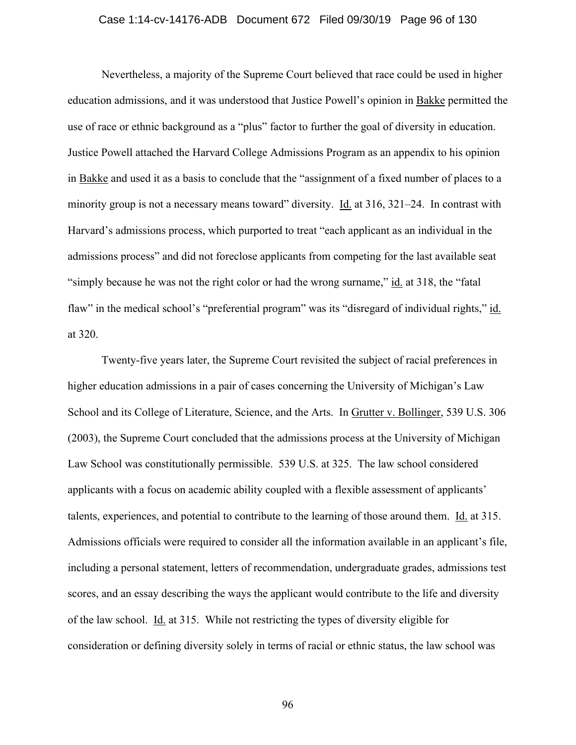Nevertheless, a majority of the Supreme Court believed that race could be used in higher education admissions, and it was understood that Justice Powell's opinion in Bakke permitted the use of race or ethnic background as a "plus" factor to further the goal of diversity in education. Justice Powell attached the Harvard College Admissions Program as an appendix to his opinion in Bakke and used it as a basis to conclude that the "assignment of a fixed number of places to a minority group is not a necessary means toward" diversity. Id. at 316, 321–24. In contrast with Harvard's admissions process, which purported to treat "each applicant as an individual in the admissions process" and did not foreclose applicants from competing for the last available seat "simply because he was not the right color or had the wrong surname," id. at 318, the "fatal flaw" in the medical school's "preferential program" was its "disregard of individual rights," id. at 320.

Twenty-five years later, the Supreme Court revisited the subject of racial preferences in higher education admissions in a pair of cases concerning the University of Michigan's Law School and its College of Literature, Science, and the Arts. In Grutter v. Bollinger, 539 U.S. 306 (2003), the Supreme Court concluded that the admissions process at the University of Michigan Law School was constitutionally permissible. 539 U.S. at 325. The law school considered applicants with a focus on academic ability coupled with a flexible assessment of applicants' talents, experiences, and potential to contribute to the learning of those around them. Id. at 315. Admissions officials were required to consider all the information available in an applicant's file, including a personal statement, letters of recommendation, undergraduate grades, admissions test scores, and an essay describing the ways the applicant would contribute to the life and diversity of the law school. Id. at 315. While not restricting the types of diversity eligible for consideration or defining diversity solely in terms of racial or ethnic status, the law school was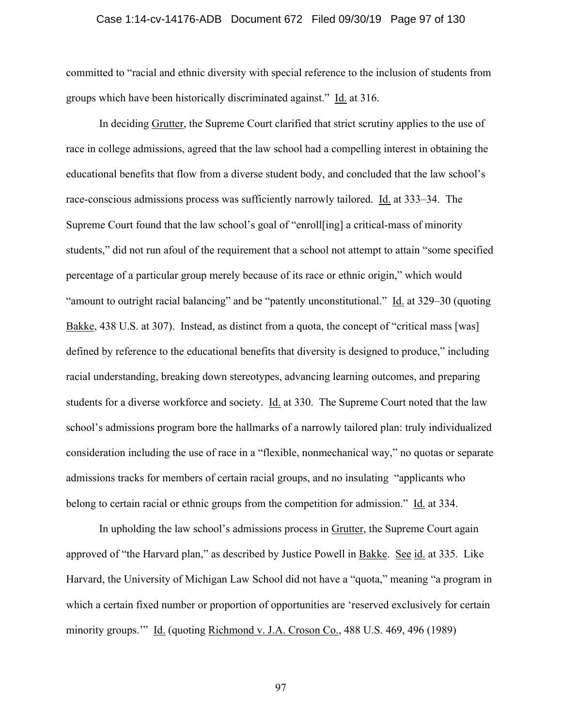committed to "racial and ethnic diversity with special reference to the inclusion of students from groups which have been historically discriminated against." Id. at 316.

In deciding Grutter, the Supreme Court clarified that strict scrutiny applies to the use of race in college admissions, agreed that the law school had a compelling interest in obtaining the educational benefits that flow from a diverse student body, and concluded that the law school's race-conscious admissions process was sufficiently narrowly tailored. Id. at 333–34. The Supreme Court found that the law school's goal of "enroll[ing] a critical-mass of minority students," did not run afoul of the requirement that a school not attempt to attain "some specified percentage of a particular group merely because of its race or ethnic origin," which would "amount to outright racial balancing" and be "patently unconstitutional." Id. at 329–30 (quoting Bakke, 438 U.S. at 307). Instead, as distinct from a quota, the concept of "critical mass [was] defined by reference to the educational benefits that diversity is designed to produce," including racial understanding, breaking down stereotypes, advancing learning outcomes, and preparing students for a diverse workforce and society. Id. at 330. The Supreme Court noted that the law school's admissions program bore the hallmarks of a narrowly tailored plan: truly individualized consideration including the use of race in a "flexible, nonmechanical way," no quotas or separate admissions tracks for members of certain racial groups, and no insulating "applicants who belong to certain racial or ethnic groups from the competition for admission." Id. at 334.

In upholding the law school's admissions process in Grutter, the Supreme Court again approved of "the Harvard plan," as described by Justice Powell in Bakke. See id. at 335. Like Harvard, the University of Michigan Law School did not have a "quota," meaning "a program in which a certain fixed number or proportion of opportunities are 'reserved exclusively for certain minority groups.'" Id. (quoting Richmond v. J.A. Croson Co., 488 U.S. 469, 496 (1989)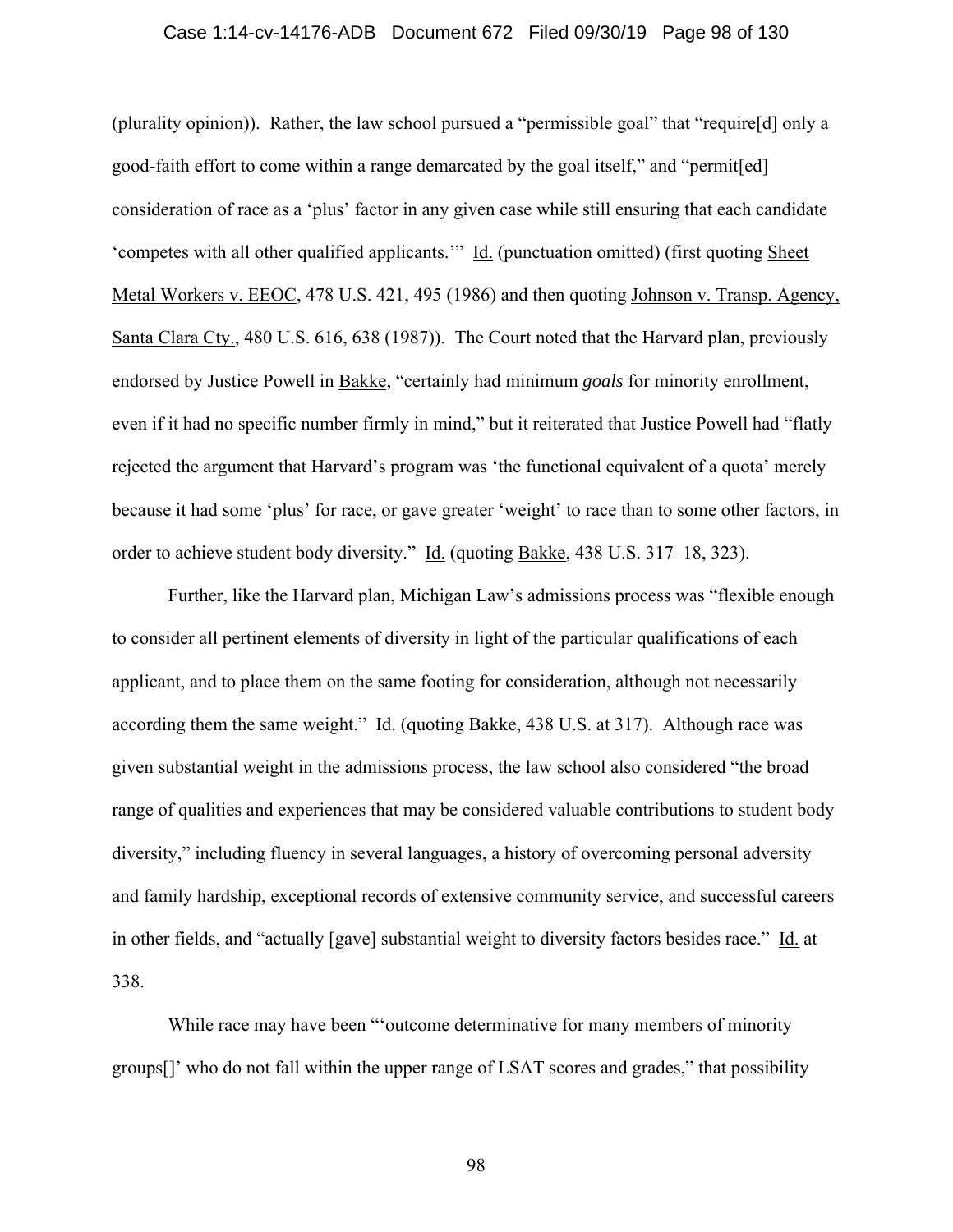(plurality opinion)). Rather, the law school pursued a "permissible goal" that "require[d] only a good-faith effort to come within a range demarcated by the goal itself," and "permit[ed] consideration of race as a 'plus' factor in any given case while still ensuring that each candidate 'competes with all other qualified applicants.'" Id. (punctuation omitted) (first quoting Sheet Metal Workers v. EEOC, 478 U.S. 421, 495 (1986) and then quoting Johnson v. Transp. Agency, Santa Clara Cty., 480 U.S. 616, 638 (1987)). The Court noted that the Harvard plan, previously endorsed by Justice Powell in Bakke, "certainly had minimum *goals* for minority enrollment, even if it had no specific number firmly in mind," but it reiterated that Justice Powell had "flatly rejected the argument that Harvard's program was 'the functional equivalent of a quota' merely because it had some 'plus' for race, or gave greater 'weight' to race than to some other factors, in order to achieve student body diversity." Id. (quoting Bakke, 438 U.S. 317–18, 323).

Further, like the Harvard plan, Michigan Law's admissions process was "flexible enough to consider all pertinent elements of diversity in light of the particular qualifications of each applicant, and to place them on the same footing for consideration, although not necessarily according them the same weight." Id. (quoting Bakke, 438 U.S. at 317). Although race was given substantial weight in the admissions process, the law school also considered "the broad range of qualities and experiences that may be considered valuable contributions to student body diversity," including fluency in several languages, a history of overcoming personal adversity and family hardship, exceptional records of extensive community service, and successful careers in other fields, and "actually [gave] substantial weight to diversity factors besides race." Id. at 338.

While race may have been "'outcome determinative for many members of minority groups[]' who do not fall within the upper range of LSAT scores and grades," that possibility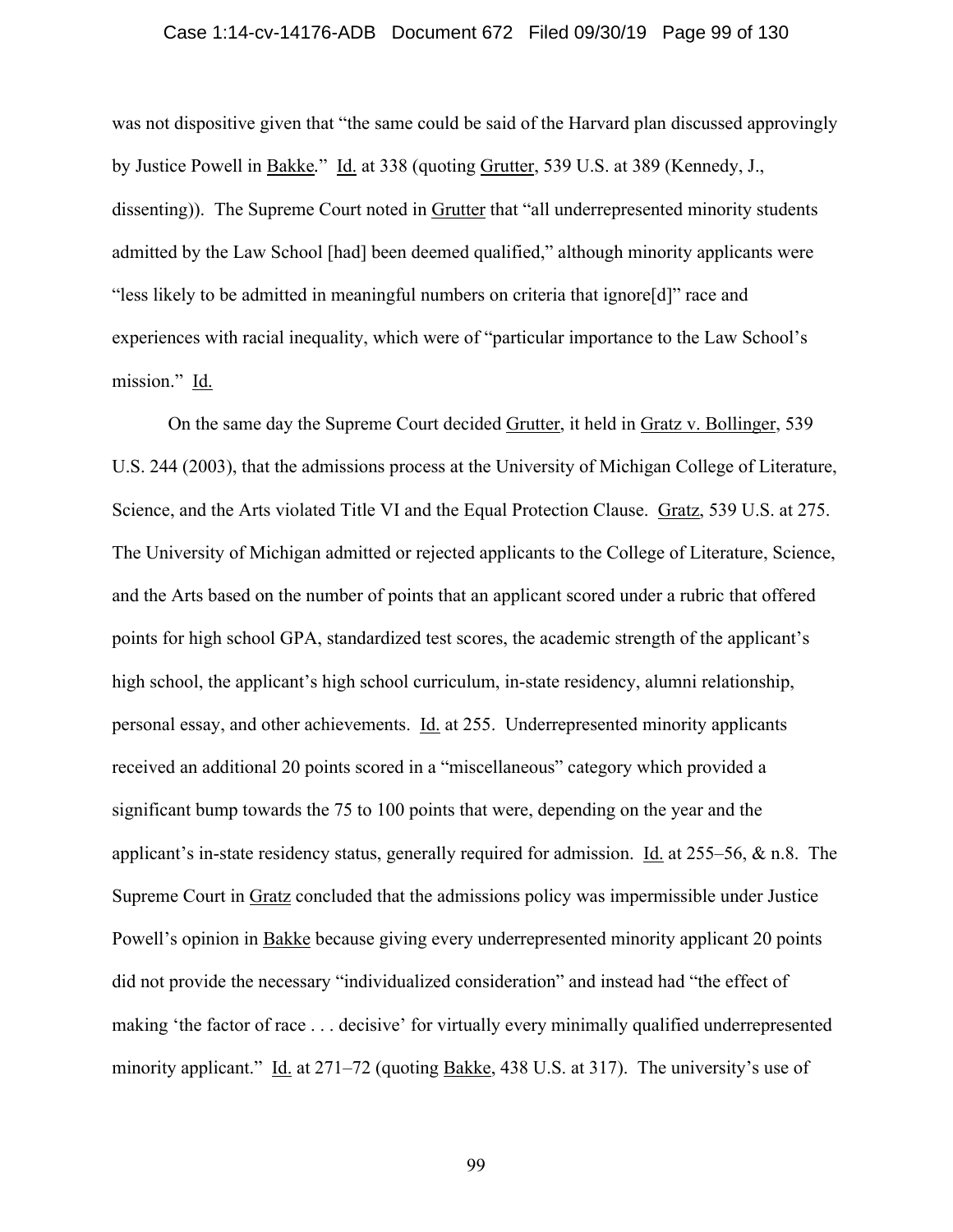was not dispositive given that "the same could be said of the Harvard plan discussed approvingly by Justice Powell in Bakke." Id. at 338 (quoting Grutter, 539 U.S. at 389 (Kennedy, J., dissenting)). The Supreme Court noted in Grutter that "all underrepresented minority students admitted by the Law School [had] been deemed qualified," although minority applicants were "less likely to be admitted in meaningful numbers on criteria that ignore[d]" race and experiences with racial inequality, which were of "particular importance to the Law School's mission." Id.

On the same day the Supreme Court decided Grutter, it held in Gratz v. Bollinger, 539 U.S. 244 (2003), that the admissions process at the University of Michigan College of Literature, Science, and the Arts violated Title VI and the Equal Protection Clause. Gratz, 539 U.S. at 275. The University of Michigan admitted or rejected applicants to the College of Literature, Science, and the Arts based on the number of points that an applicant scored under a rubric that offered points for high school GPA, standardized test scores, the academic strength of the applicant's high school, the applicant's high school curriculum, in-state residency, alumni relationship, personal essay, and other achievements. Id. at 255. Underrepresented minority applicants received an additional 20 points scored in a "miscellaneous" category which provided a significant bump towards the 75 to 100 points that were, depending on the year and the applicant's in-state residency status, generally required for admission. Id. at 255–56, & n.8. The Supreme Court in Gratz concluded that the admissions policy was impermissible under Justice Powell's opinion in Bakke because giving every underrepresented minority applicant 20 points did not provide the necessary "individualized consideration" and instead had "the effect of making 'the factor of race . . . decisive' for virtually every minimally qualified underrepresented minority applicant." Id. at 271–72 (quoting Bakke, 438 U.S. at 317). The university's use of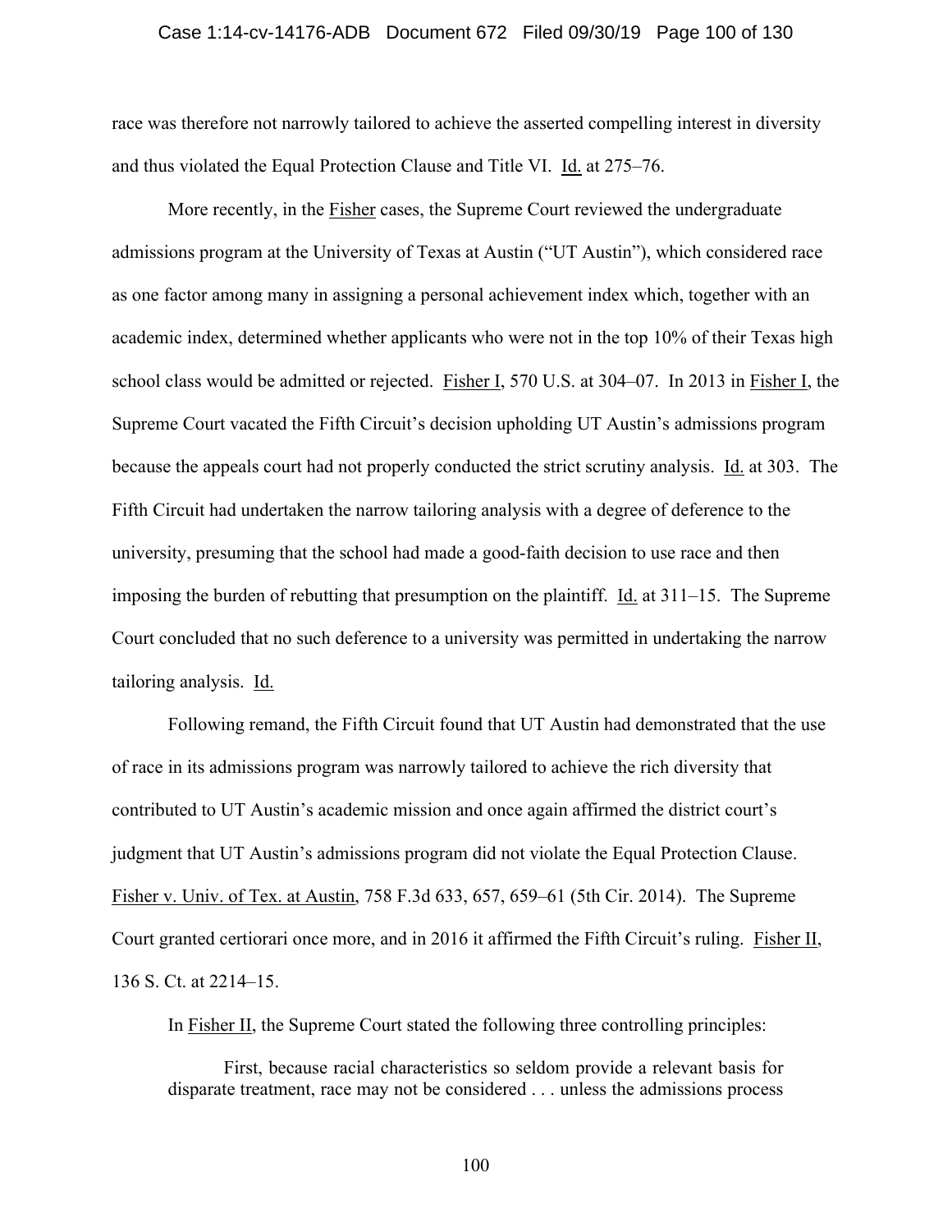race was therefore not narrowly tailored to achieve the asserted compelling interest in diversity and thus violated the Equal Protection Clause and Title VI. Id. at 275–76.

More recently, in the Fisher cases, the Supreme Court reviewed the undergraduate admissions program at the University of Texas at Austin ("UT Austin"), which considered race as one factor among many in assigning a personal achievement index which, together with an academic index, determined whether applicants who were not in the top 10% of their Texas high school class would be admitted or rejected. Fisher I, 570 U.S. at 304–07. In 2013 in Fisher I, the Supreme Court vacated the Fifth Circuit's decision upholding UT Austin's admissions program because the appeals court had not properly conducted the strict scrutiny analysis. Id. at 303. The Fifth Circuit had undertaken the narrow tailoring analysis with a degree of deference to the university, presuming that the school had made a good-faith decision to use race and then imposing the burden of rebutting that presumption on the plaintiff. Id. at 311–15. The Supreme Court concluded that no such deference to a university was permitted in undertaking the narrow tailoring analysis. Id.

Following remand, the Fifth Circuit found that UT Austin had demonstrated that the use of race in its admissions program was narrowly tailored to achieve the rich diversity that contributed to UT Austin's academic mission and once again affirmed the district court's judgment that UT Austin's admissions program did not violate the Equal Protection Clause. Fisher v. Univ. of Tex. at Austin, 758 F.3d 633, 657, 659–61 (5th Cir. 2014). The Supreme Court granted certiorari once more, and in 2016 it affirmed the Fifth Circuit's ruling. Fisher II, 136 S. Ct. at 2214–15.

In Fisher II, the Supreme Court stated the following three controlling principles:

> First, because racial characteristics so seldom provide a relevant basis for disparate treatment, race may not be considered . . . unless the admissions process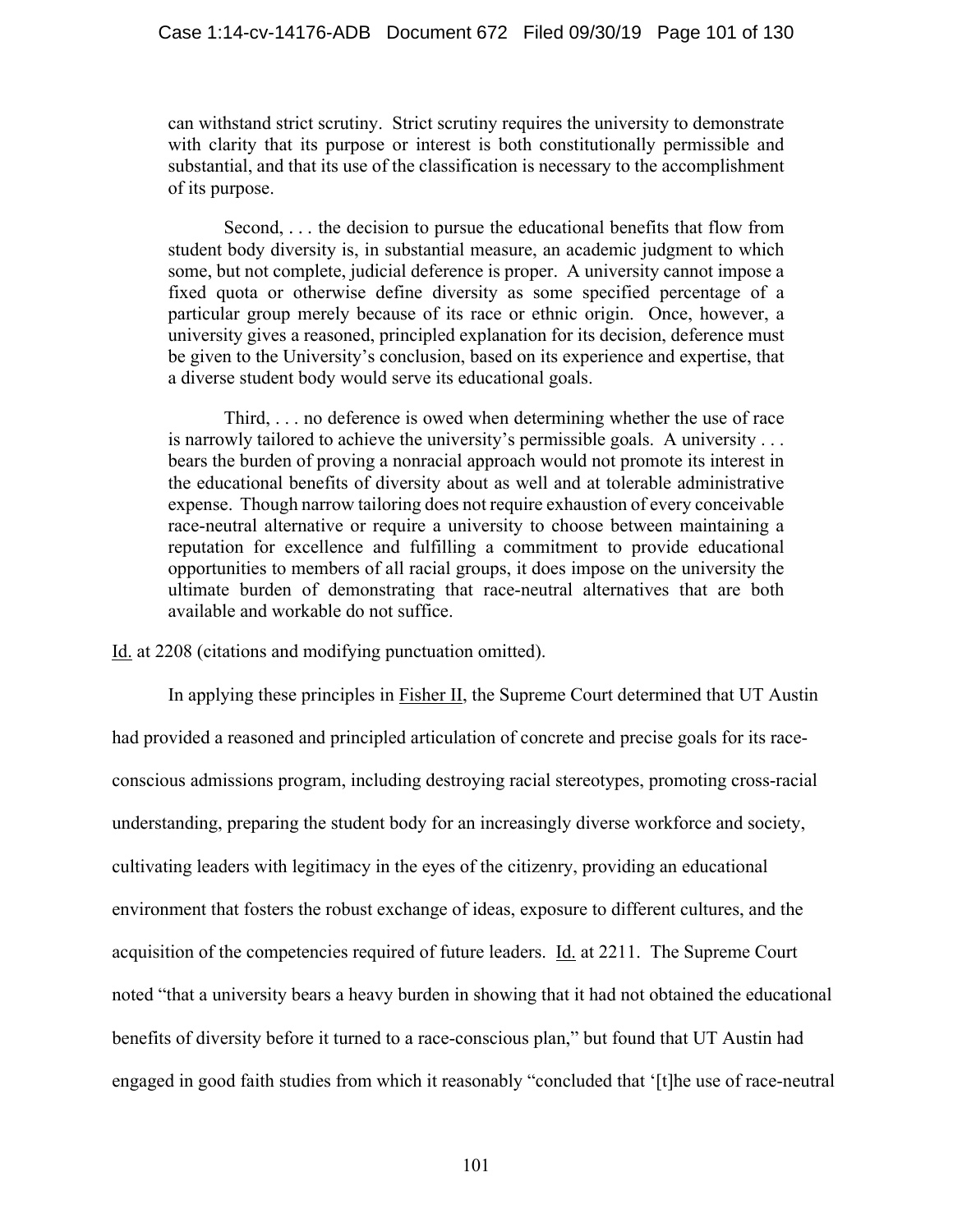can withstand strict scrutiny. Strict scrutiny requires the university to demonstrate with clarity that its purpose or interest is both constitutionally permissible and substantial, and that its use of the classification is necessary to the accomplishment of its purpose.

> Second, . . . the decision to pursue the educational benefits that flow from student body diversity is, in substantial measure, an academic judgment to which some, but not complete, judicial deference is proper. A university cannot impose a fixed quota or otherwise define diversity as some specified percentage of a particular group merely because of its race or ethnic origin. Once, however, a university gives a reasoned, principled explanation for its decision, deference must be given to the University's conclusion, based on its experience and expertise, that a diverse student body would serve its educational goals.
>
> Third, . . . no deference is owed when determining whether the use of race is narrowly tailored to achieve the university's permissible goals. A university . . . bears the burden of proving a nonracial approach would not promote its interest in the educational benefits of diversity about as well and at tolerable administrative expense. Though narrow tailoring does not require exhaustion of every conceivable race-neutral alternative or require a university to choose between maintaining a reputation for excellence and fulfilling a commitment to provide educational opportunities to members of all racial groups, it does impose on the university the ultimate burden of demonstrating that race-neutral alternatives that are both available and workable do not suffice.

Id. at 2208 (citations and modifying punctuation omitted).

In applying these principles in Fisher II, the Supreme Court determined that UT Austin had provided a reasoned and principled articulation of concrete and precise goals for its race-conscious admissions program, including destroying racial stereotypes, promoting cross-racial understanding, preparing the student body for an increasingly diverse workforce and society, cultivating leaders with legitimacy in the eyes of the citizenry, providing an educational environment that fosters the robust exchange of ideas, exposure to different cultures, and the acquisition of the competencies required of future leaders. Id. at 2211. The Supreme Court noted "that a university bears a heavy burden in showing that it had not obtained the educational benefits of diversity before it turned to a race-conscious plan," but found that UT Austin had engaged in good faith studies from which it reasonably "concluded that '[t]he use of race-neutral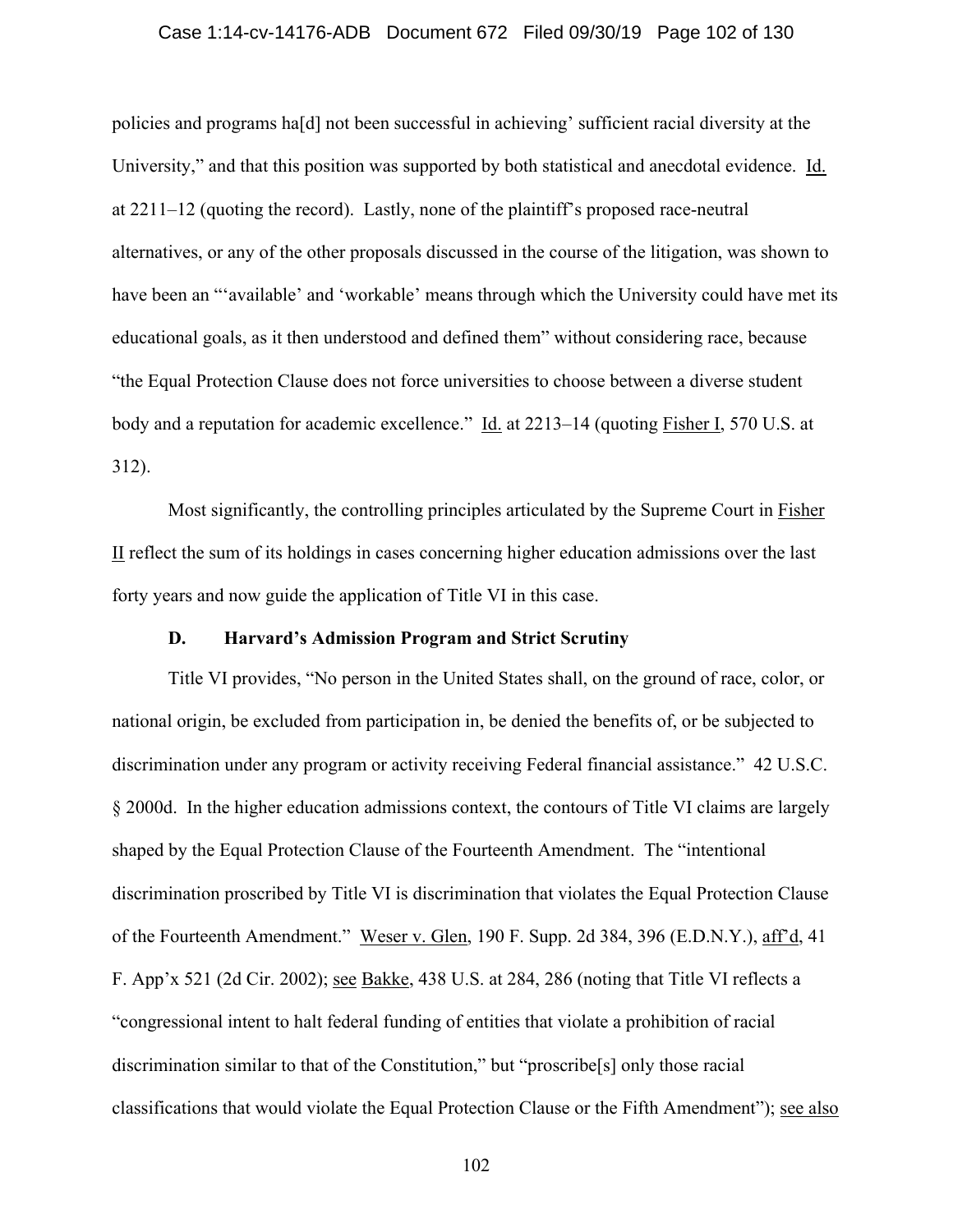policies and programs ha[d] not been successful in achieving' sufficient racial diversity at the University," and that this position was supported by both statistical and anecdotal evidence. Id. at 2211–12 (quoting the record). Lastly, none of the plaintiff's proposed race-neutral alternatives, or any of the other proposals discussed in the course of the litigation, was shown to have been an "'available' and 'workable' means through which the University could have met its educational goals, as it then understood and defined them" without considering race, because "the Equal Protection Clause does not force universities to choose between a diverse student body and a reputation for academic excellence." Id. at 2213–14 (quoting Fisher I, 570 U.S. at 312).

Most significantly, the controlling principles articulated by the Supreme Court in Fisher II reflect the sum of its holdings in cases concerning higher education admissions over the last forty years and now guide the application of Title VI in this case.

### D. Harvard's Admission Program and Strict Scrutiny

Title VI provides, "No person in the United States shall, on the ground of race, color, or national origin, be excluded from participation in, be denied the benefits of, or be subjected to discrimination under any program or activity receiving Federal financial assistance." 42 U.S.C. § 2000d. In the higher education admissions context, the contours of Title VI claims are largely shaped by the Equal Protection Clause of the Fourteenth Amendment. The "intentional discrimination proscribed by Title VI is discrimination that violates the Equal Protection Clause of the Fourteenth Amendment." Weser v. Glen, 190 F. Supp. 2d 384, 396 (E.D.N.Y.), aff'd, 41 F. App'x 521 (2d Cir. 2002); see Bakke, 438 U.S. at 284, 286 (noting that Title VI reflects a "congressional intent to halt federal funding of entities that violate a prohibition of racial discrimination similar to that of the Constitution," but "proscribe[s] only those racial classifications that would violate the Equal Protection Clause or the Fifth Amendment"); see also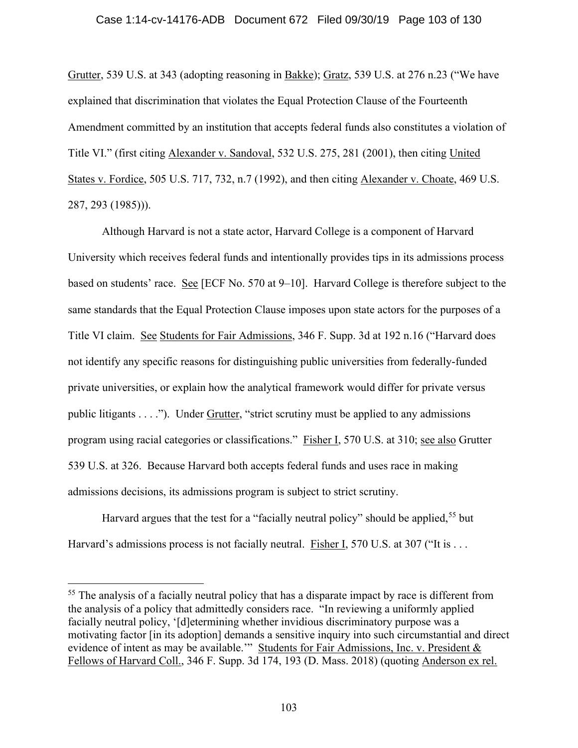Grutter, 539 U.S. at 343 (adopting reasoning in Bakke); Gratz, 539 U.S. at 276 n.23 ("We have explained that discrimination that violates the Equal Protection Clause of the Fourteenth Amendment committed by an institution that accepts federal funds also constitutes a violation of Title VI." (first citing Alexander v. Sandoval, 532 U.S. 275, 281 (2001), then citing United States v. Fordice, 505 U.S. 717, 732, n.7 (1992), and then citing Alexander v. Choate, 469 U.S. 287, 293 (1985))).

Although Harvard is not a state actor, Harvard College is a component of Harvard University which receives federal funds and intentionally provides tips in its admissions process based on students' race. See [ECF No. 570 at 9–10]. Harvard College is therefore subject to the same standards that the Equal Protection Clause imposes upon state actors for the purposes of a Title VI claim. See Students for Fair Admissions, 346 F. Supp. 3d at 192 n.16 ("Harvard does not identify any specific reasons for distinguishing public universities from federally-funded private universities, or explain how the analytical framework would differ for private versus public litigants . . . ."). Under Grutter, "strict scrutiny must be applied to any admissions program using racial categories or classifications." Fisher I, 570 U.S. at 310; see also Grutter 539 U.S. at 326. Because Harvard both accepts federal funds and uses race in making admissions decisions, its admissions program is subject to strict scrutiny.

Harvard argues that the test for a "facially neutral policy" should be applied,[55] but Harvard's admissions process is not facially neutral. Fisher I, 570 U.S. at 307 ("It is . . .

---

[55] The analysis of a facially neutral policy that has a disparate impact by race is different from the analysis of a policy that admittedly considers race. "In reviewing a uniformly applied facially neutral policy, '[d]etermining whether invidious discriminatory purpose was a motivating factor [in its adoption] demands a sensitive inquiry into such circumstantial and direct evidence of intent as may be available.'" Students for Fair Admissions, Inc. v. President & Fellows of Harvard Coll., 346 F. Supp. 3d 174, 193 (D. Mass. 2018) (quoting Anderson ex rel.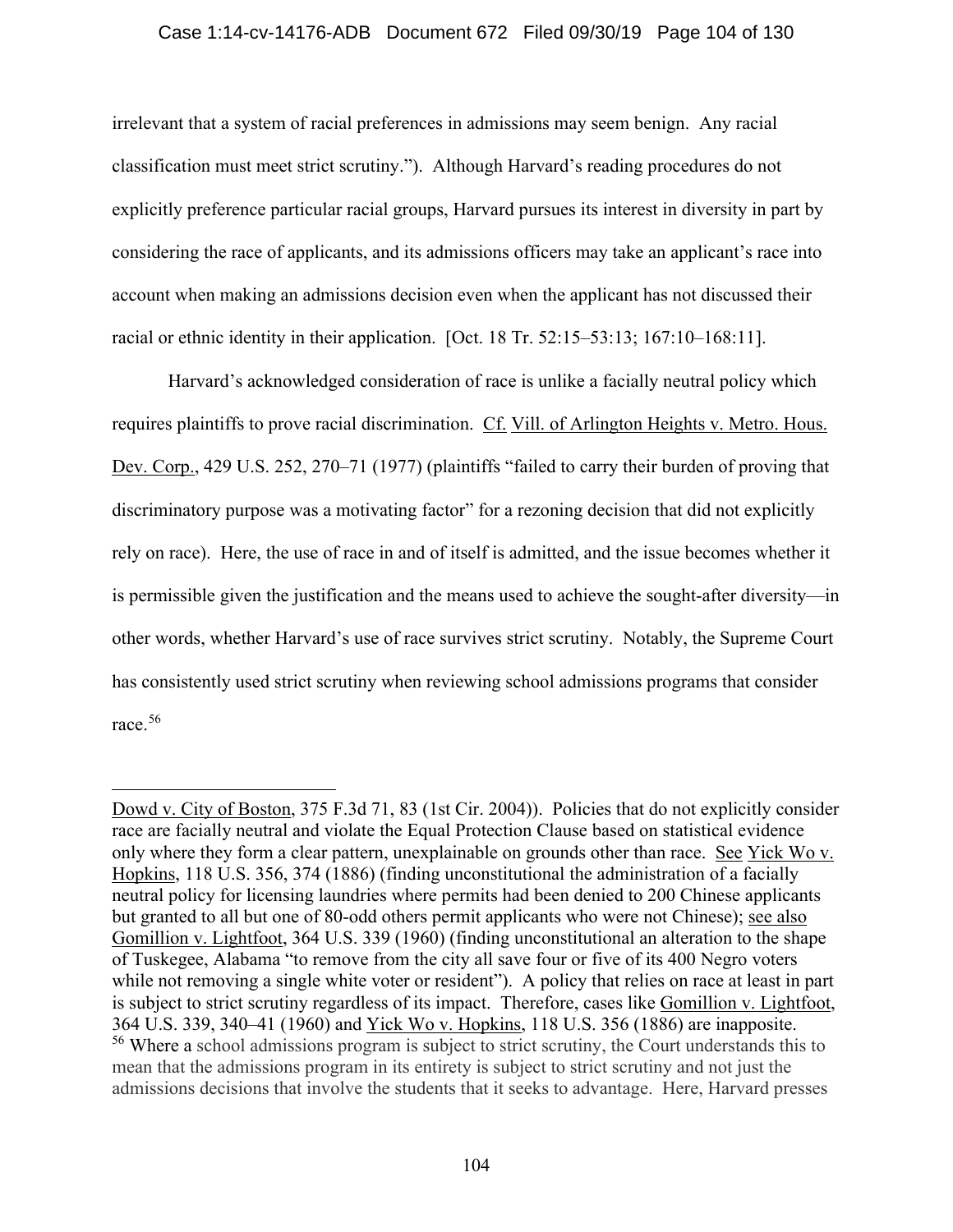irrelevant that a system of racial preferences in admissions may seem benign. Any racial classification must meet strict scrutiny."). Although Harvard's reading procedures do not explicitly preference particular racial groups, Harvard pursues its interest in diversity in part by considering the race of applicants, and its admissions officers may take an applicant's race into account when making an admissions decision even when the applicant has not discussed their racial or ethnic identity in their application. [Oct. 18 Tr. 52:15–53:13; 167:10–168:11].

Harvard's acknowledged consideration of race is unlike a facially neutral policy which requires plaintiffs to prove racial discrimination. Cf. Vill. of Arlington Heights v. Metro. Hous. Dev. Corp., 429 U.S. 252, 270–71 (1977) (plaintiffs "failed to carry their burden of proving that discriminatory purpose was a motivating factor" for a rezoning decision that did not explicitly rely on race). Here, the use of race in and of itself is admitted, and the issue becomes whether it is permissible given the justification and the means used to achieve the sought-after diversity—in other words, whether Harvard's use of race survives strict scrutiny. Notably, the Supreme Court has consistently used strict scrutiny when reviewing school admissions programs that consider race.[56]

---

Dowd v. City of Boston, 375 F.3d 71, 83 (1st Cir. 2004)). Policies that do not explicitly consider race are facially neutral and violate the Equal Protection Clause based on statistical evidence only where they form a clear pattern, unexplainable on grounds other than race. See Yick Wo v. Hopkins, 118 U.S. 356, 374 (1886) (finding unconstitutional the administration of a facially neutral policy for licensing laundries where permits had been denied to 200 Chinese applicants but granted to all but one of 80-odd others permit applicants who were not Chinese); see also Gomillion v. Lightfoot, 364 U.S. 339 (1960) (finding unconstitutional an alteration to the shape of Tuskegee, Alabama "to remove from the city all save four or five of its 400 Negro voters while not removing a single white voter or resident"). A policy that relies on race at least in part is subject to strict scrutiny regardless of its impact. Therefore, cases like Gomillion v. Lightfoot, 364 U.S. 339, 340–41 (1960) and Yick Wo v. Hopkins, 118 U.S. 356 (1886) are inapposite.

[56] Where a school admissions program is subject to strict scrutiny, the Court understands this to mean that the admissions program in its entirety is subject to strict scrutiny and not just the admissions decisions that involve the students that it seeks to advantage. Here, Harvard presses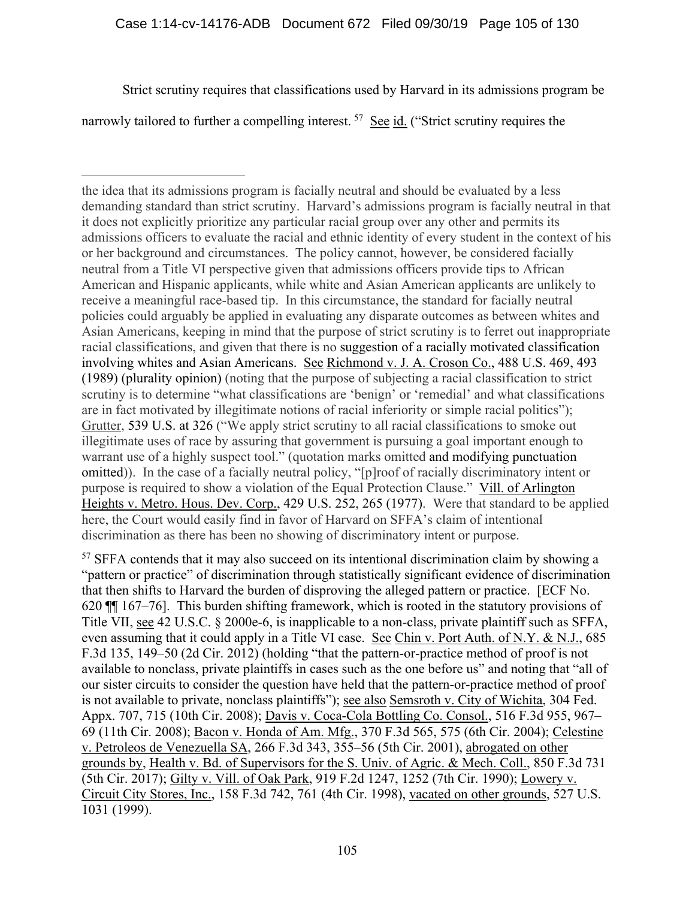Strict scrutiny requires that classifications used by Harvard in its admissions program be narrowly tailored to further a compelling interest.[57] See id. ("Strict scrutiny requires the

---

the idea that its admissions program is facially neutral and should be evaluated by a less demanding standard than strict scrutiny. Harvard's admissions program is facially neutral in that it does not explicitly prioritize any particular racial group over any other and permits its admissions officers to evaluate the racial and ethnic identity of every student in the context of his or her background and circumstances. The policy cannot, however, be considered facially neutral from a Title VI perspective given that admissions officers provide tips to African American and Hispanic applicants, while white and Asian American applicants are unlikely to receive a meaningful race-based tip. In this circumstance, the standard for facially neutral policies could arguably be applied in evaluating any disparate outcomes as between whites and Asian Americans, keeping in mind that the purpose of strict scrutiny is to ferret out inappropriate racial classifications, and given that there is no suggestion of a racially motivated classification involving whites and Asian Americans. See Richmond v. J. A. Croson Co., 488 U.S. 469, 493 (1989) (plurality opinion) (noting that the purpose of subjecting a racial classification to strict scrutiny is to determine "what classifications are 'benign' or 'remedial' and what classifications are in fact motivated by illegitimate notions of racial inferiority or simple racial politics"); Grutter, 539 U.S. at 326 ("We apply strict scrutiny to all racial classifications to smoke out illegitimate uses of race by assuring that government is pursuing a goal important enough to warrant use of a highly suspect tool." (quotation marks omitted and modifying punctuation omitted)). In the case of a facially neutral policy, "[p]roof of racially discriminatory intent or purpose is required to show a violation of the Equal Protection Clause." Vill. of Arlington Heights v. Metro. Hous. Dev. Corp., 429 U.S. 252, 265 (1977). Were that standard to be applied here, the Court would easily find in favor of Harvard on SFFA's claim of intentional discrimination as there has been no showing of discriminatory intent or purpose.

[57] SFFA contends that it may also succeed on its intentional discrimination claim by showing a "pattern or practice" of discrimination through statistically significant evidence of discrimination that then shifts to Harvard the burden of disproving the alleged pattern or practice. [ECF No. 620 ¶¶ 167–76]. This burden shifting framework, which is rooted in the statutory provisions of Title VII, see 42 U.S.C. § 2000e-6, is inapplicable to a non-class, private plaintiff such as SFFA, even assuming that it could apply in a Title VI case. See Chin v. Port Auth. of N.Y. & N.J., 685 F.3d 135, 149–50 (2d Cir. 2012) (holding "that the pattern-or-practice method of proof is not available to nonclass, private plaintiffs in cases such as the one before us" and noting that "all of our sister circuits to consider the question have held that the pattern-or-practice method of proof is not available to private, nonclass plaintiffs"); see also Semsroth v. City of Wichita, 304 Fed. Appx. 707, 715 (10th Cir. 2008); Davis v. Coca-Cola Bottling Co. Consol., 516 F.3d 955, 967–69 (11th Cir. 2008); Bacon v. Honda of Am. Mfg., 370 F.3d 565, 575 (6th Cir. 2004); Celestine v. Petroleos de Venezuella SA, 266 F.3d 343, 355–56 (5th Cir. 2001), abrogated on other grounds by, Health v. Bd. of Supervisors for the S. Univ. of Agric. & Mech. Coll., 850 F.3d 731 (5th Cir. 2017); Gilty v. Vill. of Oak Park, 919 F.2d 1247, 1252 (7th Cir. 1990); Lowery v. Circuit City Stores, Inc., 158 F.3d 742, 761 (4th Cir. 1998), vacated on other grounds, 527 U.S. 1031 (1999).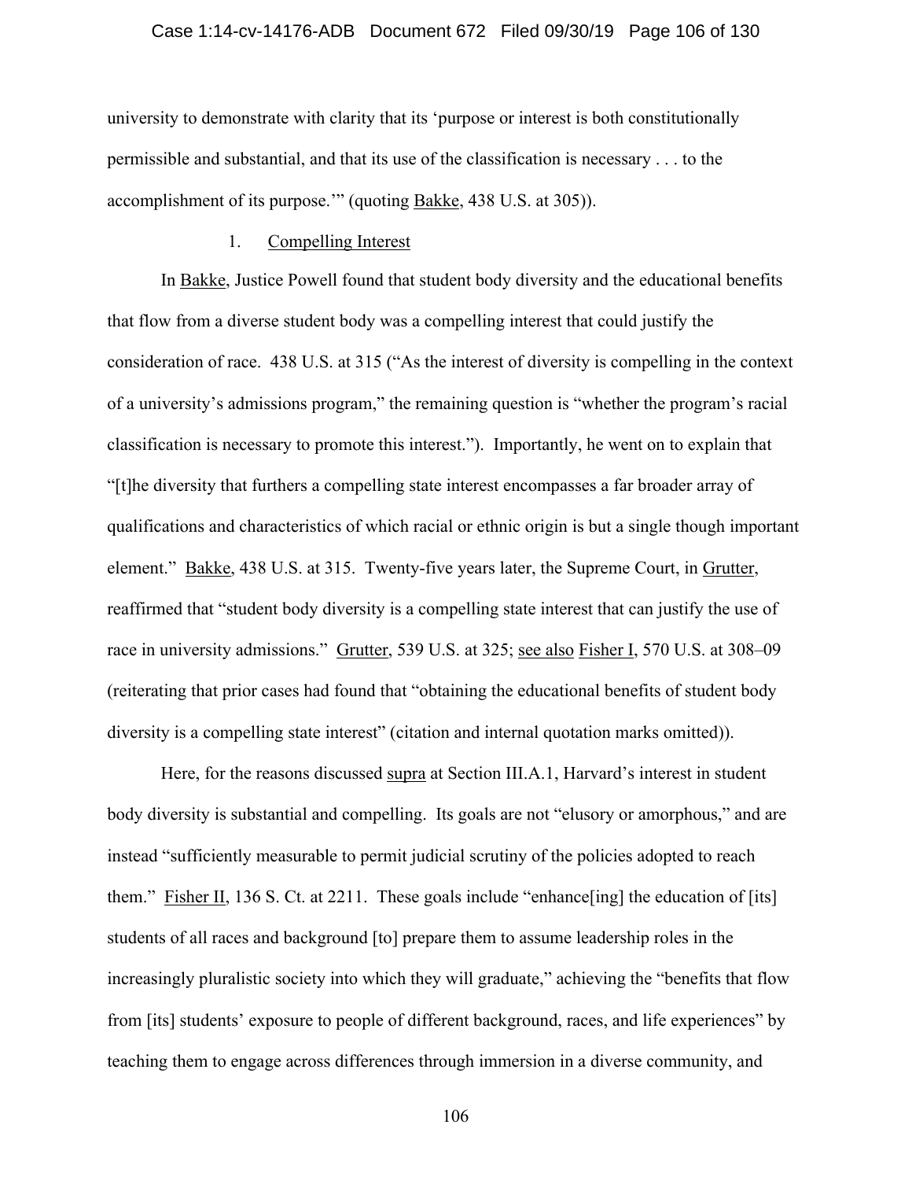university to demonstrate with clarity that its 'purpose or interest is both constitutionally permissible and substantial, and that its use of the classification is necessary . . . to the accomplishment of its purpose.'" (quoting Bakke, 438 U.S. at 305)).

1. Compelling Interest

In Bakke, Justice Powell found that student body diversity and the educational benefits that flow from a diverse student body was a compelling interest that could justify the consideration of race. 438 U.S. at 315 ("As the interest of diversity is compelling in the context of a university's admissions program," the remaining question is "whether the program's racial classification is necessary to promote this interest."). Importantly, he went on to explain that "[t]he diversity that furthers a compelling state interest encompasses a far broader array of qualifications and characteristics of which racial or ethnic origin is but a single though important element." Bakke, 438 U.S. at 315. Twenty-five years later, the Supreme Court, in Grutter, reaffirmed that "student body diversity is a compelling state interest that can justify the use of race in university admissions." Grutter, 539 U.S. at 325; see also Fisher I, 570 U.S. at 308–09 (reiterating that prior cases had found that "obtaining the educational benefits of student body diversity is a compelling state interest" (citation and internal quotation marks omitted)).

Here, for the reasons discussed supra at Section III.A.1, Harvard's interest in student body diversity is substantial and compelling. Its goals are not "elusory or amorphous," and are instead "sufficiently measurable to permit judicial scrutiny of the policies adopted to reach them." Fisher II, 136 S. Ct. at 2211. These goals include "enhance[ing] the education of [its] students of all races and background [to] prepare them to assume leadership roles in the increasingly pluralistic society into which they will graduate," achieving the "benefits that flow from [its] students' exposure to people of different background, races, and life experiences" by teaching them to engage across differences through immersion in a diverse community, and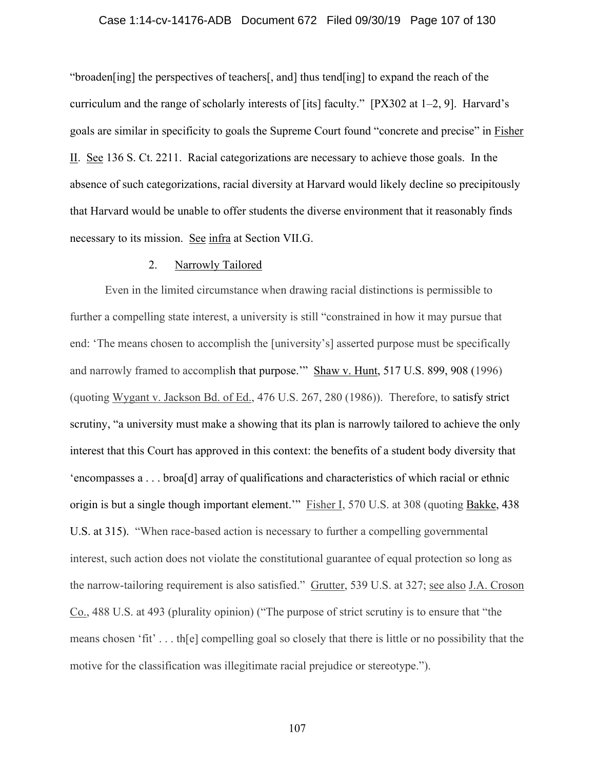"broaden[ing] the perspectives of teachers[, and] thus tend[ing] to expand the reach of the curriculum and the range of scholarly interests of [its] faculty." [PX302 at 1–2, 9]. Harvard's goals are similar in specificity to goals the Supreme Court found "concrete and precise" in Fisher II. See 136 S. Ct. 2211. Racial categorizations are necessary to achieve those goals. In the absence of such categorizations, racial diversity at Harvard would likely decline so precipitously that Harvard would be unable to offer students the diverse environment that it reasonably finds necessary to its mission. See infra at Section VII.G.

### 2. Narrowly Tailored

Even in the limited circumstance when drawing racial distinctions is permissible to further a compelling state interest, a university is still "constrained in how it may pursue that end: 'The means chosen to accomplish the [university's] asserted purpose must be specifically and narrowly framed to accomplish that purpose.'" Shaw v. Hunt, 517 U.S. 899, 908 (1996) (quoting Wygant v. Jackson Bd. of Ed., 476 U.S. 267, 280 (1986)). Therefore, to satisfy strict scrutiny, "a university must make a showing that its plan is narrowly tailored to achieve the only interest that this Court has approved in this context: the benefits of a student body diversity that 'encompasses a . . . broa[d] array of qualifications and characteristics of which racial or ethnic origin is but a single though important element.'" Fisher I, 570 U.S. at 308 (quoting Bakke, 438 U.S. at 315). "When race-based action is necessary to further a compelling governmental interest, such action does not violate the constitutional guarantee of equal protection so long as the narrow-tailoring requirement is also satisfied." Grutter, 539 U.S. at 327; see also J.A. Croson Co., 488 U.S. at 493 (plurality opinion) ("The purpose of strict scrutiny is to ensure that "the means chosen 'fit' . . . th[e] compelling goal so closely that there is little or no possibility that the motive for the classification was illegitimate racial prejudice or stereotype.").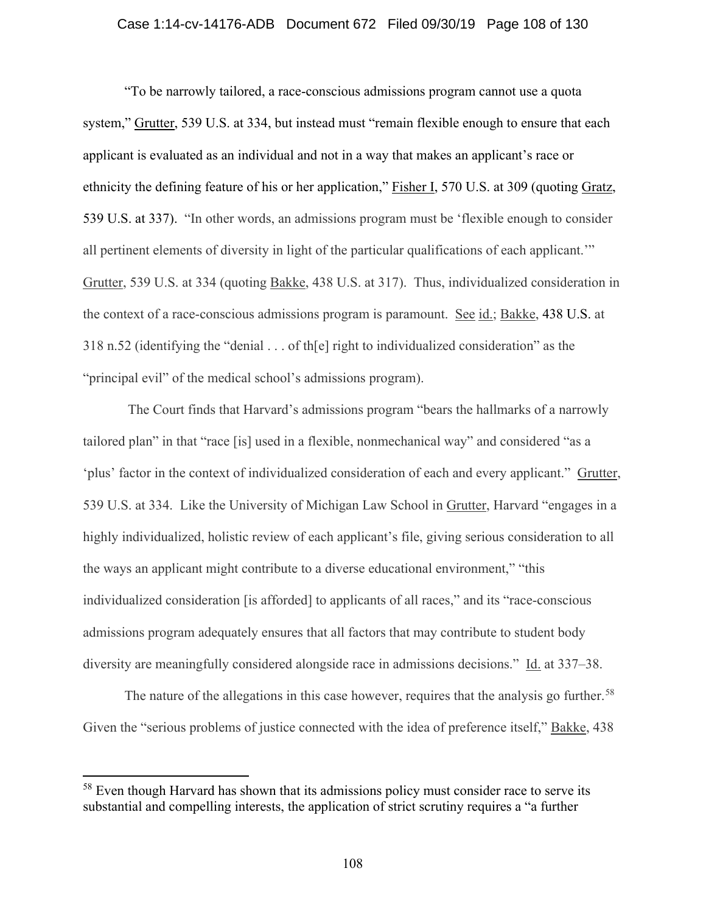"To be narrowly tailored, a race-conscious admissions program cannot use a quota system," Grutter, 539 U.S. at 334, but instead must "remain flexible enough to ensure that each applicant is evaluated as an individual and not in a way that makes an applicant's race or ethnicity the defining feature of his or her application," Fisher I, 570 U.S. at 309 (quoting Gratz, 539 U.S. at 337). "In other words, an admissions program must be 'flexible enough to consider all pertinent elements of diversity in light of the particular qualifications of each applicant.'" Grutter, 539 U.S. at 334 (quoting Bakke, 438 U.S. at 317). Thus, individualized consideration in the context of a race-conscious admissions program is paramount. See id.; Bakke, 438 U.S. at 318 n.52 (identifying the "denial . . . of th[e] right to individualized consideration" as the "principal evil" of the medical school's admissions program).

The Court finds that Harvard's admissions program "bears the hallmarks of a narrowly tailored plan" in that "race [is] used in a flexible, nonmechanical way" and considered "as a 'plus' factor in the context of individualized consideration of each and every applicant." Grutter, 539 U.S. at 334. Like the University of Michigan Law School in Grutter, Harvard "engages in a highly individualized, holistic review of each applicant's file, giving serious consideration to all the ways an applicant might contribute to a diverse educational environment," "this individualized consideration [is afforded] to applicants of all races," and its "race-conscious admissions program adequately ensures that all factors that may contribute to student body diversity are meaningfully considered alongside race in admissions decisions." Id. at 337–38.

The nature of the allegations in this case however, requires that the analysis go further.[58] Given the "serious problems of justice connected with the idea of preference itself," Bakke, 438

---

[58] Even though Harvard has shown that its admissions policy must consider race to serve its substantial and compelling interests, the application of strict scrutiny requires a "a further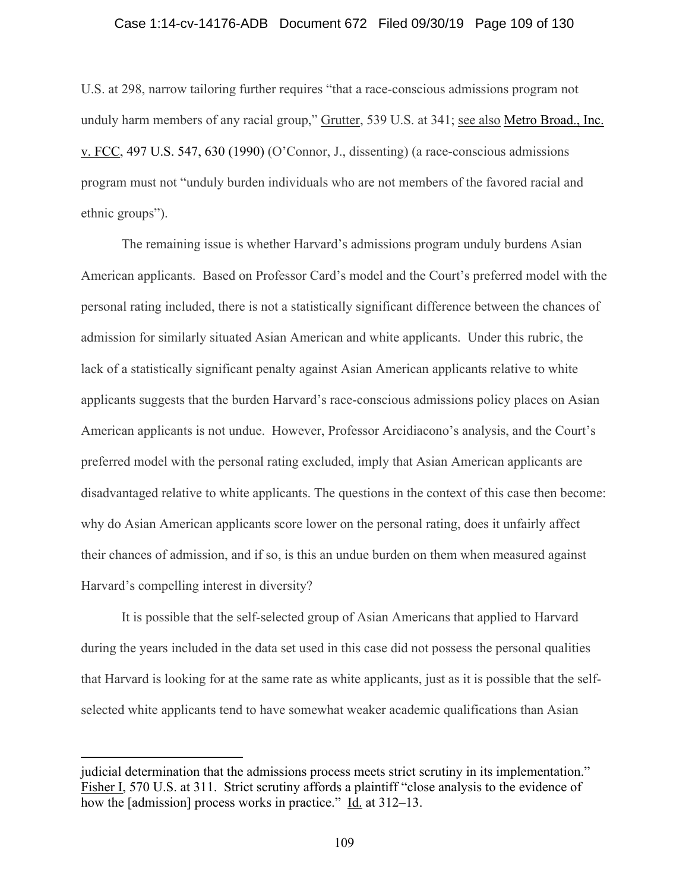U.S. at 298, narrow tailoring further requires "that a race-conscious admissions program not unduly harm members of any racial group," Grutter, 539 U.S. at 341; see also Metro Broad., Inc. v. FCC, 497 U.S. 547, 630 (1990) (O'Connor, J., dissenting) (a race-conscious admissions program must not "unduly burden individuals who are not members of the favored racial and ethnic groups").

The remaining issue is whether Harvard's admissions program unduly burdens Asian American applicants. Based on Professor Card's model and the Court's preferred model with the personal rating included, there is not a statistically significant difference between the chances of admission for similarly situated Asian American and white applicants. Under this rubric, the lack of a statistically significant penalty against Asian American applicants relative to white applicants suggests that the burden Harvard's race-conscious admissions policy places on Asian American applicants is not undue. However, Professor Arcidiacono's analysis, and the Court's preferred model with the personal rating excluded, imply that Asian American applicants are disadvantaged relative to white applicants. The questions in the context of this case then become: why do Asian American applicants score lower on the personal rating, does it unfairly affect their chances of admission, and if so, is this an undue burden on them when measured against Harvard's compelling interest in diversity?

It is possible that the self-selected group of Asian Americans that applied to Harvard during the years included in the data set used in this case did not possess the personal qualities that Harvard is looking for at the same rate as white applicants, just as it is possible that the self-selected white applicants tend to have somewhat weaker academic qualifications than Asian

---

judicial determination that the admissions process meets strict scrutiny in its implementation." Fisher I, 570 U.S. at 311. Strict scrutiny affords a plaintiff "close analysis to the evidence of how the [admission] process works in practice." Id. at 312–13.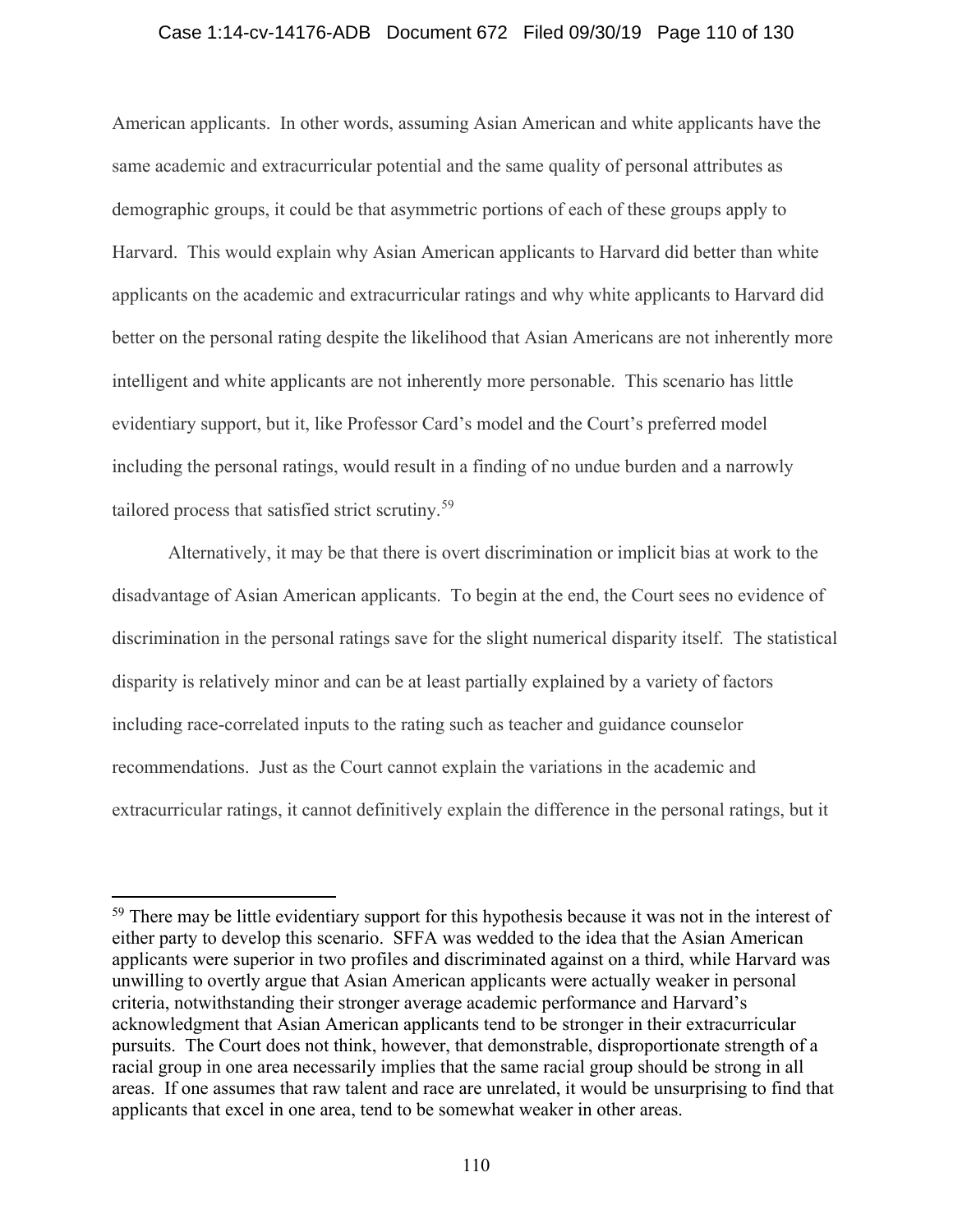American applicants. In other words, assuming Asian American and white applicants have the same academic and extracurricular potential and the same quality of personal attributes as demographic groups, it could be that asymmetric portions of each of these groups apply to Harvard. This would explain why Asian American applicants to Harvard did better than white applicants on the academic and extracurricular ratings and why white applicants to Harvard did better on the personal rating despite the likelihood that Asian Americans are not inherently more intelligent and white applicants are not inherently more personable. This scenario has little evidentiary support, but it, like Professor Card's model and the Court's preferred model including the personal ratings, would result in a finding of no undue burden and a narrowly tailored process that satisfied strict scrutiny.[59]

Alternatively, it may be that there is overt discrimination or implicit bias at work to the disadvantage of Asian American applicants. To begin at the end, the Court sees no evidence of discrimination in the personal ratings save for the slight numerical disparity itself. The statistical disparity is relatively minor and can be at least partially explained by a variety of factors including race-correlated inputs to the rating such as teacher and guidance counselor recommendations. Just as the Court cannot explain the variations in the academic and extracurricular ratings, it cannot definitively explain the difference in the personal ratings, but it

---

[59] There may be little evidentiary support for this hypothesis because it was not in the interest of either party to develop this scenario. SFFA was wedded to the idea that the Asian American applicants were superior in two profiles and discriminated against on a third, while Harvard was unwilling to overtly argue that Asian American applicants were actually weaker in personal criteria, notwithstanding their stronger average academic performance and Harvard's acknowledgment that Asian American applicants tend to be stronger in their extracurricular pursuits. The Court does not think, however, that demonstrable, disproportionate strength of a racial group in one area necessarily implies that the same racial group should be strong in all areas. If one assumes that raw talent and race are unrelated, it would be unsurprising to find that applicants that excel in one area, tend to be somewhat weaker in other areas.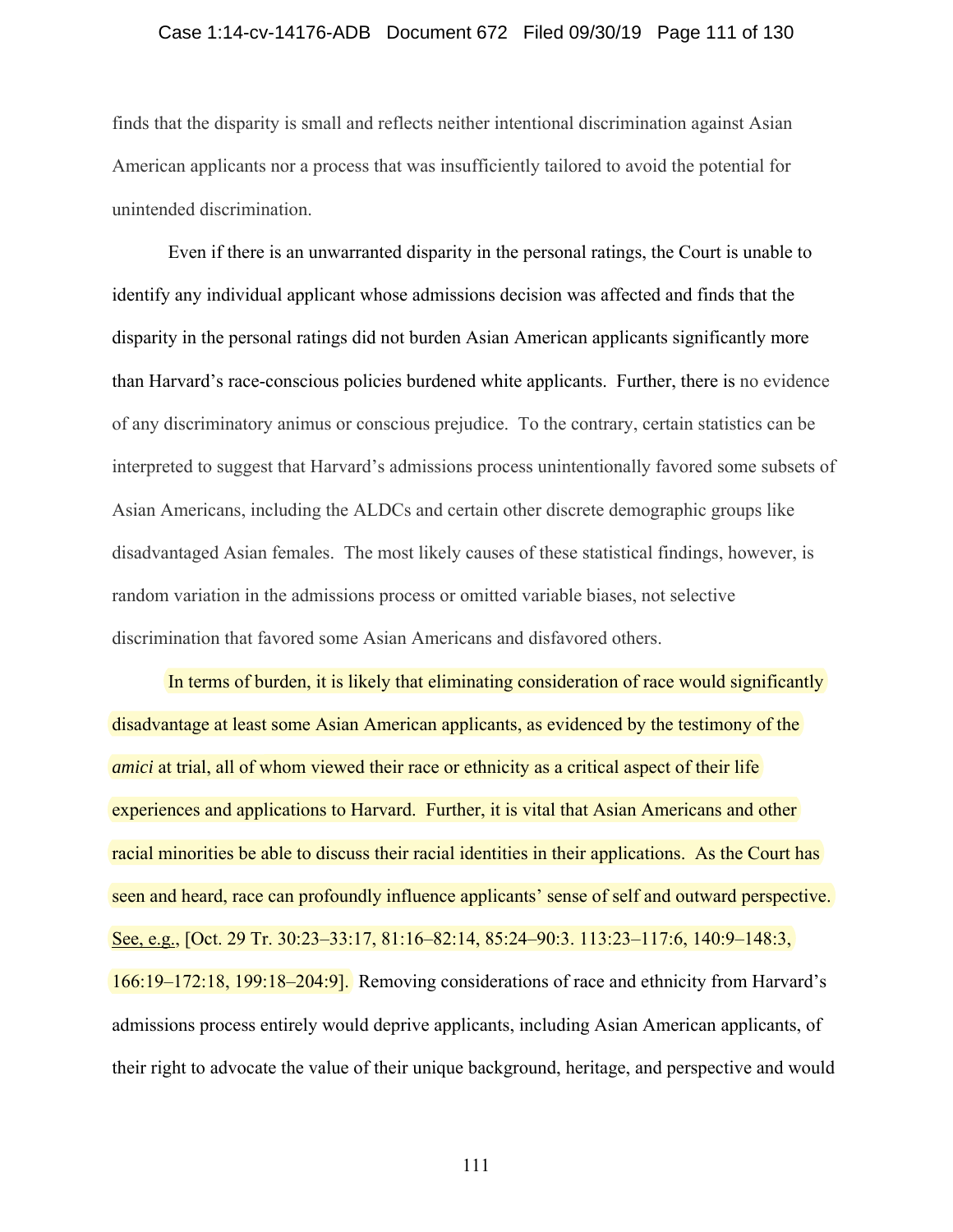finds that the disparity is small and reflects neither intentional discrimination against Asian American applicants nor a process that was insufficiently tailored to avoid the potential for unintended discrimination.

Even if there is an unwarranted disparity in the personal ratings, the Court is unable to identify any individual applicant whose admissions decision was affected and finds that the disparity in the personal ratings did not burden Asian American applicants significantly more than Harvard's race-conscious policies burdened white applicants. Further, there is no evidence of any discriminatory animus or conscious prejudice. To the contrary, certain statistics can be interpreted to suggest that Harvard's admissions process unintentionally favored some subsets of Asian Americans, including the ALDCs and certain other discrete demographic groups like disadvantaged Asian females. The most likely causes of these statistical findings, however, is random variation in the admissions process or omitted variable biases, not selective discrimination that favored some Asian Americans and disfavored others.

In terms of burden, it is likely that eliminating consideration of race would significantly disadvantage at least some Asian American applicants, as evidenced by the testimony of the *amici* at trial, all of whom viewed their race or ethnicity as a critical aspect of their life experiences and applications to Harvard. Further, it is vital that Asian Americans and other racial minorities be able to discuss their racial identities in their applications. As the Court has seen and heard, race can profoundly influence applicants' sense of self and outward perspective. See, e.g., [Oct. 29 Tr. 30:23–33:17, 81:16–82:14, 85:24–90:3. 113:23–117:6, 140:9–148:3, 166:19–172:18, 199:18–204:9]. Removing considerations of race and ethnicity from Harvard's admissions process entirely would deprive applicants, including Asian American applicants, of their right to advocate the value of their unique background, heritage, and perspective and would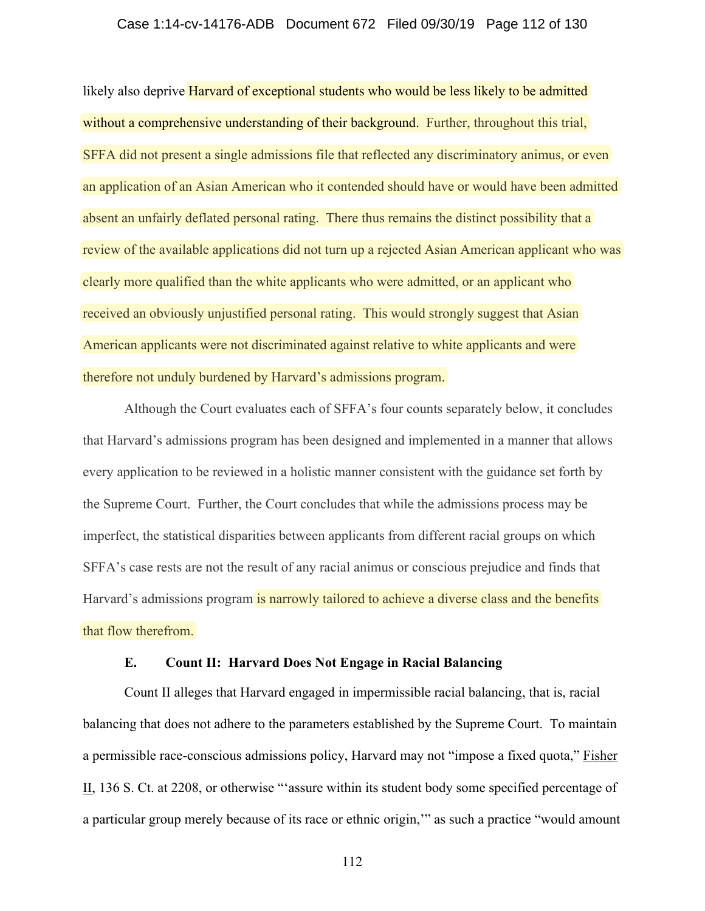likely also deprive Harvard of exceptional students who would be less likely to be admitted without a comprehensive understanding of their background. Further, throughout this trial, SFFA did not present a single admissions file that reflected any discriminatory animus, or even an application of an Asian American who it contended should have or would have been admitted absent an unfairly deflated personal rating. There thus remains the distinct possibility that a review of the available applications did not turn up a rejected Asian American applicant who was clearly more qualified than the white applicants who were admitted, or an applicant who received an obviously unjustified personal rating. This would strongly suggest that Asian American applicants were not discriminated against relative to white applicants and were therefore not unduly burdened by Harvard's admissions program.

Although the Court evaluates each of SFFA's four counts separately below, it concludes that Harvard's admissions program has been designed and implemented in a manner that allows every application to be reviewed in a holistic manner consistent with the guidance set forth by the Supreme Court. Further, the Court concludes that while the admissions process may be imperfect, the statistical disparities between applicants from different racial groups on which SFFA's case rests are not the result of any racial animus or conscious prejudice and finds that Harvard's admissions program is narrowly tailored to achieve a diverse class and the benefits that flow therefrom.

### E. Count II: Harvard Does Not Engage in Racial Balancing

Count II alleges that Harvard engaged in impermissible racial balancing, that is, racial balancing that does not adhere to the parameters established by the Supreme Court. To maintain a permissible race-conscious admissions policy, Harvard may not "impose a fixed quota," Fisher II, 136 S. Ct. at 2208, or otherwise "'assure within its student body some specified percentage of a particular group merely because of its race or ethnic origin,'" as such a practice "would amount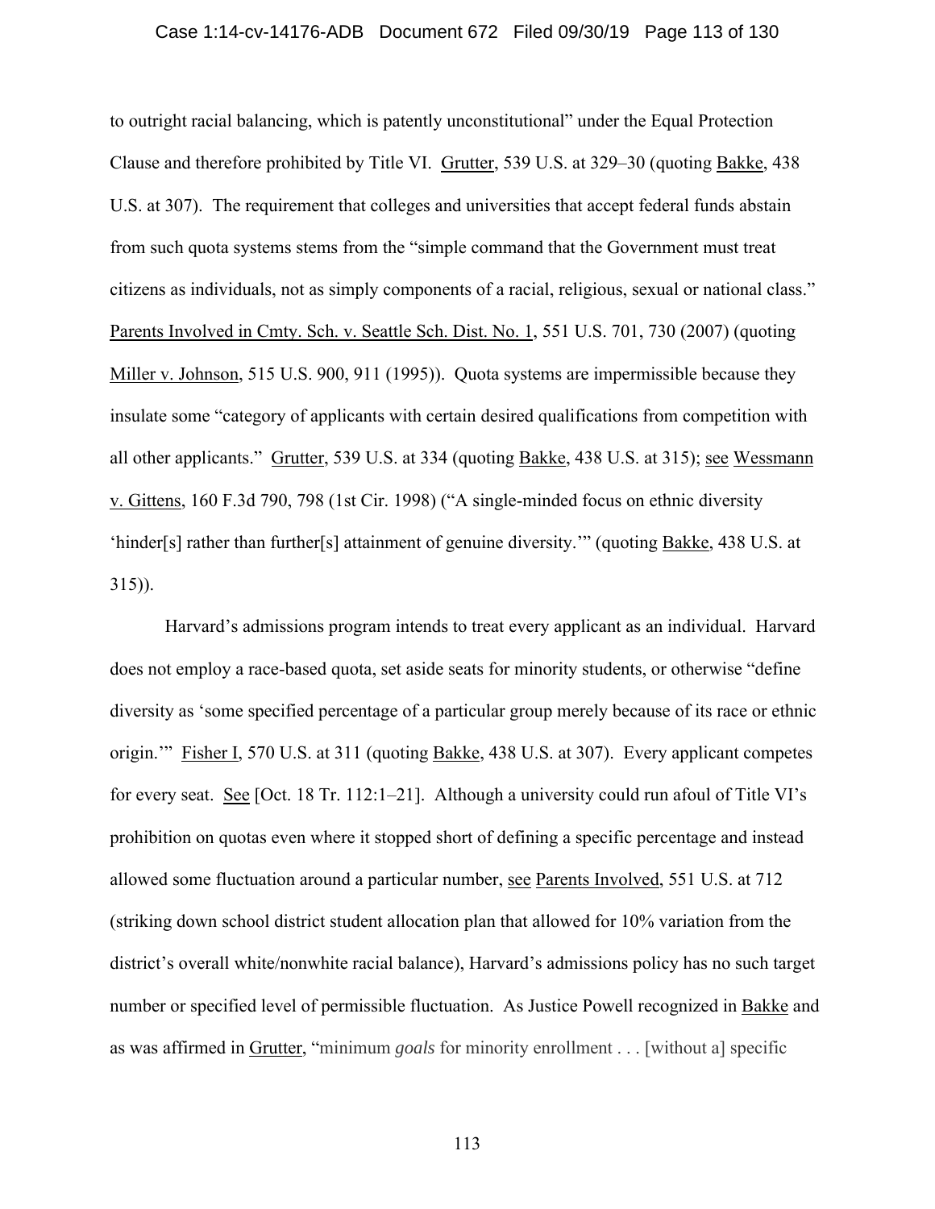to outright racial balancing, which is patently unconstitutional" under the Equal Protection Clause and therefore prohibited by Title VI. Grutter, 539 U.S. at 329–30 (quoting Bakke, 438 U.S. at 307). The requirement that colleges and universities that accept federal funds abstain from such quota systems stems from the "simple command that the Government must treat citizens as individuals, not as simply components of a racial, religious, sexual or national class." Parents Involved in Cmty. Sch. v. Seattle Sch. Dist. No. 1, 551 U.S. 701, 730 (2007) (quoting Miller v. Johnson, 515 U.S. 900, 911 (1995)). Quota systems are impermissible because they insulate some "category of applicants with certain desired qualifications from competition with all other applicants." Grutter, 539 U.S. at 334 (quoting Bakke, 438 U.S. at 315); see Wessmann v. Gittens, 160 F.3d 790, 798 (1st Cir. 1998) ("A single-minded focus on ethnic diversity 'hinder[s] rather than further[s] attainment of genuine diversity.'" (quoting Bakke, 438 U.S. at 315)).

Harvard's admissions program intends to treat every applicant as an individual. Harvard does not employ a race-based quota, set aside seats for minority students, or otherwise "define diversity as 'some specified percentage of a particular group merely because of its race or ethnic origin.'" Fisher I, 570 U.S. at 311 (quoting Bakke, 438 U.S. at 307). Every applicant competes for every seat. See [Oct. 18 Tr. 112:1–21]. Although a university could run afoul of Title VI's prohibition on quotas even where it stopped short of defining a specific percentage and instead allowed some fluctuation around a particular number, see Parents Involved, 551 U.S. at 712 (striking down school district student allocation plan that allowed for 10% variation from the district's overall white/nonwhite racial balance), Harvard's admissions policy has no such target number or specified level of permissible fluctuation. As Justice Powell recognized in Bakke and as was affirmed in Grutter, "minimum *goals* for minority enrollment . . . [without a] specific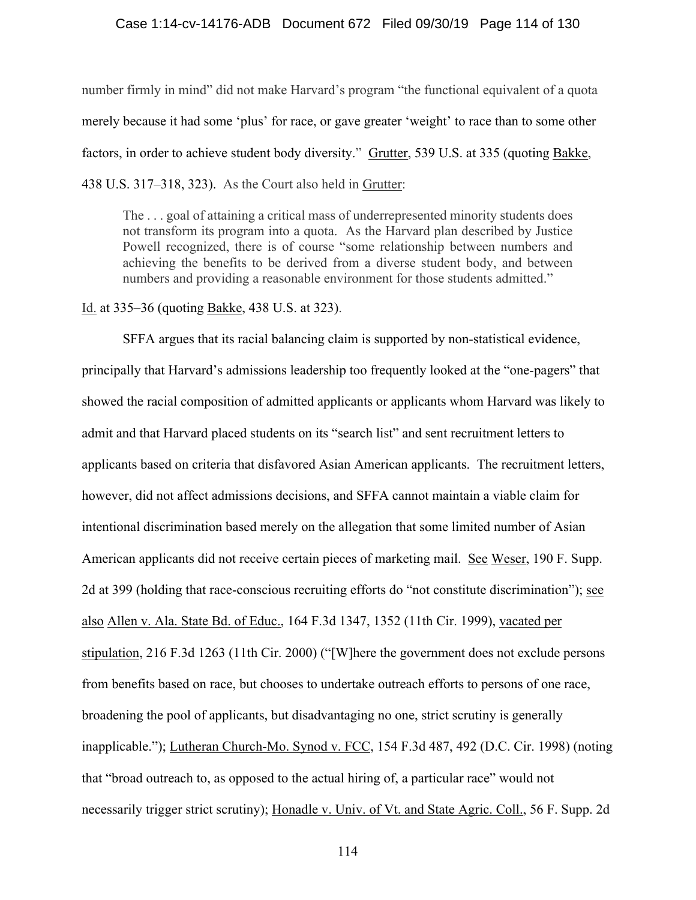number firmly in mind" did not make Harvard's program "the functional equivalent of a quota merely because it had some 'plus' for race, or gave greater 'weight' to race than to some other factors, in order to achieve student body diversity." Grutter, 539 U.S. at 335 (quoting Bakke, 438 U.S. 317–318, 323). As the Court also held in Grutter:

> The . . . goal of attaining a critical mass of underrepresented minority students does not transform its program into a quota. As the Harvard plan described by Justice Powell recognized, there is of course "some relationship between numbers and achieving the benefits to be derived from a diverse student body, and between numbers and providing a reasonable environment for those students admitted."

Id. at 335–36 (quoting Bakke, 438 U.S. at 323).

SFFA argues that its racial balancing claim is supported by non-statistical evidence, principally that Harvard's admissions leadership too frequently looked at the "one-pagers" that showed the racial composition of admitted applicants or applicants whom Harvard was likely to admit and that Harvard placed students on its "search list" and sent recruitment letters to applicants based on criteria that disfavored Asian American applicants. The recruitment letters, however, did not affect admissions decisions, and SFFA cannot maintain a viable claim for intentional discrimination based merely on the allegation that some limited number of Asian American applicants did not receive certain pieces of marketing mail. See Weser, 190 F. Supp. 2d at 399 (holding that race-conscious recruiting efforts do "not constitute discrimination"); see also Allen v. Ala. State Bd. of Educ., 164 F.3d 1347, 1352 (11th Cir. 1999), vacated per stipulation, 216 F.3d 1263 (11th Cir. 2000) ("[W]here the government does not exclude persons from benefits based on race, but chooses to undertake outreach efforts to persons of one race, broadening the pool of applicants, but disadvantaging no one, strict scrutiny is generally inapplicable."); Lutheran Church-Mo. Synod v. FCC, 154 F.3d 487, 492 (D.C. Cir. 1998) (noting that "broad outreach to, as opposed to the actual hiring of, a particular race" would not necessarily trigger strict scrutiny); Honadle v. Univ. of Vt. and State Agric. Coll., 56 F. Supp. 2d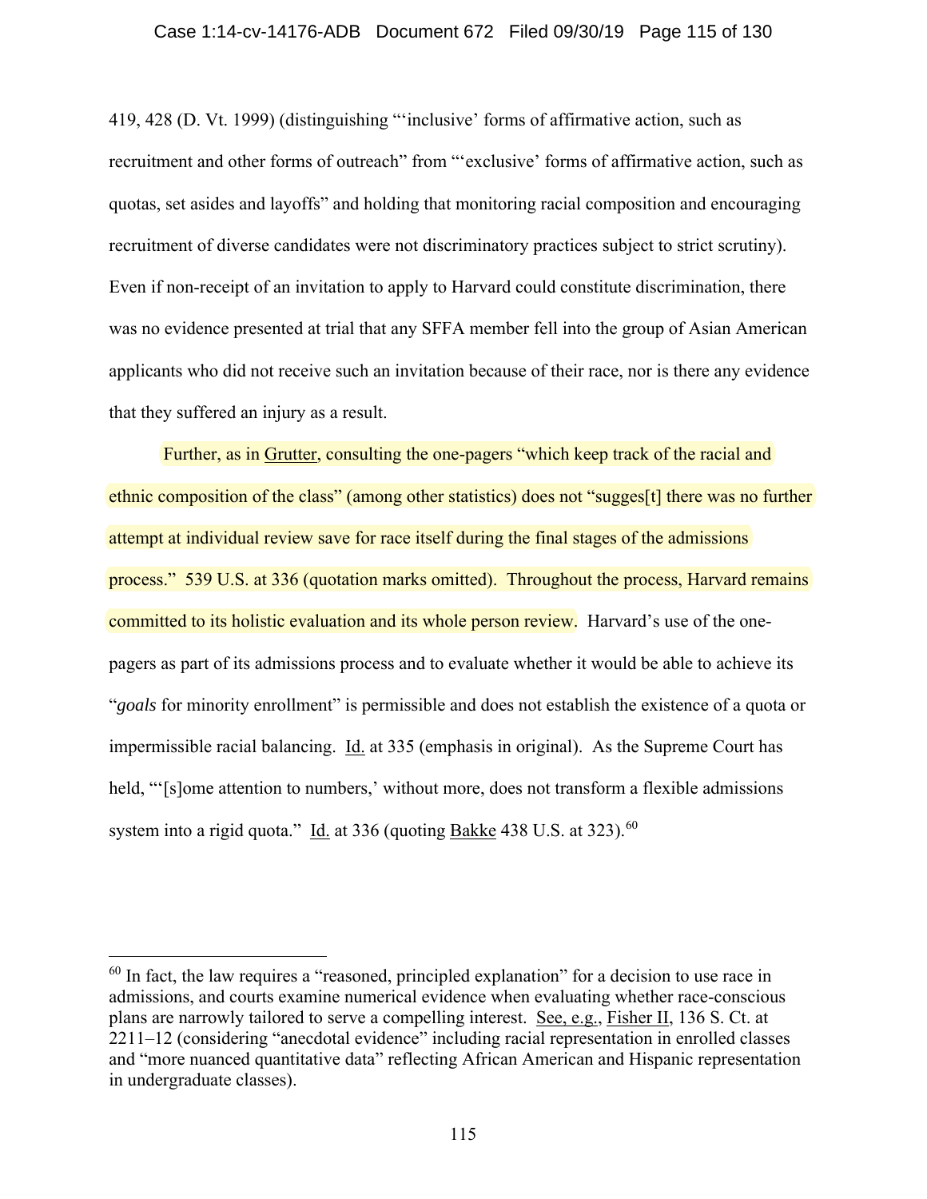419, 428 (D. Vt. 1999) (distinguishing "'inclusive' forms of affirmative action, such as recruitment and other forms of outreach" from "'exclusive' forms of affirmative action, such as quotas, set asides and layoffs" and holding that monitoring racial composition and encouraging recruitment of diverse candidates were not discriminatory practices subject to strict scrutiny). Even if non-receipt of an invitation to apply to Harvard could constitute discrimination, there was no evidence presented at trial that any SFFA member fell into the group of Asian American applicants who did not receive such an invitation because of their race, nor is there any evidence that they suffered an injury as a result.

Further, as in Grutter, consulting the one-pagers "which keep track of the racial and ethnic composition of the class" (among other statistics) does not "sugges[t] there was no further attempt at individual review save for race itself during the final stages of the admissions process." 539 U.S. at 336 (quotation marks omitted). Throughout the process, Harvard remains committed to its holistic evaluation and its whole person review. Harvard's use of the one-pagers as part of its admissions process and to evaluate whether it would be able to achieve its "*goals* for minority enrollment" is permissible and does not establish the existence of a quota or impermissible racial balancing. Id. at 335 (emphasis in original). As the Supreme Court has held, "'[s]ome attention to numbers,' without more, does not transform a flexible admissions system into a rigid quota." Id. at 336 (quoting Bakke 438 U.S. at 323).[60]

---

[60] In fact, the law requires a "reasoned, principled explanation" for a decision to use race in admissions, and courts examine numerical evidence when evaluating whether race-conscious plans are narrowly tailored to serve a compelling interest. See, e.g., Fisher II, 136 S. Ct. at 2211–12 (considering "anecdotal evidence" including racial representation in enrolled classes and "more nuanced quantitative data" reflecting African American and Hispanic representation in undergraduate classes).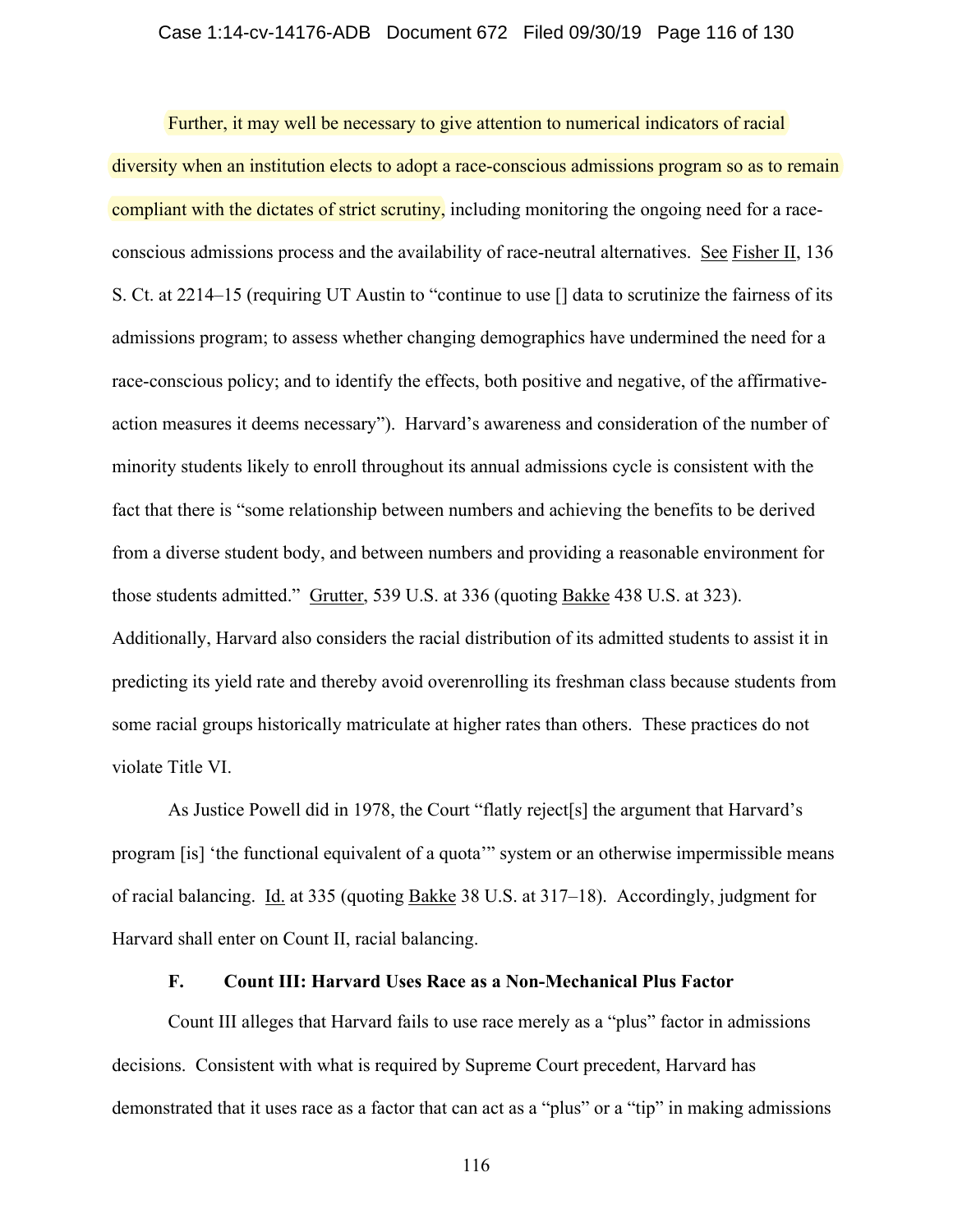Further, it may well be necessary to give attention to numerical indicators of racial diversity when an institution elects to adopt a race-conscious admissions program so as to remain compliant with the dictates of strict scrutiny, including monitoring the ongoing need for a race-conscious admissions process and the availability of race-neutral alternatives. See Fisher II, 136 S. Ct. at 2214–15 (requiring UT Austin to "continue to use [] data to scrutinize the fairness of its admissions program; to assess whether changing demographics have undermined the need for a race-conscious policy; and to identify the effects, both positive and negative, of the affirmative-action measures it deems necessary"). Harvard's awareness and consideration of the number of minority students likely to enroll throughout its annual admissions cycle is consistent with the fact that there is "some relationship between numbers and achieving the benefits to be derived from a diverse student body, and between numbers and providing a reasonable environment for those students admitted." Grutter, 539 U.S. at 336 (quoting Bakke 438 U.S. at 323). Additionally, Harvard also considers the racial distribution of its admitted students to assist it in predicting its yield rate and thereby avoid overenrolling its freshman class because students from some racial groups historically matriculate at higher rates than others. These practices do not violate Title VI.

As Justice Powell did in 1978, the Court "flatly reject[s] the argument that Harvard's program [is] 'the functional equivalent of a quota'" system or an otherwise impermissible means of racial balancing. Id. at 335 (quoting Bakke 38 U.S. at 317–18). Accordingly, judgment for Harvard shall enter on Count II, racial balancing.

### F. Count III: Harvard Uses Race as a Non-Mechanical Plus Factor

Count III alleges that Harvard fails to use race merely as a "plus" factor in admissions decisions. Consistent with what is required by Supreme Court precedent, Harvard has demonstrated that it uses race as a factor that can act as a "plus" or a "tip" in making admissions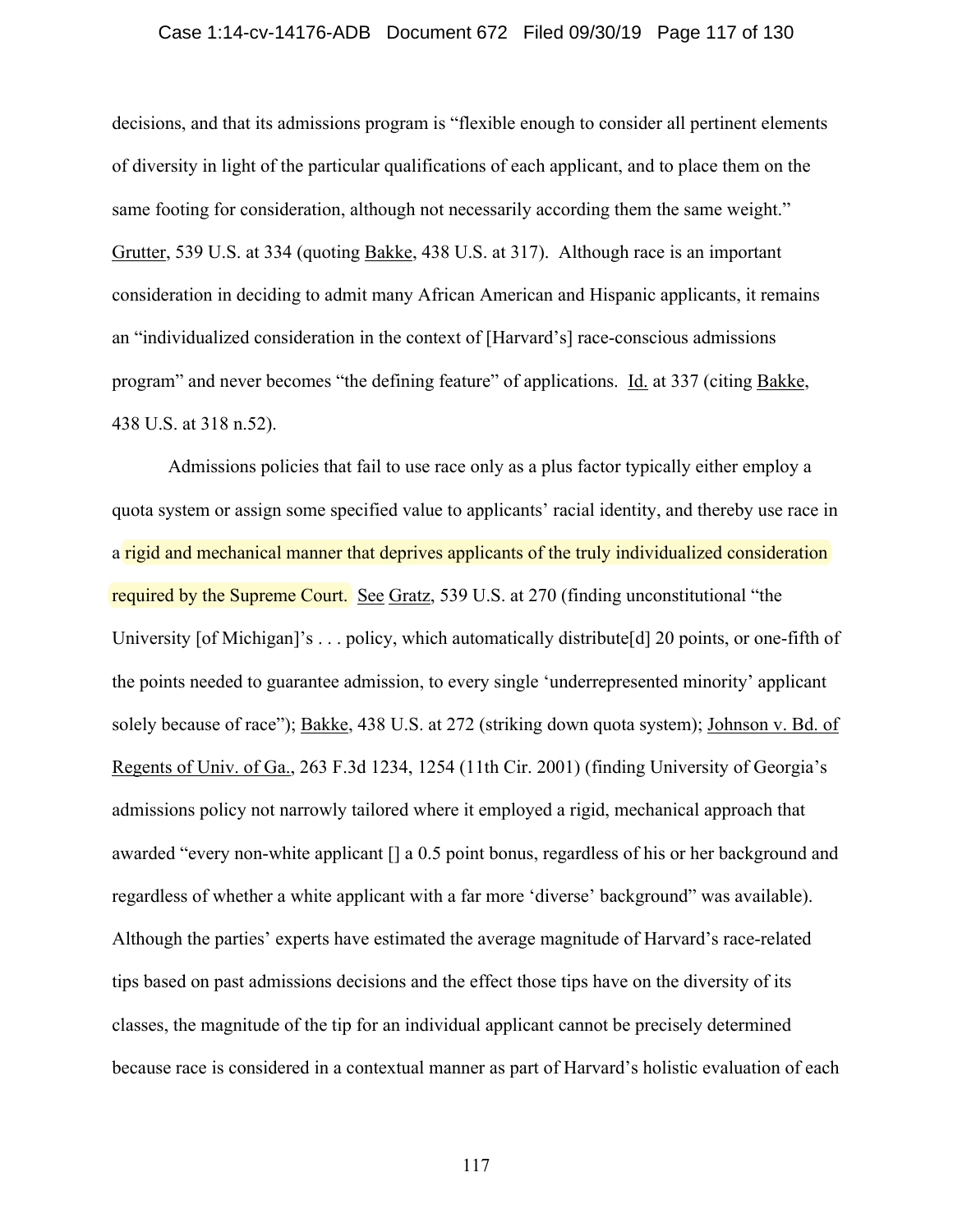decisions, and that its admissions program is "flexible enough to consider all pertinent elements of diversity in light of the particular qualifications of each applicant, and to place them on the same footing for consideration, although not necessarily according them the same weight." Grutter, 539 U.S. at 334 (quoting Bakke, 438 U.S. at 317). Although race is an important consideration in deciding to admit many African American and Hispanic applicants, it remains an "individualized consideration in the context of [Harvard's] race-conscious admissions program" and never becomes "the defining feature" of applications. Id. at 337 (citing Bakke, 438 U.S. at 318 n.52).

Admissions policies that fail to use race only as a plus factor typically either employ a quota system or assign some specified value to applicants' racial identity, and thereby use race in a rigid and mechanical manner that deprives applicants of the truly individualized consideration required by the Supreme Court. See Gratz, 539 U.S. at 270 (finding unconstitutional "the University [of Michigan]'s . . . policy, which automatically distribute[d] 20 points, or one-fifth of the points needed to guarantee admission, to every single 'underrepresented minority' applicant solely because of race"); Bakke, 438 U.S. at 272 (striking down quota system); Johnson v. Bd. of Regents of Univ. of Ga., 263 F.3d 1234, 1254 (11th Cir. 2001) (finding University of Georgia's admissions policy not narrowly tailored where it employed a rigid, mechanical approach that awarded "every non-white applicant [] a 0.5 point bonus, regardless of his or her background and regardless of whether a white applicant with a far more 'diverse' background" was available). Although the parties' experts have estimated the average magnitude of Harvard's race-related tips based on past admissions decisions and the effect those tips have on the diversity of its classes, the magnitude of the tip for an individual applicant cannot be precisely determined because race is considered in a contextual manner as part of Harvard's holistic evaluation of each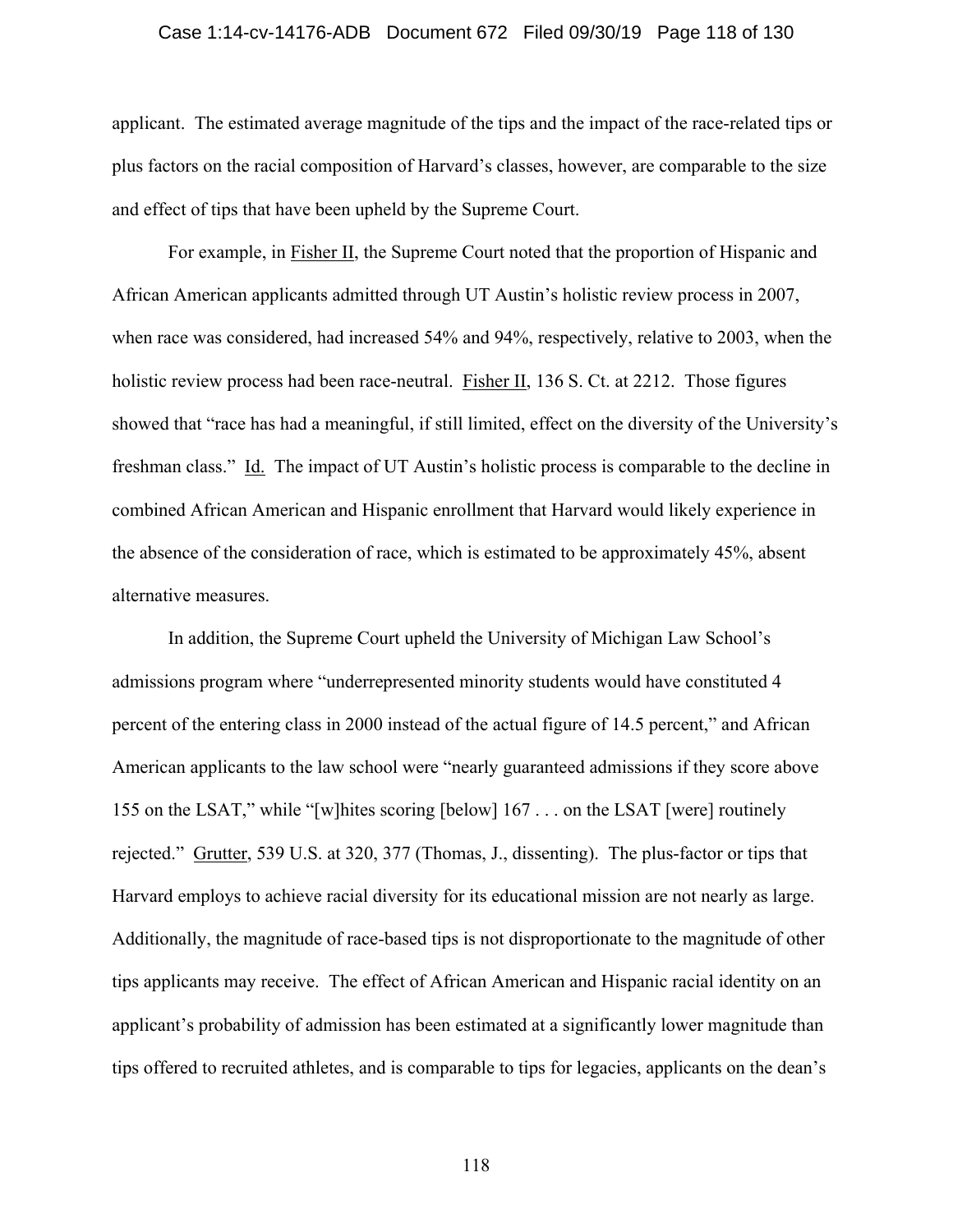applicant. The estimated average magnitude of the tips and the impact of the race-related tips or plus factors on the racial composition of Harvard's classes, however, are comparable to the size and effect of tips that have been upheld by the Supreme Court.

For example, in Fisher II, the Supreme Court noted that the proportion of Hispanic and African American applicants admitted through UT Austin's holistic review process in 2007, when race was considered, had increased 54% and 94%, respectively, relative to 2003, when the holistic review process had been race-neutral. Fisher II, 136 S. Ct. at 2212. Those figures showed that "race has had a meaningful, if still limited, effect on the diversity of the University's freshman class." Id. The impact of UT Austin's holistic process is comparable to the decline in combined African American and Hispanic enrollment that Harvard would likely experience in the absence of the consideration of race, which is estimated to be approximately 45%, absent alternative measures.

In addition, the Supreme Court upheld the University of Michigan Law School's admissions program where "underrepresented minority students would have constituted 4 percent of the entering class in 2000 instead of the actual figure of 14.5 percent," and African American applicants to the law school were "nearly guaranteed admissions if they score above 155 on the LSAT," while "[w]hites scoring [below] 167 . . . on the LSAT [were] routinely rejected." Grutter, 539 U.S. at 320, 377 (Thomas, J., dissenting). The plus-factor or tips that Harvard employs to achieve racial diversity for its educational mission are not nearly as large. Additionally, the magnitude of race-based tips is not disproportionate to the magnitude of other tips applicants may receive. The effect of African American and Hispanic racial identity on an applicant's probability of admission has been estimated at a significantly lower magnitude than tips offered to recruited athletes, and is comparable to tips for legacies, applicants on the dean's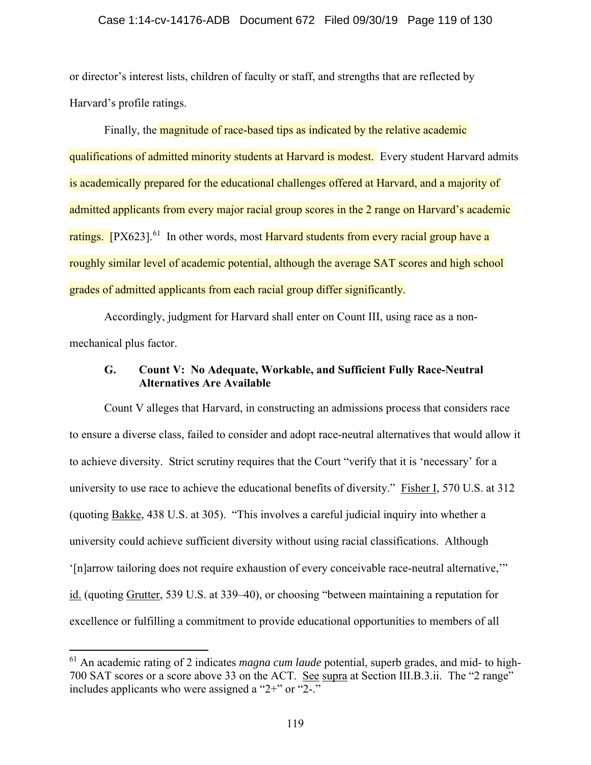or director's interest lists, children of faculty or staff, and strengths that are reflected by Harvard's profile ratings.

Finally, the magnitude of race-based tips as indicated by the relative academic qualifications of admitted minority students at Harvard is modest. Every student Harvard admits is academically prepared for the educational challenges offered at Harvard, and a majority of admitted applicants from every major racial group scores in the 2 range on Harvard's academic ratings. [PX623].[61] In other words, most Harvard students from every racial group have a roughly similar level of academic potential, although the average SAT scores and high school grades of admitted applicants from each racial group differ significantly.

Accordingly, judgment for Harvard shall enter on Count III, using race as a non-mechanical plus factor.

### G. Count V: No Adequate, Workable, and Sufficient Fully Race-Neutral Alternatives Are Available

Count V alleges that Harvard, in constructing an admissions process that considers race to ensure a diverse class, failed to consider and adopt race-neutral alternatives that would allow it to achieve diversity. Strict scrutiny requires that the Court "verify that it is 'necessary' for a university to use race to achieve the educational benefits of diversity." Fisher I, 570 U.S. at 312 (quoting Bakke, 438 U.S. at 305). "This involves a careful judicial inquiry into whether a university could achieve sufficient diversity without using racial classifications. Although '[n]arrow tailoring does not require exhaustion of every conceivable race-neutral alternative,'" id. (quoting Grutter, 539 U.S. at 339–40), or choosing "between maintaining a reputation for excellence or fulfilling a commitment to provide educational opportunities to members of all

---

[61] An academic rating of 2 indicates *magna cum laude* potential, superb grades, and mid- to high-700 SAT scores or a score above 33 on the ACT. See supra at Section III.B.3.ii. The "2 range" includes applicants who were assigned a "2+" or "2-."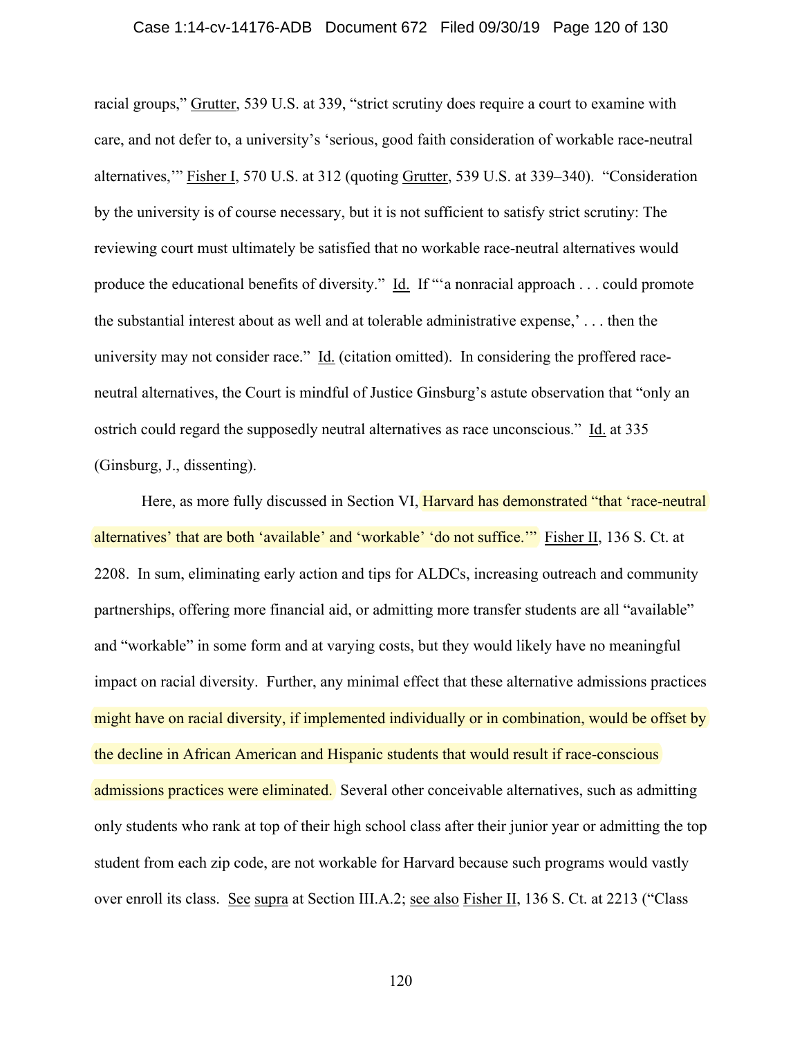racial groups," Grutter, 539 U.S. at 339, "strict scrutiny does require a court to examine with care, and not defer to, a university's 'serious, good faith consideration of workable race-neutral alternatives,'" Fisher I, 570 U.S. at 312 (quoting Grutter, 539 U.S. at 339–340). "Consideration by the university is of course necessary, but it is not sufficient to satisfy strict scrutiny: The reviewing court must ultimately be satisfied that no workable race-neutral alternatives would produce the educational benefits of diversity." Id. If "'a nonracial approach . . . could promote the substantial interest about as well and at tolerable administrative expense,' . . . then the university may not consider race." Id. (citation omitted). In considering the proffered race-neutral alternatives, the Court is mindful of Justice Ginsburg's astute observation that "only an ostrich could regard the supposedly neutral alternatives as race unconscious." Id. at 335 (Ginsburg, J., dissenting).

Here, as more fully discussed in Section VI, Harvard has demonstrated "that 'race-neutral alternatives' that are both 'available' and 'workable' 'do not suffice.'" Fisher II, 136 S. Ct. at 2208. In sum, eliminating early action and tips for ALDCs, increasing outreach and community partnerships, offering more financial aid, or admitting more transfer students are all "available" and "workable" in some form and at varying costs, but they would likely have no meaningful impact on racial diversity. Further, any minimal effect that these alternative admissions practices might have on racial diversity, if implemented individually or in combination, would be offset by the decline in African American and Hispanic students that would result if race-conscious admissions practices were eliminated. Several other conceivable alternatives, such as admitting only students who rank at top of their high school class after their junior year or admitting the top student from each zip code, are not workable for Harvard because such programs would vastly over enroll its class. See supra at Section III.A.2; see also Fisher II, 136 S. Ct. at 2213 ("Class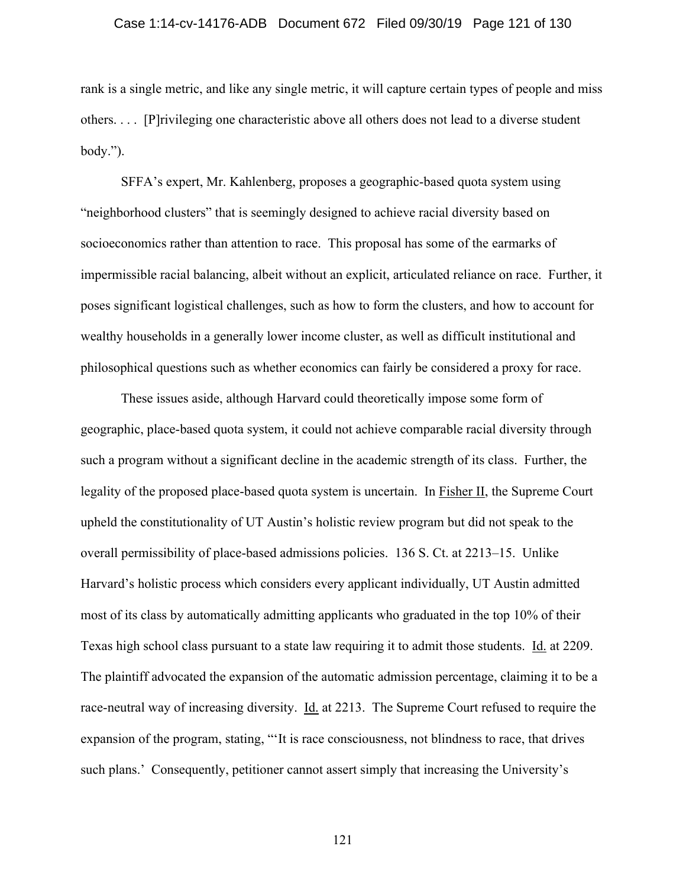rank is a single metric, and like any single metric, it will capture certain types of people and miss others. . . . [P]rivileging one characteristic above all others does not lead to a diverse student body.").

SFFA's expert, Mr. Kahlenberg, proposes a geographic-based quota system using "neighborhood clusters" that is seemingly designed to achieve racial diversity based on socioeconomics rather than attention to race. This proposal has some of the earmarks of impermissible racial balancing, albeit without an explicit, articulated reliance on race. Further, it poses significant logistical challenges, such as how to form the clusters, and how to account for wealthy households in a generally lower income cluster, as well as difficult institutional and philosophical questions such as whether economics can fairly be considered a proxy for race.

These issues aside, although Harvard could theoretically impose some form of geographic, place-based quota system, it could not achieve comparable racial diversity through such a program without a significant decline in the academic strength of its class. Further, the legality of the proposed place-based quota system is uncertain. In Fisher II, the Supreme Court upheld the constitutionality of UT Austin's holistic review program but did not speak to the overall permissibility of place-based admissions policies. 136 S. Ct. at 2213–15. Unlike Harvard's holistic process which considers every applicant individually, UT Austin admitted most of its class by automatically admitting applicants who graduated in the top 10% of their Texas high school class pursuant to a state law requiring it to admit those students. Id. at 2209. The plaintiff advocated the expansion of the automatic admission percentage, claiming it to be a race-neutral way of increasing diversity. Id. at 2213. The Supreme Court refused to require the expansion of the program, stating, "'It is race consciousness, not blindness to race, that drives such plans.' Consequently, petitioner cannot assert simply that increasing the University's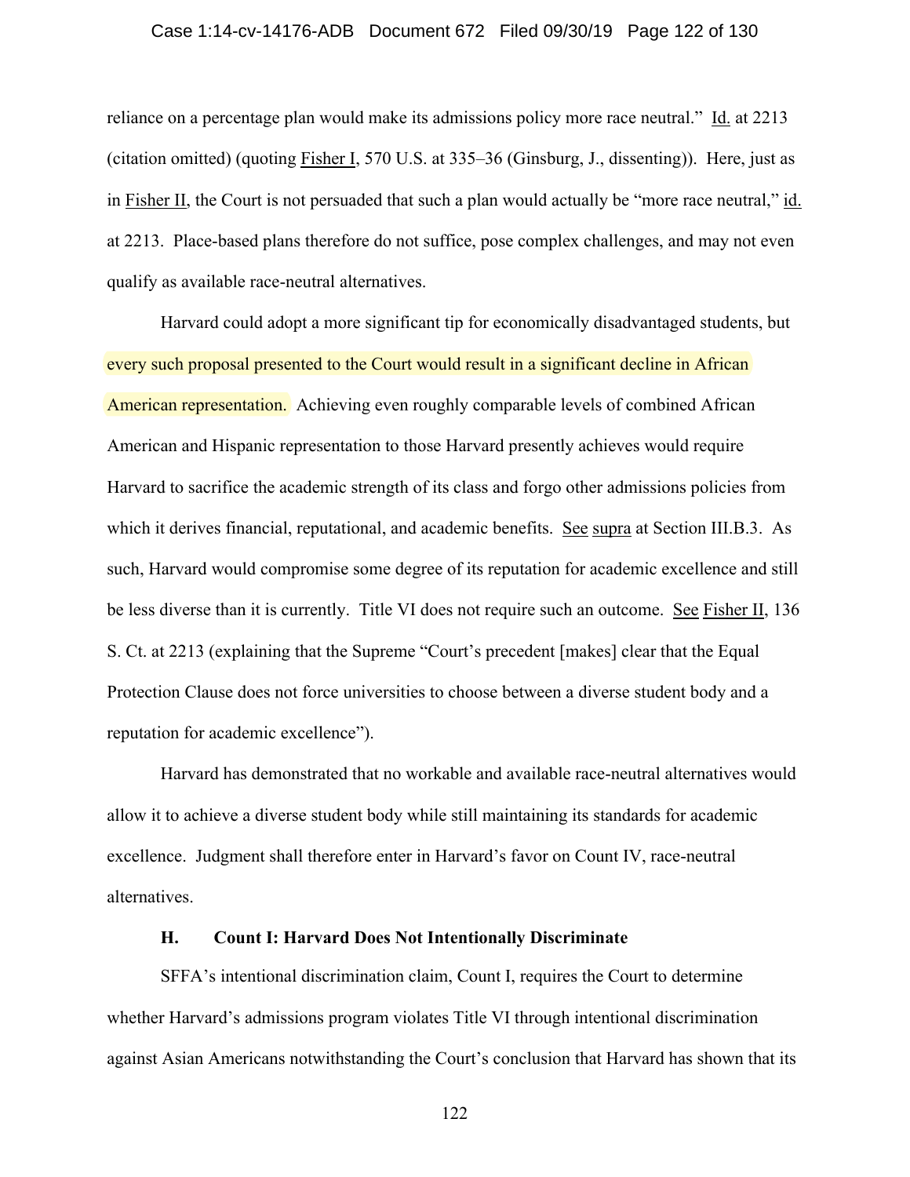reliance on a percentage plan would make its admissions policy more race neutral." Id. at 2213 (citation omitted) (quoting Fisher I, 570 U.S. at 335–36 (Ginsburg, J., dissenting)). Here, just as in Fisher II, the Court is not persuaded that such a plan would actually be "more race neutral," id. at 2213. Place-based plans therefore do not suffice, pose complex challenges, and may not even qualify as available race-neutral alternatives.

Harvard could adopt a more significant tip for economically disadvantaged students, but every such proposal presented to the Court would result in a significant decline in African American representation. Achieving even roughly comparable levels of combined African American and Hispanic representation to those Harvard presently achieves would require Harvard to sacrifice the academic strength of its class and forgo other admissions policies from which it derives financial, reputational, and academic benefits. See supra at Section III.B.3. As such, Harvard would compromise some degree of its reputation for academic excellence and still be less diverse than it is currently. Title VI does not require such an outcome. See Fisher II, 136 S. Ct. at 2213 (explaining that the Supreme "Court's precedent [makes] clear that the Equal Protection Clause does not force universities to choose between a diverse student body and a reputation for academic excellence").

Harvard has demonstrated that no workable and available race-neutral alternatives would allow it to achieve a diverse student body while still maintaining its standards for academic excellence. Judgment shall therefore enter in Harvard's favor on Count IV, race-neutral alternatives.

### H. Count I: Harvard Does Not Intentionally Discriminate

SFFA's intentional discrimination claim, Count I, requires the Court to determine whether Harvard's admissions program violates Title VI through intentional discrimination against Asian Americans notwithstanding the Court's conclusion that Harvard has shown that its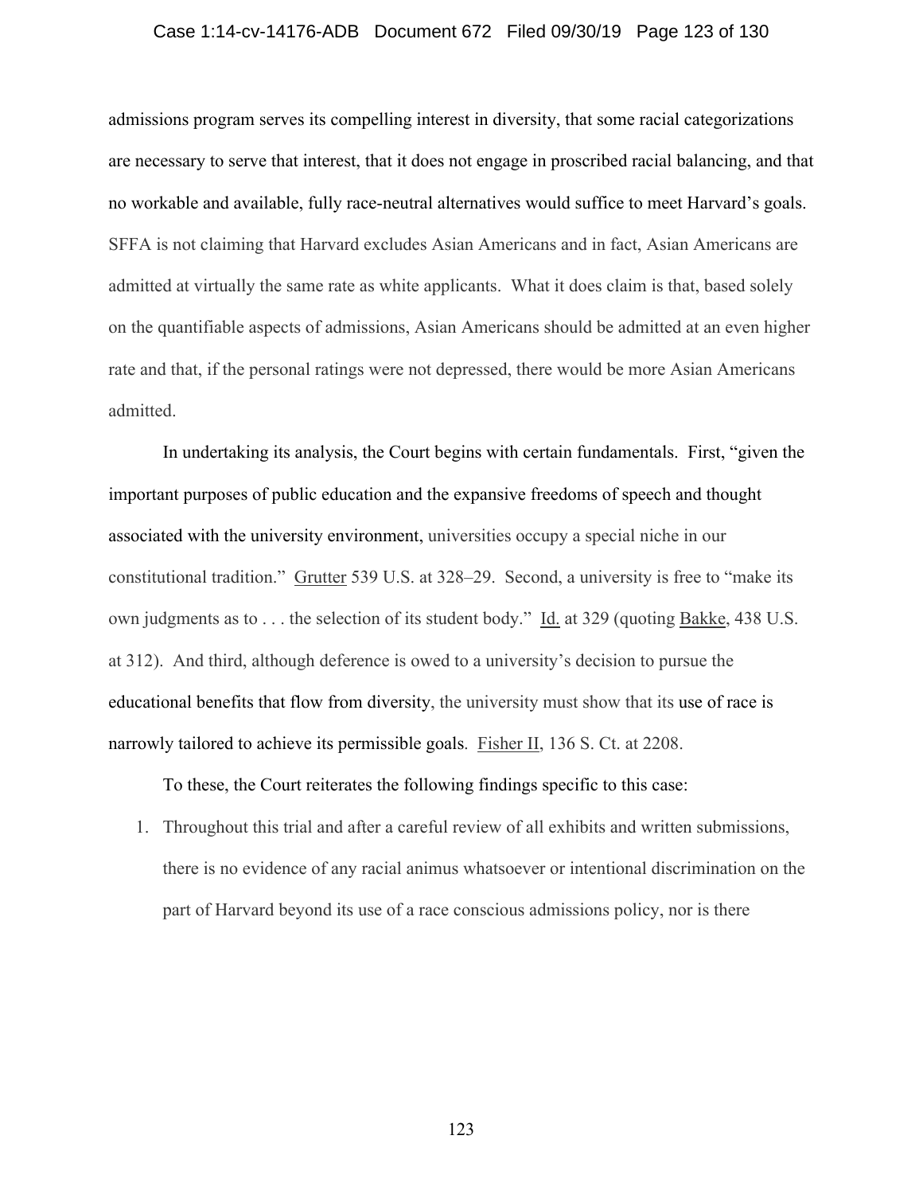admissions program serves its compelling interest in diversity, that some racial categorizations are necessary to serve that interest, that it does not engage in proscribed racial balancing, and that no workable and available, fully race-neutral alternatives would suffice to meet Harvard's goals. SFFA is not claiming that Harvard excludes Asian Americans and in fact, Asian Americans are admitted at virtually the same rate as white applicants. What it does claim is that, based solely on the quantifiable aspects of admissions, Asian Americans should be admitted at an even higher rate and that, if the personal ratings were not depressed, there would be more Asian Americans admitted.

In undertaking its analysis, the Court begins with certain fundamentals. First, "given the important purposes of public education and the expansive freedoms of speech and thought associated with the university environment, universities occupy a special niche in our constitutional tradition." Grutter 539 U.S. at 328–29. Second, a university is free to "make its own judgments as to . . . the selection of its student body." Id. at 329 (quoting Bakke, 438 U.S. at 312). And third, although deference is owed to a university's decision to pursue the educational benefits that flow from diversity, the university must show that its use of race is narrowly tailored to achieve its permissible goals. Fisher II, 136 S. Ct. at 2208.

To these, the Court reiterates the following findings specific to this case:

1. Throughout this trial and after a careful review of all exhibits and written submissions, there is no evidence of any racial animus whatsoever or intentional discrimination on the part of Harvard beyond its use of a race conscious admissions policy, nor is there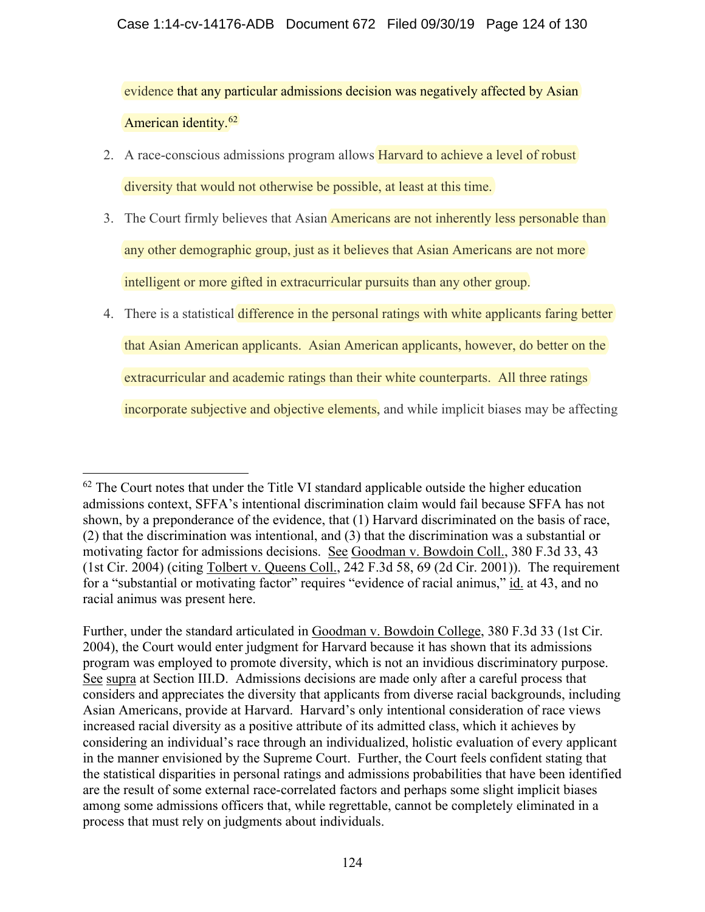evidence that any particular admissions decision was negatively affected by Asian American identity.[62]

2. A race-conscious admissions program allows Harvard to achieve a level of robust diversity that would not otherwise be possible, at least at this time.
3. The Court firmly believes that Asian Americans are not inherently less personable than any other demographic group, just as it believes that Asian Americans are not more intelligent or more gifted in extracurricular pursuits than any other group.
4. There is a statistical difference in the personal ratings with white applicants faring better that Asian American applicants. Asian American applicants, however, do better on the extracurricular and academic ratings than their white counterparts. All three ratings incorporate subjective and objective elements, and while implicit biases may be affecting

---

[62] The Court notes that under the Title VI standard applicable outside the higher education admissions context, SFFA's intentional discrimination claim would fail because SFFA has not shown, by a preponderance of the evidence, that (1) Harvard discriminated on the basis of race, (2) that the discrimination was intentional, and (3) that the discrimination was a substantial or motivating factor for admissions decisions. See Goodman v. Bowdoin Coll., 380 F.3d 33, 43 (1st Cir. 2004) (citing Tolbert v. Queens Coll., 242 F.3d 58, 69 (2d Cir. 2001)). The requirement for a "substantial or motivating factor" requires "evidence of racial animus," id. at 43, and no racial animus was present here.

Further, under the standard articulated in Goodman v. Bowdoin College, 380 F.3d 33 (1st Cir. 2004), the Court would enter judgment for Harvard because it has shown that its admissions program was employed to promote diversity, which is not an invidious discriminatory purpose. See supra at Section III.D. Admissions decisions are made only after a careful process that considers and appreciates the diversity that applicants from diverse racial backgrounds, including Asian Americans, provide at Harvard. Harvard's only intentional consideration of race views increased racial diversity as a positive attribute of its admitted class, which it achieves by considering an individual's race through an individualized, holistic evaluation of every applicant in the manner envisioned by the Supreme Court. Further, the Court feels confident stating that the statistical disparities in personal ratings and admissions probabilities that have been identified are the result of some external race-correlated factors and perhaps some slight implicit biases among some admissions officers that, while regrettable, cannot be completely eliminated in a process that must rely on judgments about individuals.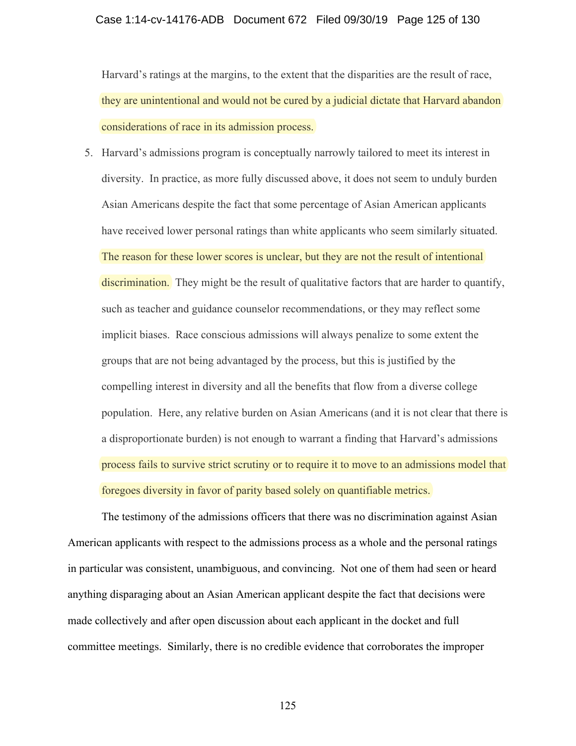Harvard's ratings at the margins, to the extent that the disparities are the result of race, they are unintentional and would not be cured by a judicial dictate that Harvard abandon considerations of race in its admission process.

5. Harvard's admissions program is conceptually narrowly tailored to meet its interest in diversity. In practice, as more fully discussed above, it does not seem to unduly burden Asian Americans despite the fact that some percentage of Asian American applicants have received lower personal ratings than white applicants who seem similarly situated. The reason for these lower scores is unclear, but they are not the result of intentional discrimination. They might be the result of qualitative factors that are harder to quantify, such as teacher and guidance counselor recommendations, or they may reflect some implicit biases. Race conscious admissions will always penalize to some extent the groups that are not being advantaged by the process, but this is justified by the compelling interest in diversity and all the benefits that flow from a diverse college population. Here, any relative burden on Asian Americans (and it is not clear that there is a disproportionate burden) is not enough to warrant a finding that Harvard's admissions process fails to survive strict scrutiny or to require it to move to an admissions model that foregoes diversity in favor of parity based solely on quantifiable metrics.

The testimony of the admissions officers that there was no discrimination against Asian American applicants with respect to the admissions process as a whole and the personal ratings in particular was consistent, unambiguous, and convincing. Not one of them had seen or heard anything disparaging about an Asian American applicant despite the fact that decisions were made collectively and after open discussion about each applicant in the docket and full committee meetings. Similarly, there is no credible evidence that corroborates the improper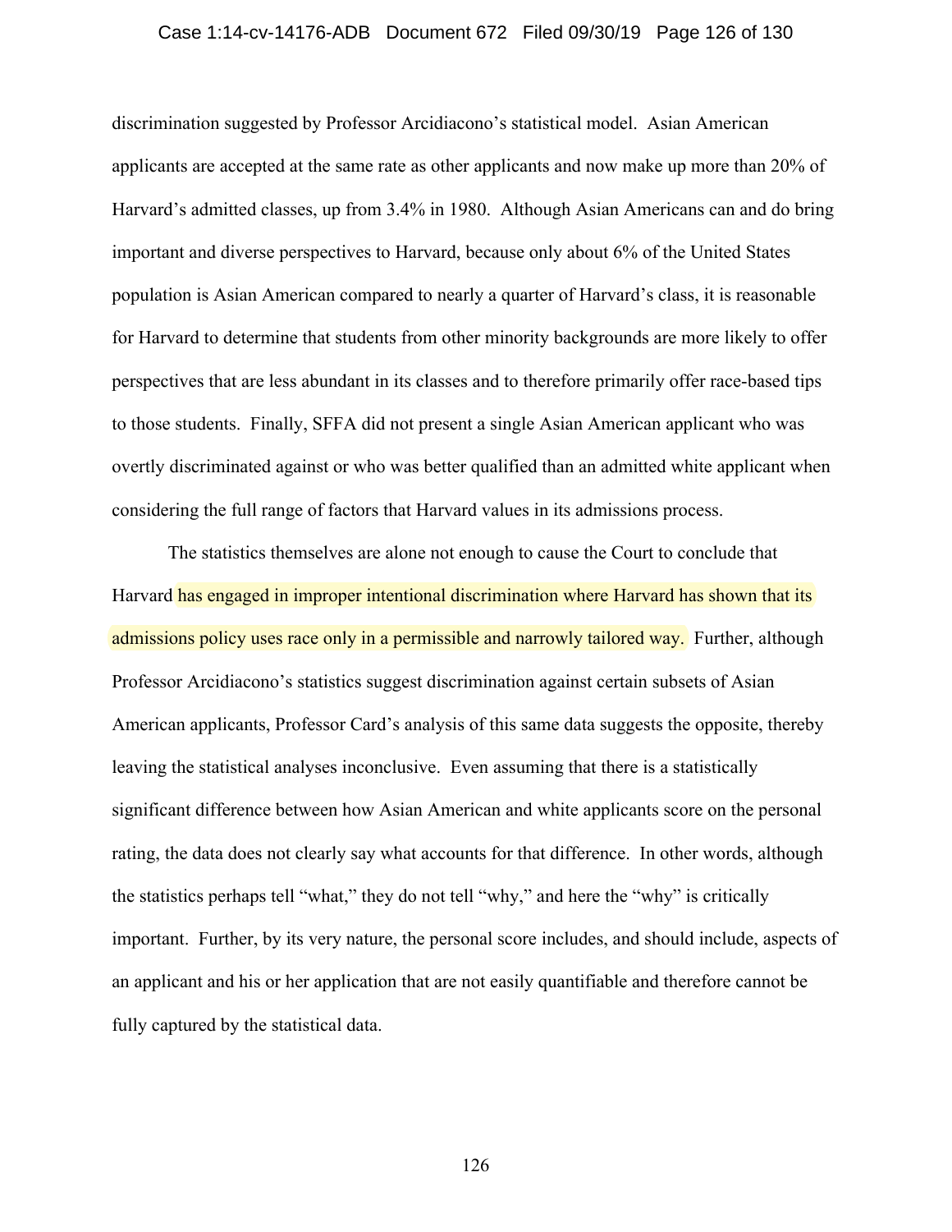discrimination suggested by Professor Arcidiacono's statistical model. Asian American applicants are accepted at the same rate as other applicants and now make up more than 20% of Harvard's admitted classes, up from 3.4% in 1980. Although Asian Americans can and do bring important and diverse perspectives to Harvard, because only about 6% of the United States population is Asian American compared to nearly a quarter of Harvard's class, it is reasonable for Harvard to determine that students from other minority backgrounds are more likely to offer perspectives that are less abundant in its classes and to therefore primarily offer race-based tips to those students. Finally, SFFA did not present a single Asian American applicant who was overtly discriminated against or who was better qualified than an admitted white applicant when considering the full range of factors that Harvard values in its admissions process.

The statistics themselves are alone not enough to cause the Court to conclude that Harvard has engaged in improper intentional discrimination where Harvard has shown that its admissions policy uses race only in a permissible and narrowly tailored way. Further, although Professor Arcidiacono's statistics suggest discrimination against certain subsets of Asian American applicants, Professor Card's analysis of this same data suggests the opposite, thereby leaving the statistical analyses inconclusive. Even assuming that there is a statistically significant difference between how Asian American and white applicants score on the personal rating, the data does not clearly say what accounts for that difference. In other words, although the statistics perhaps tell "what," they do not tell "why," and here the "why" is critically important. Further, by its very nature, the personal score includes, and should include, aspects of an applicant and his or her application that are not easily quantifiable and therefore cannot be fully captured by the statistical data.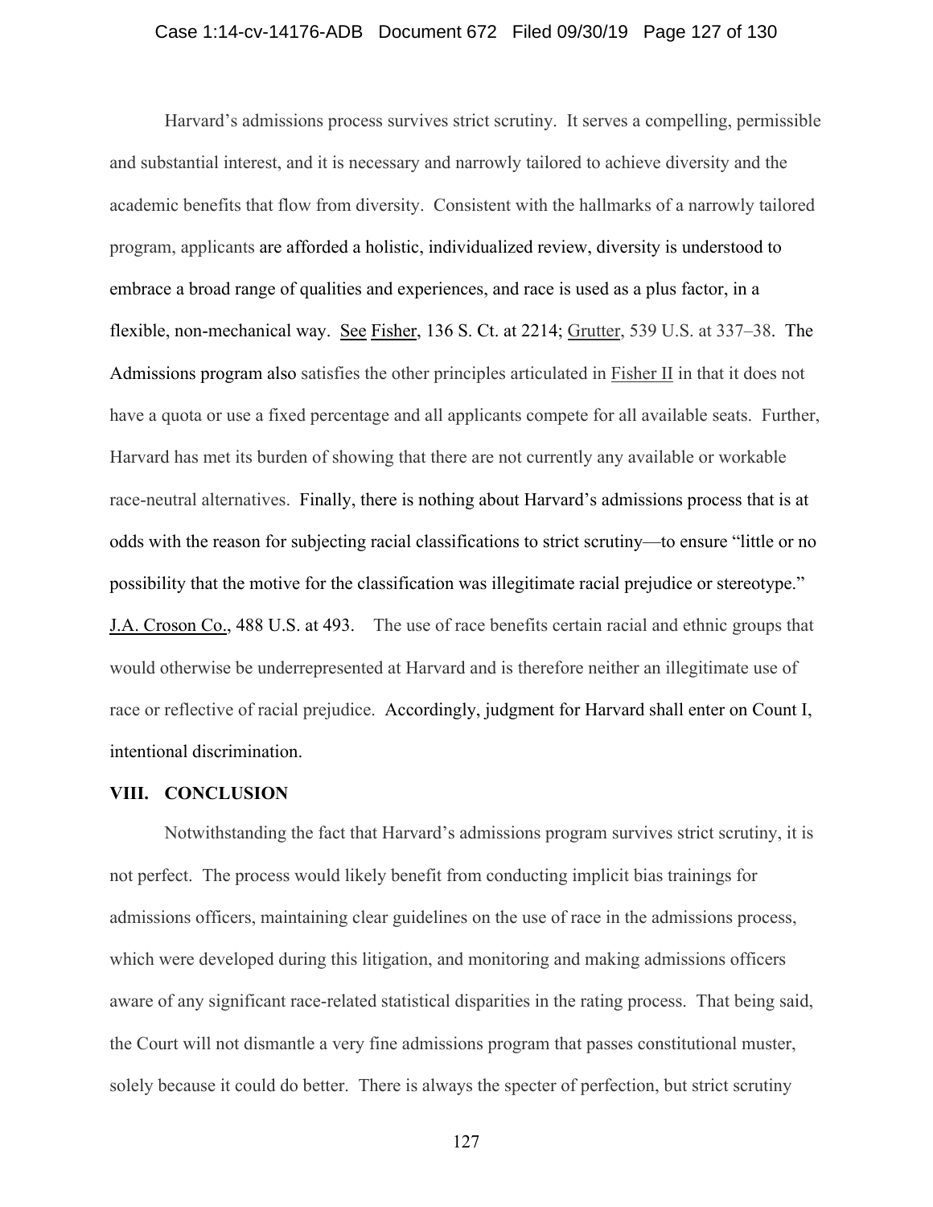Harvard's admissions process survives strict scrutiny. It serves a compelling, permissible and substantial interest, and it is necessary and narrowly tailored to achieve diversity and the academic benefits that flow from diversity. Consistent with the hallmarks of a narrowly tailored program, applicants are afforded a holistic, individualized review, diversity is understood to embrace a broad range of qualities and experiences, and race is used as a plus factor, in a flexible, non-mechanical way. See Fisher, 136 S. Ct. at 2214; Grutter, 539 U.S. at 337–38. The Admissions program also satisfies the other principles articulated in Fisher II in that it does not have a quota or use a fixed percentage and all applicants compete for all available seats. Further, Harvard has met its burden of showing that there are not currently any available or workable race-neutral alternatives. Finally, there is nothing about Harvard's admissions process that is at odds with the reason for subjecting racial classifications to strict scrutiny—to ensure "little or no possibility that the motive for the classification was illegitimate racial prejudice or stereotype." J.A. Croson Co., 488 U.S. at 493. The use of race benefits certain racial and ethnic groups that would otherwise be underrepresented at Harvard and is therefore neither an illegitimate use of race or reflective of racial prejudice. Accordingly, judgment for Harvard shall enter on Count I, intentional discrimination.

## VIII. CONCLUSION

Notwithstanding the fact that Harvard's admissions program survives strict scrutiny, it is not perfect. The process would likely benefit from conducting implicit bias trainings for admissions officers, maintaining clear guidelines on the use of race in the admissions process, which were developed during this litigation, and monitoring and making admissions officers aware of any significant race-related statistical disparities in the rating process. That being said, the Court will not dismantle a very fine admissions program that passes constitutional muster, solely because it could do better. There is always the specter of perfection, but strict scrutiny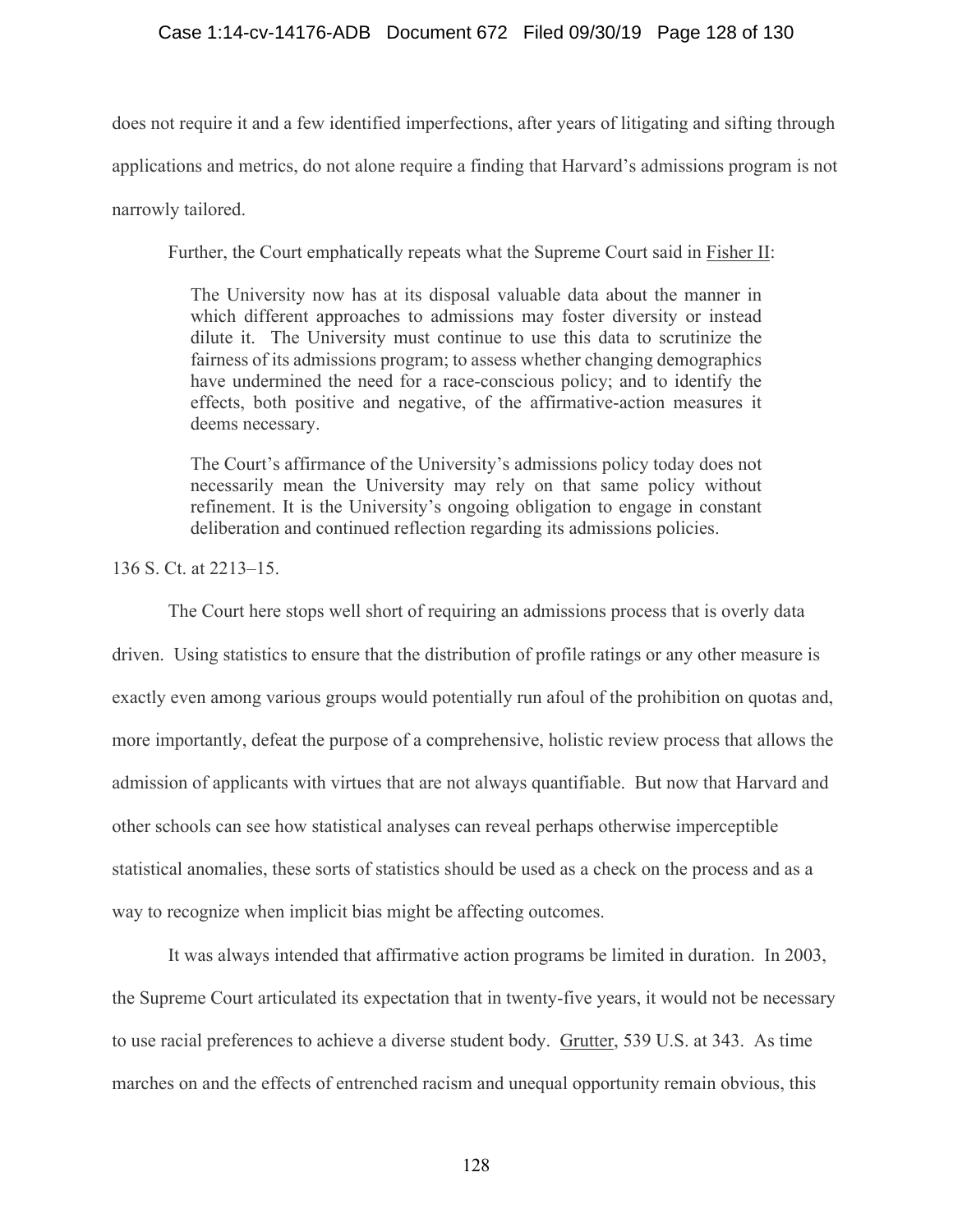does not require it and a few identified imperfections, after years of litigating and sifting through applications and metrics, do not alone require a finding that Harvard's admissions program is not narrowly tailored.

Further, the Court emphatically repeats what the Supreme Court said in Fisher II:

> The University now has at its disposal valuable data about the manner in which different approaches to admissions may foster diversity or instead dilute it. The University must continue to use this data to scrutinize the fairness of its admissions program; to assess whether changing demographics have undermined the need for a race-conscious policy; and to identify the effects, both positive and negative, of the affirmative-action measures it deems necessary.
>
> The Court's affirmance of the University's admissions policy today does not necessarily mean the University may rely on that same policy without refinement. It is the University's ongoing obligation to engage in constant deliberation and continued reflection regarding its admissions policies.

136 S. Ct. at 2213–15.

The Court here stops well short of requiring an admissions process that is overly data driven. Using statistics to ensure that the distribution of profile ratings or any other measure is exactly even among various groups would potentially run afoul of the prohibition on quotas and, more importantly, defeat the purpose of a comprehensive, holistic review process that allows the admission of applicants with virtues that are not always quantifiable. But now that Harvard and other schools can see how statistical analyses can reveal perhaps otherwise imperceptible statistical anomalies, these sorts of statistics should be used as a check on the process and as a way to recognize when implicit bias might be affecting outcomes.

It was always intended that affirmative action programs be limited in duration. In 2003, the Supreme Court articulated its expectation that in twenty-five years, it would not be necessary to use racial preferences to achieve a diverse student body. Grutter, 539 U.S. at 343. As time marches on and the effects of entrenched racism and unequal opportunity remain obvious, this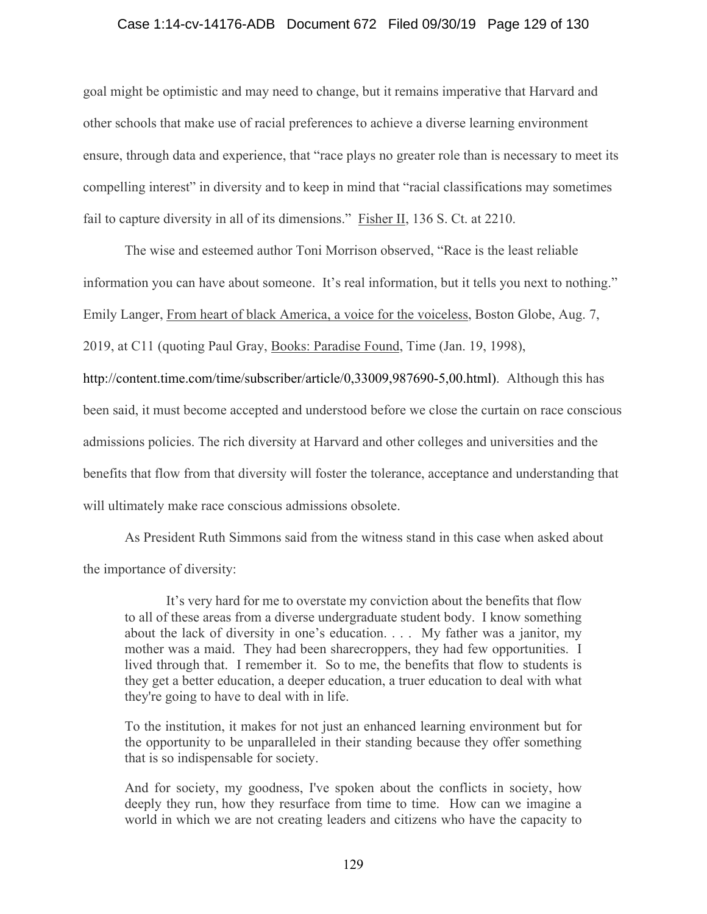goal might be optimistic and may need to change, but it remains imperative that Harvard and other schools that make use of racial preferences to achieve a diverse learning environment ensure, through data and experience, that "race plays no greater role than is necessary to meet its compelling interest" in diversity and to keep in mind that "racial classifications may sometimes fail to capture diversity in all of its dimensions." Fisher II, 136 S. Ct. at 2210.

The wise and esteemed author Toni Morrison observed, "Race is the least reliable information you can have about someone. It's real information, but it tells you next to nothing." Emily Langer, From heart of black America, a voice for the voiceless, Boston Globe, Aug. 7, 2019, at C11 (quoting Paul Gray, Books: Paradise Found, Time (Jan. 19, 1998), http://content.time.com/time/subscriber/article/0,33009,987690-5,00.html). Although this has been said, it must become accepted and understood before we close the curtain on race conscious admissions policies. The rich diversity at Harvard and other colleges and universities and the benefits that flow from that diversity will foster the tolerance, acceptance and understanding that will ultimately make race conscious admissions obsolete.

As President Ruth Simmons said from the witness stand in this case when asked about the importance of diversity:

> It's very hard for me to overstate my conviction about the benefits that flow to all of these areas from a diverse undergraduate student body. I know something about the lack of diversity in one's education. . . . My father was a janitor, my mother was a maid. They had been sharecroppers, they had few opportunities. I lived through that. I remember it. So to me, the benefits that flow to students is they get a better education, a deeper education, a truer education to deal with what they're going to have to deal with in life.
>
> To the institution, it makes for not just an enhanced learning environment but for the opportunity to be unparalleled in their standing because they offer something that is so indispensable for society.
>
> And for society, my goodness, I've spoken about the conflicts in society, how deeply they run, how they resurface from time to time. How can we imagine a world in which we are not creating leaders and citizens who have the capacity to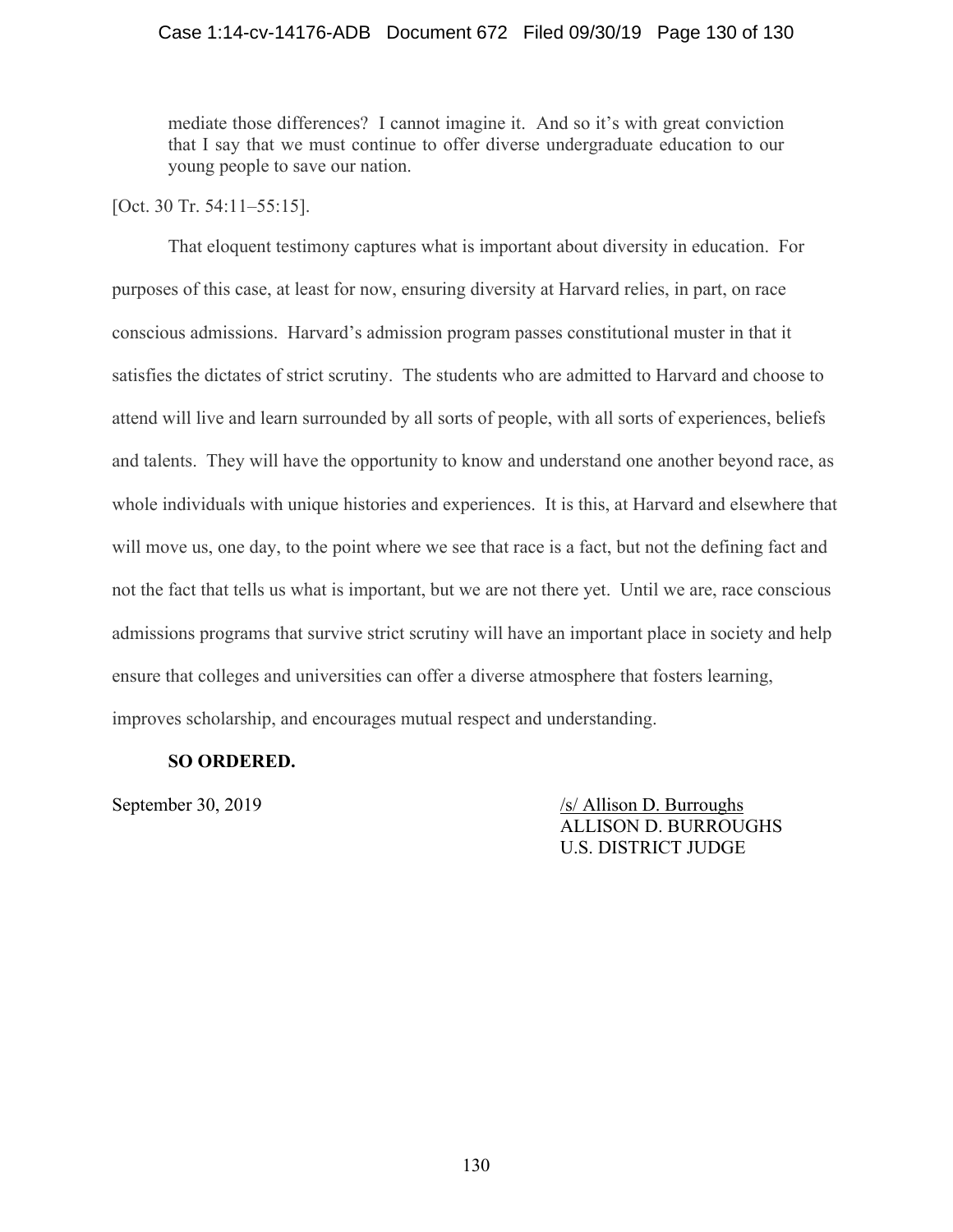> mediate those differences? I cannot imagine it. And so it's with great conviction that I say that we must continue to offer diverse undergraduate education to our young people to save our nation.

[Oct. 30 Tr. 54:11–55:15].

That eloquent testimony captures what is important about diversity in education. For purposes of this case, at least for now, ensuring diversity at Harvard relies, in part, on race conscious admissions. Harvard's admission program passes constitutional muster in that it satisfies the dictates of strict scrutiny. The students who are admitted to Harvard and choose to attend will live and learn surrounded by all sorts of people, with all sorts of experiences, beliefs and talents. They will have the opportunity to know and understand one another beyond race, as whole individuals with unique histories and experiences. It is this, at Harvard and elsewhere that will move us, one day, to the point where we see that race is a fact, but not the defining fact and not the fact that tells us what is important, but we are not there yet. Until we are, race conscious admissions programs that survive strict scrutiny will have an important place in society and help ensure that colleges and universities can offer a diverse atmosphere that fosters learning, improves scholarship, and encourages mutual respect and understanding.

**SO ORDERED.**

September 30, 2019

/s/ Allison D. Burroughs
ALLISON D. BURROUGHS
U.S. DISTRICT JUDGE